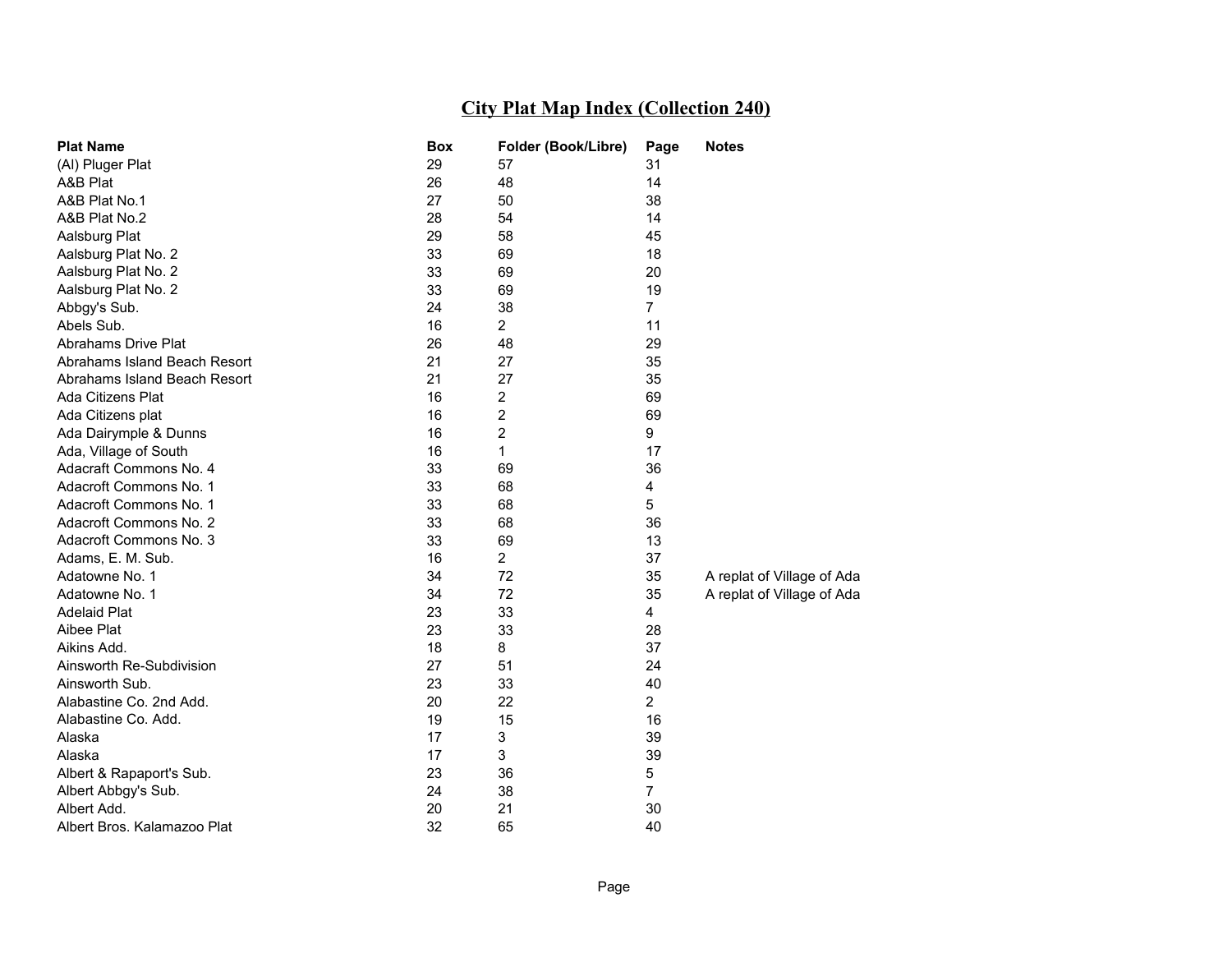# City Plat Map Index (Collection 240)

| Plat Name | Box | Folder (Book/Libre) | Page | Notes |
|---|---|---|---|---|
| (Al) Pluger Plat | 29 | 57 | 31 | |
| A&B Plat | 26 | 48 | 14 | |
| A&B Plat No.1 | 27 | 50 | 38 | |
| A&B Plat No.2 | 28 | 54 | 14 | |
| Aalsburg Plat | 29 | 58 | 45 | |
| Aalsburg Plat No. 2 | 33 | 69 | 18 | |
| Aalsburg Plat No. 2 | 33 | 69 | 20 | |
| Aalsburg Plat No. 2 | 33 | 69 | 19 | |
| Abbgy's Sub. | 24 | 38 | 7 | |
| Abels Sub. | 16 | 2 | 11 | |
| Abrahams Drive Plat | 26 | 48 | 29 | |
| Abrahams Island Beach Resort | 21 | 27 | 35 | |
| Abrahams Island Beach Resort | 21 | 27 | 35 | |
| Ada Citizens Plat | 16 | 2 | 69 | |
| Ada Citizens plat | 16 | 2 | 69 | |
| Ada Dairymple & Dunns | 16 | 2 | 9 | |
| Ada, Village of South | 16 | 1 | 17 | |
| Adacraft Commons No. 4 | 33 | 69 | 36 | |
| Adacroft Commons No. 1 | 33 | 68 | 4 | |
| Adacroft Commons No. 1 | 33 | 68 | 5 | |
| Adacroft Commons No. 2 | 33 | 68 | 36 | |
| Adacroft Commons No. 3 | 33 | 69 | 13 | |
| Adams, E. M. Sub. | 16 | 2 | 37 | |
| Adatowne No. 1 | 34 | 72 | 35 | A replat of Village of Ada |
| Adatowne No. 1 | 34 | 72 | 35 | A replat of Village of Ada |
| Adelaid Plat | 23 | 33 | 4 | |
| Aibee Plat | 23 | 33 | 28 | |
| Aikins Add. | 18 | 8 | 37 | |
| Ainsworth Re-Subdivision | 27 | 51 | 24 | |
| Ainsworth Sub. | 23 | 33 | 40 | |
| Alabastine Co. 2nd Add. | 20 | 22 | 2 | |
| Alabastine Co. Add. | 19 | 15 | 16 | |
| Alaska | 17 | 3 | 39 | |
| Alaska | 17 | 3 | 39 | |
| Albert & Rapaport's Sub. | 23 | 36 | 5 | |
| Albert Abbgy's Sub. | 24 | 38 | 7 | |
| Albert Add. | 20 | 21 | 30 | |
| Albert Bros. Kalamazoo Plat | 32 | 65 | 40 | |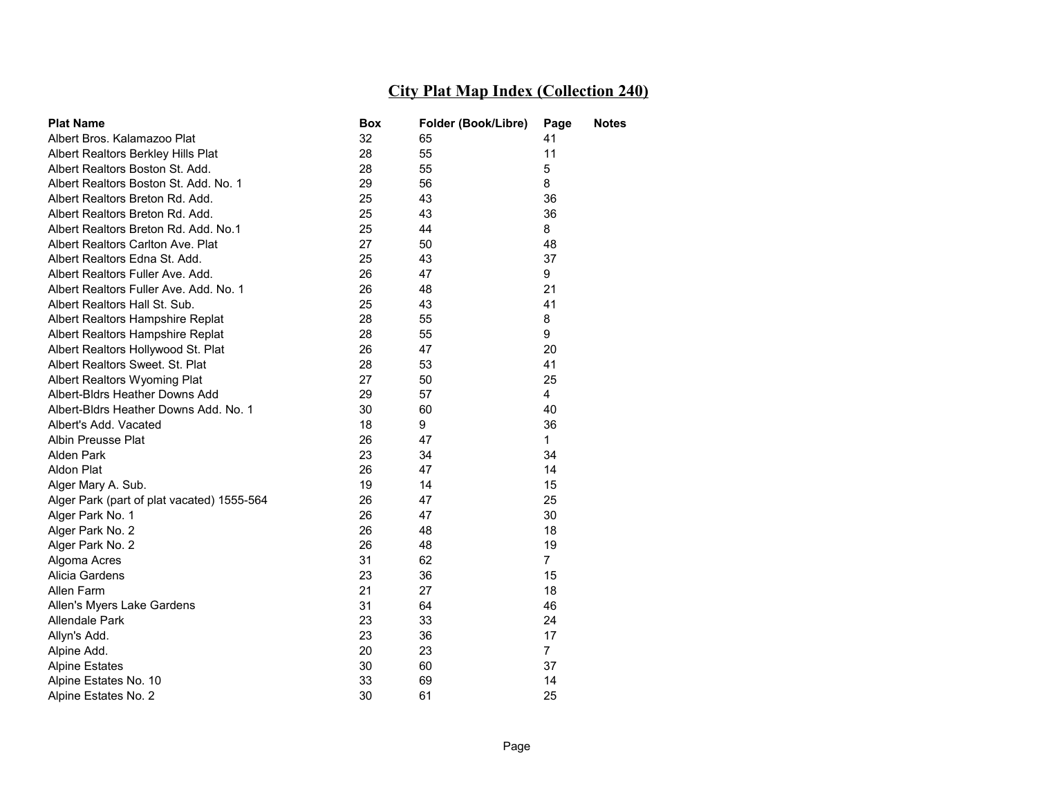# City Plat Map Index (Collection 240)

| Plat Name | Box | Folder (Book/Libre) | Page | Notes |
|---|---|---|---|---|
| Albert Bros. Kalamazoo Plat | 32 | 65 | 41 | |
| Albert Realtors Berkley Hills Plat | 28 | 55 | 11 | |
| Albert Realtors Boston St. Add. | 28 | 55 | 5 | |
| Albert Realtors Boston St. Add. No. 1 | 29 | 56 | 8 | |
| Albert Realtors Breton Rd. Add. | 25 | 43 | 36 | |
| Albert Realtors Breton Rd. Add. | 25 | 43 | 36 | |
| Albert Realtors Breton Rd. Add. No.1 | 25 | 44 | 8 | |
| Albert Realtors Carlton Ave. Plat | 27 | 50 | 48 | |
| Albert Realtors Edna St. Add. | 25 | 43 | 37 | |
| Albert Realtors Fuller Ave. Add. | 26 | 47 | 9 | |
| Albert Realtors Fuller Ave. Add. No. 1 | 26 | 48 | 21 | |
| Albert Realtors Hall St. Sub. | 25 | 43 | 41 | |
| Albert Realtors Hampshire Replat | 28 | 55 | 8 | |
| Albert Realtors Hampshire Replat | 28 | 55 | 9 | |
| Albert Realtors Hollywood St. Plat | 26 | 47 | 20 | |
| Albert Realtors Sweet. St. Plat | 28 | 53 | 41 | |
| Albert Realtors Wyoming Plat | 27 | 50 | 25 | |
| Albert-Bldrs Heather Downs Add | 29 | 57 | 4 | |
| Albert-Bldrs Heather Downs Add. No. 1 | 30 | 60 | 40 | |
| Albert's Add. Vacated | 18 | 9 | 36 | |
| Albin Preusse Plat | 26 | 47 | 1 | |
| Alden Park | 23 | 34 | 34 | |
| Aldon Plat | 26 | 47 | 14 | |
| Alger Mary A. Sub. | 19 | 14 | 15 | |
| Alger Park (part of plat vacated) 1555-564 | 26 | 47 | 25 | |
| Alger Park No. 1 | 26 | 47 | 30 | |
| Alger Park No. 2 | 26 | 48 | 18 | |
| Alger Park No. 2 | 26 | 48 | 19 | |
| Algoma Acres | 31 | 62 | 7 | |
| Alicia Gardens | 23 | 36 | 15 | |
| Allen Farm | 21 | 27 | 18 | |
| Allen's Myers Lake Gardens | 31 | 64 | 46 | |
| Allendale Park | 23 | 33 | 24 | |
| Allyn's Add. | 23 | 36 | 17 | |
| Alpine Add. | 20 | 23 | 7 | |
| Alpine Estates | 30 | 60 | 37 | |
| Alpine Estates No. 10 | 33 | 69 | 14 | |
| Alpine Estates No. 2 | 30 | 61 | 25 | |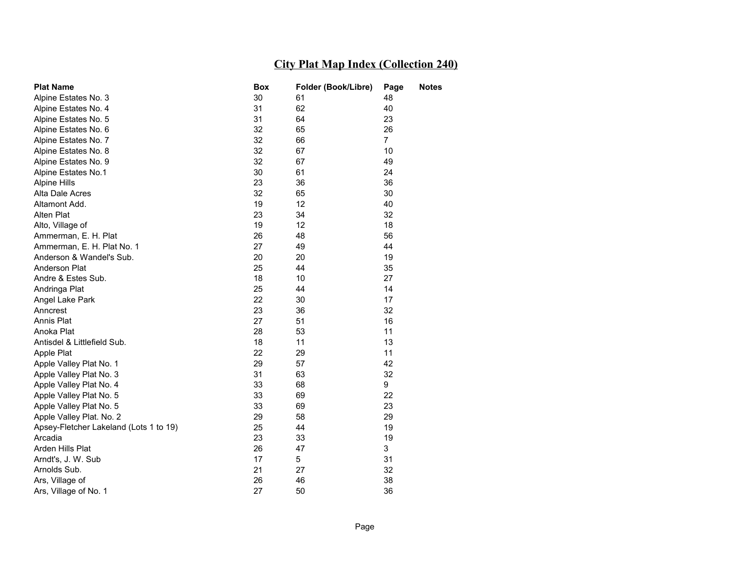# City Plat Map Index (Collection 240)

| Plat Name | Box | Folder (Book/Libre) | Page | Notes |
|---|---|---|---|---|
| Alpine Estates No. 3 | 30 | 61 | 48 | |
| Alpine Estates No. 4 | 31 | 62 | 40 | |
| Alpine Estates No. 5 | 31 | 64 | 23 | |
| Alpine Estates No. 6 | 32 | 65 | 26 | |
| Alpine Estates No. 7 | 32 | 66 | 7 | |
| Alpine Estates No. 8 | 32 | 67 | 10 | |
| Alpine Estates No. 9 | 32 | 67 | 49 | |
| Alpine Estates No.1 | 30 | 61 | 24 | |
| Alpine Hills | 23 | 36 | 36 | |
| Alta Dale Acres | 32 | 65 | 30 | |
| Altamont Add. | 19 | 12 | 40 | |
| Alten Plat | 23 | 34 | 32 | |
| Alto, Village of | 19 | 12 | 18 | |
| Ammerman, E. H. Plat | 26 | 48 | 56 | |
| Ammerman, E. H. Plat No. 1 | 27 | 49 | 44 | |
| Anderson & Wandel's Sub. | 20 | 20 | 19 | |
| Anderson Plat | 25 | 44 | 35 | |
| Andre & Estes Sub. | 18 | 10 | 27 | |
| Andringa Plat | 25 | 44 | 14 | |
| Angel Lake Park | 22 | 30 | 17 | |
| Anncrest | 23 | 36 | 32 | |
| Annis Plat | 27 | 51 | 16 | |
| Anoka Plat | 28 | 53 | 11 | |
| Antisdel & Littlefield Sub. | 18 | 11 | 13 | |
| Apple Plat | 22 | 29 | 11 | |
| Apple Valley Plat No. 1 | 29 | 57 | 42 | |
| Apple Valley Plat No. 3 | 31 | 63 | 32 | |
| Apple Valley Plat No. 4 | 33 | 68 | 9 | |
| Apple Valley Plat No. 5 | 33 | 69 | 22 | |
| Apple Valley Plat No. 5 | 33 | 69 | 23 | |
| Apple Valley Plat. No. 2 | 29 | 58 | 29 | |
| Apsey-Fletcher Lakeland (Lots 1 to 19) | 25 | 44 | 19 | |
| Arcadia | 23 | 33 | 19 | |
| Arden Hills Plat | 26 | 47 | 3 | |
| Arndt's, J. W. Sub | 17 | 5 | 31 | |
| Arnolds Sub. | 21 | 27 | 32 | |
| Ars, Village of | 26 | 46 | 38 | |
| Ars, Village of No. 1 | 27 | 50 | 36 | |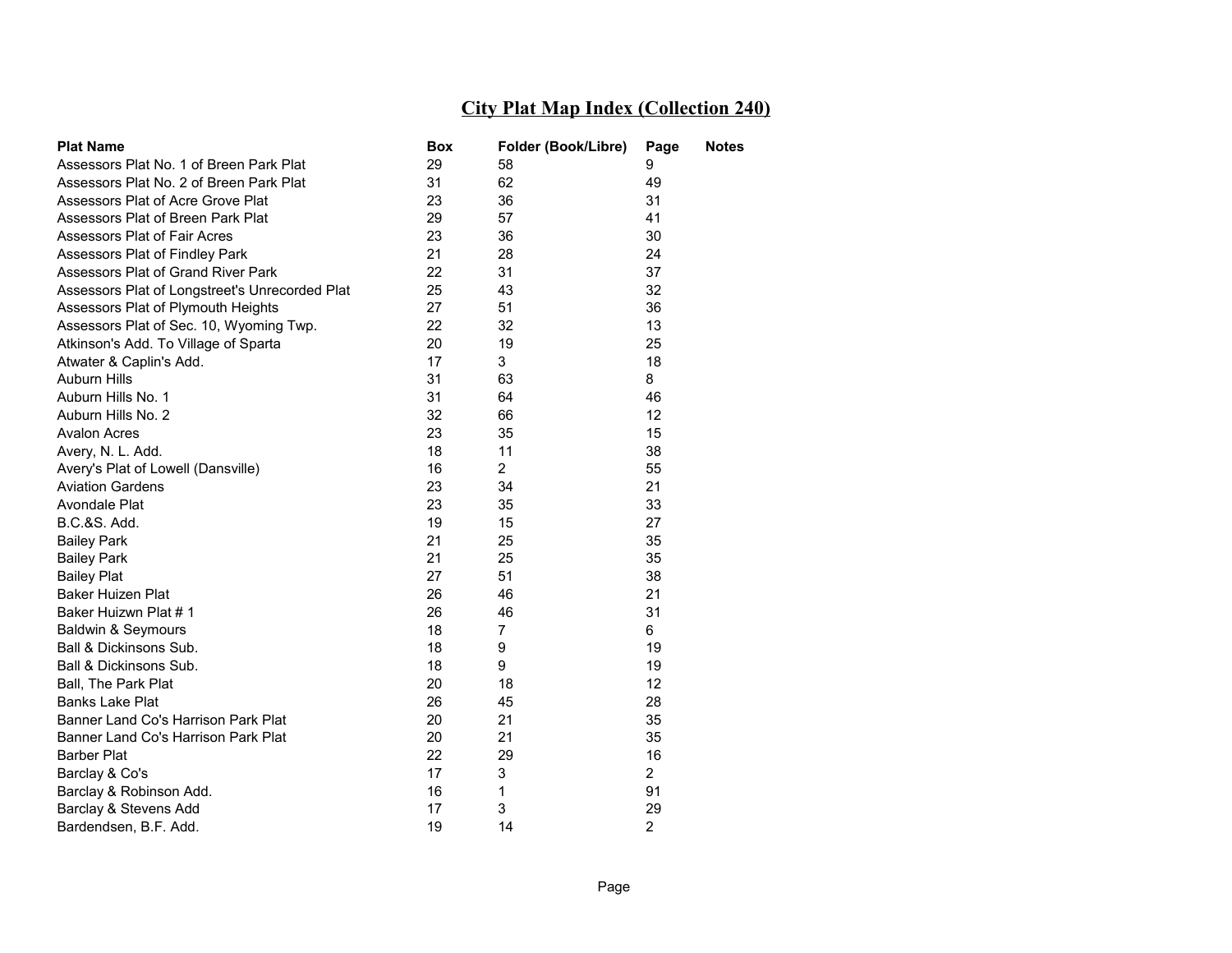## City Plat Map Index (Collection 240)

| Plat Name | Box | Folder (Book/Libre) | Page | Notes |
|---|---|---|---|---|
| Assessors Plat No. 1 of Breen Park Plat | 29 | 58 | 9 | |
| Assessors Plat No. 2 of Breen Park Plat | 31 | 62 | 49 | |
| Assessors Plat of Acre Grove Plat | 23 | 36 | 31 | |
| Assessors Plat of Breen Park Plat | 29 | 57 | 41 | |
| Assessors Plat of Fair Acres | 23 | 36 | 30 | |
| Assessors Plat of Findley Park | 21 | 28 | 24 | |
| Assessors Plat of Grand River Park | 22 | 31 | 37 | |
| Assessors Plat of Longstreet's Unrecorded Plat | 25 | 43 | 32 | |
| Assessors Plat of Plymouth Heights | 27 | 51 | 36 | |
| Assessors Plat of Sec. 10, Wyoming Twp. | 22 | 32 | 13 | |
| Atkinson's Add. To Village of Sparta | 20 | 19 | 25 | |
| Atwater & Caplin's Add. | 17 | 3 | 18 | |
| Auburn Hills | 31 | 63 | 8 | |
| Auburn Hills No. 1 | 31 | 64 | 46 | |
| Auburn Hills No. 2 | 32 | 66 | 12 | |
| Avalon Acres | 23 | 35 | 15 | |
| Avery, N. L. Add. | 18 | 11 | 38 | |
| Avery's Plat of Lowell (Dansville) | 16 | 2 | 55 | |
| Aviation Gardens | 23 | 34 | 21 | |
| Avondale Plat | 23 | 35 | 33 | |
| B.C.&S. Add. | 19 | 15 | 27 | |
| Bailey Park | 21 | 25 | 35 | |
| Bailey Park | 21 | 25 | 35 | |
| Bailey Plat | 27 | 51 | 38 | |
| Baker Huizen Plat | 26 | 46 | 21 | |
| Baker Huizwn Plat # 1 | 26 | 46 | 31 | |
| Baldwin & Seymours | 18 | 7 | 6 | |
| Ball & Dickinsons Sub. | 18 | 9 | 19 | |
| Ball & Dickinsons Sub. | 18 | 9 | 19 | |
| Ball, The Park Plat | 20 | 18 | 12 | |
| Banks Lake Plat | 26 | 45 | 28 | |
| Banner Land Co's Harrison Park Plat | 20 | 21 | 35 | |
| Banner Land Co's Harrison Park Plat | 20 | 21 | 35 | |
| Barber Plat | 22 | 29 | 16 | |
| Barclay & Co's | 17 | 3 | 2 | |
| Barclay & Robinson Add. | 16 | 1 | 91 | |
| Barclay & Stevens Add | 17 | 3 | 29 | |
| Bardendsen, B.F. Add. | 19 | 14 | 2 | |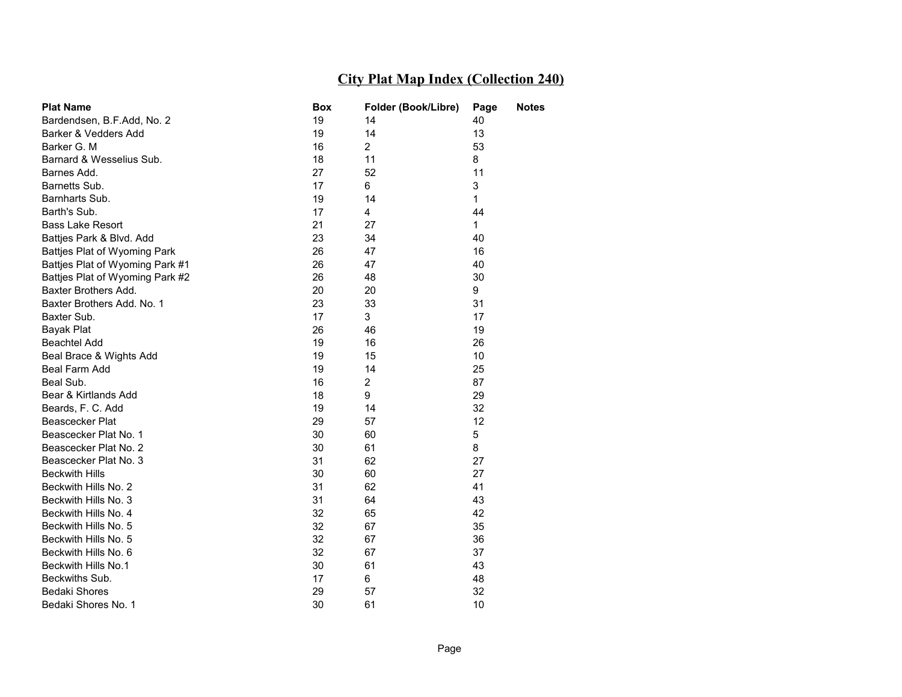## City Plat Map Index (Collection 240)

| Plat Name | Box | Folder (Book/Libre) | Page | Notes |
|---|---|---|---|---|
| Bardendsen, B.F.Add, No. 2 | 19 | 14 | 40 | |
| Barker & Vedders Add | 19 | 14 | 13 | |
| Barker G. M | 16 | 2 | 53 | |
| Barnard & Wesselius Sub. | 18 | 11 | 8 | |
| Barnes Add. | 27 | 52 | 11 | |
| Barnetts Sub. | 17 | 6 | 3 | |
| Barnharts Sub. | 19 | 14 | 1 | |
| Barth's Sub. | 17 | 4 | 44 | |
| Bass Lake Resort | 21 | 27 | 1 | |
| Battjes Park & Blvd. Add | 23 | 34 | 40 | |
| Battjes Plat of Wyoming Park | 26 | 47 | 16 | |
| Battjes Plat of Wyoming Park #1 | 26 | 47 | 40 | |
| Battjes Plat of Wyoming Park #2 | 26 | 48 | 30 | |
| Baxter Brothers Add. | 20 | 20 | 9 | |
| Baxter Brothers Add. No. 1 | 23 | 33 | 31 | |
| Baxter Sub. | 17 | 3 | 17 | |
| Bayak Plat | 26 | 46 | 19 | |
| Beachtel Add | 19 | 16 | 26 | |
| Beal Brace & Wights Add | 19 | 15 | 10 | |
| Beal Farm Add | 19 | 14 | 25 | |
| Beal Sub. | 16 | 2 | 87 | |
| Bear & Kirtlands Add | 18 | 9 | 29 | |
| Beards, F. C. Add | 19 | 14 | 32 | |
| Beascecker Plat | 29 | 57 | 12 | |
| Beascecker Plat No. 1 | 30 | 60 | 5 | |
| Beascecker Plat No. 2 | 30 | 61 | 8 | |
| Beascecker Plat No. 3 | 31 | 62 | 27 | |
| Beckwith Hills | 30 | 60 | 27 | |
| Beckwith Hills No. 2 | 31 | 62 | 41 | |
| Beckwith Hills No. 3 | 31 | 64 | 43 | |
| Beckwith Hills No. 4 | 32 | 65 | 42 | |
| Beckwith Hills No. 5 | 32 | 67 | 35 | |
| Beckwith Hills No. 5 | 32 | 67 | 36 | |
| Beckwith Hills No. 6 | 32 | 67 | 37 | |
| Beckwith Hills No.1 | 30 | 61 | 43 | |
| Beckwiths Sub. | 17 | 6 | 48 | |
| Bedaki Shores | 29 | 57 | 32 | |
| Bedaki Shores No. 1 | 30 | 61 | 10 | |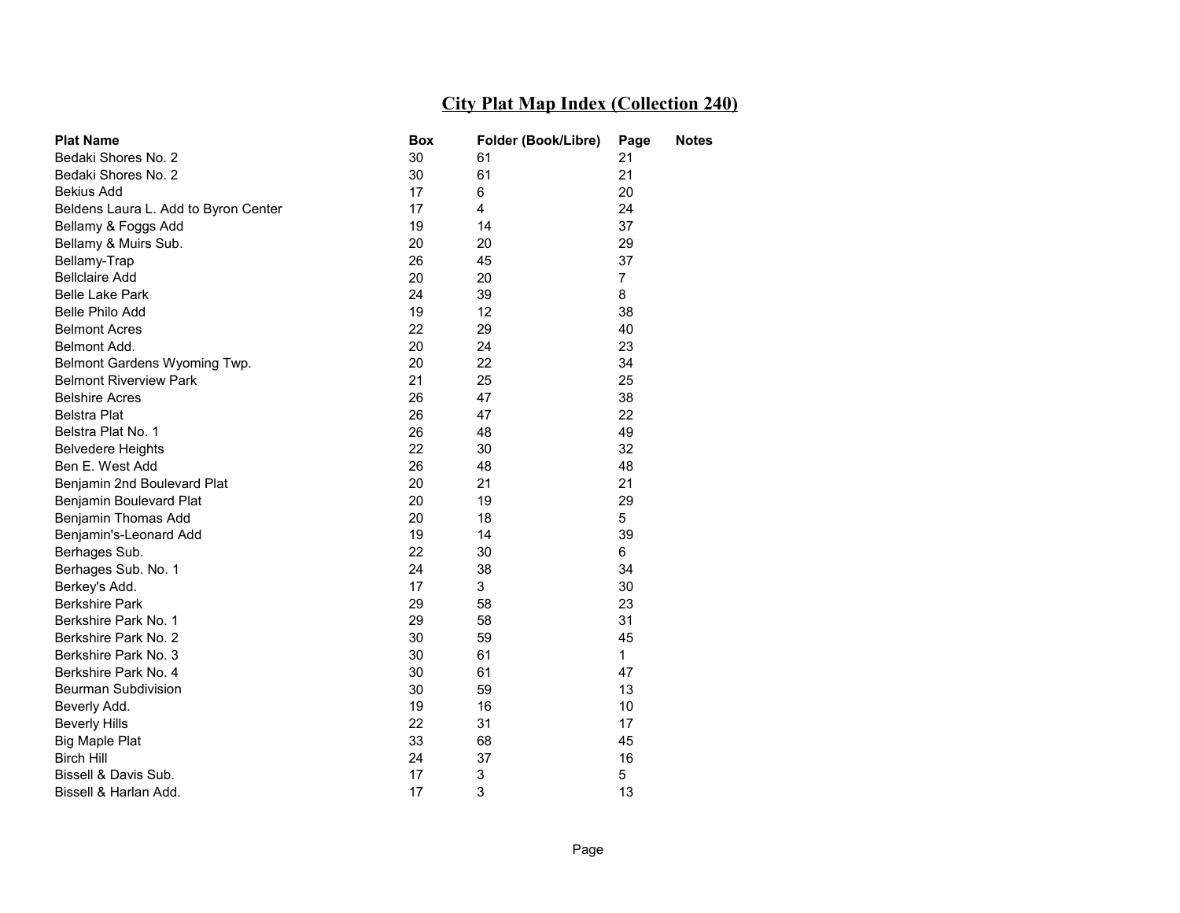# City Plat Map Index (Collection 240)

| Plat Name | Box | Folder (Book/Libre) | Page | Notes |
|---|---|---|---|---|
| Bedaki Shores No. 2 | 30 | 61 | 21 | |
| Bedaki Shores No. 2 | 30 | 61 | 21 | |
| Bekius Add | 17 | 6 | 20 | |
| Beldens Laura L. Add to Byron Center | 17 | 4 | 24 | |
| Bellamy & Foggs Add | 19 | 14 | 37 | |
| Bellamy & Muirs Sub. | 20 | 20 | 29 | |
| Bellamy-Trap | 26 | 45 | 37 | |
| Bellclaire Add | 20 | 20 | 7 | |
| Belle Lake Park | 24 | 39 | 8 | |
| Belle Philo Add | 19 | 12 | 38 | |
| Belmont Acres | 22 | 29 | 40 | |
| Belmont Add. | 20 | 24 | 23 | |
| Belmont Gardens Wyoming Twp. | 20 | 22 | 34 | |
| Belmont Riverview Park | 21 | 25 | 25 | |
| Belshire Acres | 26 | 47 | 38 | |
| Belstra Plat | 26 | 47 | 22 | |
| Belstra Plat No. 1 | 26 | 48 | 49 | |
| Belvedere Heights | 22 | 30 | 32 | |
| Ben E. West Add | 26 | 48 | 48 | |
| Benjamin 2nd Boulevard Plat | 20 | 21 | 21 | |
| Benjamin Boulevard Plat | 20 | 19 | 29 | |
| Benjamin Thomas Add | 20 | 18 | 5 | |
| Benjamin's-Leonard Add | 19 | 14 | 39 | |
| Berhages Sub. | 22 | 30 | 6 | |
| Berhages Sub. No. 1 | 24 | 38 | 34 | |
| Berkey's Add. | 17 | 3 | 30 | |
| Berkshire Park | 29 | 58 | 23 | |
| Berkshire Park No. 1 | 29 | 58 | 31 | |
| Berkshire Park No. 2 | 30 | 59 | 45 | |
| Berkshire Park No. 3 | 30 | 61 | 1 | |
| Berkshire Park No. 4 | 30 | 61 | 47 | |
| Beurman Subdivision | 30 | 59 | 13 | |
| Beverly Add. | 19 | 16 | 10 | |
| Beverly Hills | 22 | 31 | 17 | |
| Big Maple Plat | 33 | 68 | 45 | |
| Birch Hill | 24 | 37 | 16 | |
| Bissell & Davis Sub. | 17 | 3 | 5 | |
| Bissell & Harlan Add. | 17 | 3 | 13 | |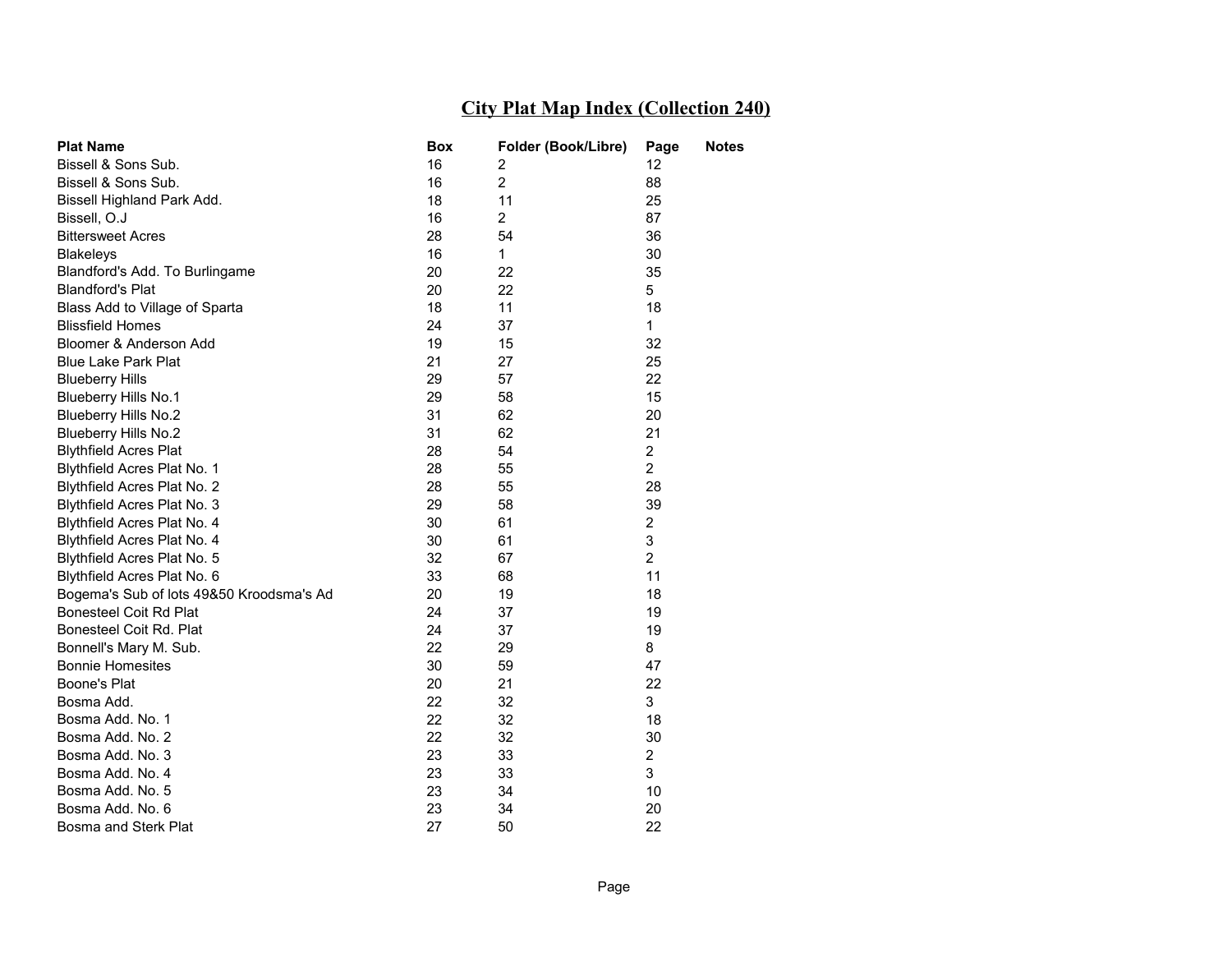# City Plat Map Index (Collection 240)

| Plat Name | Box | Folder (Book/Libre) | Page | Notes |
|---|---|---|---|---|
| Bissell & Sons Sub. | 16 | 2 | 12 | |
| Bissell & Sons Sub. | 16 | 2 | 88 | |
| Bissell Highland Park Add. | 18 | 11 | 25 | |
| Bissell, O.J | 16 | 2 | 87 | |
| Bittersweet Acres | 28 | 54 | 36 | |
| Blakeleys | 16 | 1 | 30 | |
| Blandford's Add. To Burlingame | 20 | 22 | 35 | |
| Blandford's Plat | 20 | 22 | 5 | |
| Blass Add to Village of Sparta | 18 | 11 | 18 | |
| Blissfield Homes | 24 | 37 | 1 | |
| Bloomer & Anderson Add | 19 | 15 | 32 | |
| Blue Lake Park Plat | 21 | 27 | 25 | |
| Blueberry Hills | 29 | 57 | 22 | |
| Blueberry Hills No.1 | 29 | 58 | 15 | |
| Blueberry Hills No.2 | 31 | 62 | 20 | |
| Blueberry Hills No.2 | 31 | 62 | 21 | |
| Blythfield Acres Plat | 28 | 54 | 2 | |
| Blythfield Acres Plat No. 1 | 28 | 55 | 2 | |
| Blythfield Acres Plat No. 2 | 28 | 55 | 28 | |
| Blythfield Acres Plat No. 3 | 29 | 58 | 39 | |
| Blythfield Acres Plat No. 4 | 30 | 61 | 2 | |
| Blythfield Acres Plat No. 4 | 30 | 61 | 3 | |
| Blythfield Acres Plat No. 5 | 32 | 67 | 2 | |
| Blythfield Acres Plat No. 6 | 33 | 68 | 11 | |
| Bogema's Sub of lots 49&50 Kroodsma's Ad | 20 | 19 | 18 | |
| Bonesteel Coit Rd Plat | 24 | 37 | 19 | |
| Bonesteel Coit Rd. Plat | 24 | 37 | 19 | |
| Bonnell's Mary M. Sub. | 22 | 29 | 8 | |
| Bonnie Homesites | 30 | 59 | 47 | |
| Boone's Plat | 20 | 21 | 22 | |
| Bosma Add. | 22 | 32 | 3 | |
| Bosma Add. No. 1 | 22 | 32 | 18 | |
| Bosma Add. No. 2 | 22 | 32 | 30 | |
| Bosma Add. No. 3 | 23 | 33 | 2 | |
| Bosma Add. No. 4 | 23 | 33 | 3 | |
| Bosma Add. No. 5 | 23 | 34 | 10 | |
| Bosma Add. No. 6 | 23 | 34 | 20 | |
| Bosma and Sterk Plat | 27 | 50 | 22 | |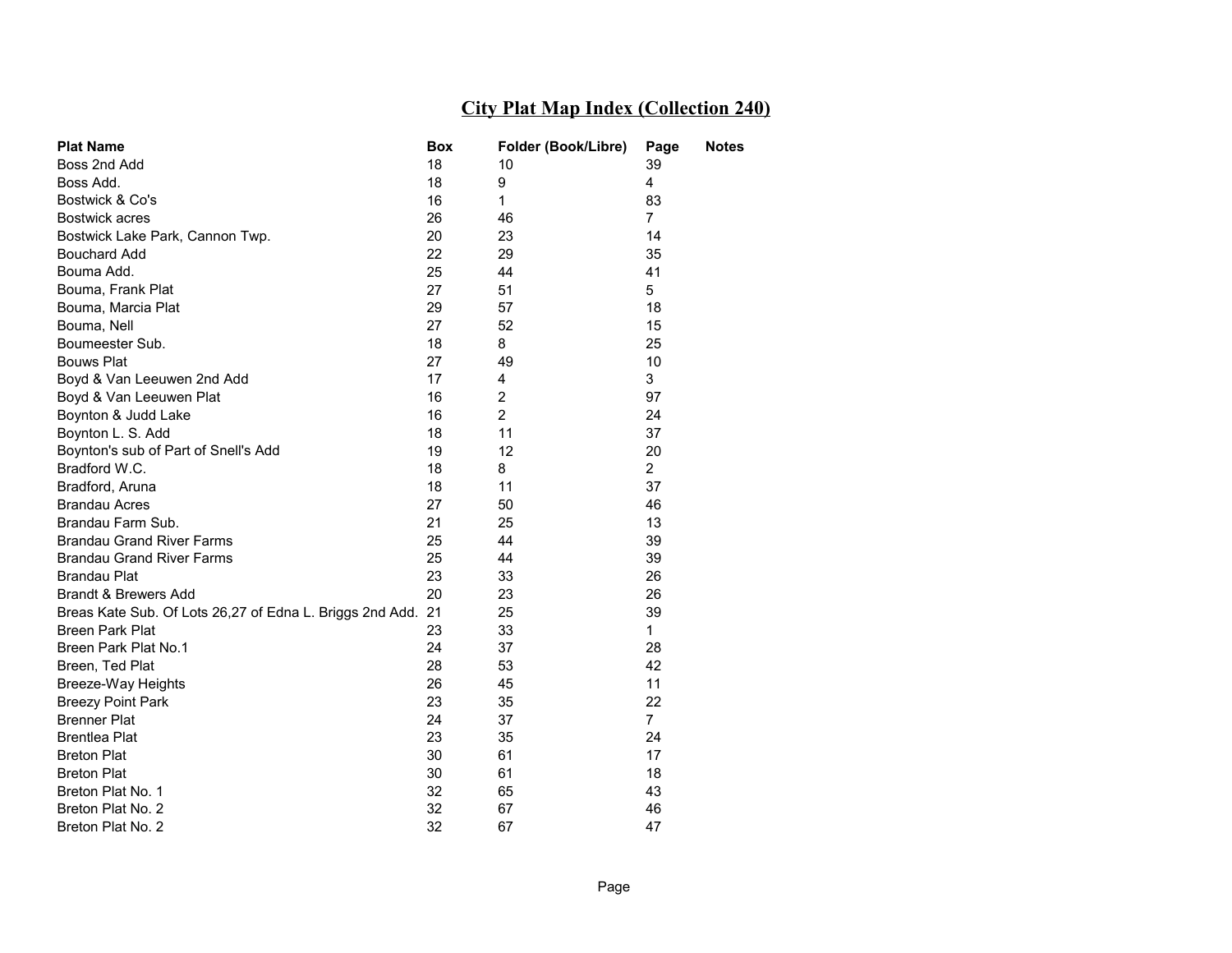# City Plat Map Index (Collection 240)

| Plat Name | Box | Folder (Book/Libre) | Page | Notes |
|---|---|---|---|---|
| Boss 2nd Add | 18 | 10 | 39 | |
| Boss Add. | 18 | 9 | 4 | |
| Bostwick & Co's | 16 | 1 | 83 | |
| Bostwick acres | 26 | 46 | 7 | |
| Bostwick Lake Park, Cannon Twp. | 20 | 23 | 14 | |
| Bouchard Add | 22 | 29 | 35 | |
| Bouma Add. | 25 | 44 | 41 | |
| Bouma, Frank Plat | 27 | 51 | 5 | |
| Bouma, Marcia Plat | 29 | 57 | 18 | |
| Bouma, Nell | 27 | 52 | 15 | |
| Boumeester Sub. | 18 | 8 | 25 | |
| Bouws Plat | 27 | 49 | 10 | |
| Boyd & Van Leeuwen 2nd Add | 17 | 4 | 3 | |
| Boyd & Van Leeuwen Plat | 16 | 2 | 97 | |
| Boynton & Judd Lake | 16 | 2 | 24 | |
| Boynton L. S. Add | 18 | 11 | 37 | |
| Boynton's sub of Part of Snell's Add | 19 | 12 | 20 | |
| Bradford W.C. | 18 | 8 | 2 | |
| Bradford, Aruna | 18 | 11 | 37 | |
| Brandau Acres | 27 | 50 | 46 | |
| Brandau Farm Sub. | 21 | 25 | 13 | |
| Brandau Grand River Farms | 25 | 44 | 39 | |
| Brandau Grand River Farms | 25 | 44 | 39 | |
| Brandau Plat | 23 | 33 | 26 | |
| Brandt & Brewers Add | 20 | 23 | 26 | |
| Breas Kate Sub. Of Lots 26,27 of Edna L. Briggs 2nd Add. | 21 | 25 | 39 | |
| Breen Park Plat | 23 | 33 | 1 | |
| Breen Park Plat No.1 | 24 | 37 | 28 | |
| Breen, Ted Plat | 28 | 53 | 42 | |
| Breeze-Way Heights | 26 | 45 | 11 | |
| Breezy Point Park | 23 | 35 | 22 | |
| Brenner Plat | 24 | 37 | 7 | |
| Brentlea Plat | 23 | 35 | 24 | |
| Breton Plat | 30 | 61 | 17 | |
| Breton Plat | 30 | 61 | 18 | |
| Breton Plat No. 1 | 32 | 65 | 43 | |
| Breton Plat No. 2 | 32 | 67 | 46 | |
| Breton Plat No. 2 | 32 | 67 | 47 | |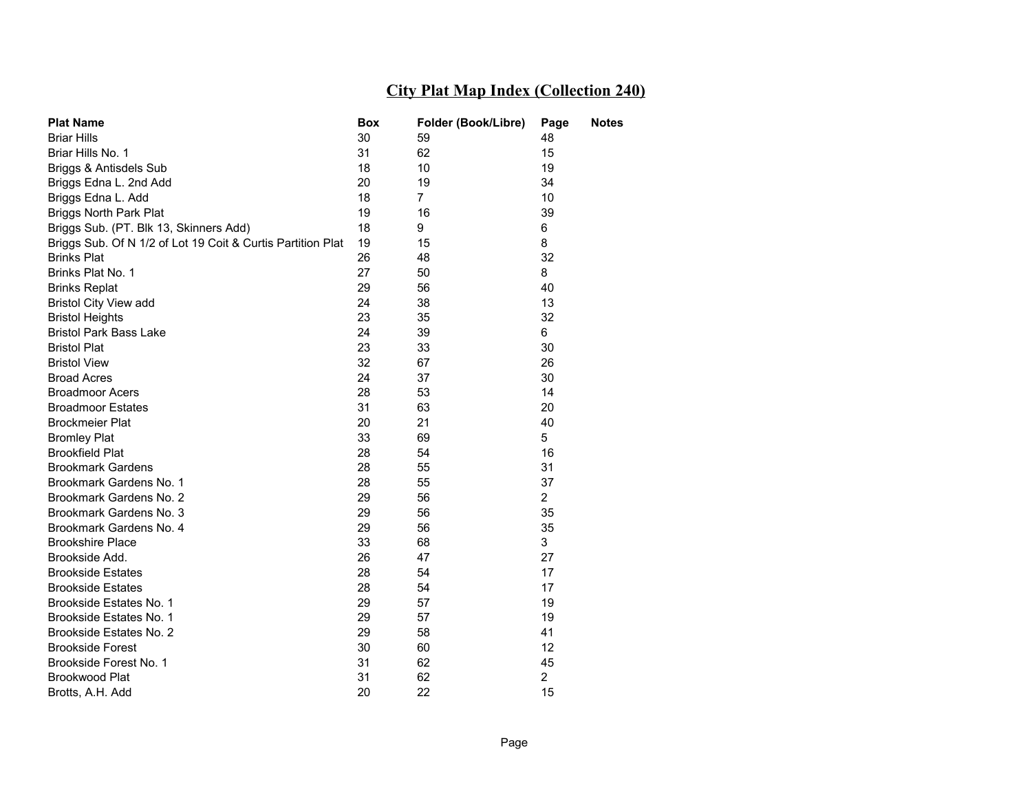# City Plat Map Index (Collection 240)

| Plat Name | Box | Folder (Book/Libre) | Page | Notes |
|---|---|---|---|---|
| Briar Hills | 30 | 59 | 48 | |
| Briar Hills No. 1 | 31 | 62 | 15 | |
| Briggs & Antisdels Sub | 18 | 10 | 19 | |
| Briggs Edna L. 2nd Add | 20 | 19 | 34 | |
| Briggs Edna L. Add | 18 | 7 | 10 | |
| Briggs North Park Plat | 19 | 16 | 39 | |
| Briggs Sub. (PT. Blk 13, Skinners Add) | 18 | 9 | 6 | |
| Briggs Sub. Of N 1/2 of Lot 19 Coit & Curtis Partition Plat | 19 | 15 | 8 | |
| Brinks Plat | 26 | 48 | 32 | |
| Brinks Plat No. 1 | 27 | 50 | 8 | |
| Brinks Replat | 29 | 56 | 40 | |
| Bristol City View add | 24 | 38 | 13 | |
| Bristol Heights | 23 | 35 | 32 | |
| Bristol Park Bass Lake | 24 | 39 | 6 | |
| Bristol Plat | 23 | 33 | 30 | |
| Bristol View | 32 | 67 | 26 | |
| Broad Acres | 24 | 37 | 30 | |
| Broadmoor Acers | 28 | 53 | 14 | |
| Broadmoor Estates | 31 | 63 | 20 | |
| Brockmeier Plat | 20 | 21 | 40 | |
| Bromley Plat | 33 | 69 | 5 | |
| Brookfield Plat | 28 | 54 | 16 | |
| Brookmark Gardens | 28 | 55 | 31 | |
| Brookmark Gardens No. 1 | 28 | 55 | 37 | |
| Brookmark Gardens No. 2 | 29 | 56 | 2 | |
| Brookmark Gardens No. 3 | 29 | 56 | 35 | |
| Brookmark Gardens No. 4 | 29 | 56 | 35 | |
| Brookshire Place | 33 | 68 | 3 | |
| Brookside Add. | 26 | 47 | 27 | |
| Brookside Estates | 28 | 54 | 17 | |
| Brookside Estates | 28 | 54 | 17 | |
| Brookside Estates No. 1 | 29 | 57 | 19 | |
| Brookside Estates No. 1 | 29 | 57 | 19 | |
| Brookside Estates No. 2 | 29 | 58 | 41 | |
| Brookside Forest | 30 | 60 | 12 | |
| Brookside Forest No. 1 | 31 | 62 | 45 | |
| Brookwood Plat | 31 | 62 | 2 | |
| Brotts, A.H. Add | 20 | 22 | 15 | |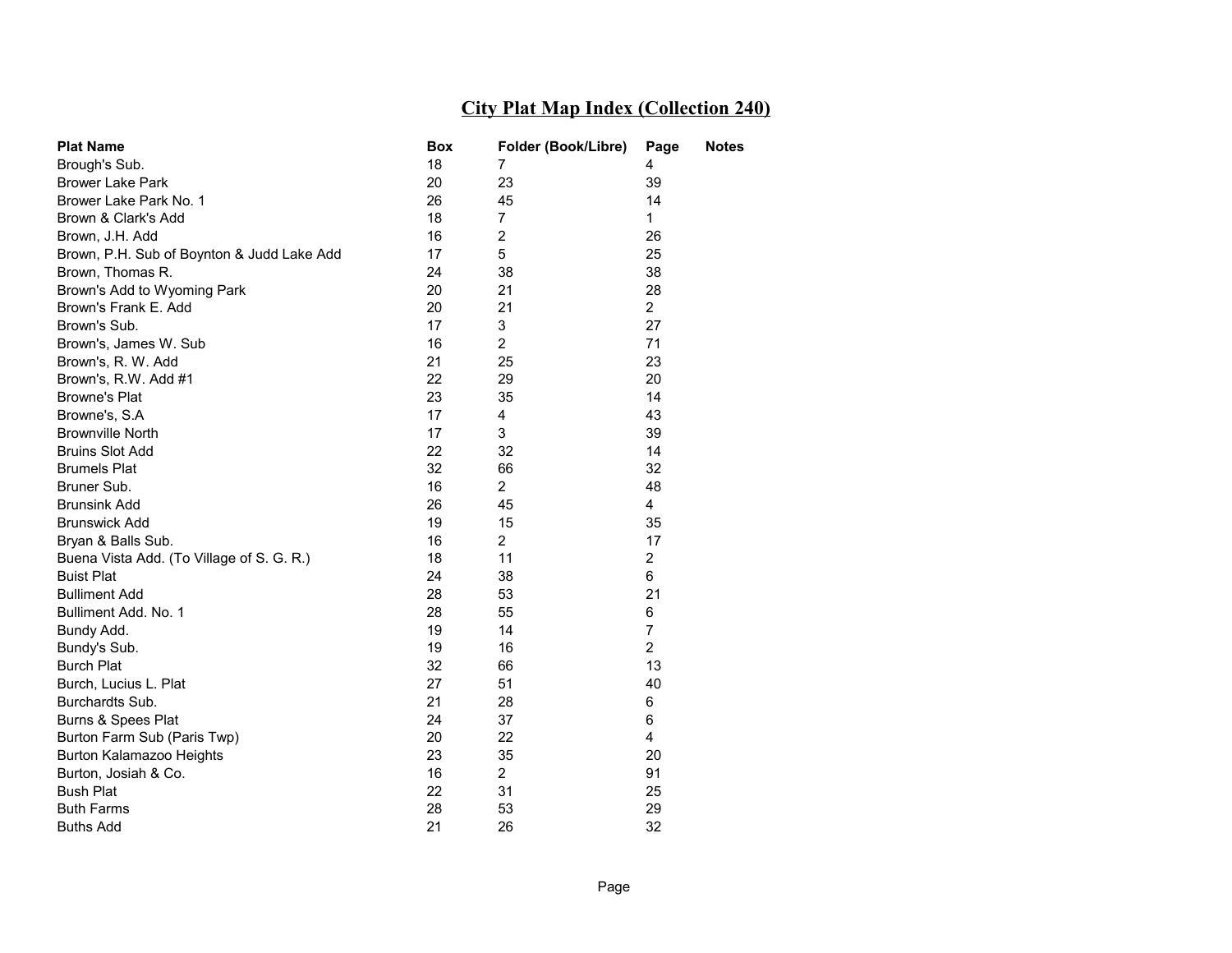# City Plat Map Index (Collection 240)

| Plat Name | Box | Folder (Book/Libre) | Page | Notes |
|---|---|---|---|---|
| Brough's Sub. | 18 | 7 | 4 | |
| Brower Lake Park | 20 | 23 | 39 | |
| Brower Lake Park No. 1 | 26 | 45 | 14 | |
| Brown & Clark's Add | 18 | 7 | 1 | |
| Brown, J.H. Add | 16 | 2 | 26 | |
| Brown, P.H. Sub of Boynton & Judd Lake Add | 17 | 5 | 25 | |
| Brown, Thomas R. | 24 | 38 | 38 | |
| Brown's Add to Wyoming Park | 20 | 21 | 28 | |
| Brown's Frank E. Add | 20 | 21 | 2 | |
| Brown's Sub. | 17 | 3 | 27 | |
| Brown's, James W. Sub | 16 | 2 | 71 | |
| Brown's, R. W. Add | 21 | 25 | 23 | |
| Brown's, R.W. Add #1 | 22 | 29 | 20 | |
| Browne's Plat | 23 | 35 | 14 | |
| Browne's, S.A | 17 | 4 | 43 | |
| Brownville North | 17 | 3 | 39 | |
| Bruins Slot Add | 22 | 32 | 14 | |
| Brumels Plat | 32 | 66 | 32 | |
| Bruner Sub. | 16 | 2 | 48 | |
| Brunsink Add | 26 | 45 | 4 | |
| Brunswick Add | 19 | 15 | 35 | |
| Bryan & Balls Sub. | 16 | 2 | 17 | |
| Buena Vista Add. (To Village of S. G. R.) | 18 | 11 | 2 | |
| Buist Plat | 24 | 38 | 6 | |
| Bulliment Add | 28 | 53 | 21 | |
| Bulliment Add. No. 1 | 28 | 55 | 6 | |
| Bundy Add. | 19 | 14 | 7 | |
| Bundy's Sub. | 19 | 16 | 2 | |
| Burch Plat | 32 | 66 | 13 | |
| Burch, Lucius L. Plat | 27 | 51 | 40 | |
| Burchardts Sub. | 21 | 28 | 6 | |
| Burns & Spees Plat | 24 | 37 | 6 | |
| Burton Farm Sub (Paris Twp) | 20 | 22 | 4 | |
| Burton Kalamazoo Heights | 23 | 35 | 20 | |
| Burton, Josiah & Co. | 16 | 2 | 91 | |
| Bush Plat | 22 | 31 | 25 | |
| Buth Farms | 28 | 53 | 29 | |
| Buths Add | 21 | 26 | 32 | |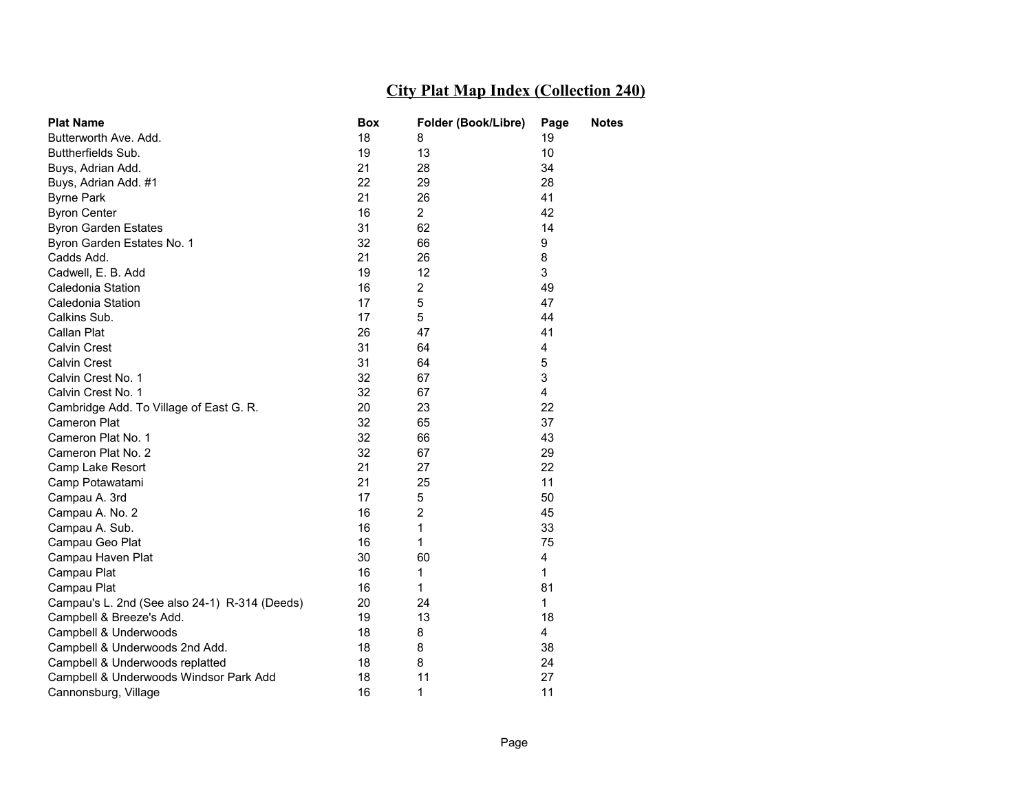# City Plat Map Index (Collection 240)

| Plat Name | Box | Folder (Book/Libre) | Page | Notes |
|---|---|---|---|---|
| Butterworth Ave. Add. | 18 | 8 | 19 | |
| Buttherfields Sub. | 19 | 13 | 10 | |
| Buys, Adrian Add. | 21 | 28 | 34 | |
| Buys, Adrian Add. #1 | 22 | 29 | 28 | |
| Byrne Park | 21 | 26 | 41 | |
| Byron Center | 16 | 2 | 42 | |
| Byron Garden Estates | 31 | 62 | 14 | |
| Byron Garden Estates No. 1 | 32 | 66 | 9 | |
| Cadds Add. | 21 | 26 | 8 | |
| Cadwell, E. B. Add | 19 | 12 | 3 | |
| Caledonia Station | 16 | 2 | 49 | |
| Caledonia Station | 17 | 5 | 47 | |
| Calkins Sub. | 17 | 5 | 44 | |
| Callan Plat | 26 | 47 | 41 | |
| Calvin Crest | 31 | 64 | 4 | |
| Calvin Crest | 31 | 64 | 5 | |
| Calvin Crest No. 1 | 32 | 67 | 3 | |
| Calvin Crest No. 1 | 32 | 67 | 4 | |
| Cambridge Add. To Village of East G. R. | 20 | 23 | 22 | |
| Cameron Plat | 32 | 65 | 37 | |
| Cameron Plat No. 1 | 32 | 66 | 43 | |
| Cameron Plat No. 2 | 32 | 67 | 29 | |
| Camp Lake Resort | 21 | 27 | 22 | |
| Camp Potawatami | 21 | 25 | 11 | |
| Campau A. 3rd | 17 | 5 | 50 | |
| Campau A. No. 2 | 16 | 2 | 45 | |
| Campau A. Sub. | 16 | 1 | 33 | |
| Campau Geo Plat | 16 | 1 | 75 | |
| Campau Haven Plat | 30 | 60 | 4 | |
| Campau Plat | 16 | 1 | 1 | |
| Campau Plat | 16 | 1 | 81 | |
| Campau's L. 2nd (See also 24-1) R-314 (Deeds) | 20 | 24 | 1 | |
| Campbell & Breeze's Add. | 19 | 13 | 18 | |
| Campbell & Underwoods | 18 | 8 | 4 | |
| Campbell & Underwoods 2nd Add. | 18 | 8 | 38 | |
| Campbell & Underwoods replatted | 18 | 8 | 24 | |
| Campbell & Underwoods Windsor Park Add | 18 | 11 | 27 | |
| Cannonsburg, Village | 16 | 1 | 11 | |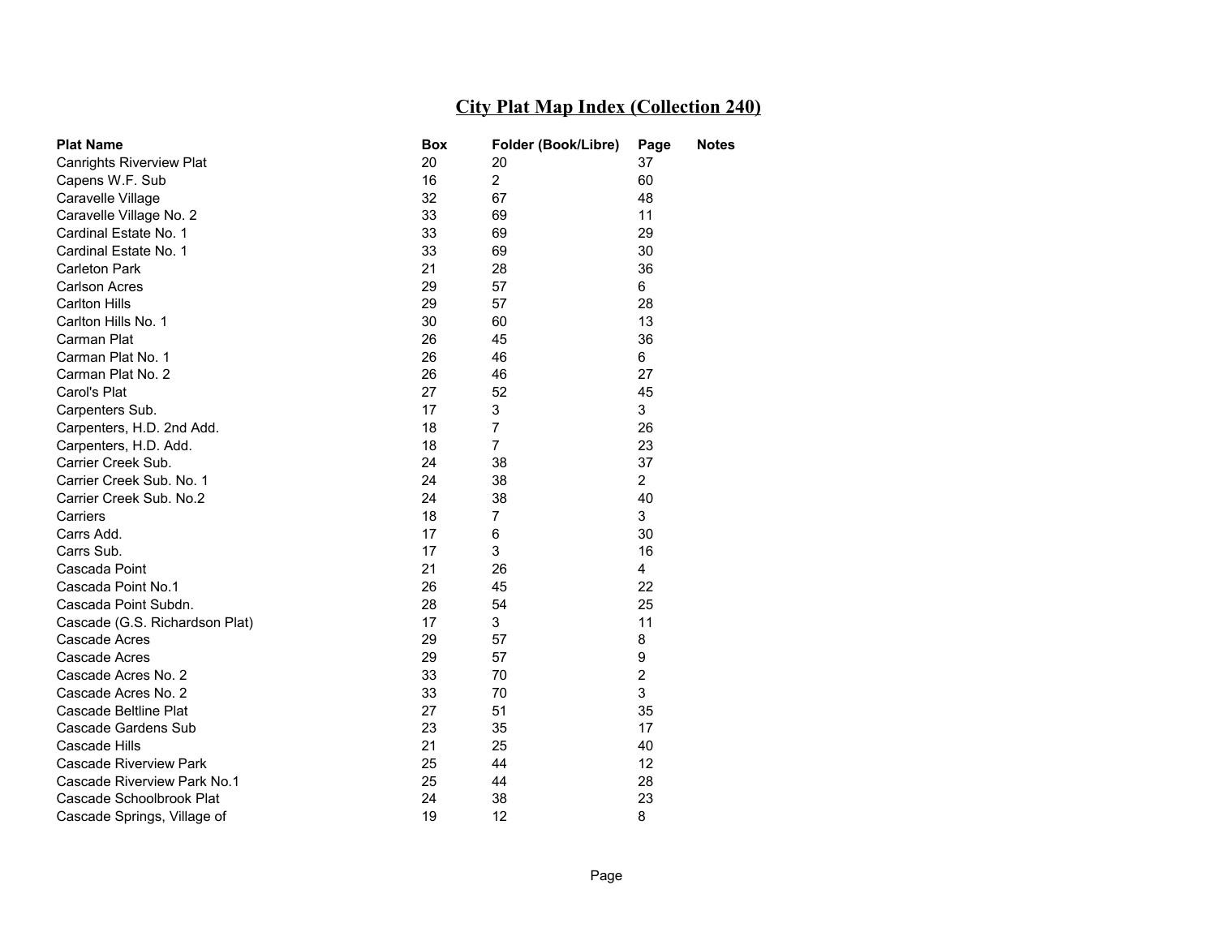# City Plat Map Index (Collection 240)

| Plat Name | Box | Folder (Book/Libre) | Page | Notes |
|---|---|---|---|---|
| Canrights Riverview Plat | 20 | 20 | 37 | |
| Capens W.F. Sub | 16 | 2 | 60 | |
| Caravelle Village | 32 | 67 | 48 | |
| Caravelle Village No. 2 | 33 | 69 | 11 | |
| Cardinal Estate No. 1 | 33 | 69 | 29 | |
| Cardinal Estate No. 1 | 33 | 69 | 30 | |
| Carleton Park | 21 | 28 | 36 | |
| Carlson Acres | 29 | 57 | 6 | |
| Carlton Hills | 29 | 57 | 28 | |
| Carlton Hills No. 1 | 30 | 60 | 13 | |
| Carman Plat | 26 | 45 | 36 | |
| Carman Plat No. 1 | 26 | 46 | 6 | |
| Carman Plat No. 2 | 26 | 46 | 27 | |
| Carol's Plat | 27 | 52 | 45 | |
| Carpenters Sub. | 17 | 3 | 3 | |
| Carpenters, H.D. 2nd Add. | 18 | 7 | 26 | |
| Carpenters, H.D. Add. | 18 | 7 | 23 | |
| Carrier Creek Sub. | 24 | 38 | 37 | |
| Carrier Creek Sub. No. 1 | 24 | 38 | 2 | |
| Carrier Creek Sub. No.2 | 24 | 38 | 40 | |
| Carriers | 18 | 7 | 3 | |
| Carrs Add. | 17 | 6 | 30 | |
| Carrs Sub. | 17 | 3 | 16 | |
| Cascada Point | 21 | 26 | 4 | |
| Cascada Point No.1 | 26 | 45 | 22 | |
| Cascada Point Subdn. | 28 | 54 | 25 | |
| Cascade (G.S. Richardson Plat) | 17 | 3 | 11 | |
| Cascade Acres | 29 | 57 | 8 | |
| Cascade Acres | 29 | 57 | 9 | |
| Cascade Acres No. 2 | 33 | 70 | 2 | |
| Cascade Acres No. 2 | 33 | 70 | 3 | |
| Cascade Beltline Plat | 27 | 51 | 35 | |
| Cascade Gardens Sub | 23 | 35 | 17 | |
| Cascade Hills | 21 | 25 | 40 | |
| Cascade Riverview Park | 25 | 44 | 12 | |
| Cascade Riverview Park No.1 | 25 | 44 | 28 | |
| Cascade Schoolbrook Plat | 24 | 38 | 23 | |
| Cascade Springs, Village of | 19 | 12 | 8 | |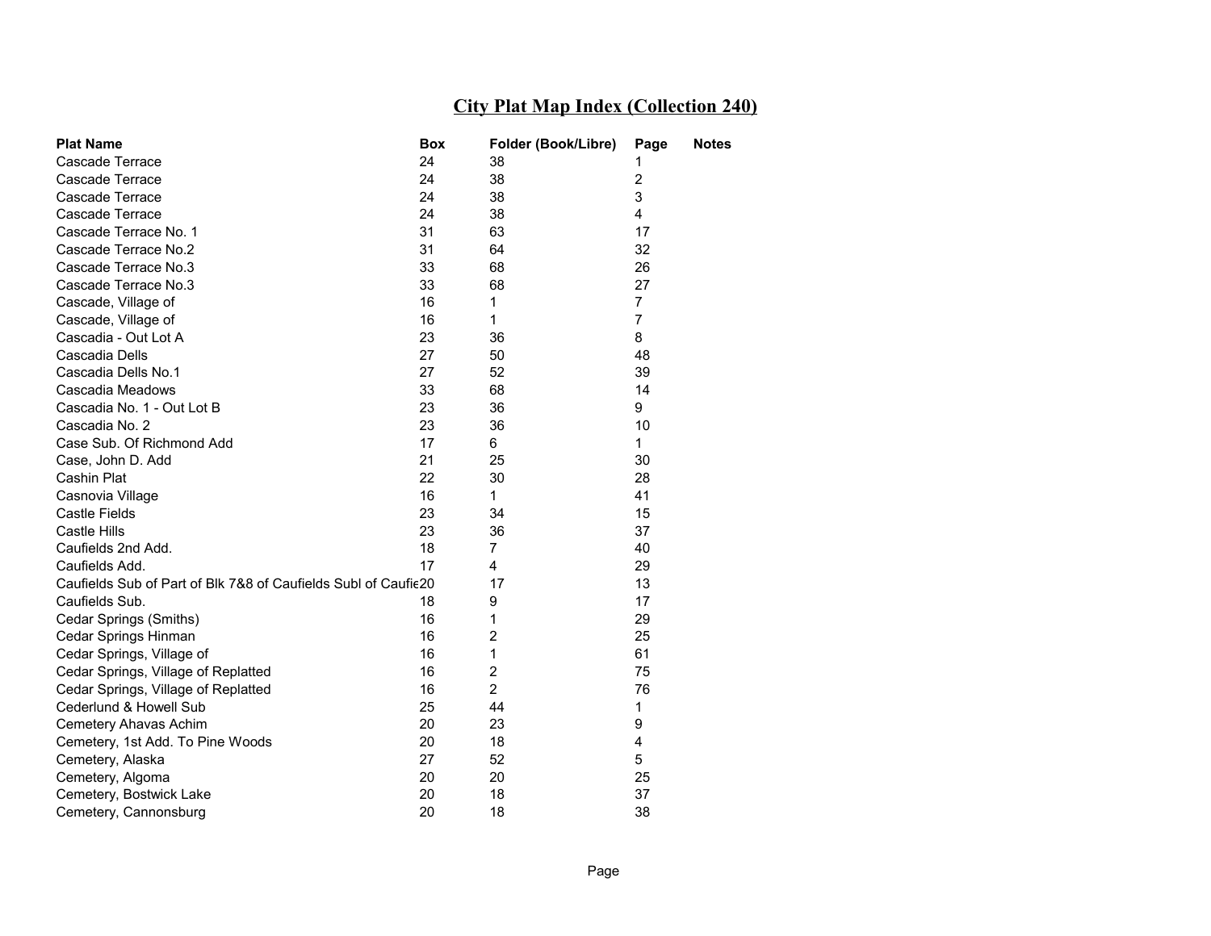## City Plat Map Index (Collection 240)

| Plat Name | Box | Folder (Book/Libre) | Page | Notes |
|---|---|---|---|---|
| Cascade Terrace | 24 | 38 | 1 | |
| Cascade Terrace | 24 | 38 | 2 | |
| Cascade Terrace | 24 | 38 | 3 | |
| Cascade Terrace | 24 | 38 | 4 | |
| Cascade Terrace No. 1 | 31 | 63 | 17 | |
| Cascade Terrace No.2 | 31 | 64 | 32 | |
| Cascade Terrace No.3 | 33 | 68 | 26 | |
| Cascade Terrace No.3 | 33 | 68 | 27 | |
| Cascade, Village of | 16 | 1 | 7 | |
| Cascade, Village of | 16 | 1 | 7 | |
| Cascadia - Out Lot A | 23 | 36 | 8 | |
| Cascadia Dells | 27 | 50 | 48 | |
| Cascadia Dells No.1 | 27 | 52 | 39 | |
| Cascadia Meadows | 33 | 68 | 14 | |
| Cascadia No. 1 - Out Lot B | 23 | 36 | 9 | |
| Cascadia No. 2 | 23 | 36 | 10 | |
| Case Sub. Of Richmond Add | 17 | 6 | 1 | |
| Case, John D. Add | 21 | 25 | 30 | |
| Cashin Plat | 22 | 30 | 28 | |
| Casnovia Village | 16 | 1 | 41 | |
| Castle Fields | 23 | 34 | 15 | |
| Castle Hills | 23 | 36 | 37 | |
| Caufields 2nd Add. | 18 | 7 | 40 | |
| Caufields Add. | 17 | 4 | 29 | |
| Caufields Sub of Part of Blk 7&8 of Caufields Subl of Caufie | 20 | 17 | 13 | |
| Caufields Sub. | 18 | 9 | 17 | |
| Cedar Springs (Smiths) | 16 | 1 | 29 | |
| Cedar Springs Hinman | 16 | 2 | 25 | |
| Cedar Springs, Village of | 16 | 1 | 61 | |
| Cedar Springs, Village of Replatted | 16 | 2 | 75 | |
| Cedar Springs, Village of Replatted | 16 | 2 | 76 | |
| Cederlund & Howell Sub | 25 | 44 | 1 | |
| Cemetery Ahavas Achim | 20 | 23 | 9 | |
| Cemetery, 1st Add. To Pine Woods | 20 | 18 | 4 | |
| Cemetery, Alaska | 27 | 52 | 5 | |
| Cemetery, Algoma | 20 | 20 | 25 | |
| Cemetery, Bostwick Lake | 20 | 18 | 37 | |
| Cemetery, Cannonsburg | 20 | 18 | 38 | |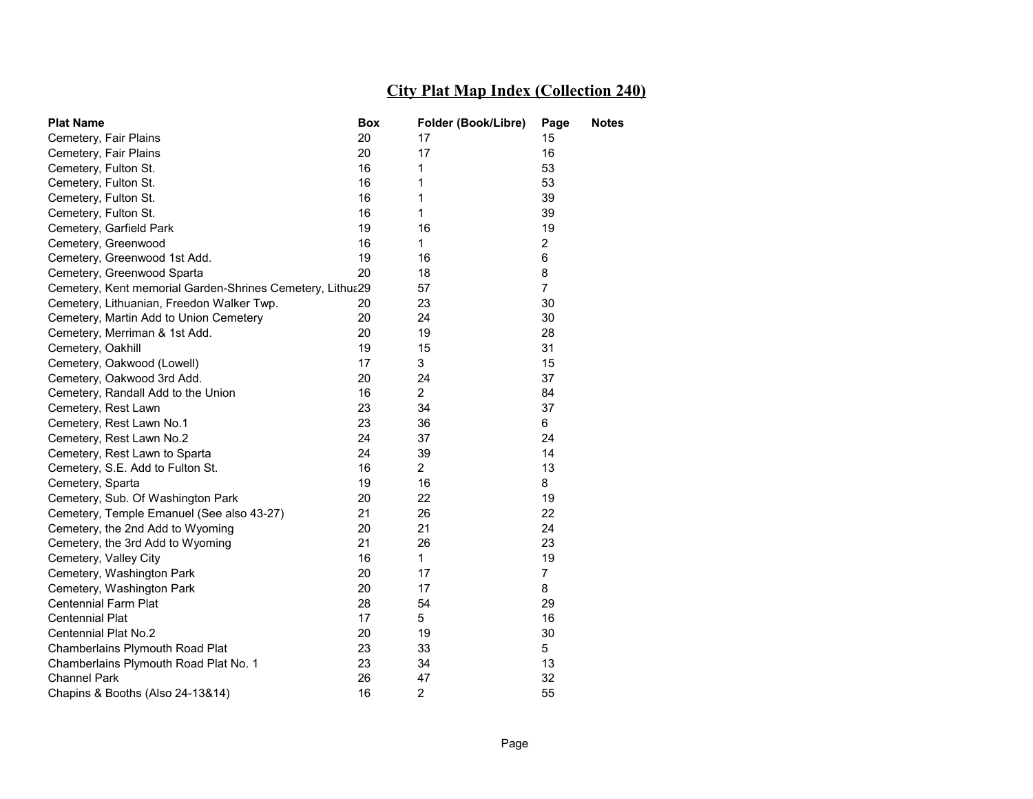# City Plat Map Index (Collection 240)

| Plat Name | Box | Folder (Book/Libre) | Page | Notes |
|---|---|---|---|---|
| Cemetery, Fair Plains | 20 | 17 | 15 | |
| Cemetery, Fair Plains | 20 | 17 | 16 | |
| Cemetery, Fulton St. | 16 | 1 | 53 | |
| Cemetery, Fulton St. | 16 | 1 | 53 | |
| Cemetery, Fulton St. | 16 | 1 | 39 | |
| Cemetery, Fulton St. | 16 | 1 | 39 | |
| Cemetery, Garfield Park | 19 | 16 | 19 | |
| Cemetery, Greenwood | 16 | 1 | 2 | |
| Cemetery, Greenwood 1st Add. | 19 | 16 | 6 | |
| Cemetery, Greenwood Sparta | 20 | 18 | 8 | |
| Cemetery, Kent memorial Garden-Shrines Cemetery, Lithua | 29 | 57 | 7 | |
| Cemetery, Lithuanian, Freedon Walker Twp. | 20 | 23 | 30 | |
| Cemetery, Martin Add to Union Cemetery | 20 | 24 | 30 | |
| Cemetery, Merriman & 1st Add. | 20 | 19 | 28 | |
| Cemetery, Oakhill | 19 | 15 | 31 | |
| Cemetery, Oakwood (Lowell) | 17 | 3 | 15 | |
| Cemetery, Oakwood 3rd Add. | 20 | 24 | 37 | |
| Cemetery, Randall Add to the Union | 16 | 2 | 84 | |
| Cemetery, Rest Lawn | 23 | 34 | 37 | |
| Cemetery, Rest Lawn No.1 | 23 | 36 | 6 | |
| Cemetery, Rest Lawn No.2 | 24 | 37 | 24 | |
| Cemetery, Rest Lawn to Sparta | 24 | 39 | 14 | |
| Cemetery, S.E. Add to Fulton St. | 16 | 2 | 13 | |
| Cemetery, Sparta | 19 | 16 | 8 | |
| Cemetery, Sub. Of Washington Park | 20 | 22 | 19 | |
| Cemetery, Temple Emanuel (See also 43-27) | 21 | 26 | 22 | |
| Cemetery, the 2nd Add to Wyoming | 20 | 21 | 24 | |
| Cemetery, the 3rd Add to Wyoming | 21 | 26 | 23 | |
| Cemetery, Valley City | 16 | 1 | 19 | |
| Cemetery, Washington Park | 20 | 17 | 7 | |
| Cemetery, Washington Park | 20 | 17 | 8 | |
| Centennial Farm Plat | 28 | 54 | 29 | |
| Centennial Plat | 17 | 5 | 16 | |
| Centennial Plat No.2 | 20 | 19 | 30 | |
| Chamberlains Plymouth Road Plat | 23 | 33 | 5 | |
| Chamberlains Plymouth Road Plat No. 1 | 23 | 34 | 13 | |
| Channel Park | 26 | 47 | 32 | |
| Chapins & Booths (Also 24-13&14) | 16 | 2 | 55 | |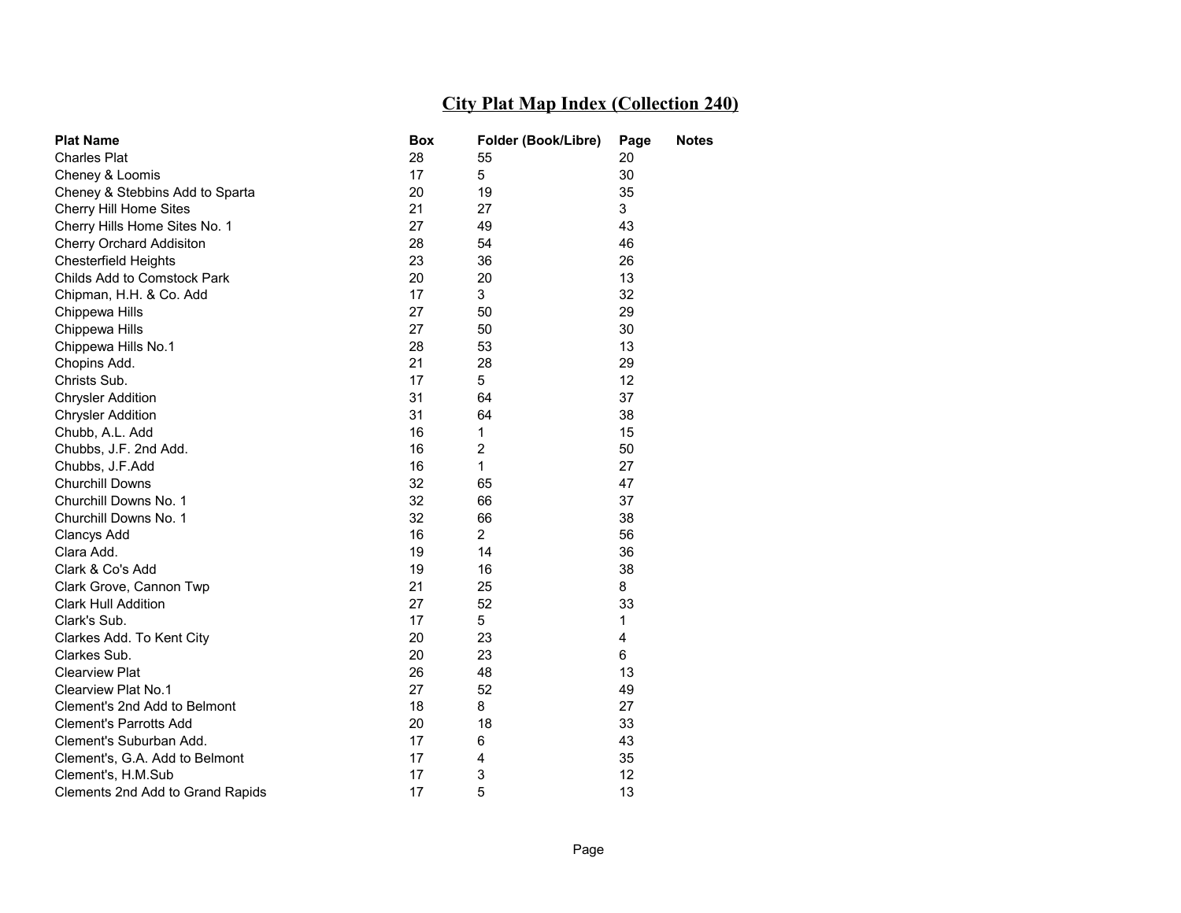# City Plat Map Index (Collection 240)

| Plat Name | Box | Folder (Book/Libre) | Page | Notes |
|---|---|---|---|---|
| Charles Plat | 28 | 55 | 20 | |
| Cheney & Loomis | 17 | 5 | 30 | |
| Cheney & Stebbins Add to Sparta | 20 | 19 | 35 | |
| Cherry Hill Home Sites | 21 | 27 | 3 | |
| Cherry Hills Home Sites No. 1 | 27 | 49 | 43 | |
| Cherry Orchard Addisiton | 28 | 54 | 46 | |
| Chesterfield Heights | 23 | 36 | 26 | |
| Childs Add to Comstock Park | 20 | 20 | 13 | |
| Chipman, H.H. & Co. Add | 17 | 3 | 32 | |
| Chippewa Hills | 27 | 50 | 29 | |
| Chippewa Hills | 27 | 50 | 30 | |
| Chippewa Hills No.1 | 28 | 53 | 13 | |
| Chopins Add. | 21 | 28 | 29 | |
| Christs Sub. | 17 | 5 | 12 | |
| Chrysler Addition | 31 | 64 | 37 | |
| Chrysler Addition | 31 | 64 | 38 | |
| Chubb, A.L. Add | 16 | 1 | 15 | |
| Chubbs, J.F. 2nd Add. | 16 | 2 | 50 | |
| Chubbs, J.F.Add | 16 | 1 | 27 | |
| Churchill Downs | 32 | 65 | 47 | |
| Churchill Downs No. 1 | 32 | 66 | 37 | |
| Churchill Downs No. 1 | 32 | 66 | 38 | |
| Clancys Add | 16 | 2 | 56 | |
| Clara Add. | 19 | 14 | 36 | |
| Clark & Co's Add | 19 | 16 | 38 | |
| Clark Grove, Cannon Twp | 21 | 25 | 8 | |
| Clark Hull Addition | 27 | 52 | 33 | |
| Clark's Sub. | 17 | 5 | 1 | |
| Clarkes Add. To Kent City | 20 | 23 | 4 | |
| Clarkes Sub. | 20 | 23 | 6 | |
| Clearview Plat | 26 | 48 | 13 | |
| Clearview Plat No.1 | 27 | 52 | 49 | |
| Clement's 2nd Add to Belmont | 18 | 8 | 27 | |
| Clement's Parrotts Add | 20 | 18 | 33 | |
| Clement's Suburban Add. | 17 | 6 | 43 | |
| Clement's, G.A. Add to Belmont | 17 | 4 | 35 | |
| Clement's, H.M.Sub | 17 | 3 | 12 | |
| Clements 2nd Add to Grand Rapids | 17 | 5 | 13 | |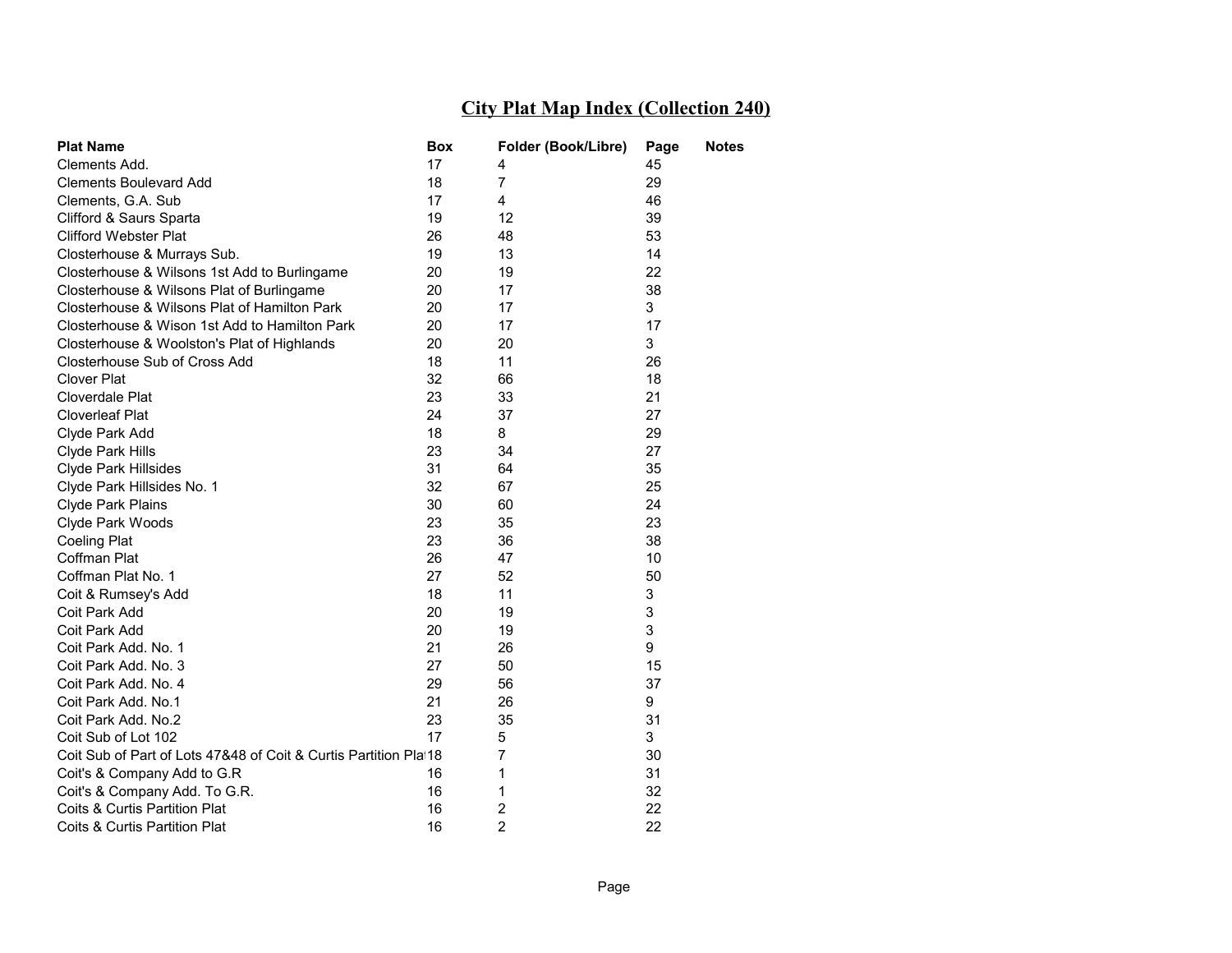# City Plat Map Index (Collection 240)

| Plat Name | Box | Folder (Book/Libre) | Page | Notes |
|---|---|---|---|---|
| Clements Add. | 17 | 4 | 45 | |
| Clements Boulevard Add | 18 | 7 | 29 | |
| Clements, G.A. Sub | 17 | 4 | 46 | |
| Clifford & Saurs Sparta | 19 | 12 | 39 | |
| Clifford Webster Plat | 26 | 48 | 53 | |
| Closterhouse & Murrays Sub. | 19 | 13 | 14 | |
| Closterhouse & Wilsons 1st Add to Burlingame | 20 | 19 | 22 | |
| Closterhouse & Wilsons Plat of Burlingame | 20 | 17 | 38 | |
| Closterhouse & Wilsons Plat of Hamilton Park | 20 | 17 | 3 | |
| Closterhouse & Wison 1st Add to Hamilton Park | 20 | 17 | 17 | |
| Closterhouse & Woolston's Plat of Highlands | 20 | 20 | 3 | |
| Closterhouse Sub of Cross Add | 18 | 11 | 26 | |
| Clover Plat | 32 | 66 | 18 | |
| Cloverdale Plat | 23 | 33 | 21 | |
| Cloverleaf Plat | 24 | 37 | 27 | |
| Clyde Park Add | 18 | 8 | 29 | |
| Clyde Park Hills | 23 | 34 | 27 | |
| Clyde Park Hillsides | 31 | 64 | 35 | |
| Clyde Park Hillsides No. 1 | 32 | 67 | 25 | |
| Clyde Park Plains | 30 | 60 | 24 | |
| Clyde Park Woods | 23 | 35 | 23 | |
| Coeling Plat | 23 | 36 | 38 | |
| Coffman Plat | 26 | 47 | 10 | |
| Coffman Plat No. 1 | 27 | 52 | 50 | |
| Coit & Rumsey's Add | 18 | 11 | 3 | |
| Coit Park Add | 20 | 19 | 3 | |
| Coit Park Add | 20 | 19 | 3 | |
| Coit Park Add. No. 1 | 21 | 26 | 9 | |
| Coit Park Add. No. 3 | 27 | 50 | 15 | |
| Coit Park Add. No. 4 | 29 | 56 | 37 | |
| Coit Park Add. No.1 | 21 | 26 | 9 | |
| Coit Park Add. No.2 | 23 | 35 | 31 | |
| Coit Sub of Lot 102 | 17 | 5 | 3 | |
| Coit Sub of Part of Lots 47&48 of Coit & Curtis Partition Pla | 18 | 7 | 30 | |
| Coit's & Company Add to G.R | 16 | 1 | 31 | |
| Coit's & Company Add. To G.R. | 16 | 1 | 32 | |
| Coits & Curtis Partition Plat | 16 | 2 | 22 | |
| Coits & Curtis Partition Plat | 16 | 2 | 22 | |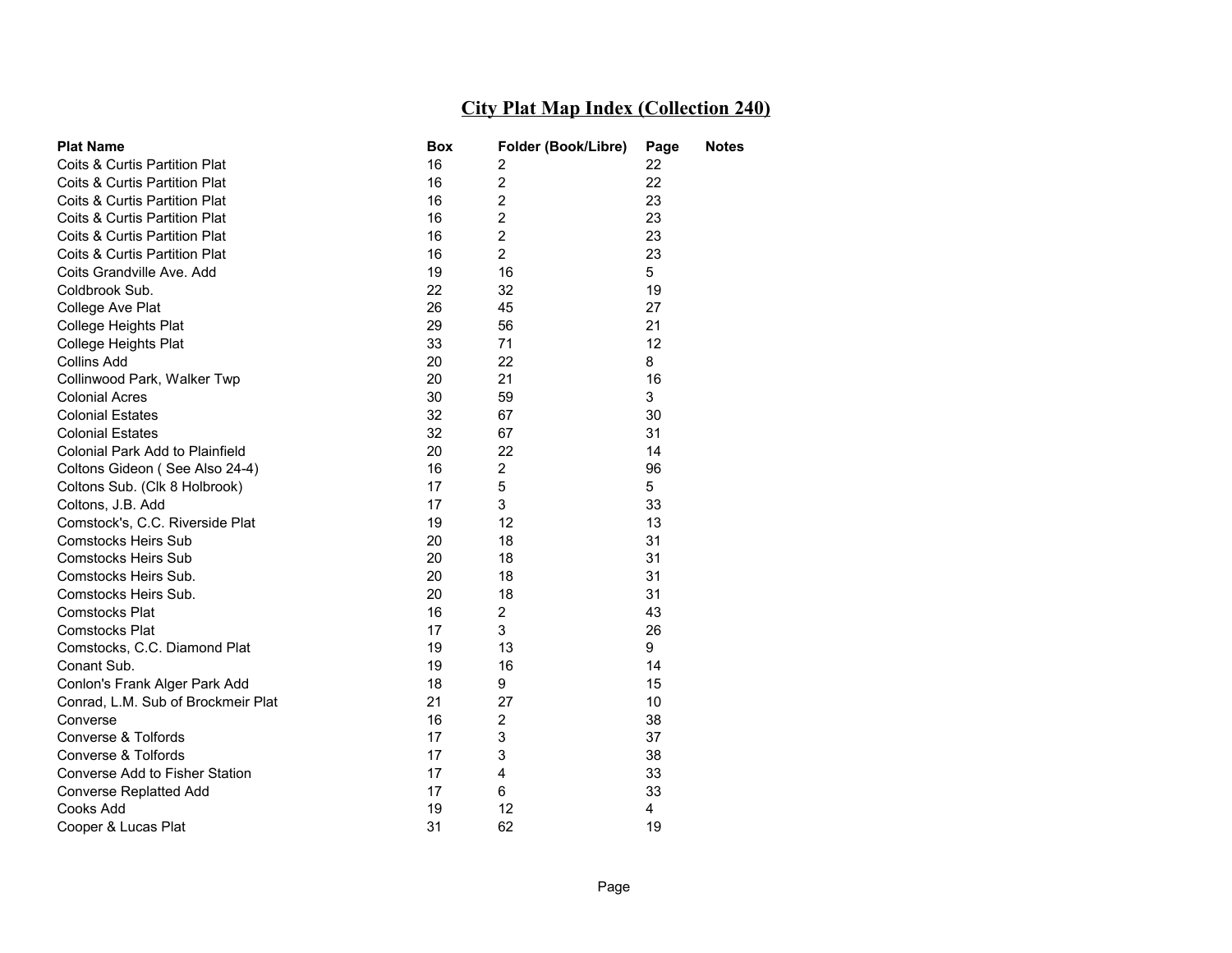# City Plat Map Index (Collection 240)

| Plat Name | Box | Folder (Book/Libre) | Page | Notes |
|---|---|---|---|---|
| Coits & Curtis Partition Plat | 16 | 2 | 22 | |
| Coits & Curtis Partition Plat | 16 | 2 | 22 | |
| Coits & Curtis Partition Plat | 16 | 2 | 23 | |
| Coits & Curtis Partition Plat | 16 | 2 | 23 | |
| Coits & Curtis Partition Plat | 16 | 2 | 23 | |
| Coits & Curtis Partition Plat | 16 | 2 | 23 | |
| Coits Grandville Ave. Add | 19 | 16 | 5 | |
| Coldbrook Sub. | 22 | 32 | 19 | |
| College Ave Plat | 26 | 45 | 27 | |
| College Heights Plat | 29 | 56 | 21 | |
| College Heights Plat | 33 | 71 | 12 | |
| Collins Add | 20 | 22 | 8 | |
| Collinwood Park, Walker Twp | 20 | 21 | 16 | |
| Colonial Acres | 30 | 59 | 3 | |
| Colonial Estates | 32 | 67 | 30 | |
| Colonial Estates | 32 | 67 | 31 | |
| Colonial Park Add to Plainfield | 20 | 22 | 14 | |
| Coltons Gideon ( See Also 24-4) | 16 | 2 | 96 | |
| Coltons Sub. (Clk 8 Holbrook) | 17 | 5 | 5 | |
| Coltons, J.B. Add | 17 | 3 | 33 | |
| Comstock's, C.C. Riverside Plat | 19 | 12 | 13 | |
| Comstocks Heirs Sub | 20 | 18 | 31 | |
| Comstocks Heirs Sub | 20 | 18 | 31 | |
| Comstocks Heirs Sub. | 20 | 18 | 31 | |
| Comstocks Heirs Sub. | 20 | 18 | 31 | |
| Comstocks Plat | 16 | 2 | 43 | |
| Comstocks Plat | 17 | 3 | 26 | |
| Comstocks, C.C. Diamond Plat | 19 | 13 | 9 | |
| Conant Sub. | 19 | 16 | 14 | |
| Conlon's Frank Alger Park Add | 18 | 9 | 15 | |
| Conrad, L.M. Sub of Brockmeir Plat | 21 | 27 | 10 | |
| Converse | 16 | 2 | 38 | |
| Converse & Tolfords | 17 | 3 | 37 | |
| Converse & Tolfords | 17 | 3 | 38 | |
| Converse Add to Fisher Station | 17 | 4 | 33 | |
| Converse Replatted Add | 17 | 6 | 33 | |
| Cooks Add | 19 | 12 | 4 | |
| Cooper & Lucas Plat | 31 | 62 | 19 | |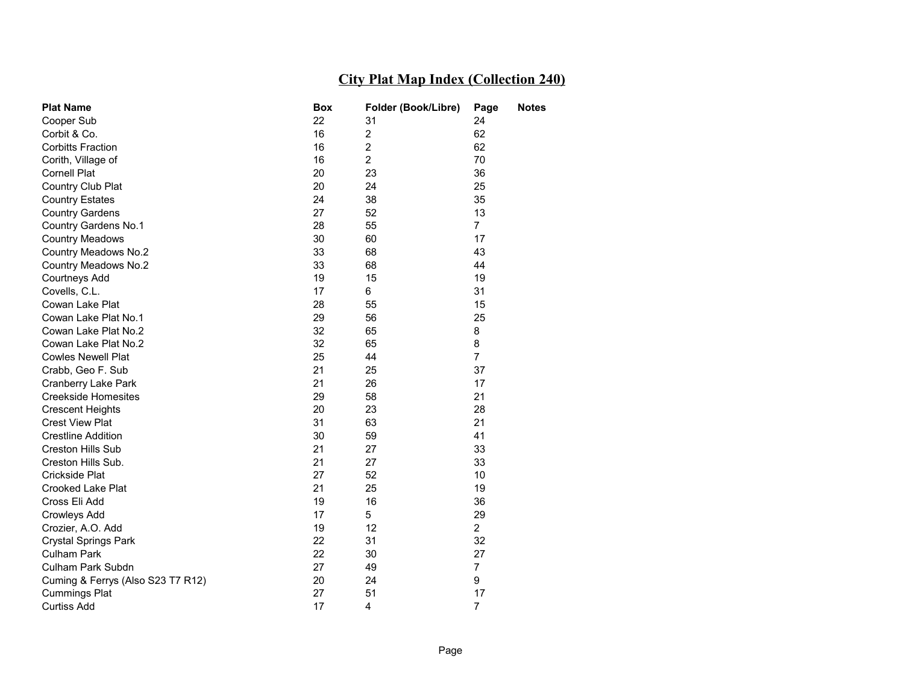# City Plat Map Index (Collection 240)

| Plat Name | Box | Folder (Book/Libre) | Page | Notes |
|---|---|---|---|---|
| Cooper Sub | 22 | 31 | 24 | |
| Corbit & Co. | 16 | 2 | 62 | |
| Corbitts Fraction | 16 | 2 | 62 | |
| Corith, Village of | 16 | 2 | 70 | |
| Cornell Plat | 20 | 23 | 36 | |
| Country Club Plat | 20 | 24 | 25 | |
| Country Estates | 24 | 38 | 35 | |
| Country Gardens | 27 | 52 | 13 | |
| Country Gardens No.1 | 28 | 55 | 7 | |
| Country Meadows | 30 | 60 | 17 | |
| Country Meadows No.2 | 33 | 68 | 43 | |
| Country Meadows No.2 | 33 | 68 | 44 | |
| Courtneys Add | 19 | 15 | 19 | |
| Covells, C.L. | 17 | 6 | 31 | |
| Cowan Lake Plat | 28 | 55 | 15 | |
| Cowan Lake Plat No.1 | 29 | 56 | 25 | |
| Cowan Lake Plat No.2 | 32 | 65 | 8 | |
| Cowan Lake Plat No.2 | 32 | 65 | 8 | |
| Cowles Newell Plat | 25 | 44 | 7 | |
| Crabb, Geo F. Sub | 21 | 25 | 37 | |
| Cranberry Lake Park | 21 | 26 | 17 | |
| Creekside Homesites | 29 | 58 | 21 | |
| Crescent Heights | 20 | 23 | 28 | |
| Crest View Plat | 31 | 63 | 21 | |
| Crestline Addition | 30 | 59 | 41 | |
| Creston Hills Sub | 21 | 27 | 33 | |
| Creston Hills Sub. | 21 | 27 | 33 | |
| Crickside Plat | 27 | 52 | 10 | |
| Crooked Lake Plat | 21 | 25 | 19 | |
| Cross Eli Add | 19 | 16 | 36 | |
| Crowleys Add | 17 | 5 | 29 | |
| Crozier, A.O. Add | 19 | 12 | 2 | |
| Crystal Springs Park | 22 | 31 | 32 | |
| Culham Park | 22 | 30 | 27 | |
| Culham Park Subdn | 27 | 49 | 7 | |
| Cuming & Ferrys (Also S23 T7 R12) | 20 | 24 | 9 | |
| Cummings Plat | 27 | 51 | 17 | |
| Curtiss Add | 17 | 4 | 7 | |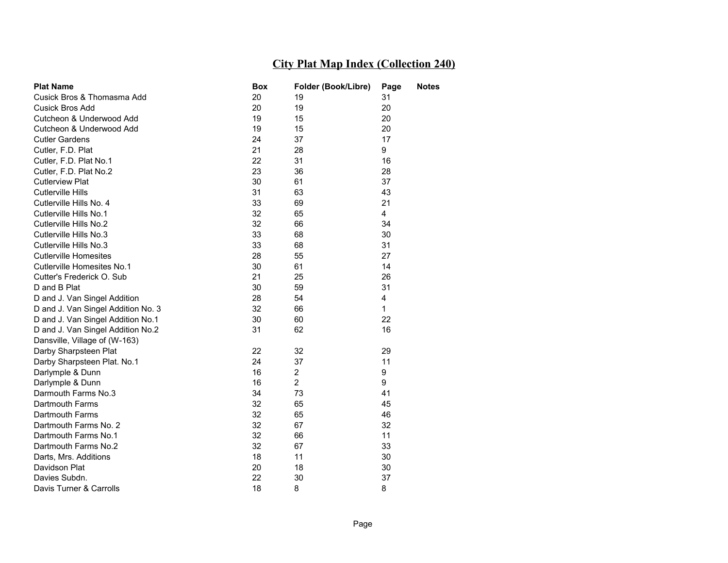## City Plat Map Index (Collection 240)

| Plat Name | Box | Folder (Book/Libre) | Page | Notes |
|---|---|---|---|---|
| Cusick Bros & Thomasma Add | 20 | 19 | 31 | |
| Cusick Bros Add | 20 | 19 | 20 | |
| Cutcheon & Underwood Add | 19 | 15 | 20 | |
| Cutcheon & Underwood Add | 19 | 15 | 20 | |
| Cutler Gardens | 24 | 37 | 17 | |
| Cutler, F.D. Plat | 21 | 28 | 9 | |
| Cutler, F.D. Plat No.1 | 22 | 31 | 16 | |
| Cutler, F.D. Plat No.2 | 23 | 36 | 28 | |
| Cutlerview Plat | 30 | 61 | 37 | |
| Cutlerville Hills | 31 | 63 | 43 | |
| Cutlerville Hills No. 4 | 33 | 69 | 21 | |
| Cutlerville Hills No.1 | 32 | 65 | 4 | |
| Cutlerville Hills No.2 | 32 | 66 | 34 | |
| Cutlerville Hills No.3 | 33 | 68 | 30 | |
| Cutlerville Hills No.3 | 33 | 68 | 31 | |
| Cutlerville Homesites | 28 | 55 | 27 | |
| Cutlerville Homesites No.1 | 30 | 61 | 14 | |
| Cutter's Frederick O. Sub | 21 | 25 | 26 | |
| D and B Plat | 30 | 59 | 31 | |
| D and J. Van Singel Addition | 28 | 54 | 4 | |
| D and J. Van Singel Addition No. 3 | 32 | 66 | 1 | |
| D and J. Van Singel Addition No.1 | 30 | 60 | 22 | |
| D and J. Van Singel Addition No.2 | 31 | 62 | 16 | |
| Dansville, Village of (W-163) | | | | |
| Darby Sharpsteen Plat | 22 | 32 | 29 | |
| Darby Sharpsteen Plat. No.1 | 24 | 37 | 11 | |
| Darlymple & Dunn | 16 | 2 | 9 | |
| Darlymple & Dunn | 16 | 2 | 9 | |
| Darmouth Farms No.3 | 34 | 73 | 41 | |
| Dartmouth Farms | 32 | 65 | 45 | |
| Dartmouth Farms | 32 | 65 | 46 | |
| Dartmouth Farms No. 2 | 32 | 67 | 32 | |
| Dartmouth Farms No.1 | 32 | 66 | 11 | |
| Dartmouth Farms No.2 | 32 | 67 | 33 | |
| Darts, Mrs. Additions | 18 | 11 | 30 | |
| Davidson Plat | 20 | 18 | 30 | |
| Davies Subdn. | 22 | 30 | 37 | |
| Davis Turner & Carrolls | 18 | 8 | 8 | |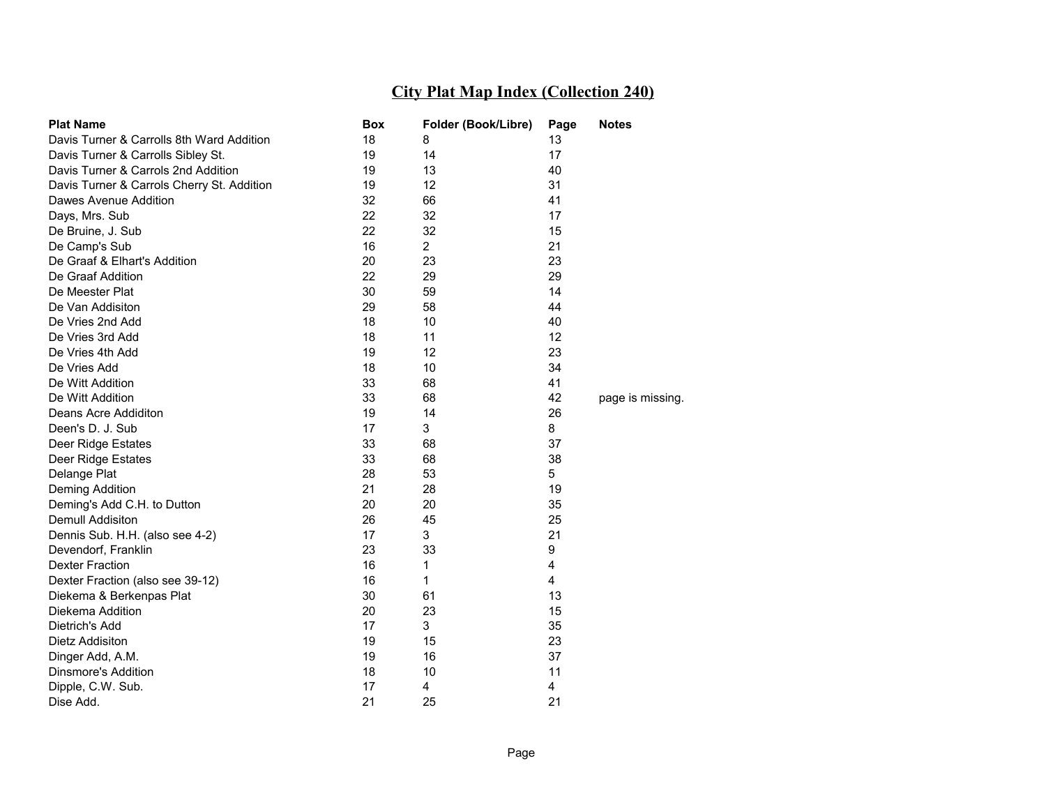# City Plat Map Index (Collection 240)

| Plat Name | Box | Folder (Book/Libre) | Page | Notes |
|---|---|---|---|---|
| Davis Turner & Carrolls 8th Ward Addition | 18 | 8 | 13 | |
| Davis Turner & Carrolls Sibley St. | 19 | 14 | 17 | |
| Davis Turner & Carrols 2nd Addition | 19 | 13 | 40 | |
| Davis Turner & Carrols Cherry St. Addition | 19 | 12 | 31 | |
| Dawes Avenue Addition | 32 | 66 | 41 | |
| Days, Mrs. Sub | 22 | 32 | 17 | |
| De Bruine, J. Sub | 22 | 32 | 15 | |
| De Camp's Sub | 16 | 2 | 21 | |
| De Graaf & Elhart's Addition | 20 | 23 | 23 | |
| De Graaf Addition | 22 | 29 | 29 | |
| De Meester Plat | 30 | 59 | 14 | |
| De Van Addisiton | 29 | 58 | 44 | |
| De Vries 2nd Add | 18 | 10 | 40 | |
| De Vries 3rd Add | 18 | 11 | 12 | |
| De Vries 4th Add | 19 | 12 | 23 | |
| De Vries Add | 18 | 10 | 34 | |
| De Witt Addition | 33 | 68 | 41 | |
| De Witt Addition | 33 | 68 | 42 | page is missing. |
| Deans Acre Addiditon | 19 | 14 | 26 | |
| Deen's D. J. Sub | 17 | 3 | 8 | |
| Deer Ridge Estates | 33 | 68 | 37 | |
| Deer Ridge Estates | 33 | 68 | 38 | |
| Delange Plat | 28 | 53 | 5 | |
| Deming Addition | 21 | 28 | 19 | |
| Deming's Add C.H. to Dutton | 20 | 20 | 35 | |
| Demull Addisiton | 26 | 45 | 25 | |
| Dennis Sub. H.H. (also see 4-2) | 17 | 3 | 21 | |
| Devendorf, Franklin | 23 | 33 | 9 | |
| Dexter Fraction | 16 | 1 | 4 | |
| Dexter Fraction (also see 39-12) | 16 | 1 | 4 | |
| Diekema & Berkenpas Plat | 30 | 61 | 13 | |
| Diekema Addition | 20 | 23 | 15 | |
| Dietrich's Add | 17 | 3 | 35 | |
| Dietz Addisiton | 19 | 15 | 23 | |
| Dinger Add, A.M. | 19 | 16 | 37 | |
| Dinsmore's Addition | 18 | 10 | 11 | |
| Dipple, C.W. Sub. | 17 | 4 | 4 | |
| Dise Add. | 21 | 25 | 21 | |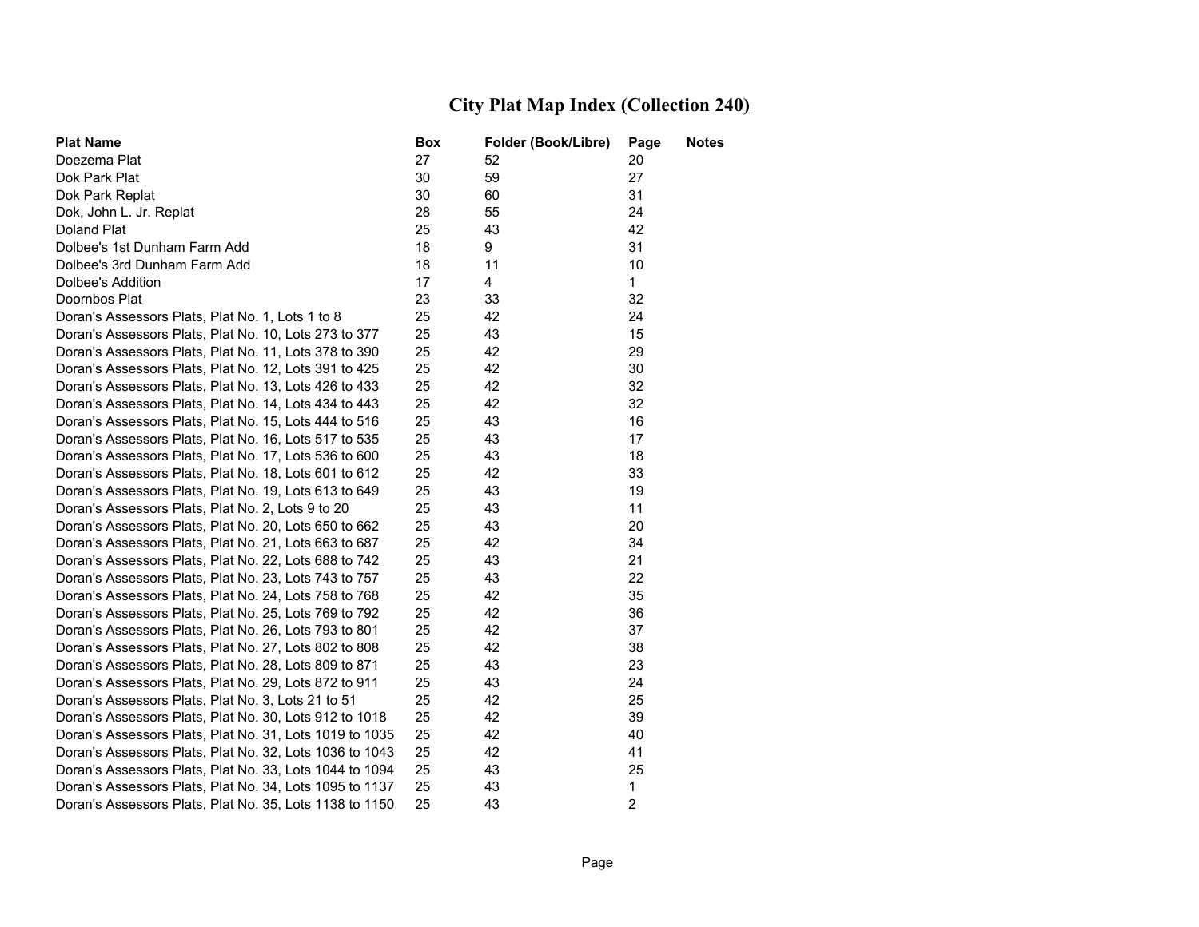# City Plat Map Index (Collection 240)

| Plat Name | Box | Folder (Book/Libre) | Page | Notes |
|---|---|---|---|---|
| Doezema Plat | 27 | 52 | 20 | |
| Dok Park Plat | 30 | 59 | 27 | |
| Dok Park Replat | 30 | 60 | 31 | |
| Dok, John L. Jr. Replat | 28 | 55 | 24 | |
| Doland Plat | 25 | 43 | 42 | |
| Dolbee's 1st Dunham Farm Add | 18 | 9 | 31 | |
| Dolbee's 3rd Dunham Farm Add | 18 | 11 | 10 | |
| Dolbee's Addition | 17 | 4 | 1 | |
| Doornbos Plat | 23 | 33 | 32 | |
| Doran's Assessors Plats, Plat No. 1, Lots 1 to 8 | 25 | 42 | 24 | |
| Doran's Assessors Plats, Plat No. 10, Lots 273 to 377 | 25 | 43 | 15 | |
| Doran's Assessors Plats, Plat No. 11, Lots 378 to 390 | 25 | 42 | 29 | |
| Doran's Assessors Plats, Plat No. 12, Lots 391 to 425 | 25 | 42 | 30 | |
| Doran's Assessors Plats, Plat No. 13, Lots 426 to 433 | 25 | 42 | 32 | |
| Doran's Assessors Plats, Plat No. 14, Lots 434 to 443 | 25 | 42 | 32 | |
| Doran's Assessors Plats, Plat No. 15, Lots 444 to 516 | 25 | 43 | 16 | |
| Doran's Assessors Plats, Plat No. 16, Lots 517 to 535 | 25 | 43 | 17 | |
| Doran's Assessors Plats, Plat No. 17, Lots 536 to 600 | 25 | 43 | 18 | |
| Doran's Assessors Plats, Plat No. 18, Lots 601 to 612 | 25 | 42 | 33 | |
| Doran's Assessors Plats, Plat No. 19, Lots 613 to 649 | 25 | 43 | 19 | |
| Doran's Assessors Plats, Plat No. 2, Lots 9 to 20 | 25 | 43 | 11 | |
| Doran's Assessors Plats, Plat No. 20, Lots 650 to 662 | 25 | 43 | 20 | |
| Doran's Assessors Plats, Plat No. 21, Lots 663 to 687 | 25 | 42 | 34 | |
| Doran's Assessors Plats, Plat No. 22, Lots 688 to 742 | 25 | 43 | 21 | |
| Doran's Assessors Plats, Plat No. 23, Lots 743 to 757 | 25 | 43 | 22 | |
| Doran's Assessors Plats, Plat No. 24, Lots 758 to 768 | 25 | 42 | 35 | |
| Doran's Assessors Plats, Plat No. 25, Lots 769 to 792 | 25 | 42 | 36 | |
| Doran's Assessors Plats, Plat No. 26, Lots 793 to 801 | 25 | 42 | 37 | |
| Doran's Assessors Plats, Plat No. 27, Lots 802 to 808 | 25 | 42 | 38 | |
| Doran's Assessors Plats, Plat No. 28, Lots 809 to 871 | 25 | 43 | 23 | |
| Doran's Assessors Plats, Plat No. 29, Lots 872 to 911 | 25 | 43 | 24 | |
| Doran's Assessors Plats, Plat No. 3, Lots 21 to 51 | 25 | 42 | 25 | |
| Doran's Assessors Plats, Plat No. 30, Lots 912 to 1018 | 25 | 42 | 39 | |
| Doran's Assessors Plats, Plat No. 31, Lots 1019 to 1035 | 25 | 42 | 40 | |
| Doran's Assessors Plats, Plat No. 32, Lots 1036 to 1043 | 25 | 42 | 41 | |
| Doran's Assessors Plats, Plat No. 33, Lots 1044 to 1094 | 25 | 43 | 25 | |
| Doran's Assessors Plats, Plat No. 34, Lots 1095 to 1137 | 25 | 43 | 1 | |
| Doran's Assessors Plats, Plat No. 35, Lots 1138 to 1150 | 25 | 43 | 2 | |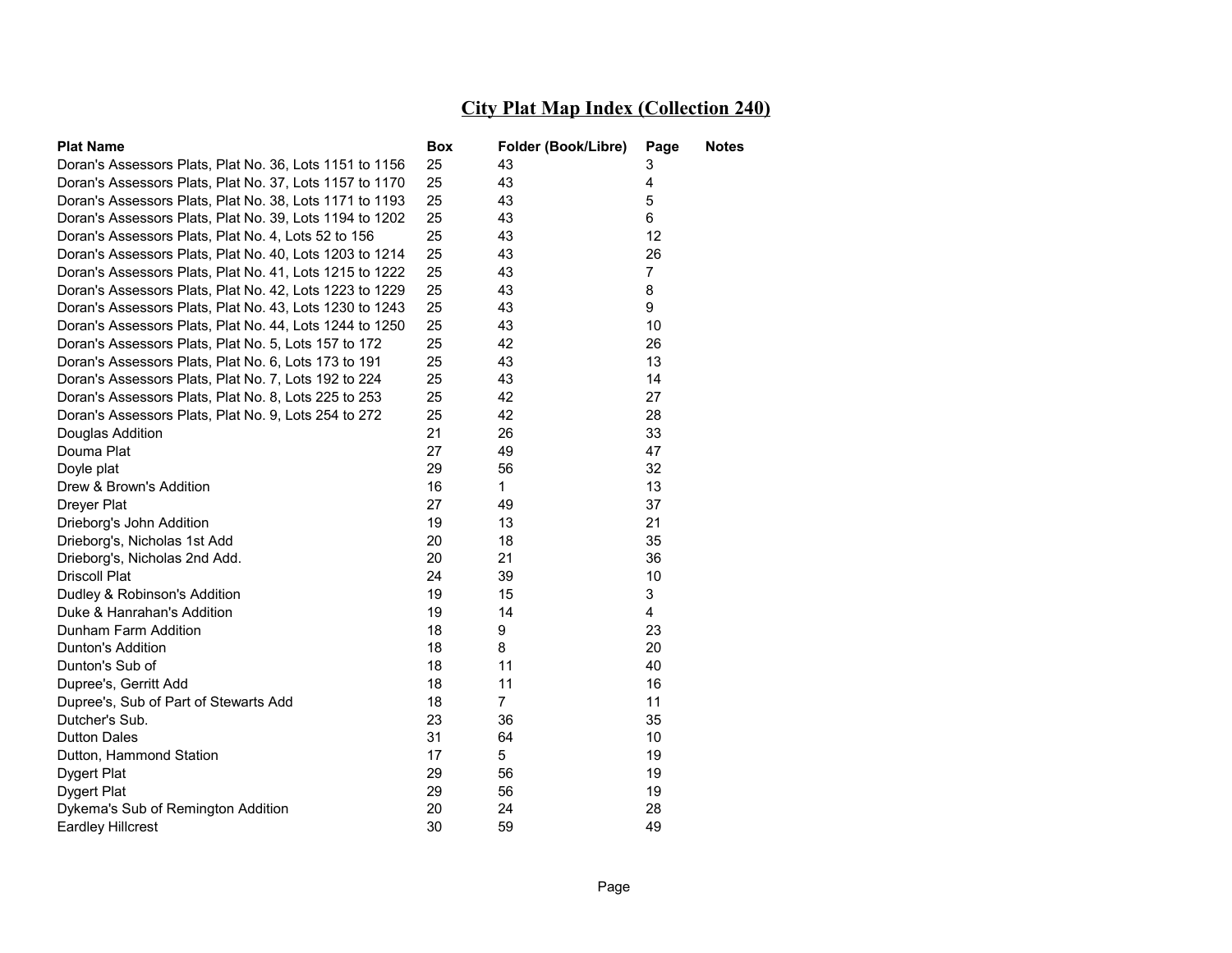## City Plat Map Index (Collection 240)

| Plat Name | Box | Folder (Book/Libre) | Page | Notes |
|---|---|---|---|---|
| Doran's Assessors Plats, Plat No. 36, Lots 1151 to 1156 | 25 | 43 | 3 | |
| Doran's Assessors Plats, Plat No. 37, Lots 1157 to 1170 | 25 | 43 | 4 | |
| Doran's Assessors Plats, Plat No. 38, Lots 1171 to 1193 | 25 | 43 | 5 | |
| Doran's Assessors Plats, Plat No. 39, Lots 1194 to 1202 | 25 | 43 | 6 | |
| Doran's Assessors Plats, Plat No. 4, Lots 52 to 156 | 25 | 43 | 12 | |
| Doran's Assessors Plats, Plat No. 40, Lots 1203 to 1214 | 25 | 43 | 26 | |
| Doran's Assessors Plats, Plat No. 41, Lots 1215 to 1222 | 25 | 43 | 7 | |
| Doran's Assessors Plats, Plat No. 42, Lots 1223 to 1229 | 25 | 43 | 8 | |
| Doran's Assessors Plats, Plat No. 43, Lots 1230 to 1243 | 25 | 43 | 9 | |
| Doran's Assessors Plats, Plat No. 44, Lots 1244 to 1250 | 25 | 43 | 10 | |
| Doran's Assessors Plats, Plat No. 5, Lots 157 to 172 | 25 | 42 | 26 | |
| Doran's Assessors Plats, Plat No. 6, Lots 173 to 191 | 25 | 43 | 13 | |
| Doran's Assessors Plats, Plat No. 7, Lots 192 to 224 | 25 | 43 | 14 | |
| Doran's Assessors Plats, Plat No. 8, Lots 225 to 253 | 25 | 42 | 27 | |
| Doran's Assessors Plats, Plat No. 9, Lots 254 to 272 | 25 | 42 | 28 | |
| Douglas Addition | 21 | 26 | 33 | |
| Douma Plat | 27 | 49 | 47 | |
| Doyle plat | 29 | 56 | 32 | |
| Drew & Brown's Addition | 16 | 1 | 13 | |
| Dreyer Plat | 27 | 49 | 37 | |
| Drieborg's John Addition | 19 | 13 | 21 | |
| Drieborg's, Nicholas 1st Add | 20 | 18 | 35 | |
| Drieborg's, Nicholas 2nd Add. | 20 | 21 | 36 | |
| Driscoll Plat | 24 | 39 | 10 | |
| Dudley & Robinson's Addition | 19 | 15 | 3 | |
| Duke & Hanrahan's Addition | 19 | 14 | 4 | |
| Dunham Farm Addition | 18 | 9 | 23 | |
| Dunton's Addition | 18 | 8 | 20 | |
| Dunton's Sub of | 18 | 11 | 40 | |
| Dupree's, Gerritt Add | 18 | 11 | 16 | |
| Dupree's, Sub of Part of Stewarts Add | 18 | 7 | 11 | |
| Dutcher's Sub. | 23 | 36 | 35 | |
| Dutton Dales | 31 | 64 | 10 | |
| Dutton, Hammond Station | 17 | 5 | 19 | |
| Dygert Plat | 29 | 56 | 19 | |
| Dygert Plat | 29 | 56 | 19 | |
| Dykema's Sub of Remington Addition | 20 | 24 | 28 | |
| Eardley Hillcrest | 30 | 59 | 49 | |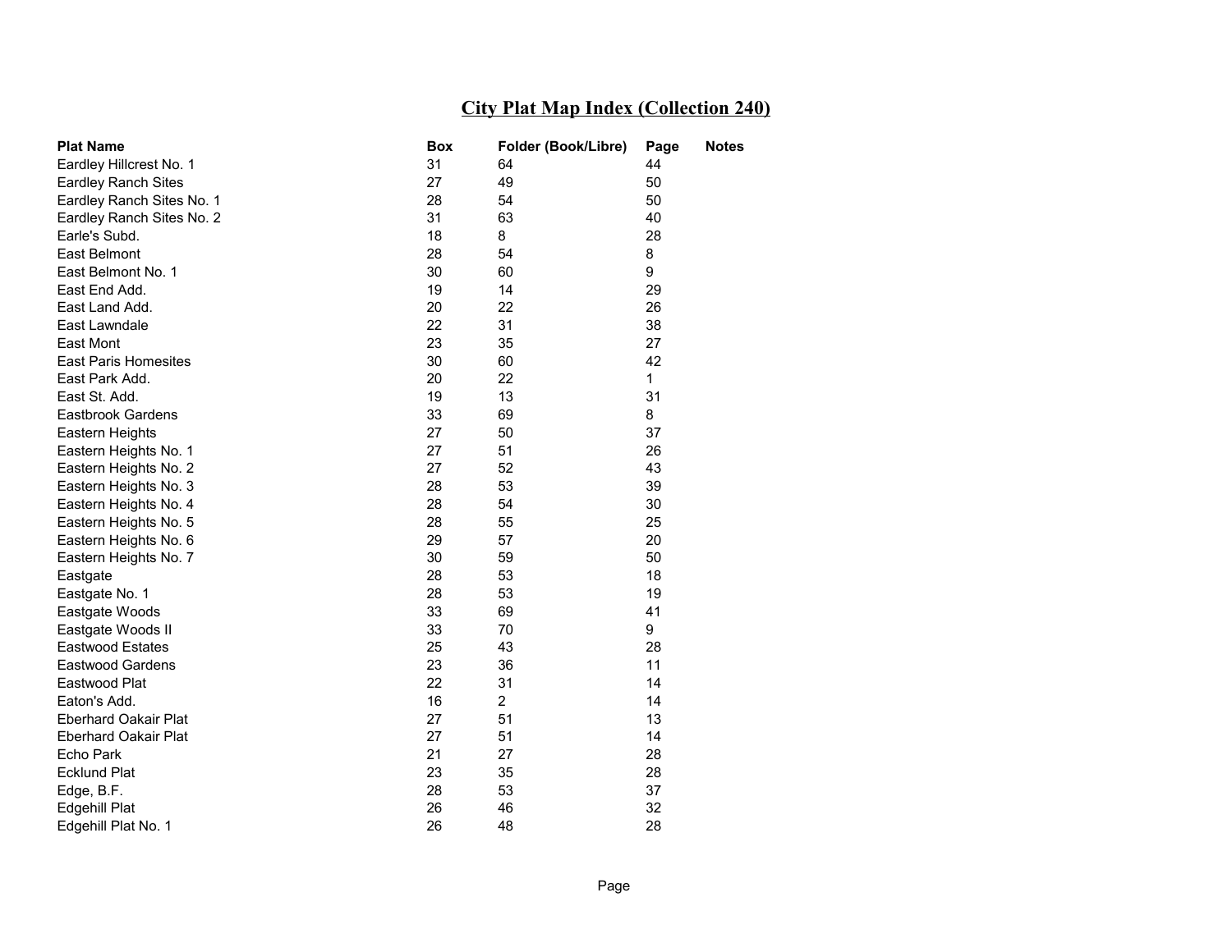## City Plat Map Index (Collection 240)

| Plat Name | Box | Folder (Book/Libre) | Page | Notes |
|---|---|---|---|---|
| Eardley Hillcrest No. 1 | 31 | 64 | 44 | |
| Eardley Ranch Sites | 27 | 49 | 50 | |
| Eardley Ranch Sites No. 1 | 28 | 54 | 50 | |
| Eardley Ranch Sites No. 2 | 31 | 63 | 40 | |
| Earle's Subd. | 18 | 8 | 28 | |
| East Belmont | 28 | 54 | 8 | |
| East Belmont No. 1 | 30 | 60 | 9 | |
| East End Add. | 19 | 14 | 29 | |
| East Land Add. | 20 | 22 | 26 | |
| East Lawndale | 22 | 31 | 38 | |
| East Mont | 23 | 35 | 27 | |
| East Paris Homesites | 30 | 60 | 42 | |
| East Park Add. | 20 | 22 | 1 | |
| East St. Add. | 19 | 13 | 31 | |
| Eastbrook Gardens | 33 | 69 | 8 | |
| Eastern Heights | 27 | 50 | 37 | |
| Eastern Heights No. 1 | 27 | 51 | 26 | |
| Eastern Heights No. 2 | 27 | 52 | 43 | |
| Eastern Heights No. 3 | 28 | 53 | 39 | |
| Eastern Heights No. 4 | 28 | 54 | 30 | |
| Eastern Heights No. 5 | 28 | 55 | 25 | |
| Eastern Heights No. 6 | 29 | 57 | 20 | |
| Eastern Heights No. 7 | 30 | 59 | 50 | |
| Eastgate | 28 | 53 | 18 | |
| Eastgate No. 1 | 28 | 53 | 19 | |
| Eastgate Woods | 33 | 69 | 41 | |
| Eastgate Woods II | 33 | 70 | 9 | |
| Eastwood Estates | 25 | 43 | 28 | |
| Eastwood Gardens | 23 | 36 | 11 | |
| Eastwood Plat | 22 | 31 | 14 | |
| Eaton's Add. | 16 | 2 | 14 | |
| Eberhard Oakair Plat | 27 | 51 | 13 | |
| Eberhard Oakair Plat | 27 | 51 | 14 | |
| Echo Park | 21 | 27 | 28 | |
| Ecklund Plat | 23 | 35 | 28 | |
| Edge, B.F. | 28 | 53 | 37 | |
| Edgehill Plat | 26 | 46 | 32 | |
| Edgehill Plat No. 1 | 26 | 48 | 28 | |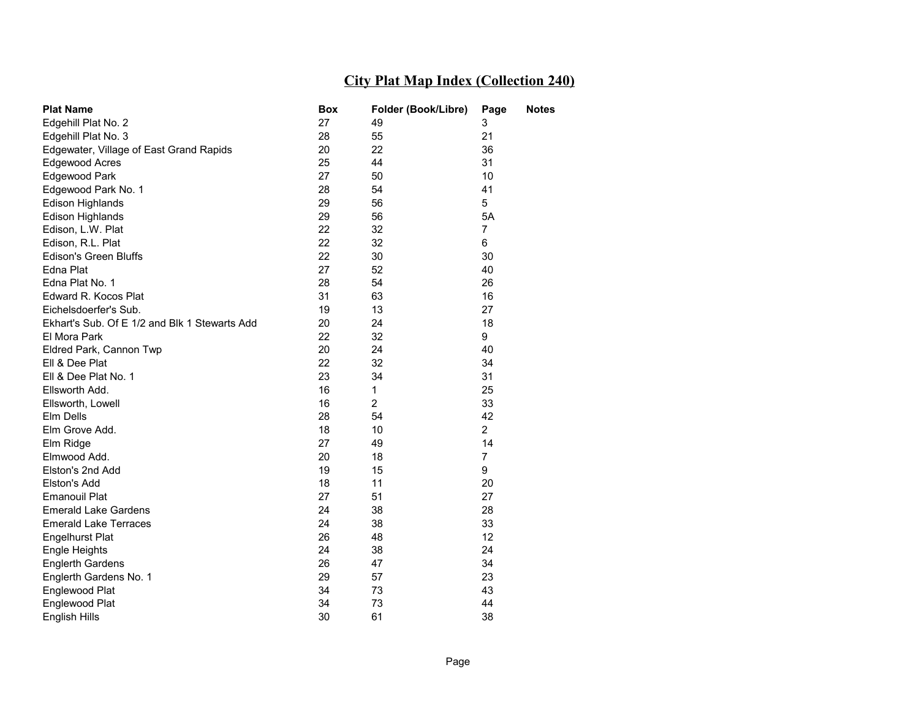# City Plat Map Index (Collection 240)

| Plat Name | Box | Folder (Book/Libre) | Page | Notes |
|---|---|---|---|---|
| Edgehill Plat No. 2 | 27 | 49 | 3 | |
| Edgehill Plat No. 3 | 28 | 55 | 21 | |
| Edgewater, Village of East Grand Rapids | 20 | 22 | 36 | |
| Edgewood Acres | 25 | 44 | 31 | |
| Edgewood Park | 27 | 50 | 10 | |
| Edgewood Park No. 1 | 28 | 54 | 41 | |
| Edison Highlands | 29 | 56 | 5 | |
| Edison Highlands | 29 | 56 | 5A | |
| Edison, L.W. Plat | 22 | 32 | 7 | |
| Edison, R.L. Plat | 22 | 32 | 6 | |
| Edison's Green Bluffs | 22 | 30 | 30 | |
| Edna Plat | 27 | 52 | 40 | |
| Edna Plat No. 1 | 28 | 54 | 26 | |
| Edward R. Kocos Plat | 31 | 63 | 16 | |
| Eichelsdoerfer's Sub. | 19 | 13 | 27 | |
| Ekhart's Sub. Of E 1/2 and Blk 1 Stewarts Add | 20 | 24 | 18 | |
| El Mora Park | 22 | 32 | 9 | |
| Eldred Park, Cannon Twp | 20 | 24 | 40 | |
| Ell & Dee Plat | 22 | 32 | 34 | |
| Ell & Dee Plat No. 1 | 23 | 34 | 31 | |
| Ellsworth Add. | 16 | 1 | 25 | |
| Ellsworth, Lowell | 16 | 2 | 33 | |
| Elm Dells | 28 | 54 | 42 | |
| Elm Grove Add. | 18 | 10 | 2 | |
| Elm Ridge | 27 | 49 | 14 | |
| Elmwood Add. | 20 | 18 | 7 | |
| Elston's 2nd Add | 19 | 15 | 9 | |
| Elston's Add | 18 | 11 | 20 | |
| Emanouil Plat | 27 | 51 | 27 | |
| Emerald Lake Gardens | 24 | 38 | 28 | |
| Emerald Lake Terraces | 24 | 38 | 33 | |
| Engelhurst Plat | 26 | 48 | 12 | |
| Engle Heights | 24 | 38 | 24 | |
| Englerth Gardens | 26 | 47 | 34 | |
| Englerth Gardens No. 1 | 29 | 57 | 23 | |
| Englewood Plat | 34 | 73 | 43 | |
| Englewood Plat | 34 | 73 | 44 | |
| English Hills | 30 | 61 | 38 | |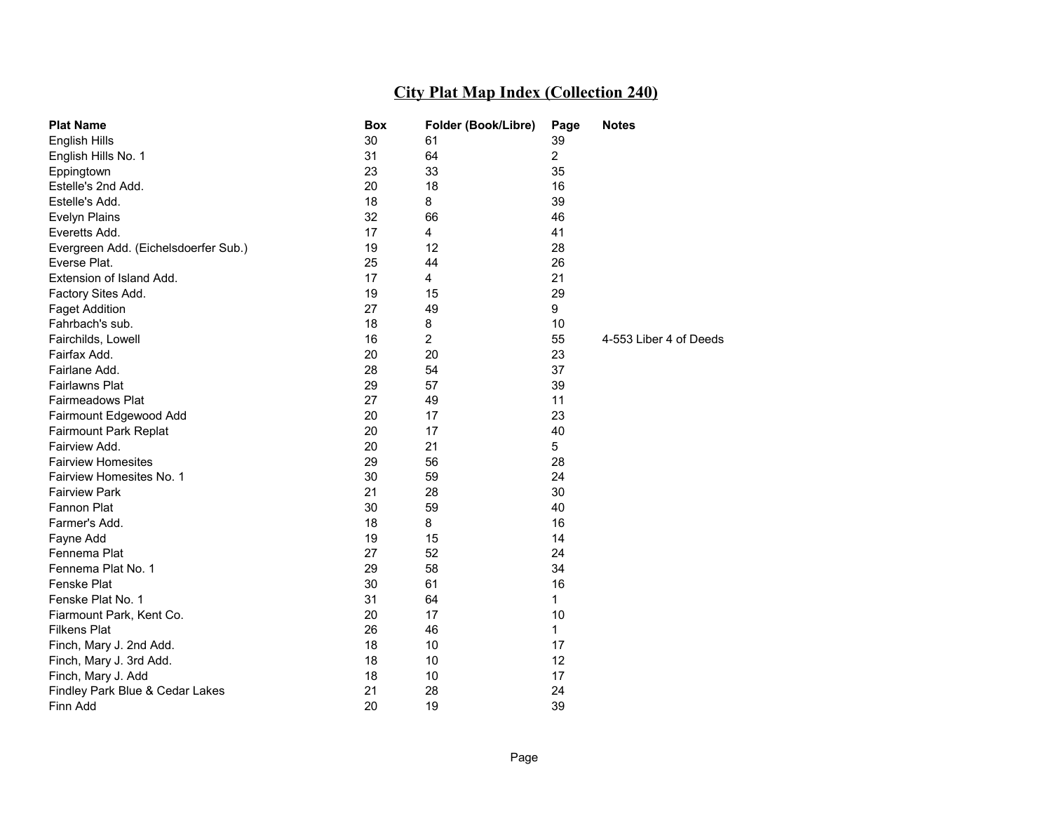# City Plat Map Index (Collection 240)

| Plat Name | Box | Folder (Book/Libre) | Page | Notes |
|---|---|---|---|---|
| English Hills | 30 | 61 | 39 | |
| English Hills No. 1 | 31 | 64 | 2 | |
| Eppingtown | 23 | 33 | 35 | |
| Estelle's 2nd Add. | 20 | 18 | 16 | |
| Estelle's Add. | 18 | 8 | 39 | |
| Evelyn Plains | 32 | 66 | 46 | |
| Everetts Add. | 17 | 4 | 41 | |
| Evergreen Add. (Eichelsdoerfer Sub.) | 19 | 12 | 28 | |
| Everse Plat. | 25 | 44 | 26 | |
| Extension of Island Add. | 17 | 4 | 21 | |
| Factory Sites Add. | 19 | 15 | 29 | |
| Faget Addition | 27 | 49 | 9 | |
| Fahrbach's sub. | 18 | 8 | 10 | |
| Fairchilds, Lowell | 16 | 2 | 55 | 4-553 Liber 4 of Deeds |
| Fairfax Add. | 20 | 20 | 23 | |
| Fairlane Add. | 28 | 54 | 37 | |
| Fairlawns Plat | 29 | 57 | 39 | |
| Fairmeadows Plat | 27 | 49 | 11 | |
| Fairmount Edgewood Add | 20 | 17 | 23 | |
| Fairmount Park Replat | 20 | 17 | 40 | |
| Fairview Add. | 20 | 21 | 5 | |
| Fairview Homesites | 29 | 56 | 28 | |
| Fairview Homesites No. 1 | 30 | 59 | 24 | |
| Fairview Park | 21 | 28 | 30 | |
| Fannon Plat | 30 | 59 | 40 | |
| Farmer's Add. | 18 | 8 | 16 | |
| Fayne Add | 19 | 15 | 14 | |
| Fennema Plat | 27 | 52 | 24 | |
| Fennema Plat No. 1 | 29 | 58 | 34 | |
| Fenske Plat | 30 | 61 | 16 | |
| Fenske Plat No. 1 | 31 | 64 | 1 | |
| Fiarmount Park, Kent Co. | 20 | 17 | 10 | |
| Filkens Plat | 26 | 46 | 1 | |
| Finch, Mary J. 2nd Add. | 18 | 10 | 17 | |
| Finch, Mary J. 3rd Add. | 18 | 10 | 12 | |
| Finch, Mary J. Add | 18 | 10 | 17 | |
| Findley Park Blue & Cedar Lakes | 21 | 28 | 24 | |
| Finn Add | 20 | 19 | 39 | |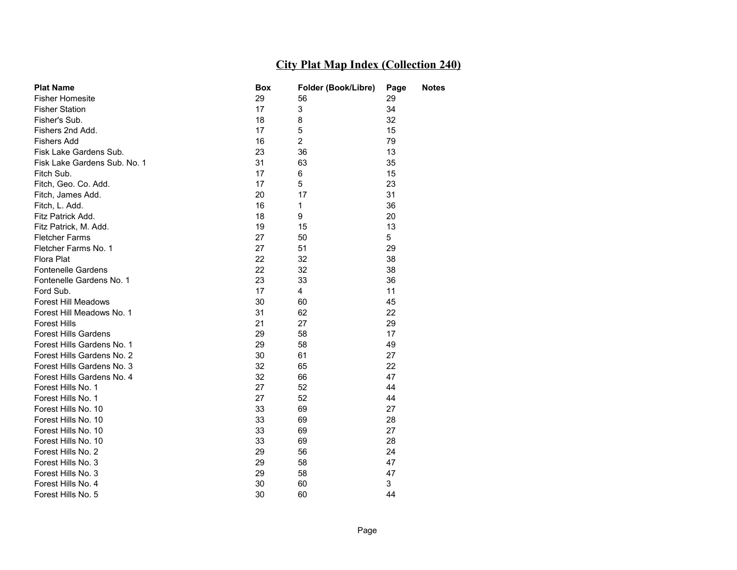# City Plat Map Index (Collection 240)

| Plat Name | Box | Folder (Book/Libre) | Page | Notes |
|---|---|---|---|---|
| Fisher Homesite | 29 | 56 | 29 | |
| Fisher Station | 17 | 3 | 34 | |
| Fisher's Sub. | 18 | 8 | 32 | |
| Fishers 2nd Add. | 17 | 5 | 15 | |
| Fishers Add | 16 | 2 | 79 | |
| Fisk Lake Gardens Sub. | 23 | 36 | 13 | |
| Fisk Lake Gardens Sub. No. 1 | 31 | 63 | 35 | |
| Fitch Sub. | 17 | 6 | 15 | |
| Fitch, Geo. Co. Add. | 17 | 5 | 23 | |
| Fitch, James Add. | 20 | 17 | 31 | |
| Fitch, L. Add. | 16 | 1 | 36 | |
| Fitz Patrick Add. | 18 | 9 | 20 | |
| Fitz Patrick, M. Add. | 19 | 15 | 13 | |
| Fletcher Farms | 27 | 50 | 5 | |
| Fletcher Farms No. 1 | 27 | 51 | 29 | |
| Flora Plat | 22 | 32 | 38 | |
| Fontenelle Gardens | 22 | 32 | 38 | |
| Fontenelle Gardens No. 1 | 23 | 33 | 36 | |
| Ford Sub. | 17 | 4 | 11 | |
| Forest Hill Meadows | 30 | 60 | 45 | |
| Forest Hill Meadows No. 1 | 31 | 62 | 22 | |
| Forest Hills | 21 | 27 | 29 | |
| Forest Hills Gardens | 29 | 58 | 17 | |
| Forest Hills Gardens No. 1 | 29 | 58 | 49 | |
| Forest Hills Gardens No. 2 | 30 | 61 | 27 | |
| Forest Hills Gardens No. 3 | 32 | 65 | 22 | |
| Forest Hills Gardens No. 4 | 32 | 66 | 47 | |
| Forest Hills No. 1 | 27 | 52 | 44 | |
| Forest Hills No. 1 | 27 | 52 | 44 | |
| Forest Hills No. 10 | 33 | 69 | 27 | |
| Forest Hills No. 10 | 33 | 69 | 28 | |
| Forest Hills No. 10 | 33 | 69 | 27 | |
| Forest Hills No. 10 | 33 | 69 | 28 | |
| Forest Hills No. 2 | 29 | 56 | 24 | |
| Forest Hills No. 3 | 29 | 58 | 47 | |
| Forest Hills No. 3 | 29 | 58 | 47 | |
| Forest Hills No. 4 | 30 | 60 | 3 | |
| Forest Hills No. 5 | 30 | 60 | 44 | |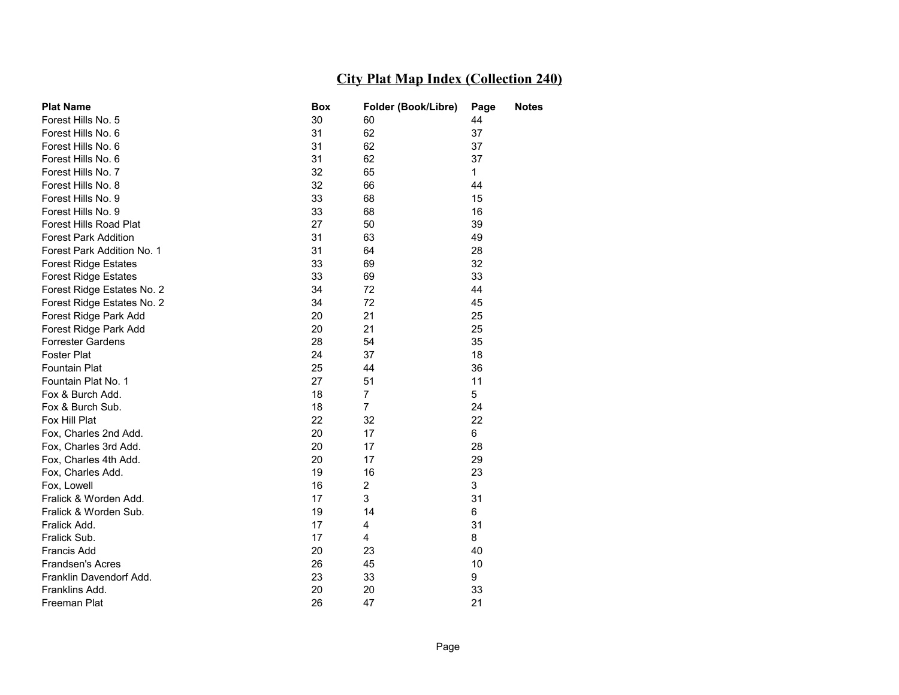# City Plat Map Index (Collection 240)

| Plat Name | Box | Folder (Book/Libre) | Page | Notes |
|---|---|---|---|---|
| Forest Hills No. 5 | 30 | 60 | 44 | |
| Forest Hills No. 6 | 31 | 62 | 37 | |
| Forest Hills No. 6 | 31 | 62 | 37 | |
| Forest Hills No. 6 | 31 | 62 | 37 | |
| Forest Hills No. 7 | 32 | 65 | 1 | |
| Forest Hills No. 8 | 32 | 66 | 44 | |
| Forest Hills No. 9 | 33 | 68 | 15 | |
| Forest Hills No. 9 | 33 | 68 | 16 | |
| Forest Hills Road Plat | 27 | 50 | 39 | |
| Forest Park Addition | 31 | 63 | 49 | |
| Forest Park Addition No. 1 | 31 | 64 | 28 | |
| Forest Ridge Estates | 33 | 69 | 32 | |
| Forest Ridge Estates | 33 | 69 | 33 | |
| Forest Ridge Estates No. 2 | 34 | 72 | 44 | |
| Forest Ridge Estates No. 2 | 34 | 72 | 45 | |
| Forest Ridge Park Add | 20 | 21 | 25 | |
| Forest Ridge Park Add | 20 | 21 | 25 | |
| Forrester Gardens | 28 | 54 | 35 | |
| Foster Plat | 24 | 37 | 18 | |
| Fountain Plat | 25 | 44 | 36 | |
| Fountain Plat No. 1 | 27 | 51 | 11 | |
| Fox & Burch Add. | 18 | 7 | 5 | |
| Fox & Burch Sub. | 18 | 7 | 24 | |
| Fox Hill Plat | 22 | 32 | 22 | |
| Fox, Charles 2nd Add. | 20 | 17 | 6 | |
| Fox, Charles 3rd Add. | 20 | 17 | 28 | |
| Fox, Charles 4th Add. | 20 | 17 | 29 | |
| Fox, Charles Add. | 19 | 16 | 23 | |
| Fox, Lowell | 16 | 2 | 3 | |
| Fralick & Worden Add. | 17 | 3 | 31 | |
| Fralick & Worden Sub. | 19 | 14 | 6 | |
| Fralick Add. | 17 | 4 | 31 | |
| Fralick Sub. | 17 | 4 | 8 | |
| Francis Add | 20 | 23 | 40 | |
| Frandsen's Acres | 26 | 45 | 10 | |
| Franklin Davendorf Add. | 23 | 33 | 9 | |
| Franklins Add. | 20 | 20 | 33 | |
| Freeman Plat | 26 | 47 | 21 | |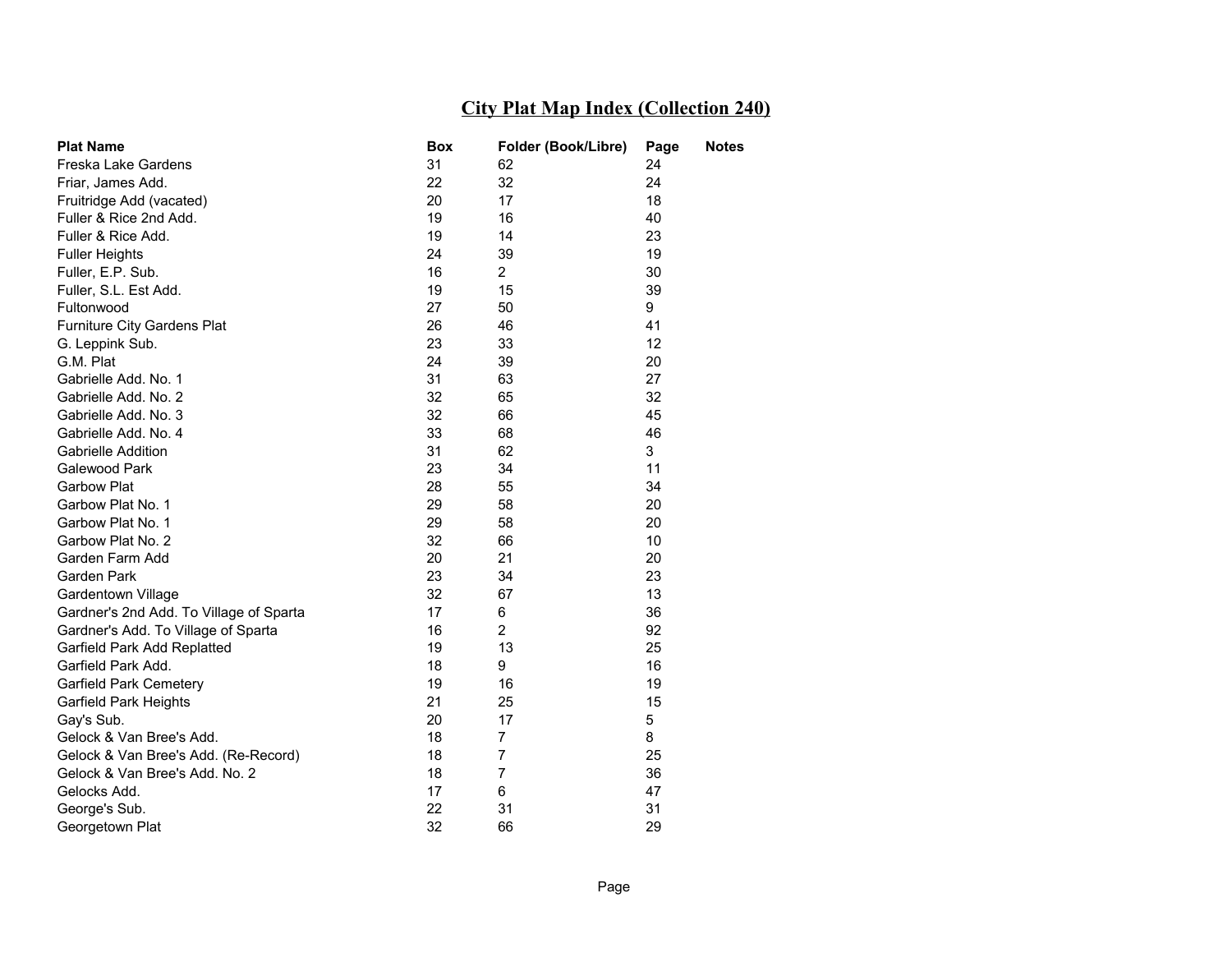# City Plat Map Index (Collection 240)

| Plat Name | Box | Folder (Book/Libre) | Page | Notes |
|---|---|---|---|---|
| Freska Lake Gardens | 31 | 62 | 24 | |
| Friar, James Add. | 22 | 32 | 24 | |
| Fruitridge Add (vacated) | 20 | 17 | 18 | |
| Fuller & Rice 2nd Add. | 19 | 16 | 40 | |
| Fuller & Rice Add. | 19 | 14 | 23 | |
| Fuller Heights | 24 | 39 | 19 | |
| Fuller, E.P. Sub. | 16 | 2 | 30 | |
| Fuller, S.L. Est Add. | 19 | 15 | 39 | |
| Fultonwood | 27 | 50 | 9 | |
| Furniture City Gardens Plat | 26 | 46 | 41 | |
| G. Leppink Sub. | 23 | 33 | 12 | |
| G.M. Plat | 24 | 39 | 20 | |
| Gabrielle Add. No. 1 | 31 | 63 | 27 | |
| Gabrielle Add. No. 2 | 32 | 65 | 32 | |
| Gabrielle Add. No. 3 | 32 | 66 | 45 | |
| Gabrielle Add. No. 4 | 33 | 68 | 46 | |
| Gabrielle Addition | 31 | 62 | 3 | |
| Galewood Park | 23 | 34 | 11 | |
| Garbow Plat | 28 | 55 | 34 | |
| Garbow Plat No. 1 | 29 | 58 | 20 | |
| Garbow Plat No. 1 | 29 | 58 | 20 | |
| Garbow Plat No. 2 | 32 | 66 | 10 | |
| Garden Farm Add | 20 | 21 | 20 | |
| Garden Park | 23 | 34 | 23 | |
| Gardentown Village | 32 | 67 | 13 | |
| Gardner's 2nd Add. To Village of Sparta | 17 | 6 | 36 | |
| Gardner's Add. To Village of Sparta | 16 | 2 | 92 | |
| Garfield Park Add Replatted | 19 | 13 | 25 | |
| Garfield Park Add. | 18 | 9 | 16 | |
| Garfield Park Cemetery | 19 | 16 | 19 | |
| Garfield Park Heights | 21 | 25 | 15 | |
| Gay's Sub. | 20 | 17 | 5 | |
| Gelock & Van Bree's Add. | 18 | 7 | 8 | |
| Gelock & Van Bree's Add. (Re-Record) | 18 | 7 | 25 | |
| Gelock & Van Bree's Add. No. 2 | 18 | 7 | 36 | |
| Gelocks Add. | 17 | 6 | 47 | |
| George's Sub. | 22 | 31 | 31 | |
| Georgetown Plat | 32 | 66 | 29 | |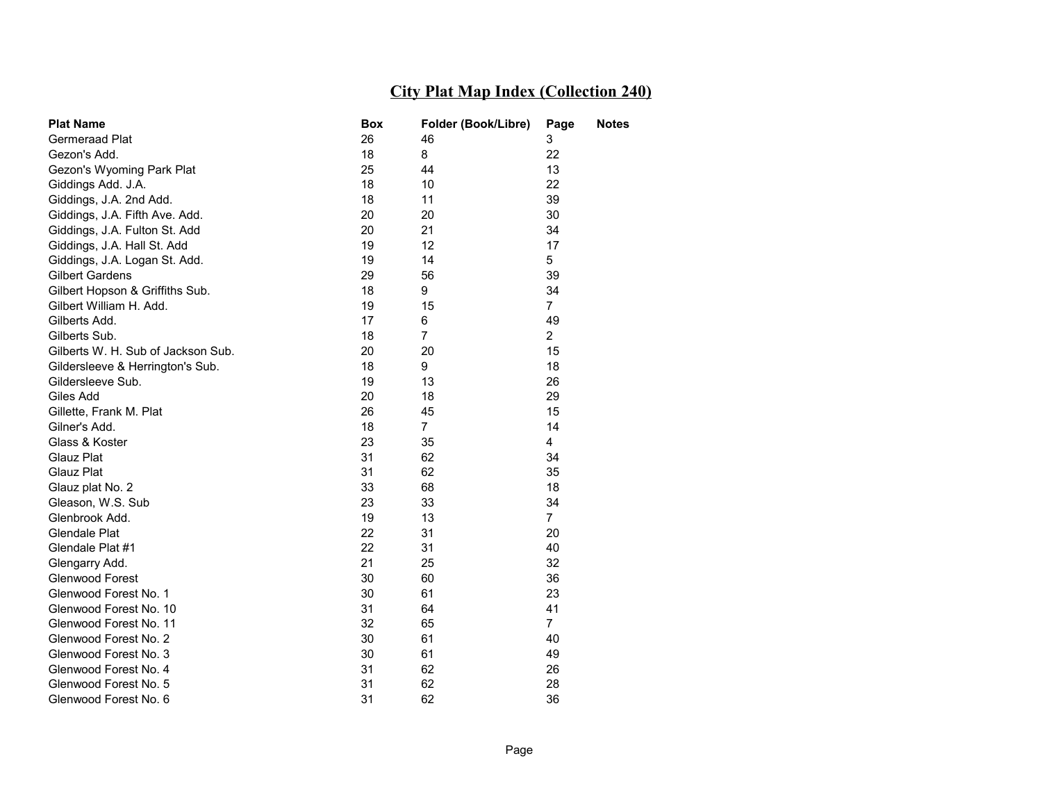# City Plat Map Index (Collection 240)

| Plat Name | Box | Folder (Book/Libre) | Page | Notes |
|---|---|---|---|---|
| Germeraad Plat | 26 | 46 | 3 | |
| Gezon's Add. | 18 | 8 | 22 | |
| Gezon's Wyoming Park Plat | 25 | 44 | 13 | |
| Giddings Add. J.A. | 18 | 10 | 22 | |
| Giddings, J.A. 2nd Add. | 18 | 11 | 39 | |
| Giddings, J.A. Fifth Ave. Add. | 20 | 20 | 30 | |
| Giddings, J.A. Fulton St. Add | 20 | 21 | 34 | |
| Giddings, J.A. Hall St. Add | 19 | 12 | 17 | |
| Giddings, J.A. Logan St. Add. | 19 | 14 | 5 | |
| Gilbert Gardens | 29 | 56 | 39 | |
| Gilbert Hopson & Griffiths Sub. | 18 | 9 | 34 | |
| Gilbert William H. Add. | 19 | 15 | 7 | |
| Gilberts Add. | 17 | 6 | 49 | |
| Gilberts Sub. | 18 | 7 | 2 | |
| Gilberts W. H. Sub of Jackson Sub. | 20 | 20 | 15 | |
| Gildersleeve & Herrington's Sub. | 18 | 9 | 18 | |
| Gildersleeve Sub. | 19 | 13 | 26 | |
| Giles Add | 20 | 18 | 29 | |
| Gillette, Frank M. Plat | 26 | 45 | 15 | |
| Gilner's Add. | 18 | 7 | 14 | |
| Glass & Koster | 23 | 35 | 4 | |
| Glauz Plat | 31 | 62 | 34 | |
| Glauz Plat | 31 | 62 | 35 | |
| Glauz plat No. 2 | 33 | 68 | 18 | |
| Gleason, W.S. Sub | 23 | 33 | 34 | |
| Glenbrook Add. | 19 | 13 | 7 | |
| Glendale Plat | 22 | 31 | 20 | |
| Glendale Plat #1 | 22 | 31 | 40 | |
| Glengarry Add. | 21 | 25 | 32 | |
| Glenwood Forest | 30 | 60 | 36 | |
| Glenwood Forest No. 1 | 30 | 61 | 23 | |
| Glenwood Forest No. 10 | 31 | 64 | 41 | |
| Glenwood Forest No. 11 | 32 | 65 | 7 | |
| Glenwood Forest No. 2 | 30 | 61 | 40 | |
| Glenwood Forest No. 3 | 30 | 61 | 49 | |
| Glenwood Forest No. 4 | 31 | 62 | 26 | |
| Glenwood Forest No. 5 | 31 | 62 | 28 | |
| Glenwood Forest No. 6 | 31 | 62 | 36 | |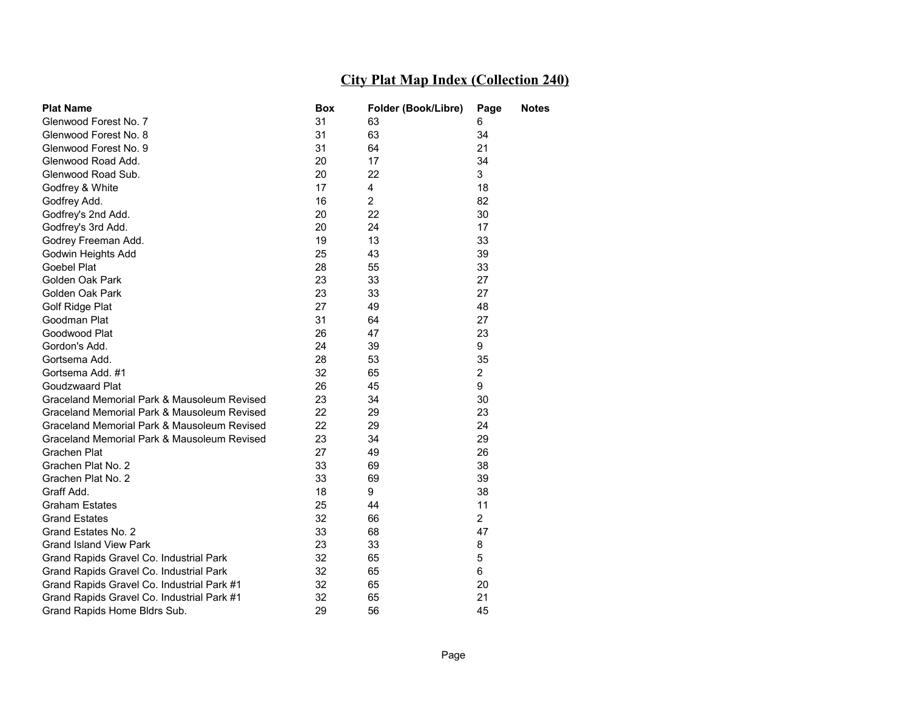# City Plat Map Index (Collection 240)

| Plat Name | Box | Folder (Book/Libre) | Page | Notes |
|---|---|---|---|---|
| Glenwood Forest No. 7 | 31 | 63 | 6 | |
| Glenwood Forest No. 8 | 31 | 63 | 34 | |
| Glenwood Forest No. 9 | 31 | 64 | 21 | |
| Glenwood Road Add. | 20 | 17 | 34 | |
| Glenwood Road Sub. | 20 | 22 | 3 | |
| Godfrey & White | 17 | 4 | 18 | |
| Godfrey Add. | 16 | 2 | 82 | |
| Godfrey's 2nd Add. | 20 | 22 | 30 | |
| Godfrey's 3rd Add. | 20 | 24 | 17 | |
| Godrey Freeman Add. | 19 | 13 | 33 | |
| Godwin Heights Add | 25 | 43 | 39 | |
| Goebel Plat | 28 | 55 | 33 | |
| Golden Oak Park | 23 | 33 | 27 | |
| Golden Oak Park | 23 | 33 | 27 | |
| Golf Ridge Plat | 27 | 49 | 48 | |
| Goodman Plat | 31 | 64 | 27 | |
| Goodwood Plat | 26 | 47 | 23 | |
| Gordon's Add. | 24 | 39 | 9 | |
| Gortsema Add. | 28 | 53 | 35 | |
| Gortsema Add. #1 | 32 | 65 | 2 | |
| Goudzwaard Plat | 26 | 45 | 9 | |
| Graceland Memorial Park & Mausoleum Revised | 23 | 34 | 30 | |
| Graceland Memorial Park & Mausoleum Revised | 22 | 29 | 23 | |
| Graceland Memorial Park & Mausoleum Revised | 22 | 29 | 24 | |
| Graceland Memorial Park & Mausoleum Revised | 23 | 34 | 29 | |
| Grachen Plat | 27 | 49 | 26 | |
| Grachen Plat No. 2 | 33 | 69 | 38 | |
| Grachen Plat No. 2 | 33 | 69 | 39 | |
| Graff Add. | 18 | 9 | 38 | |
| Graham Estates | 25 | 44 | 11 | |
| Grand Estates | 32 | 66 | 2 | |
| Grand Estates No. 2 | 33 | 68 | 47 | |
| Grand Island View Park | 23 | 33 | 8 | |
| Grand Rapids Gravel Co. Industrial Park | 32 | 65 | 5 | |
| Grand Rapids Gravel Co. Industrial Park | 32 | 65 | 6 | |
| Grand Rapids Gravel Co. Industrial Park #1 | 32 | 65 | 20 | |
| Grand Rapids Gravel Co. Industrial Park #1 | 32 | 65 | 21 | |
| Grand Rapids Home Bldrs Sub. | 29 | 56 | 45 | |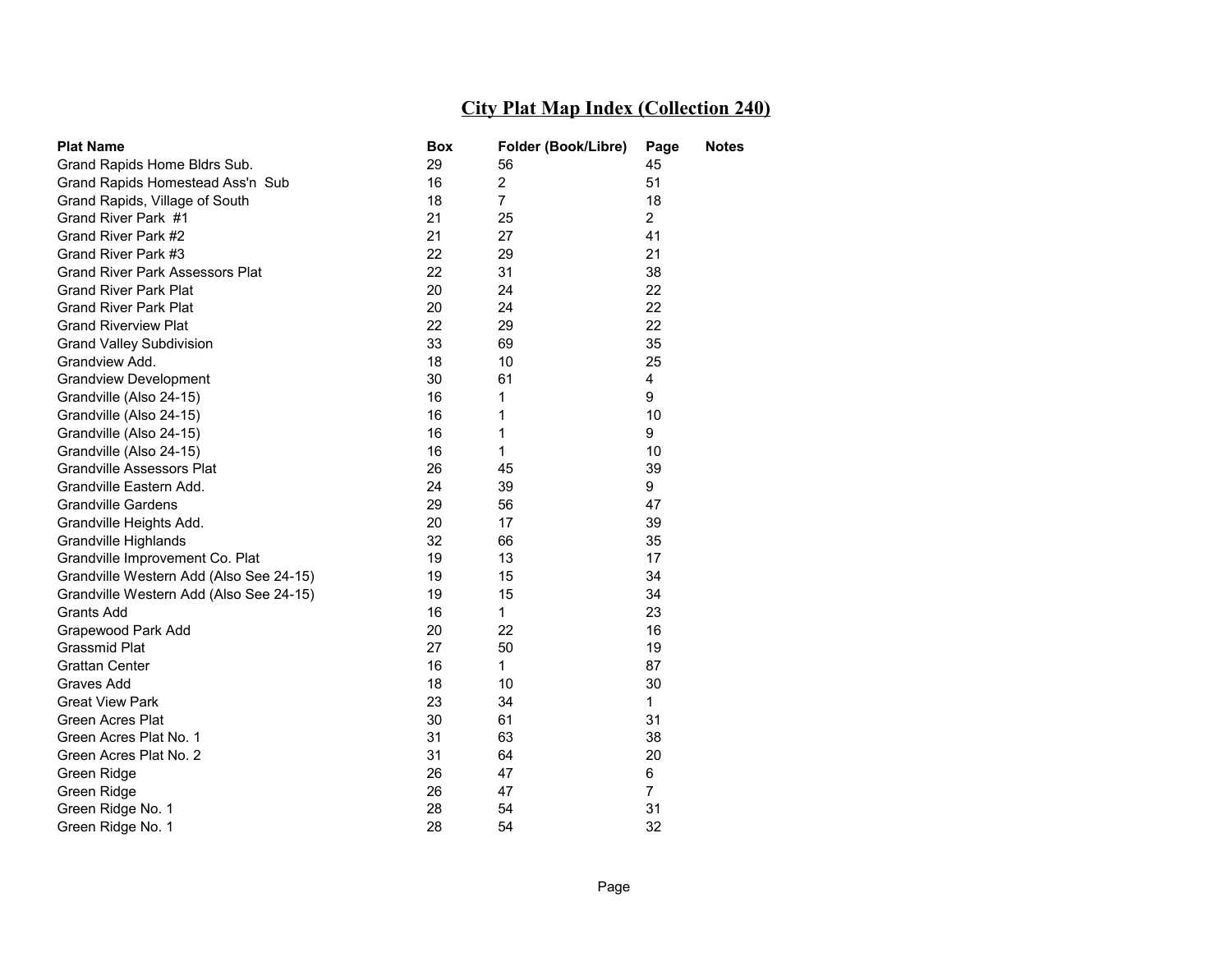## City Plat Map Index (Collection 240)

| Plat Name | Box | Folder (Book/Libre) | Page | Notes |
|---|---|---|---|---|
| Grand Rapids Home Bldrs Sub. | 29 | 56 | 45 | |
| Grand Rapids Homestead Ass'n Sub | 16 | 2 | 51 | |
| Grand Rapids, Village of South | 18 | 7 | 18 | |
| Grand River Park #1 | 21 | 25 | 2 | |
| Grand River Park #2 | 21 | 27 | 41 | |
| Grand River Park #3 | 22 | 29 | 21 | |
| Grand River Park Assessors Plat | 22 | 31 | 38 | |
| Grand River Park Plat | 20 | 24 | 22 | |
| Grand River Park Plat | 20 | 24 | 22 | |
| Grand Riverview Plat | 22 | 29 | 22 | |
| Grand Valley Subdivision | 33 | 69 | 35 | |
| Grandview Add. | 18 | 10 | 25 | |
| Grandview Development | 30 | 61 | 4 | |
| Grandville (Also 24-15) | 16 | 1 | 9 | |
| Grandville (Also 24-15) | 16 | 1 | 10 | |
| Grandville (Also 24-15) | 16 | 1 | 9 | |
| Grandville (Also 24-15) | 16 | 1 | 10 | |
| Grandville Assessors Plat | 26 | 45 | 39 | |
| Grandville Eastern Add. | 24 | 39 | 9 | |
| Grandville Gardens | 29 | 56 | 47 | |
| Grandville Heights Add. | 20 | 17 | 39 | |
| Grandville Highlands | 32 | 66 | 35 | |
| Grandville Improvement Co. Plat | 19 | 13 | 17 | |
| Grandville Western Add (Also See 24-15) | 19 | 15 | 34 | |
| Grandville Western Add (Also See 24-15) | 19 | 15 | 34 | |
| Grants Add | 16 | 1 | 23 | |
| Grapewood Park Add | 20 | 22 | 16 | |
| Grassmid Plat | 27 | 50 | 19 | |
| Grattan Center | 16 | 1 | 87 | |
| Graves Add | 18 | 10 | 30 | |
| Great View Park | 23 | 34 | 1 | |
| Green Acres Plat | 30 | 61 | 31 | |
| Green Acres Plat No. 1 | 31 | 63 | 38 | |
| Green Acres Plat No. 2 | 31 | 64 | 20 | |
| Green Ridge | 26 | 47 | 6 | |
| Green Ridge | 26 | 47 | 7 | |
| Green Ridge No. 1 | 28 | 54 | 31 | |
| Green Ridge No. 1 | 28 | 54 | 32 | |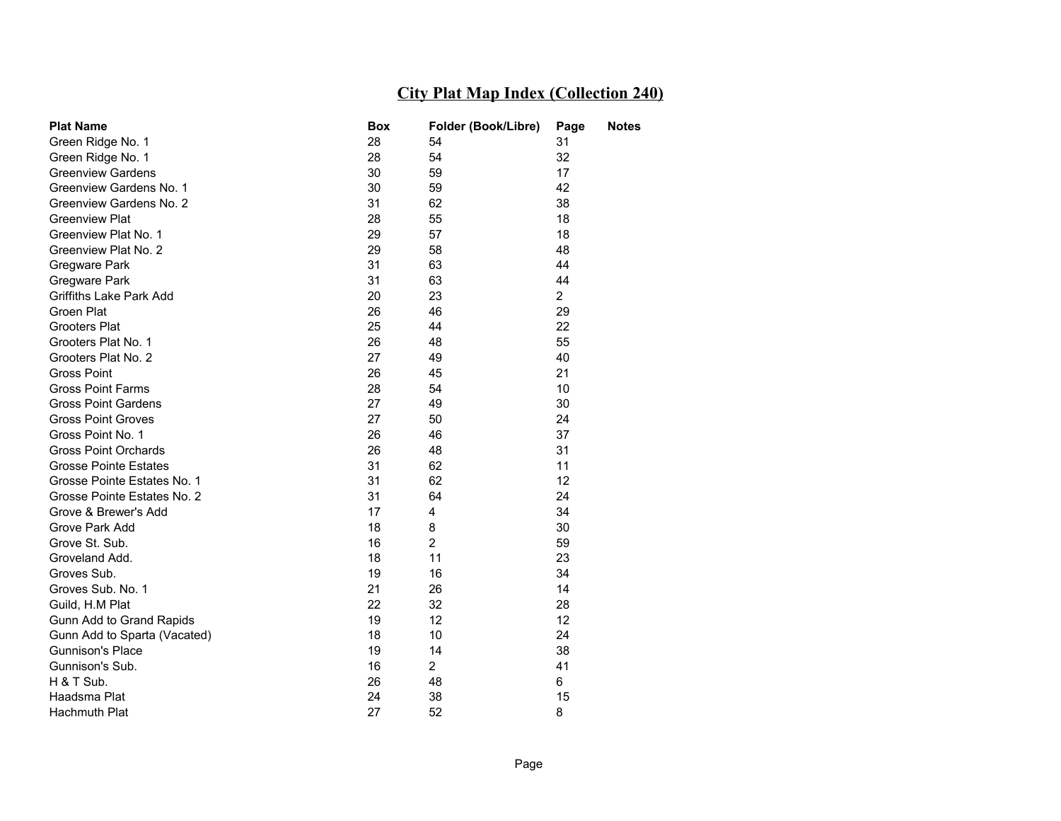# City Plat Map Index (Collection 240)

| Plat Name | Box | Folder (Book/Libre) | Page | Notes |
|---|---|---|---|---|
| Green Ridge No. 1 | 28 | 54 | 31 | |
| Green Ridge No. 1 | 28 | 54 | 32 | |
| Greenview Gardens | 30 | 59 | 17 | |
| Greenview Gardens No. 1 | 30 | 59 | 42 | |
| Greenview Gardens No. 2 | 31 | 62 | 38 | |
| Greenview Plat | 28 | 55 | 18 | |
| Greenview Plat No. 1 | 29 | 57 | 18 | |
| Greenview Plat No. 2 | 29 | 58 | 48 | |
| Gregware Park | 31 | 63 | 44 | |
| Gregware Park | 31 | 63 | 44 | |
| Griffiths Lake Park Add | 20 | 23 | 2 | |
| Groen Plat | 26 | 46 | 29 | |
| Grooters Plat | 25 | 44 | 22 | |
| Grooters Plat No. 1 | 26 | 48 | 55 | |
| Grooters Plat No. 2 | 27 | 49 | 40 | |
| Gross Point | 26 | 45 | 21 | |
| Gross Point Farms | 28 | 54 | 10 | |
| Gross Point Gardens | 27 | 49 | 30 | |
| Gross Point Groves | 27 | 50 | 24 | |
| Gross Point No. 1 | 26 | 46 | 37 | |
| Gross Point Orchards | 26 | 48 | 31 | |
| Grosse Pointe Estates | 31 | 62 | 11 | |
| Grosse Pointe Estates No. 1 | 31 | 62 | 12 | |
| Grosse Pointe Estates No. 2 | 31 | 64 | 24 | |
| Grove & Brewer's Add | 17 | 4 | 34 | |
| Grove Park Add | 18 | 8 | 30 | |
| Grove St. Sub. | 16 | 2 | 59 | |
| Groveland Add. | 18 | 11 | 23 | |
| Groves Sub. | 19 | 16 | 34 | |
| Groves Sub. No. 1 | 21 | 26 | 14 | |
| Guild, H.M Plat | 22 | 32 | 28 | |
| Gunn Add to Grand Rapids | 19 | 12 | 12 | |
| Gunn Add to Sparta (Vacated) | 18 | 10 | 24 | |
| Gunnison's Place | 19 | 14 | 38 | |
| Gunnison's Sub. | 16 | 2 | 41 | |
| H & T Sub. | 26 | 48 | 6 | |
| Haadsma Plat | 24 | 38 | 15 | |
| Hachmuth Plat | 27 | 52 | 8 | |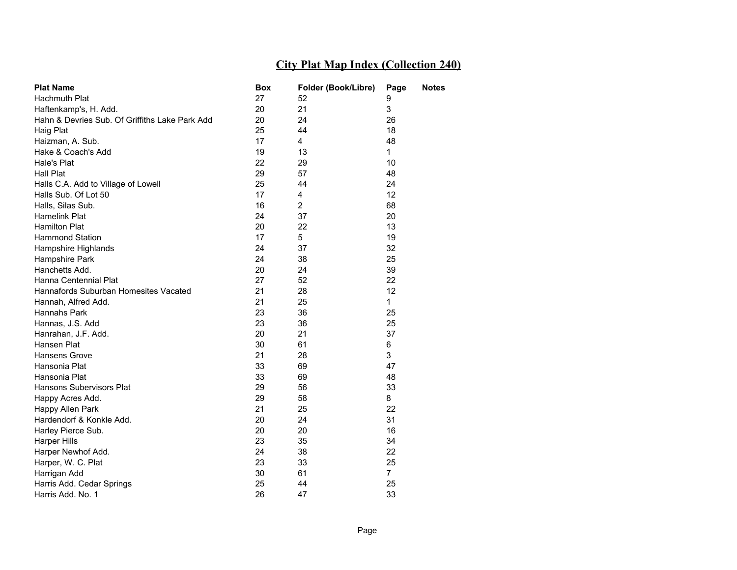# City Plat Map Index (Collection 240)

| Plat Name | Box | Folder (Book/Libre) | Page | Notes |
|---|---|---|---|---|
| Hachmuth Plat | 27 | 52 | 9 | |
| Haftenkamp's, H. Add. | 20 | 21 | 3 | |
| Hahn & Devries Sub. Of Griffiths Lake Park Add | 20 | 24 | 26 | |
| Haig Plat | 25 | 44 | 18 | |
| Haizman, A. Sub. | 17 | 4 | 48 | |
| Hake & Coach's Add | 19 | 13 | 1 | |
| Hale's Plat | 22 | 29 | 10 | |
| Hall Plat | 29 | 57 | 48 | |
| Halls C.A. Add to Village of Lowell | 25 | 44 | 24 | |
| Halls Sub. Of Lot 50 | 17 | 4 | 12 | |
| Halls, Silas Sub. | 16 | 2 | 68 | |
| Hamelink Plat | 24 | 37 | 20 | |
| Hamilton Plat | 20 | 22 | 13 | |
| Hammond Station | 17 | 5 | 19 | |
| Hampshire Highlands | 24 | 37 | 32 | |
| Hampshire Park | 24 | 38 | 25 | |
| Hanchetts Add. | 20 | 24 | 39 | |
| Hanna Centennial Plat | 27 | 52 | 22 | |
| Hannafords Suburban Homesites Vacated | 21 | 28 | 12 | |
| Hannah, Alfred Add. | 21 | 25 | 1 | |
| Hannahs Park | 23 | 36 | 25 | |
| Hannas, J.S. Add | 23 | 36 | 25 | |
| Hanrahan, J.F. Add. | 20 | 21 | 37 | |
| Hansen Plat | 30 | 61 | 6 | |
| Hansens Grove | 21 | 28 | 3 | |
| Hansonia Plat | 33 | 69 | 47 | |
| Hansonia Plat | 33 | 69 | 48 | |
| Hansons Subervisors Plat | 29 | 56 | 33 | |
| Happy Acres Add. | 29 | 58 | 8 | |
| Happy Allen Park | 21 | 25 | 22 | |
| Hardendorf & Konkle Add. | 20 | 24 | 31 | |
| Harley Pierce Sub. | 20 | 20 | 16 | |
| Harper Hills | 23 | 35 | 34 | |
| Harper Newhof Add. | 24 | 38 | 22 | |
| Harper, W. C. Plat | 23 | 33 | 25 | |
| Harrigan Add | 30 | 61 | 7 | |
| Harris Add. Cedar Springs | 25 | 44 | 25 | |
| Harris Add. No. 1 | 26 | 47 | 33 | |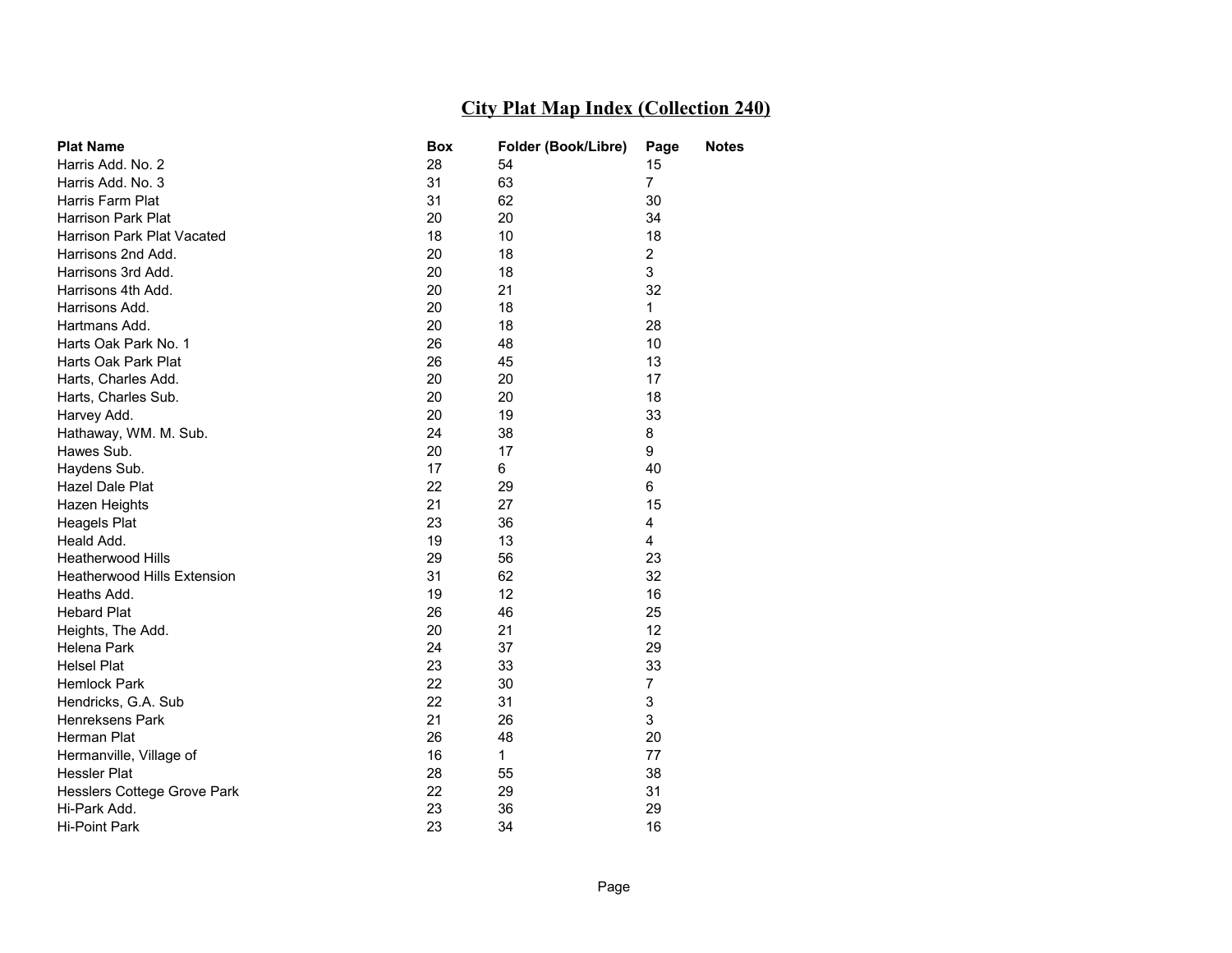# City Plat Map Index (Collection 240)

| Plat Name | Box | Folder (Book/Libre) | Page | Notes |
|---|---|---|---|---|
| Harris Add. No. 2 | 28 | 54 | 15 | |
| Harris Add. No. 3 | 31 | 63 | 7 | |
| Harris Farm Plat | 31 | 62 | 30 | |
| Harrison Park Plat | 20 | 20 | 34 | |
| Harrison Park Plat Vacated | 18 | 10 | 18 | |
| Harrisons 2nd Add. | 20 | 18 | 2 | |
| Harrisons 3rd Add. | 20 | 18 | 3 | |
| Harrisons 4th Add. | 20 | 21 | 32 | |
| Harrisons Add. | 20 | 18 | 1 | |
| Hartmans Add. | 20 | 18 | 28 | |
| Harts Oak Park No. 1 | 26 | 48 | 10 | |
| Harts Oak Park Plat | 26 | 45 | 13 | |
| Harts, Charles Add. | 20 | 20 | 17 | |
| Harts, Charles Sub. | 20 | 20 | 18 | |
| Harvey Add. | 20 | 19 | 33 | |
| Hathaway, WM. M. Sub. | 24 | 38 | 8 | |
| Hawes Sub. | 20 | 17 | 9 | |
| Haydens Sub. | 17 | 6 | 40 | |
| Hazel Dale Plat | 22 | 29 | 6 | |
| Hazen Heights | 21 | 27 | 15 | |
| Heagels Plat | 23 | 36 | 4 | |
| Heald Add. | 19 | 13 | 4 | |
| Heatherwood Hills | 29 | 56 | 23 | |
| Heatherwood Hills Extension | 31 | 62 | 32 | |
| Heaths Add. | 19 | 12 | 16 | |
| Hebard Plat | 26 | 46 | 25 | |
| Heights, The Add. | 20 | 21 | 12 | |
| Helena Park | 24 | 37 | 29 | |
| Helsel Plat | 23 | 33 | 33 | |
| Hemlock Park | 22 | 30 | 7 | |
| Hendricks, G.A. Sub | 22 | 31 | 3 | |
| Henreksens Park | 21 | 26 | 3 | |
| Herman Plat | 26 | 48 | 20 | |
| Hermanville, Village of | 16 | 1 | 77 | |
| Hessler Plat | 28 | 55 | 38 | |
| Hesslers Cottege Grove Park | 22 | 29 | 31 | |
| Hi-Park Add. | 23 | 36 | 29 | |
| Hi-Point Park | 23 | 34 | 16 | |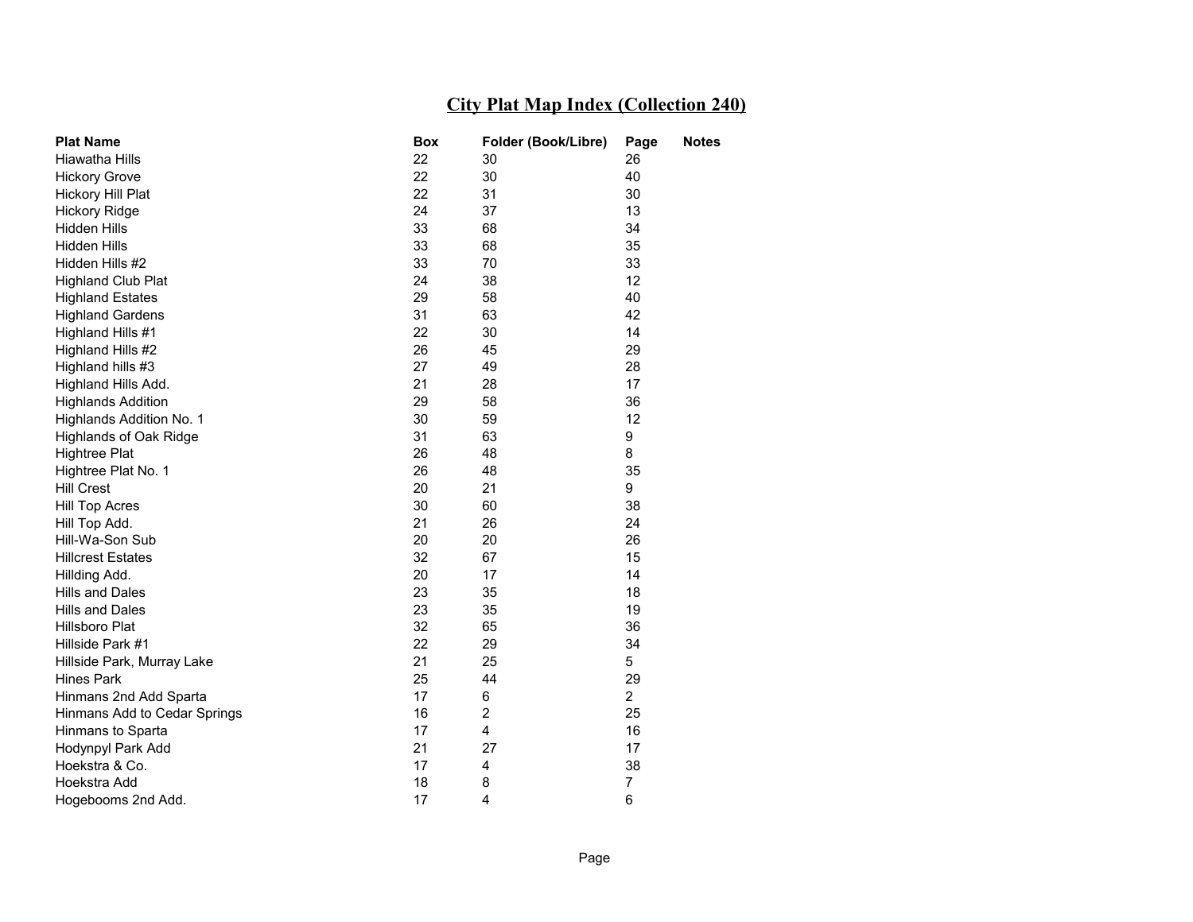## City Plat Map Index (Collection 240)

| Plat Name | Box | Folder (Book/Libre) | Page | Notes |
|---|---|---|---|---|
| Hiawatha Hills | 22 | 30 | 26 | |
| Hickory Grove | 22 | 30 | 40 | |
| Hickory Hill Plat | 22 | 31 | 30 | |
| Hickory Ridge | 24 | 37 | 13 | |
| Hidden Hills | 33 | 68 | 34 | |
| Hidden Hills | 33 | 68 | 35 | |
| Hidden Hills #2 | 33 | 70 | 33 | |
| Highland Club Plat | 24 | 38 | 12 | |
| Highland Estates | 29 | 58 | 40 | |
| Highland Gardens | 31 | 63 | 42 | |
| Highland Hills #1 | 22 | 30 | 14 | |
| Highland Hills #2 | 26 | 45 | 29 | |
| Highland hills #3 | 27 | 49 | 28 | |
| Highland Hills Add. | 21 | 28 | 17 | |
| Highlands Addition | 29 | 58 | 36 | |
| Highlands Addition No. 1 | 30 | 59 | 12 | |
| Highlands of Oak Ridge | 31 | 63 | 9 | |
| Hightree Plat | 26 | 48 | 8 | |
| Hightree Plat No. 1 | 26 | 48 | 35 | |
| Hill Crest | 20 | 21 | 9 | |
| Hill Top Acres | 30 | 60 | 38 | |
| Hill Top Add. | 21 | 26 | 24 | |
| Hill-Wa-Son Sub | 20 | 20 | 26 | |
| Hillcrest Estates | 32 | 67 | 15 | |
| Hillding Add. | 20 | 17 | 14 | |
| Hills and Dales | 23 | 35 | 18 | |
| Hills and Dales | 23 | 35 | 19 | |
| Hillsboro Plat | 32 | 65 | 36 | |
| Hillside Park #1 | 22 | 29 | 34 | |
| Hillside Park, Murray Lake | 21 | 25 | 5 | |
| Hines Park | 25 | 44 | 29 | |
| Hinmans 2nd Add Sparta | 17 | 6 | 2 | |
| Hinmans Add to Cedar Springs | 16 | 2 | 25 | |
| Hinmans to Sparta | 17 | 4 | 16 | |
| Hodynpyl Park Add | 21 | 27 | 17 | |
| Hoekstra & Co. | 17 | 4 | 38 | |
| Hoekstra Add | 18 | 8 | 7 | |
| Hogebooms 2nd Add. | 17 | 4 | 6 | |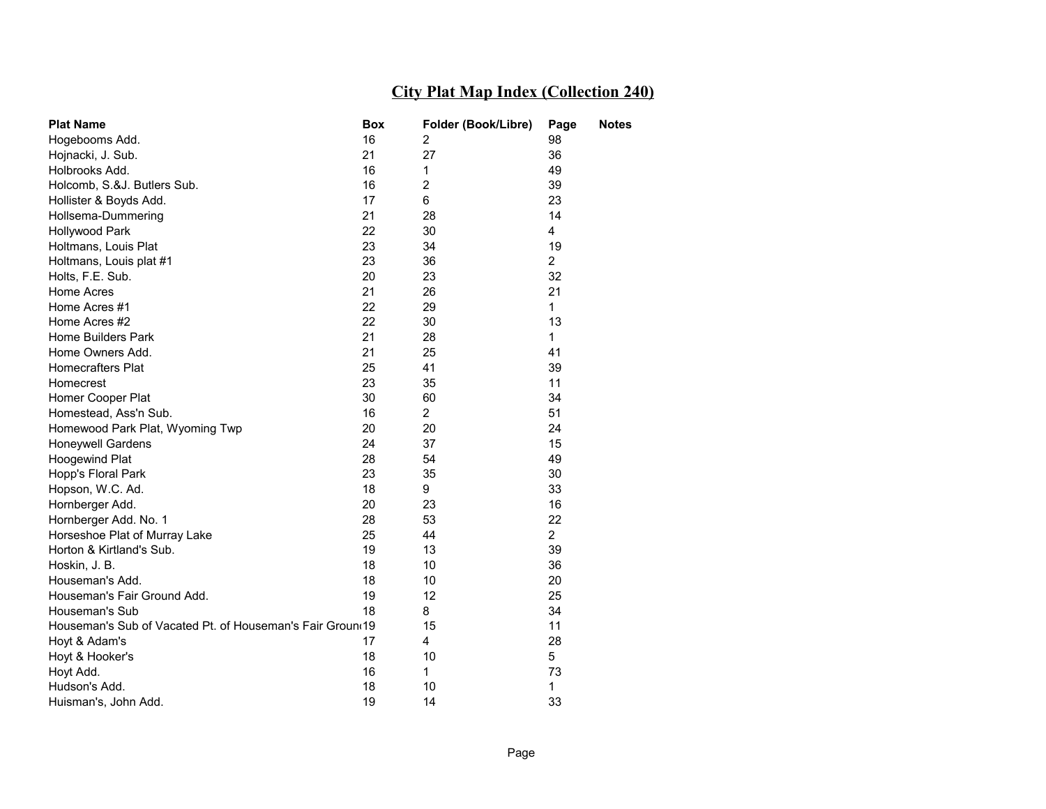# City Plat Map Index (Collection 240)

| Plat Name | Box | Folder (Book/Libre) | Page | Notes |
|---|---|---|---|---|
| Hogebooms Add. | 16 | 2 | 98 | |
| Hojnacki, J. Sub. | 21 | 27 | 36 | |
| Holbrooks Add. | 16 | 1 | 49 | |
| Holcomb, S.&J. Butlers Sub. | 16 | 2 | 39 | |
| Hollister & Boyds Add. | 17 | 6 | 23 | |
| Hollsema-Dummering | 21 | 28 | 14 | |
| Hollywood Park | 22 | 30 | 4 | |
| Holtmans, Louis Plat | 23 | 34 | 19 | |
| Holtmans, Louis plat #1 | 23 | 36 | 2 | |
| Holts, F.E. Sub. | 20 | 23 | 32 | |
| Home Acres | 21 | 26 | 21 | |
| Home Acres #1 | 22 | 29 | 1 | |
| Home Acres #2 | 22 | 30 | 13 | |
| Home Builders Park | 21 | 28 | 1 | |
| Home Owners Add. | 21 | 25 | 41 | |
| Homecrafters Plat | 25 | 41 | 39 | |
| Homecrest | 23 | 35 | 11 | |
| Homer Cooper Plat | 30 | 60 | 34 | |
| Homestead, Ass'n Sub. | 16 | 2 | 51 | |
| Homewood Park Plat, Wyoming Twp | 20 | 20 | 24 | |
| Honeywell Gardens | 24 | 37 | 15 | |
| Hoogewind Plat | 28 | 54 | 49 | |
| Hopp's Floral Park | 23 | 35 | 30 | |
| Hopson, W.C. Ad. | 18 | 9 | 33 | |
| Hornberger Add. | 20 | 23 | 16 | |
| Hornberger Add. No. 1 | 28 | 53 | 22 | |
| Horseshoe Plat of Murray Lake | 25 | 44 | 2 | |
| Horton & Kirtland's Sub. | 19 | 13 | 39 | |
| Hoskin, J. B. | 18 | 10 | 36 | |
| Houseman's Add. | 18 | 10 | 20 | |
| Houseman's Fair Ground Add. | 19 | 12 | 25 | |
| Houseman's Sub | 18 | 8 | 34 | |
| Houseman's Sub of Vacated Pt. of Houseman's Fair Groun | 19 | 15 | 11 | |
| Hoyt & Adam's | 17 | 4 | 28 | |
| Hoyt & Hooker's | 18 | 10 | 5 | |
| Hoyt Add. | 16 | 1 | 73 | |
| Hudson's Add. | 18 | 10 | 1 | |
| Huisman's, John Add. | 19 | 14 | 33 | |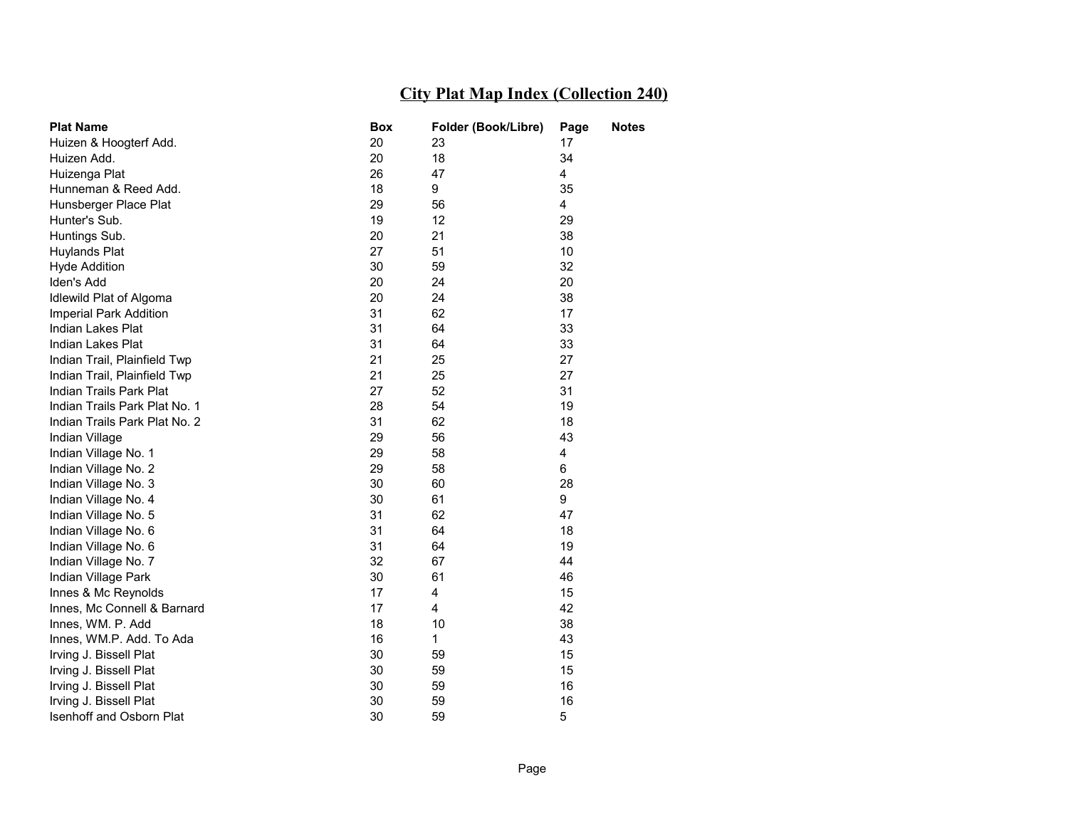## City Plat Map Index (Collection 240)

| Plat Name | Box | Folder (Book/Libre) | Page | Notes |
|---|---|---|---|---|
| Huizen & Hoogterf Add. | 20 | 23 | 17 | |
| Huizen Add. | 20 | 18 | 34 | |
| Huizenga Plat | 26 | 47 | 4 | |
| Hunneman & Reed Add. | 18 | 9 | 35 | |
| Hunsberger Place Plat | 29 | 56 | 4 | |
| Hunter's Sub. | 19 | 12 | 29 | |
| Huntings Sub. | 20 | 21 | 38 | |
| Huylands Plat | 27 | 51 | 10 | |
| Hyde Addition | 30 | 59 | 32 | |
| Iden's Add | 20 | 24 | 20 | |
| Idlewild Plat of Algoma | 20 | 24 | 38 | |
| Imperial Park Addition | 31 | 62 | 17 | |
| Indian Lakes Plat | 31 | 64 | 33 | |
| Indian Lakes Plat | 31 | 64 | 33 | |
| Indian Trail, Plainfield Twp | 21 | 25 | 27 | |
| Indian Trail, Plainfield Twp | 21 | 25 | 27 | |
| Indian Trails Park Plat | 27 | 52 | 31 | |
| Indian Trails Park Plat No. 1 | 28 | 54 | 19 | |
| Indian Trails Park Plat No. 2 | 31 | 62 | 18 | |
| Indian Village | 29 | 56 | 43 | |
| Indian Village No. 1 | 29 | 58 | 4 | |
| Indian Village No. 2 | 29 | 58 | 6 | |
| Indian Village No. 3 | 30 | 60 | 28 | |
| Indian Village No. 4 | 30 | 61 | 9 | |
| Indian Village No. 5 | 31 | 62 | 47 | |
| Indian Village No. 6 | 31 | 64 | 18 | |
| Indian Village No. 6 | 31 | 64 | 19 | |
| Indian Village No. 7 | 32 | 67 | 44 | |
| Indian Village Park | 30 | 61 | 46 | |
| Innes & Mc Reynolds | 17 | 4 | 15 | |
| Innes, Mc Connell & Barnard | 17 | 4 | 42 | |
| Innes, WM. P. Add | 18 | 10 | 38 | |
| Innes, WM.P. Add. To Ada | 16 | 1 | 43 | |
| Irving J. Bissell Plat | 30 | 59 | 15 | |
| Irving J. Bissell Plat | 30 | 59 | 15 | |
| Irving J. Bissell Plat | 30 | 59 | 16 | |
| Irving J. Bissell Plat | 30 | 59 | 16 | |
| Isenhoff and Osborn Plat | 30 | 59 | 5 | |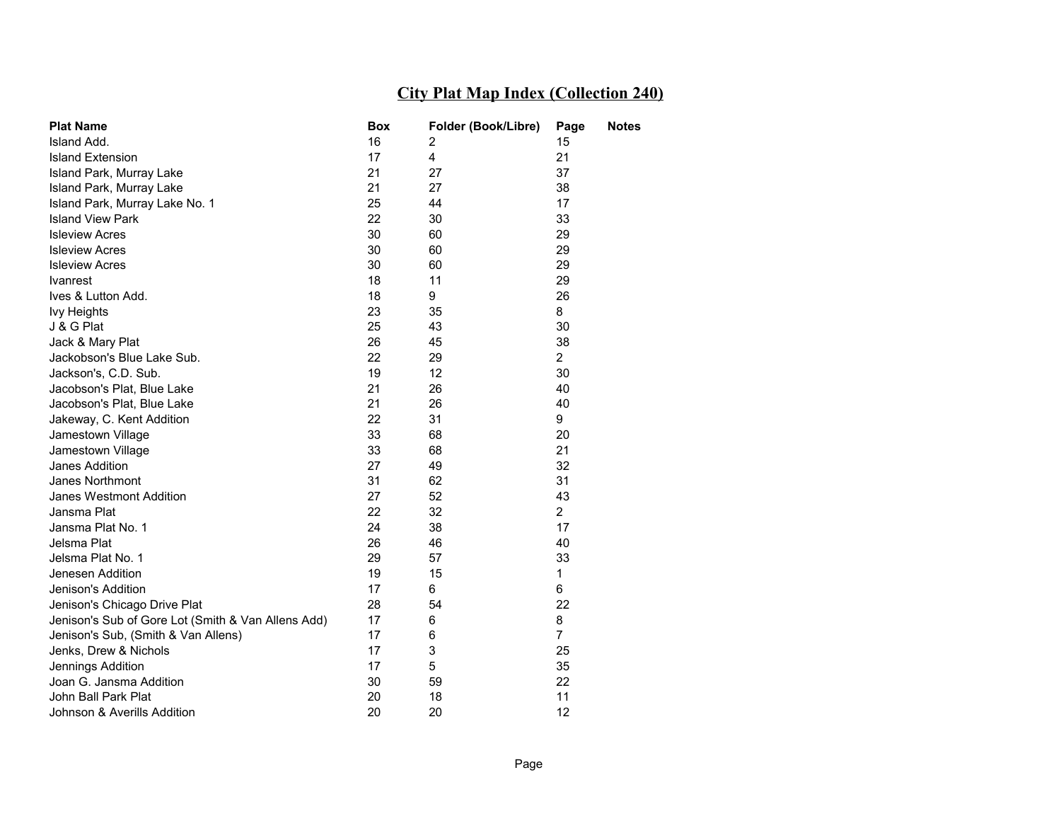# City Plat Map Index (Collection 240)

| Plat Name | Box | Folder (Book/Libre) | Page | Notes |
|---|---|---|---|---|
| Island Add. | 16 | 2 | 15 | |
| Island Extension | 17 | 4 | 21 | |
| Island Park, Murray Lake | 21 | 27 | 37 | |
| Island Park, Murray Lake | 21 | 27 | 38 | |
| Island Park, Murray Lake No. 1 | 25 | 44 | 17 | |
| Island View Park | 22 | 30 | 33 | |
| Isleview Acres | 30 | 60 | 29 | |
| Isleview Acres | 30 | 60 | 29 | |
| Isleview Acres | 30 | 60 | 29 | |
| Ivanrest | 18 | 11 | 29 | |
| Ives & Lutton Add. | 18 | 9 | 26 | |
| Ivy Heights | 23 | 35 | 8 | |
| J & G Plat | 25 | 43 | 30 | |
| Jack & Mary Plat | 26 | 45 | 38 | |
| Jackobson's Blue Lake Sub. | 22 | 29 | 2 | |
| Jackson's, C.D. Sub. | 19 | 12 | 30 | |
| Jacobson's Plat, Blue Lake | 21 | 26 | 40 | |
| Jacobson's Plat, Blue Lake | 21 | 26 | 40 | |
| Jakeway, C. Kent Addition | 22 | 31 | 9 | |
| Jamestown Village | 33 | 68 | 20 | |
| Jamestown Village | 33 | 68 | 21 | |
| Janes Addition | 27 | 49 | 32 | |
| Janes Northmont | 31 | 62 | 31 | |
| Janes Westmont Addition | 27 | 52 | 43 | |
| Jansma Plat | 22 | 32 | 2 | |
| Jansma Plat No. 1 | 24 | 38 | 17 | |
| Jelsma Plat | 26 | 46 | 40 | |
| Jelsma Plat No. 1 | 29 | 57 | 33 | |
| Jenesen Addition | 19 | 15 | 1 | |
| Jenison's Addition | 17 | 6 | 6 | |
| Jenison's Chicago Drive Plat | 28 | 54 | 22 | |
| Jenison's Sub of Gore Lot (Smith & Van Allens Add) | 17 | 6 | 8 | |
| Jenison's Sub, (Smith & Van Allens) | 17 | 6 | 7 | |
| Jenks, Drew & Nichols | 17 | 3 | 25 | |
| Jennings Addition | 17 | 5 | 35 | |
| Joan G. Jansma Addition | 30 | 59 | 22 | |
| John Ball Park Plat | 20 | 18 | 11 | |
| Johnson & Averills Addition | 20 | 20 | 12 | |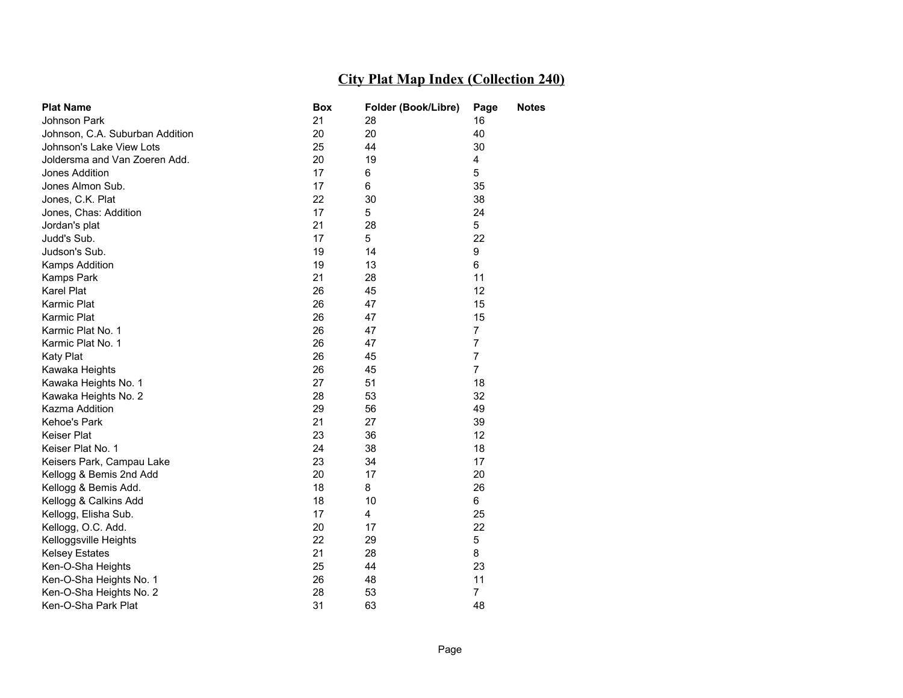# City Plat Map Index (Collection 240)

| Plat Name | Box | Folder (Book/Libre) | Page | Notes |
|---|---|---|---|---|
| Johnson Park | 21 | 28 | 16 | |
| Johnson, C.A. Suburban Addition | 20 | 20 | 40 | |
| Johnson's Lake View Lots | 25 | 44 | 30 | |
| Joldersma and Van Zoeren Add. | 20 | 19 | 4 | |
| Jones Addition | 17 | 6 | 5 | |
| Jones Almon Sub. | 17 | 6 | 35 | |
| Jones, C.K. Plat | 22 | 30 | 38 | |
| Jones, Chas: Addition | 17 | 5 | 24 | |
| Jordan's plat | 21 | 28 | 5 | |
| Judd's Sub. | 17 | 5 | 22 | |
| Judson's Sub. | 19 | 14 | 9 | |
| Kamps Addition | 19 | 13 | 6 | |
| Kamps Park | 21 | 28 | 11 | |
| Karel Plat | 26 | 45 | 12 | |
| Karmic Plat | 26 | 47 | 15 | |
| Karmic Plat | 26 | 47 | 15 | |
| Karmic Plat No. 1 | 26 | 47 | 7 | |
| Karmic Plat No. 1 | 26 | 47 | 7 | |
| Katy Plat | 26 | 45 | 7 | |
| Kawaka Heights | 26 | 45 | 7 | |
| Kawaka Heights No. 1 | 27 | 51 | 18 | |
| Kawaka Heights No. 2 | 28 | 53 | 32 | |
| Kazma Addition | 29 | 56 | 49 | |
| Kehoe's Park | 21 | 27 | 39 | |
| Keiser Plat | 23 | 36 | 12 | |
| Keiser Plat No. 1 | 24 | 38 | 18 | |
| Keisers Park, Campau Lake | 23 | 34 | 17 | |
| Kellogg & Bemis 2nd Add | 20 | 17 | 20 | |
| Kellogg & Bemis Add. | 18 | 8 | 26 | |
| Kellogg & Calkins Add | 18 | 10 | 6 | |
| Kellogg, Elisha Sub. | 17 | 4 | 25 | |
| Kellogg, O.C. Add. | 20 | 17 | 22 | |
| Kelloggsville Heights | 22 | 29 | 5 | |
| Kelsey Estates | 21 | 28 | 8 | |
| Ken-O-Sha Heights | 25 | 44 | 23 | |
| Ken-O-Sha Heights No. 1 | 26 | 48 | 11 | |
| Ken-O-Sha Heights No. 2 | 28 | 53 | 7 | |
| Ken-O-Sha Park Plat | 31 | 63 | 48 | |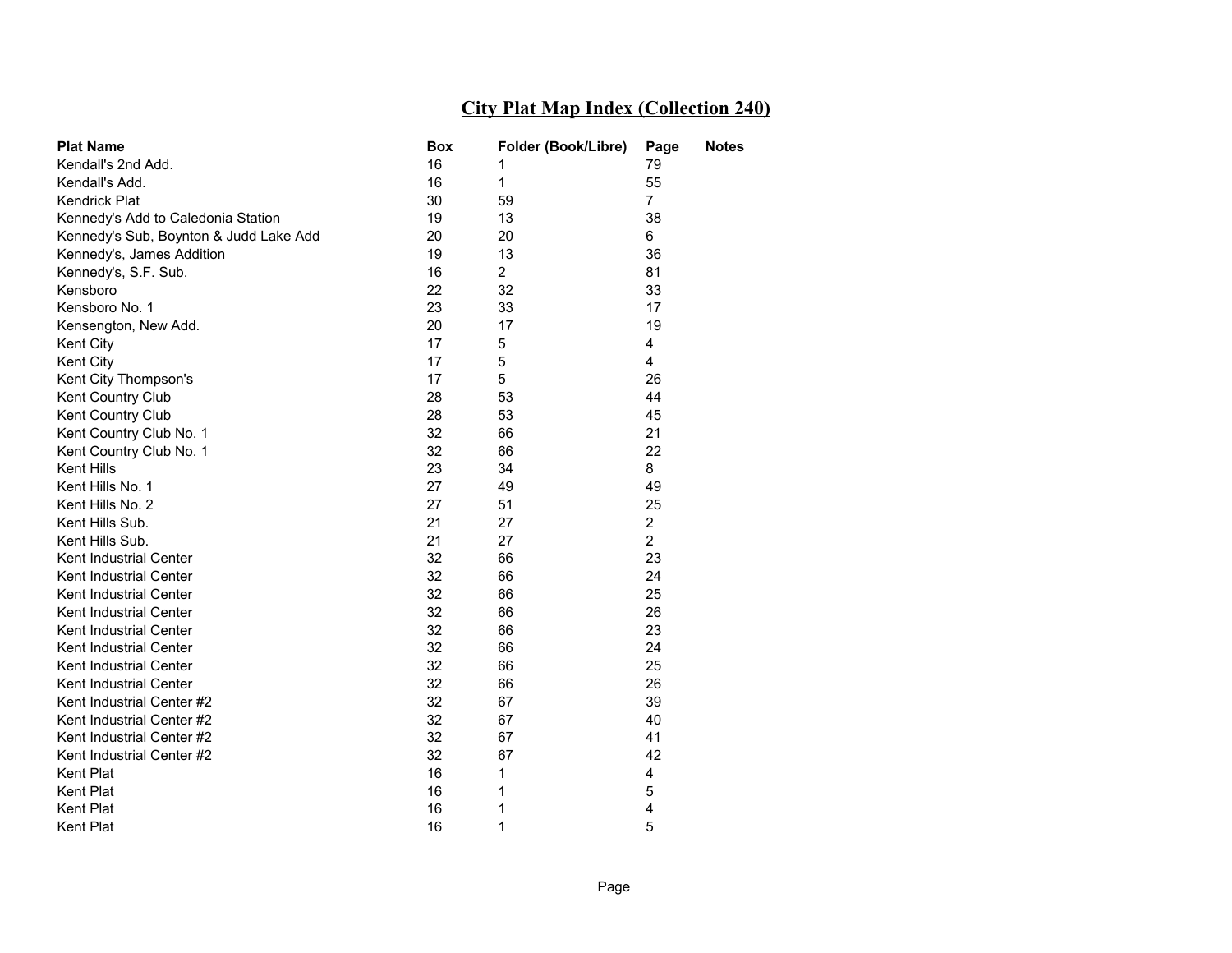# City Plat Map Index (Collection 240)

| Plat Name | Box | Folder (Book/Libre) | Page | Notes |
|---|---|---|---|---|
| Kendall's 2nd Add. | 16 | 1 | 79 | |
| Kendall's Add. | 16 | 1 | 55 | |
| Kendrick Plat | 30 | 59 | 7 | |
| Kennedy's Add to Caledonia Station | 19 | 13 | 38 | |
| Kennedy's Sub, Boynton & Judd Lake Add | 20 | 20 | 6 | |
| Kennedy's, James Addition | 19 | 13 | 36 | |
| Kennedy's, S.F. Sub. | 16 | 2 | 81 | |
| Kensboro | 22 | 32 | 33 | |
| Kensboro No. 1 | 23 | 33 | 17 | |
| Kensengton, New Add. | 20 | 17 | 19 | |
| Kent City | 17 | 5 | 4 | |
| Kent City | 17 | 5 | 4 | |
| Kent City Thompson's | 17 | 5 | 26 | |
| Kent Country Club | 28 | 53 | 44 | |
| Kent Country Club | 28 | 53 | 45 | |
| Kent Country Club No. 1 | 32 | 66 | 21 | |
| Kent Country Club No. 1 | 32 | 66 | 22 | |
| Kent Hills | 23 | 34 | 8 | |
| Kent Hills No. 1 | 27 | 49 | 49 | |
| Kent Hills No. 2 | 27 | 51 | 25 | |
| Kent Hills Sub. | 21 | 27 | 2 | |
| Kent Hills Sub. | 21 | 27 | 2 | |
| Kent Industrial Center | 32 | 66 | 23 | |
| Kent Industrial Center | 32 | 66 | 24 | |
| Kent Industrial Center | 32 | 66 | 25 | |
| Kent Industrial Center | 32 | 66 | 26 | |
| Kent Industrial Center | 32 | 66 | 23 | |
| Kent Industrial Center | 32 | 66 | 24 | |
| Kent Industrial Center | 32 | 66 | 25 | |
| Kent Industrial Center | 32 | 66 | 26 | |
| Kent Industrial Center #2 | 32 | 67 | 39 | |
| Kent Industrial Center #2 | 32 | 67 | 40 | |
| Kent Industrial Center #2 | 32 | 67 | 41 | |
| Kent Industrial Center #2 | 32 | 67 | 42 | |
| Kent Plat | 16 | 1 | 4 | |
| Kent Plat | 16 | 1 | 5 | |
| Kent Plat | 16 | 1 | 4 | |
| Kent Plat | 16 | 1 | 5 | |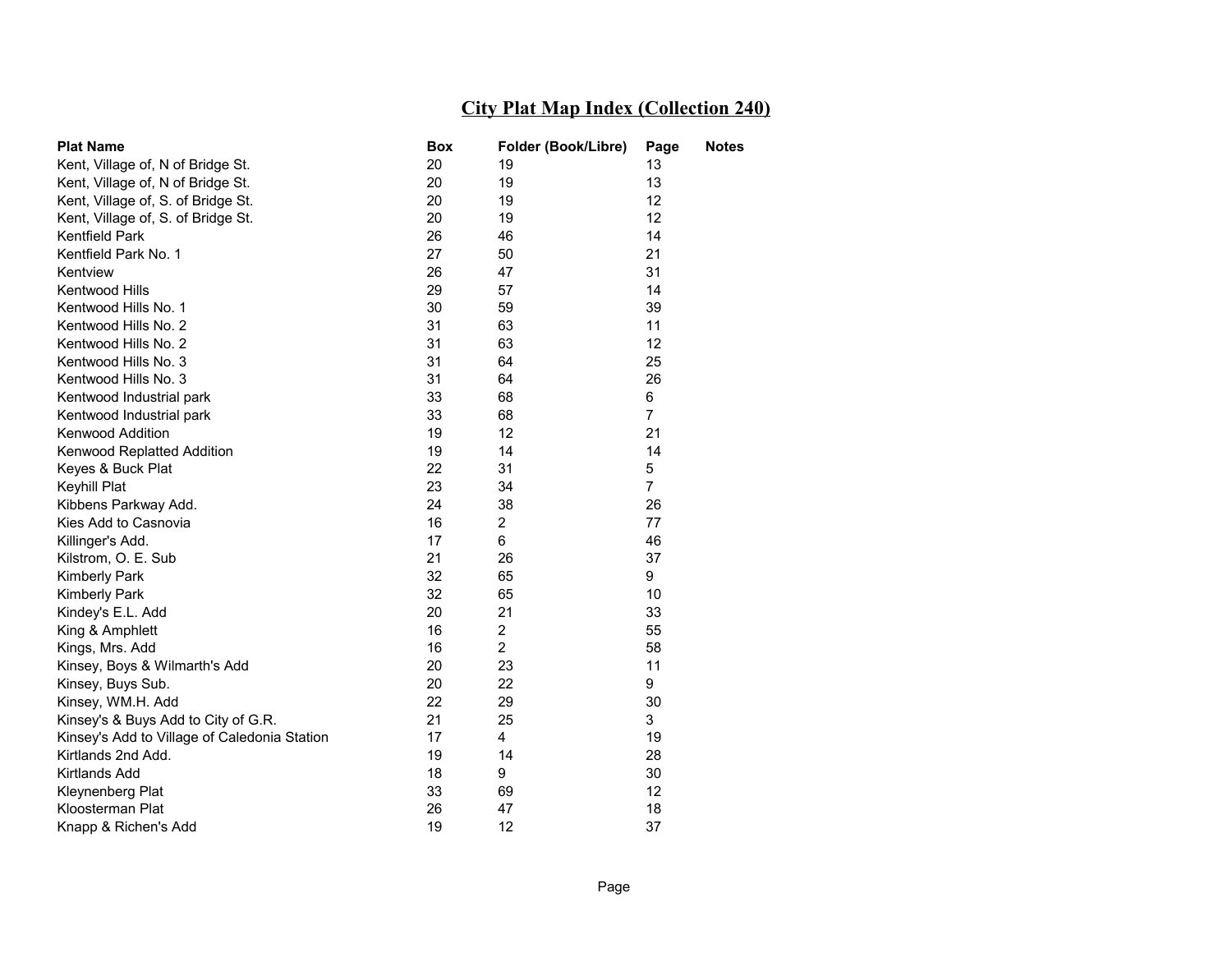## City Plat Map Index (Collection 240)

| Plat Name | Box | Folder (Book/Libre) | Page | Notes |
|---|---|---|---|---|
| Kent, Village of, N of Bridge St. | 20 | 19 | 13 | |
| Kent, Village of, N of Bridge St. | 20 | 19 | 13 | |
| Kent, Village of, S. of Bridge St. | 20 | 19 | 12 | |
| Kent, Village of, S. of Bridge St. | 20 | 19 | 12 | |
| Kentfield Park | 26 | 46 | 14 | |
| Kentfield Park No. 1 | 27 | 50 | 21 | |
| Kentview | 26 | 47 | 31 | |
| Kentwood Hills | 29 | 57 | 14 | |
| Kentwood Hills No. 1 | 30 | 59 | 39 | |
| Kentwood Hills No. 2 | 31 | 63 | 11 | |
| Kentwood Hills No. 2 | 31 | 63 | 12 | |
| Kentwood Hills No. 3 | 31 | 64 | 25 | |
| Kentwood Hills No. 3 | 31 | 64 | 26 | |
| Kentwood Industrial park | 33 | 68 | 6 | |
| Kentwood Industrial park | 33 | 68 | 7 | |
| Kenwood Addition | 19 | 12 | 21 | |
| Kenwood Replatted Addition | 19 | 14 | 14 | |
| Keyes & Buck Plat | 22 | 31 | 5 | |
| Keyhill Plat | 23 | 34 | 7 | |
| Kibbens Parkway Add. | 24 | 38 | 26 | |
| Kies Add to Casnovia | 16 | 2 | 77 | |
| Killinger's Add. | 17 | 6 | 46 | |
| Kilstrom, O. E. Sub | 21 | 26 | 37 | |
| Kimberly Park | 32 | 65 | 9 | |
| Kimberly Park | 32 | 65 | 10 | |
| Kindey's E.L. Add | 20 | 21 | 33 | |
| King & Amphlett | 16 | 2 | 55 | |
| Kings, Mrs. Add | 16 | 2 | 58 | |
| Kinsey, Boys & Wilmarth's Add | 20 | 23 | 11 | |
| Kinsey, Buys Sub. | 20 | 22 | 9 | |
| Kinsey, WM.H. Add | 22 | 29 | 30 | |
| Kinsey's & Buys Add to City of G.R. | 21 | 25 | 3 | |
| Kinsey's Add to Village of Caledonia Station | 17 | 4 | 19 | |
| Kirtlands 2nd Add. | 19 | 14 | 28 | |
| Kirtlands Add | 18 | 9 | 30 | |
| Kleynenberg Plat | 33 | 69 | 12 | |
| Kloosterman Plat | 26 | 47 | 18 | |
| Knapp & Richen's Add | 19 | 12 | 37 | |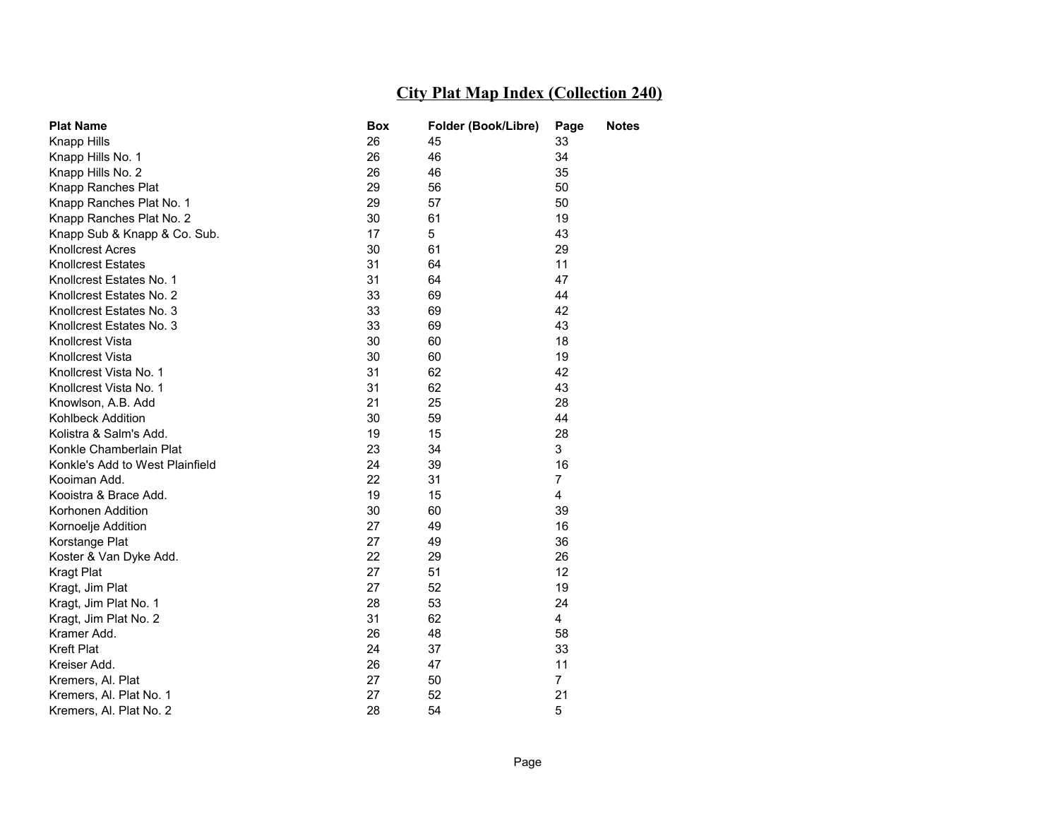## City Plat Map Index (Collection 240)

| Plat Name | Box | Folder (Book/Libre) | Page | Notes |
|---|---|---|---|---|
| Knapp Hills | 26 | 45 | 33 | |
| Knapp Hills No. 1 | 26 | 46 | 34 | |
| Knapp Hills No. 2 | 26 | 46 | 35 | |
| Knapp Ranches Plat | 29 | 56 | 50 | |
| Knapp Ranches Plat No. 1 | 29 | 57 | 50 | |
| Knapp Ranches Plat No. 2 | 30 | 61 | 19 | |
| Knapp Sub & Knapp & Co. Sub. | 17 | 5 | 43 | |
| Knollcrest Acres | 30 | 61 | 29 | |
| Knollcrest Estates | 31 | 64 | 11 | |
| Knollcrest Estates No. 1 | 31 | 64 | 47 | |
| Knollcrest Estates No. 2 | 33 | 69 | 44 | |
| Knollcrest Estates No. 3 | 33 | 69 | 42 | |
| Knollcrest Estates No. 3 | 33 | 69 | 43 | |
| Knollcrest Vista | 30 | 60 | 18 | |
| Knollcrest Vista | 30 | 60 | 19 | |
| Knollcrest Vista No. 1 | 31 | 62 | 42 | |
| Knollcrest Vista No. 1 | 31 | 62 | 43 | |
| Knowlson, A.B. Add | 21 | 25 | 28 | |
| Kohlbeck Addition | 30 | 59 | 44 | |
| Kolistra & Salm's Add. | 19 | 15 | 28 | |
| Konkle Chamberlain Plat | 23 | 34 | 3 | |
| Konkle's Add to West Plainfield | 24 | 39 | 16 | |
| Kooiman Add. | 22 | 31 | 7 | |
| Kooistra & Brace Add. | 19 | 15 | 4 | |
| Korhonen Addition | 30 | 60 | 39 | |
| Kornoelje Addition | 27 | 49 | 16 | |
| Korstange Plat | 27 | 49 | 36 | |
| Koster & Van Dyke Add. | 22 | 29 | 26 | |
| Kragt Plat | 27 | 51 | 12 | |
| Kragt, Jim Plat | 27 | 52 | 19 | |
| Kragt, Jim Plat No. 1 | 28 | 53 | 24 | |
| Kragt, Jim Plat No. 2 | 31 | 62 | 4 | |
| Kramer Add. | 26 | 48 | 58 | |
| Kreft Plat | 24 | 37 | 33 | |
| Kreiser Add. | 26 | 47 | 11 | |
| Kremers, Al. Plat | 27 | 50 | 7 | |
| Kremers, Al. Plat No. 1 | 27 | 52 | 21 | |
| Kremers, Al. Plat No. 2 | 28 | 54 | 5 | |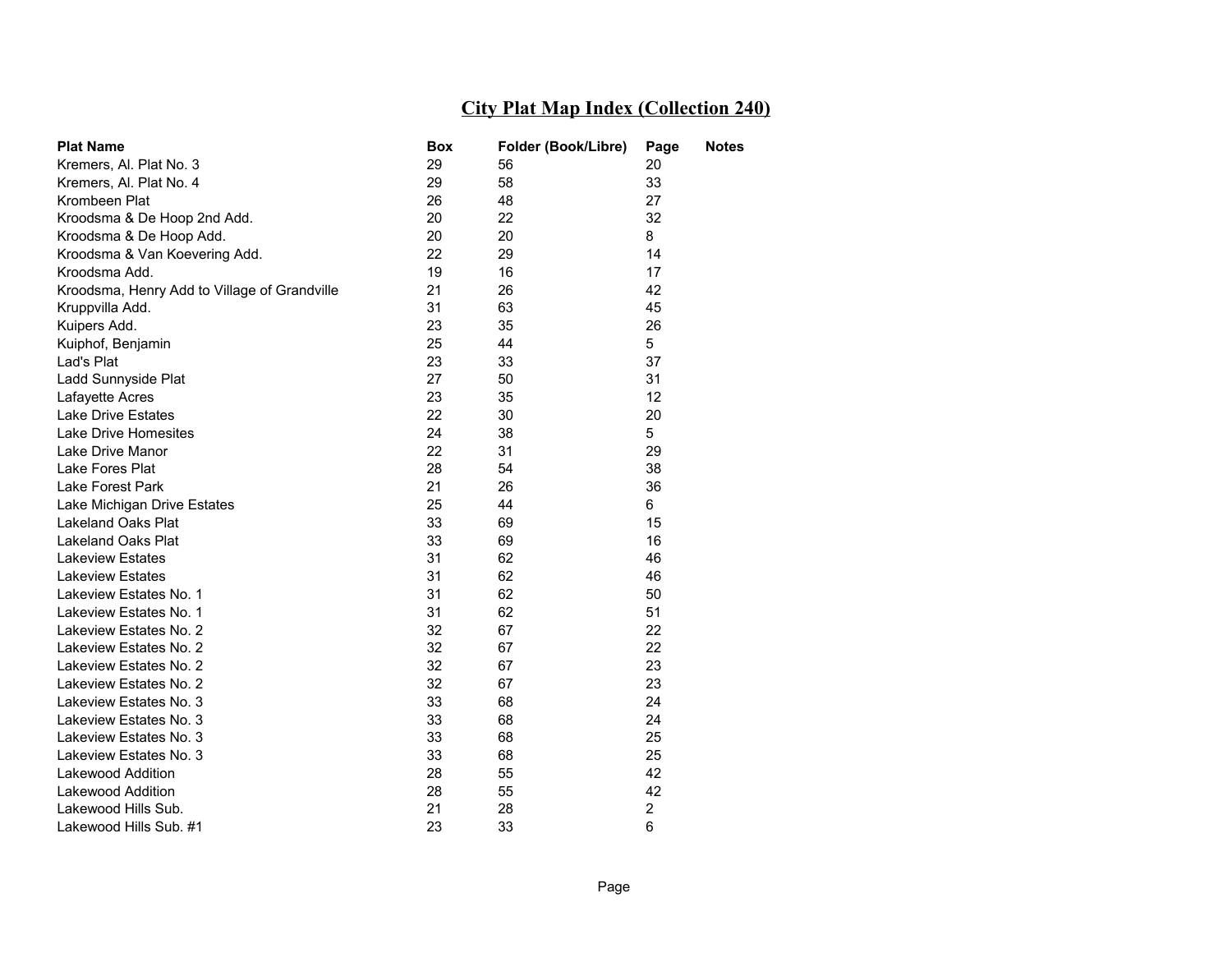# City Plat Map Index (Collection 240)

| Plat Name | Box | Folder (Book/Libre) | Page | Notes |
|---|---|---|---|---|
| Kremers, Al. Plat No. 3 | 29 | 56 | 20 | |
| Kremers, Al. Plat No. 4 | 29 | 58 | 33 | |
| Krombeen Plat | 26 | 48 | 27 | |
| Kroodsma & De Hoop 2nd Add. | 20 | 22 | 32 | |
| Kroodsma & De Hoop Add. | 20 | 20 | 8 | |
| Kroodsma & Van Koevering Add. | 22 | 29 | 14 | |
| Kroodsma Add. | 19 | 16 | 17 | |
| Kroodsma, Henry Add to Village of Grandville | 21 | 26 | 42 | |
| Kruppvilla Add. | 31 | 63 | 45 | |
| Kuipers Add. | 23 | 35 | 26 | |
| Kuiphof, Benjamin | 25 | 44 | 5 | |
| Lad's Plat | 23 | 33 | 37 | |
| Ladd Sunnyside Plat | 27 | 50 | 31 | |
| Lafayette Acres | 23 | 35 | 12 | |
| Lake Drive Estates | 22 | 30 | 20 | |
| Lake Drive Homesites | 24 | 38 | 5 | |
| Lake Drive Manor | 22 | 31 | 29 | |
| Lake Fores Plat | 28 | 54 | 38 | |
| Lake Forest Park | 21 | 26 | 36 | |
| Lake Michigan Drive Estates | 25 | 44 | 6 | |
| Lakeland Oaks Plat | 33 | 69 | 15 | |
| Lakeland Oaks Plat | 33 | 69 | 16 | |
| Lakeview Estates | 31 | 62 | 46 | |
| Lakeview Estates | 31 | 62 | 46 | |
| Lakeview Estates No. 1 | 31 | 62 | 50 | |
| Lakeview Estates No. 1 | 31 | 62 | 51 | |
| Lakeview Estates No. 2 | 32 | 67 | 22 | |
| Lakeview Estates No. 2 | 32 | 67 | 22 | |
| Lakeview Estates No. 2 | 32 | 67 | 23 | |
| Lakeview Estates No. 2 | 32 | 67 | 23 | |
| Lakeview Estates No. 3 | 33 | 68 | 24 | |
| Lakeview Estates No. 3 | 33 | 68 | 24 | |
| Lakeview Estates No. 3 | 33 | 68 | 25 | |
| Lakeview Estates No. 3 | 33 | 68 | 25 | |
| Lakewood Addition | 28 | 55 | 42 | |
| Lakewood Addition | 28 | 55 | 42 | |
| Lakewood Hills Sub. | 21 | 28 | 2 | |
| Lakewood Hills Sub. #1 | 23 | 33 | 6 | |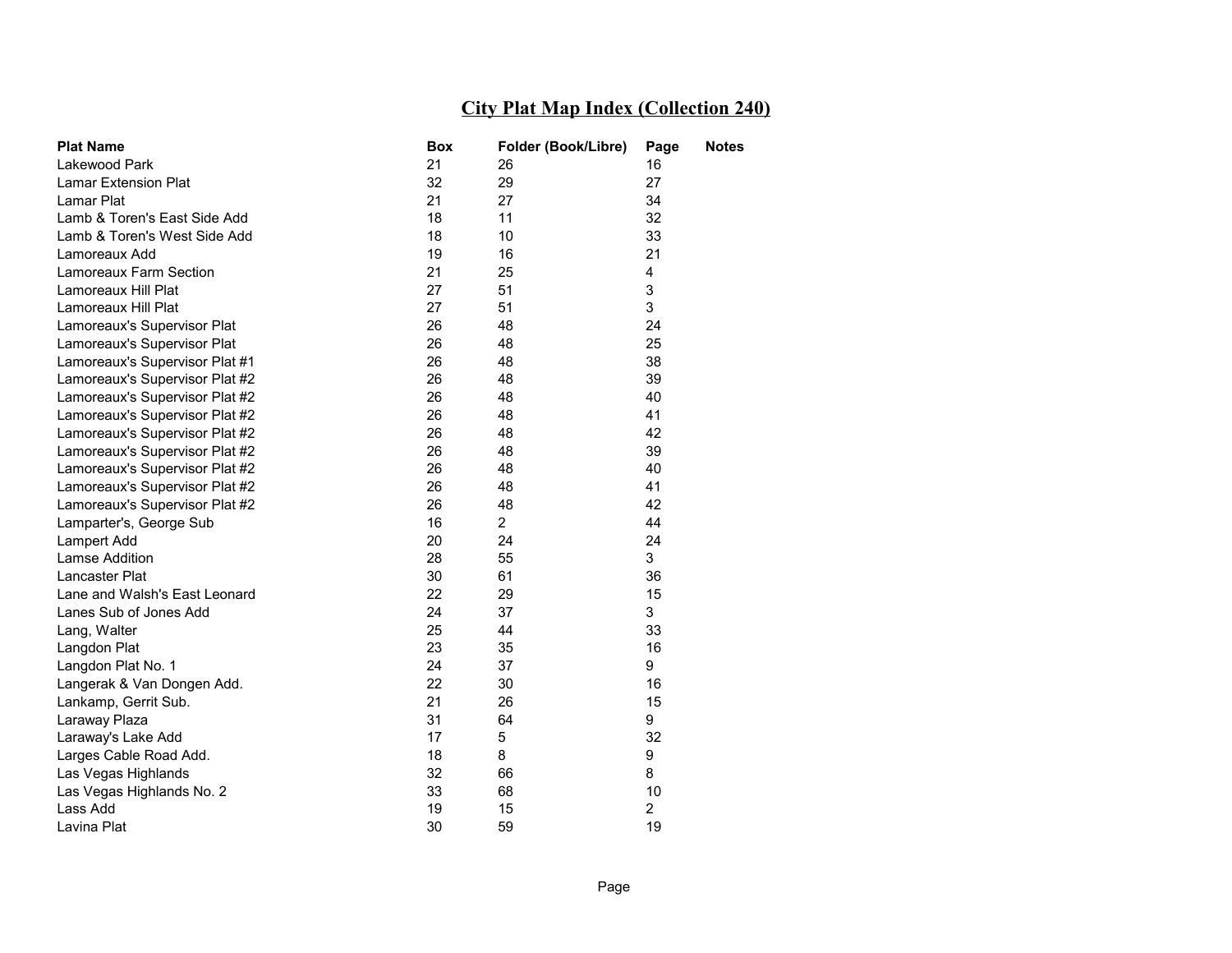# City Plat Map Index (Collection 240)

| Plat Name | Box | Folder (Book/Libre) | Page | Notes |
|---|---|---|---|---|
| Lakewood Park | 21 | 26 | 16 | |
| Lamar Extension Plat | 32 | 29 | 27 | |
| Lamar Plat | 21 | 27 | 34 | |
| Lamb & Toren's East Side Add | 18 | 11 | 32 | |
| Lamb & Toren's West Side Add | 18 | 10 | 33 | |
| Lamoreaux Add | 19 | 16 | 21 | |
| Lamoreaux Farm Section | 21 | 25 | 4 | |
| Lamoreaux Hill Plat | 27 | 51 | 3 | |
| Lamoreaux Hill Plat | 27 | 51 | 3 | |
| Lamoreaux's Supervisor Plat | 26 | 48 | 24 | |
| Lamoreaux's Supervisor Plat | 26 | 48 | 25 | |
| Lamoreaux's Supervisor Plat #1 | 26 | 48 | 38 | |
| Lamoreaux's Supervisor Plat #2 | 26 | 48 | 39 | |
| Lamoreaux's Supervisor Plat #2 | 26 | 48 | 40 | |
| Lamoreaux's Supervisor Plat #2 | 26 | 48 | 41 | |
| Lamoreaux's Supervisor Plat #2 | 26 | 48 | 42 | |
| Lamoreaux's Supervisor Plat #2 | 26 | 48 | 39 | |
| Lamoreaux's Supervisor Plat #2 | 26 | 48 | 40 | |
| Lamoreaux's Supervisor Plat #2 | 26 | 48 | 41 | |
| Lamoreaux's Supervisor Plat #2 | 26 | 48 | 42 | |
| Lamparter's, George Sub | 16 | 2 | 44 | |
| Lampert Add | 20 | 24 | 24 | |
| Lamse Addition | 28 | 55 | 3 | |
| Lancaster Plat | 30 | 61 | 36 | |
| Lane and Walsh's East Leonard | 22 | 29 | 15 | |
| Lanes Sub of Jones Add | 24 | 37 | 3 | |
| Lang, Walter | 25 | 44 | 33 | |
| Langdon Plat | 23 | 35 | 16 | |
| Langdon Plat No. 1 | 24 | 37 | 9 | |
| Langerak & Van Dongen Add. | 22 | 30 | 16 | |
| Lankamp, Gerrit Sub. | 21 | 26 | 15 | |
| Laraway Plaza | 31 | 64 | 9 | |
| Laraway's Lake Add | 17 | 5 | 32 | |
| Larges Cable Road Add. | 18 | 8 | 9 | |
| Las Vegas Highlands | 32 | 66 | 8 | |
| Las Vegas Highlands No. 2 | 33 | 68 | 10 | |
| Lass Add | 19 | 15 | 2 | |
| Lavina Plat | 30 | 59 | 19 | |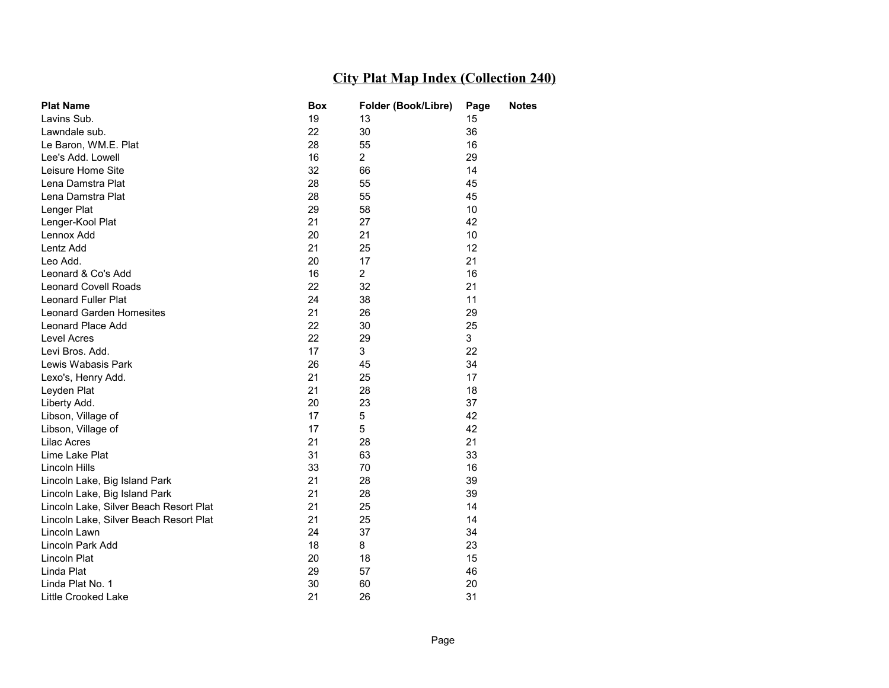# City Plat Map Index (Collection 240)

| Plat Name | Box | Folder (Book/Libre) | Page | Notes |
|---|---|---|---|---|
| Lavins Sub. | 19 | 13 | 15 | |
| Lawndale sub. | 22 | 30 | 36 | |
| Le Baron, WM.E. Plat | 28 | 55 | 16 | |
| Lee's Add. Lowell | 16 | 2 | 29 | |
| Leisure Home Site | 32 | 66 | 14 | |
| Lena Damstra Plat | 28 | 55 | 45 | |
| Lena Damstra Plat | 28 | 55 | 45 | |
| Lenger Plat | 29 | 58 | 10 | |
| Lenger-Kool Plat | 21 | 27 | 42 | |
| Lennox Add | 20 | 21 | 10 | |
| Lentz Add | 21 | 25 | 12 | |
| Leo Add. | 20 | 17 | 21 | |
| Leonard & Co's Add | 16 | 2 | 16 | |
| Leonard Covell Roads | 22 | 32 | 21 | |
| Leonard Fuller Plat | 24 | 38 | 11 | |
| Leonard Garden Homesites | 21 | 26 | 29 | |
| Leonard Place Add | 22 | 30 | 25 | |
| Level Acres | 22 | 29 | 3 | |
| Levi Bros. Add. | 17 | 3 | 22 | |
| Lewis Wabasis Park | 26 | 45 | 34 | |
| Lexo's, Henry Add. | 21 | 25 | 17 | |
| Leyden Plat | 21 | 28 | 18 | |
| Liberty Add. | 20 | 23 | 37 | |
| Libson, Village of | 17 | 5 | 42 | |
| Libson, Village of | 17 | 5 | 42 | |
| Lilac Acres | 21 | 28 | 21 | |
| Lime Lake Plat | 31 | 63 | 33 | |
| Lincoln Hills | 33 | 70 | 16 | |
| Lincoln Lake, Big Island Park | 21 | 28 | 39 | |
| Lincoln Lake, Big Island Park | 21 | 28 | 39 | |
| Lincoln Lake, Silver Beach Resort Plat | 21 | 25 | 14 | |
| Lincoln Lake, Silver Beach Resort Plat | 21 | 25 | 14 | |
| Lincoln Lawn | 24 | 37 | 34 | |
| Lincoln Park Add | 18 | 8 | 23 | |
| Lincoln Plat | 20 | 18 | 15 | |
| Linda Plat | 29 | 57 | 46 | |
| Linda Plat No. 1 | 30 | 60 | 20 | |
| Little Crooked Lake | 21 | 26 | 31 | |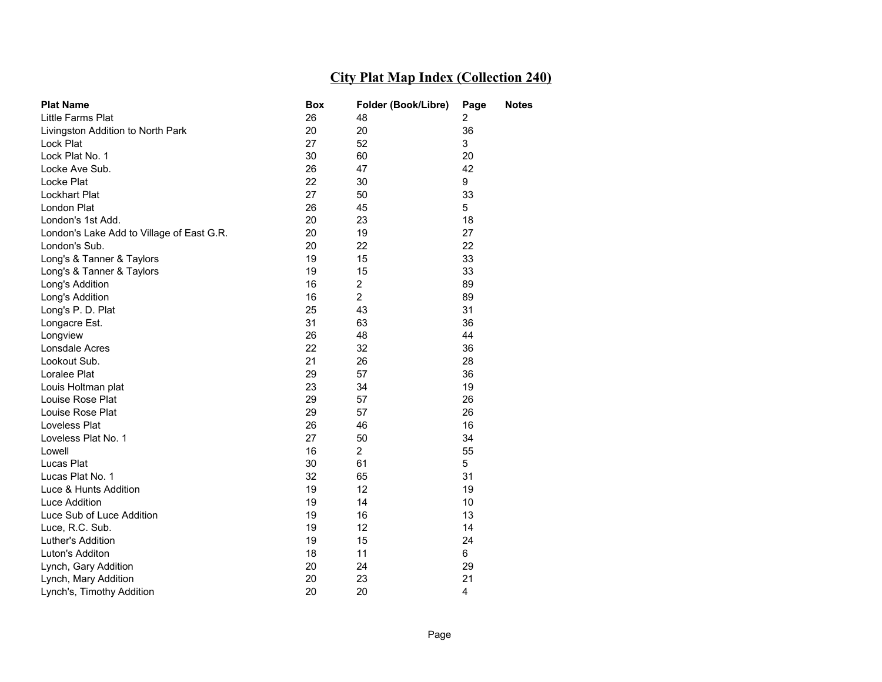# City Plat Map Index (Collection 240)

| Plat Name | Box | Folder (Book/Libre) | Page | Notes |
|---|---|---|---|---|
| Little Farms Plat | 26 | 48 | 2 | |
| Livingston Addition to North Park | 20 | 20 | 36 | |
| Lock Plat | 27 | 52 | 3 | |
| Lock Plat No. 1 | 30 | 60 | 20 | |
| Locke Ave Sub. | 26 | 47 | 42 | |
| Locke Plat | 22 | 30 | 9 | |
| Lockhart Plat | 27 | 50 | 33 | |
| London Plat | 26 | 45 | 5 | |
| London's 1st Add. | 20 | 23 | 18 | |
| London's Lake Add to Village of East G.R. | 20 | 19 | 27 | |
| London's Sub. | 20 | 22 | 22 | |
| Long's & Tanner & Taylors | 19 | 15 | 33 | |
| Long's & Tanner & Taylors | 19 | 15 | 33 | |
| Long's Addition | 16 | 2 | 89 | |
| Long's Addition | 16 | 2 | 89 | |
| Long's P. D. Plat | 25 | 43 | 31 | |
| Longacre Est. | 31 | 63 | 36 | |
| Longview | 26 | 48 | 44 | |
| Lonsdale Acres | 22 | 32 | 36 | |
| Lookout Sub. | 21 | 26 | 28 | |
| Loralee Plat | 29 | 57 | 36 | |
| Louis Holtman plat | 23 | 34 | 19 | |
| Louise Rose Plat | 29 | 57 | 26 | |
| Louise Rose Plat | 29 | 57 | 26 | |
| Loveless Plat | 26 | 46 | 16 | |
| Loveless Plat No. 1 | 27 | 50 | 34 | |
| Lowell | 16 | 2 | 55 | |
| Lucas Plat | 30 | 61 | 5 | |
| Lucas Plat No. 1 | 32 | 65 | 31 | |
| Luce & Hunts Addition | 19 | 12 | 19 | |
| Luce Addition | 19 | 14 | 10 | |
| Luce Sub of Luce Addition | 19 | 16 | 13 | |
| Luce, R.C. Sub. | 19 | 12 | 14 | |
| Luther's Addition | 19 | 15 | 24 | |
| Luton's Additon | 18 | 11 | 6 | |
| Lynch, Gary Addition | 20 | 24 | 29 | |
| Lynch, Mary Addition | 20 | 23 | 21 | |
| Lynch's, Timothy Addition | 20 | 20 | 4 | |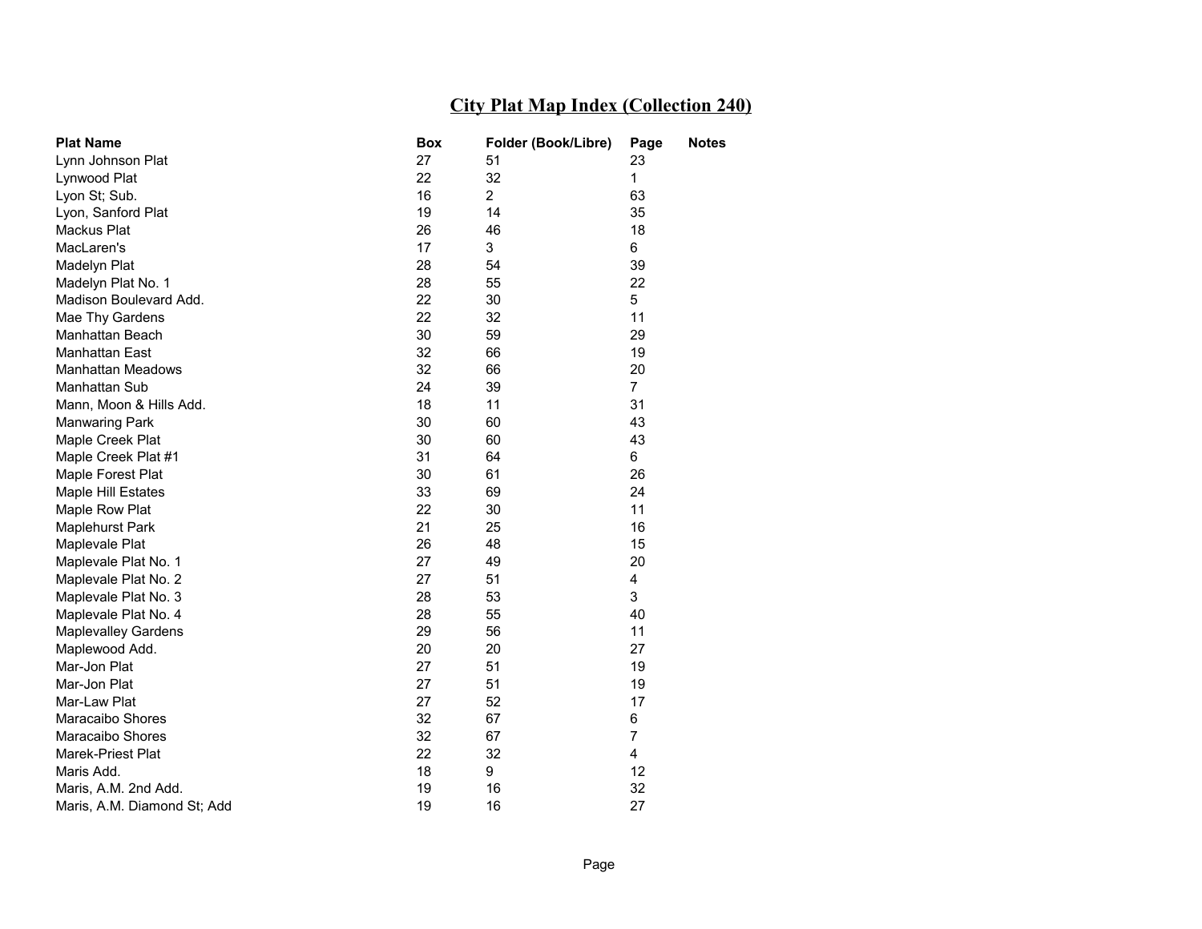# City Plat Map Index (Collection 240)

| Plat Name | Box | Folder (Book/Libre) | Page | Notes |
|---|---|---|---|---|
| Lynn Johnson Plat | 27 | 51 | 23 | |
| Lynwood Plat | 22 | 32 | 1 | |
| Lyon St; Sub. | 16 | 2 | 63 | |
| Lyon, Sanford Plat | 19 | 14 | 35 | |
| Mackus Plat | 26 | 46 | 18 | |
| MacLaren's | 17 | 3 | 6 | |
| Madelyn Plat | 28 | 54 | 39 | |
| Madelyn Plat No. 1 | 28 | 55 | 22 | |
| Madison Boulevard Add. | 22 | 30 | 5 | |
| Mae Thy Gardens | 22 | 32 | 11 | |
| Manhattan Beach | 30 | 59 | 29 | |
| Manhattan East | 32 | 66 | 19 | |
| Manhattan Meadows | 32 | 66 | 20 | |
| Manhattan Sub | 24 | 39 | 7 | |
| Mann, Moon & Hills Add. | 18 | 11 | 31 | |
| Manwaring Park | 30 | 60 | 43 | |
| Maple Creek Plat | 30 | 60 | 43 | |
| Maple Creek Plat #1 | 31 | 64 | 6 | |
| Maple Forest Plat | 30 | 61 | 26 | |
| Maple Hill Estates | 33 | 69 | 24 | |
| Maple Row Plat | 22 | 30 | 11 | |
| Maplehurst Park | 21 | 25 | 16 | |
| Maplevale Plat | 26 | 48 | 15 | |
| Maplevale Plat No. 1 | 27 | 49 | 20 | |
| Maplevale Plat No. 2 | 27 | 51 | 4 | |
| Maplevale Plat No. 3 | 28 | 53 | 3 | |
| Maplevale Plat No. 4 | 28 | 55 | 40 | |
| Maplevalley Gardens | 29 | 56 | 11 | |
| Maplewood Add. | 20 | 20 | 27 | |
| Mar-Jon Plat | 27 | 51 | 19 | |
| Mar-Jon Plat | 27 | 51 | 19 | |
| Mar-Law Plat | 27 | 52 | 17 | |
| Maracaibo Shores | 32 | 67 | 6 | |
| Maracaibo Shores | 32 | 67 | 7 | |
| Marek-Priest Plat | 22 | 32 | 4 | |
| Maris Add. | 18 | 9 | 12 | |
| Maris, A.M. 2nd Add. | 19 | 16 | 32 | |
| Maris, A.M. Diamond St; Add | 19 | 16 | 27 | |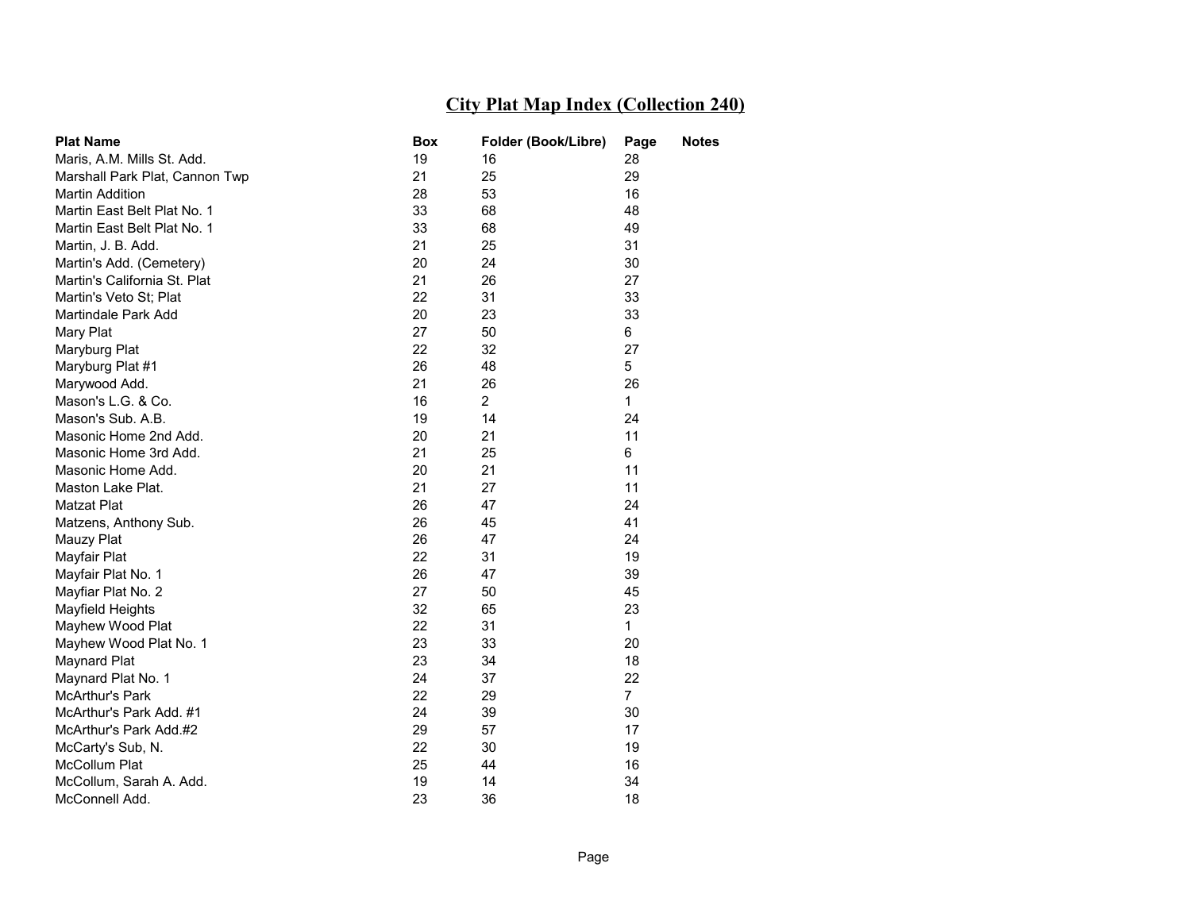# City Plat Map Index (Collection 240)

| Plat Name | Box | Folder (Book/Libre) | Page | Notes |
|---|---|---|---|---|
| Maris, A.M. Mills St. Add. | 19 | 16 | 28 | |
| Marshall Park Plat, Cannon Twp | 21 | 25 | 29 | |
| Martin Addition | 28 | 53 | 16 | |
| Martin East Belt Plat No. 1 | 33 | 68 | 48 | |
| Martin East Belt Plat No. 1 | 33 | 68 | 49 | |
| Martin, J. B. Add. | 21 | 25 | 31 | |
| Martin's Add. (Cemetery) | 20 | 24 | 30 | |
| Martin's California St. Plat | 21 | 26 | 27 | |
| Martin's Veto St; Plat | 22 | 31 | 33 | |
| Martindale Park Add | 20 | 23 | 33 | |
| Mary Plat | 27 | 50 | 6 | |
| Maryburg Plat | 22 | 32 | 27 | |
| Maryburg Plat #1 | 26 | 48 | 5 | |
| Marywood Add. | 21 | 26 | 26 | |
| Mason's L.G. & Co. | 16 | 2 | 1 | |
| Mason's Sub. A.B. | 19 | 14 | 24 | |
| Masonic Home 2nd Add. | 20 | 21 | 11 | |
| Masonic Home 3rd Add. | 21 | 25 | 6 | |
| Masonic Home Add. | 20 | 21 | 11 | |
| Maston Lake Plat. | 21 | 27 | 11 | |
| Matzat Plat | 26 | 47 | 24 | |
| Matzens, Anthony Sub. | 26 | 45 | 41 | |
| Mauzy Plat | 26 | 47 | 24 | |
| Mayfair Plat | 22 | 31 | 19 | |
| Mayfair Plat No. 1 | 26 | 47 | 39 | |
| Mayfiar Plat No. 2 | 27 | 50 | 45 | |
| Mayfield Heights | 32 | 65 | 23 | |
| Mayhew Wood Plat | 22 | 31 | 1 | |
| Mayhew Wood Plat No. 1 | 23 | 33 | 20 | |
| Maynard Plat | 23 | 34 | 18 | |
| Maynard Plat No. 1 | 24 | 37 | 22 | |
| McArthur's Park | 22 | 29 | 7 | |
| McArthur's Park Add. #1 | 24 | 39 | 30 | |
| McArthur's Park Add.#2 | 29 | 57 | 17 | |
| McCarty's Sub, N. | 22 | 30 | 19 | |
| McCollum Plat | 25 | 44 | 16 | |
| McCollum, Sarah A. Add. | 19 | 14 | 34 | |
| McConnell Add. | 23 | 36 | 18 | |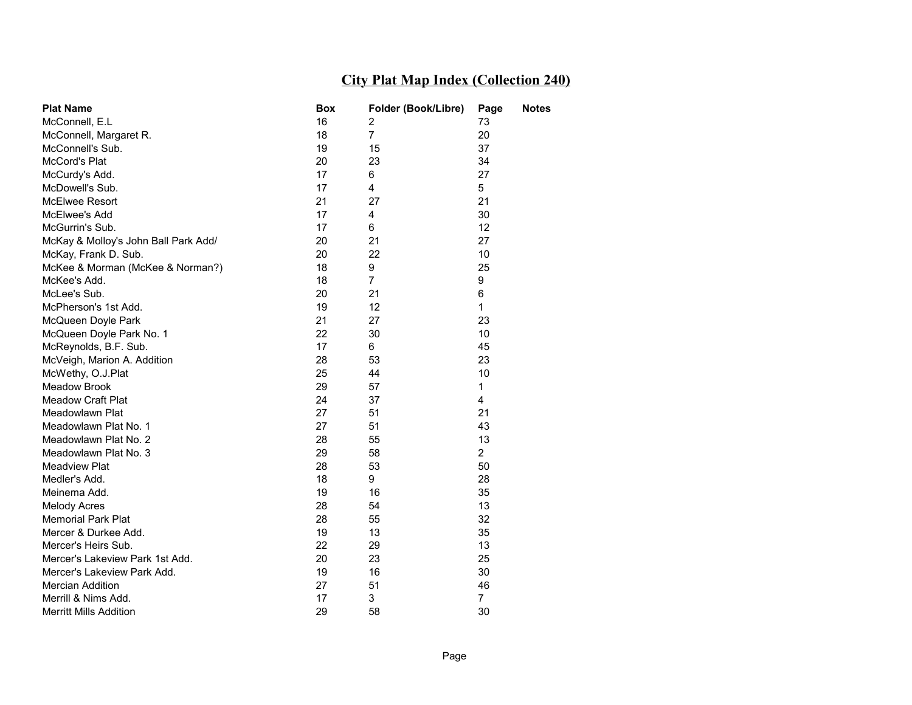# City Plat Map Index (Collection 240)

| Plat Name | Box | Folder (Book/Libre) | Page | Notes |
|---|---|---|---|---|
| McConnell, E.L | 16 | 2 | 73 | |
| McConnell, Margaret R. | 18 | 7 | 20 | |
| McConnell's Sub. | 19 | 15 | 37 | |
| McCord's Plat | 20 | 23 | 34 | |
| McCurdy's Add. | 17 | 6 | 27 | |
| McDowell's Sub. | 17 | 4 | 5 | |
| McElwee Resort | 21 | 27 | 21 | |
| McElwee's Add | 17 | 4 | 30 | |
| McGurrin's Sub. | 17 | 6 | 12 | |
| McKay & Molloy's John Ball Park Add/ | 20 | 21 | 27 | |
| McKay, Frank D. Sub. | 20 | 22 | 10 | |
| McKee & Morman (McKee & Norman?) | 18 | 9 | 25 | |
| McKee's Add. | 18 | 7 | 9 | |
| McLee's Sub. | 20 | 21 | 6 | |
| McPherson's 1st Add. | 19 | 12 | 1 | |
| McQueen Doyle Park | 21 | 27 | 23 | |
| McQueen Doyle Park No. 1 | 22 | 30 | 10 | |
| McReynolds, B.F. Sub. | 17 | 6 | 45 | |
| McVeigh, Marion A. Addition | 28 | 53 | 23 | |
| McWethy, O.J.Plat | 25 | 44 | 10 | |
| Meadow Brook | 29 | 57 | 1 | |
| Meadow Craft Plat | 24 | 37 | 4 | |
| Meadowlawn Plat | 27 | 51 | 21 | |
| Meadowlawn Plat No. 1 | 27 | 51 | 43 | |
| Meadowlawn Plat No. 2 | 28 | 55 | 13 | |
| Meadowlawn Plat No. 3 | 29 | 58 | 2 | |
| Meadview Plat | 28 | 53 | 50 | |
| Medler's Add. | 18 | 9 | 28 | |
| Meinema Add. | 19 | 16 | 35 | |
| Melody Acres | 28 | 54 | 13 | |
| Memorial Park Plat | 28 | 55 | 32 | |
| Mercer & Durkee Add. | 19 | 13 | 35 | |
| Mercer's Heirs Sub. | 22 | 29 | 13 | |
| Mercer's Lakeview Park 1st Add. | 20 | 23 | 25 | |
| Mercer's Lakeview Park Add. | 19 | 16 | 30 | |
| Mercian Addition | 27 | 51 | 46 | |
| Merrill & Nims Add. | 17 | 3 | 7 | |
| Merritt Mills Addition | 29 | 58 | 30 | |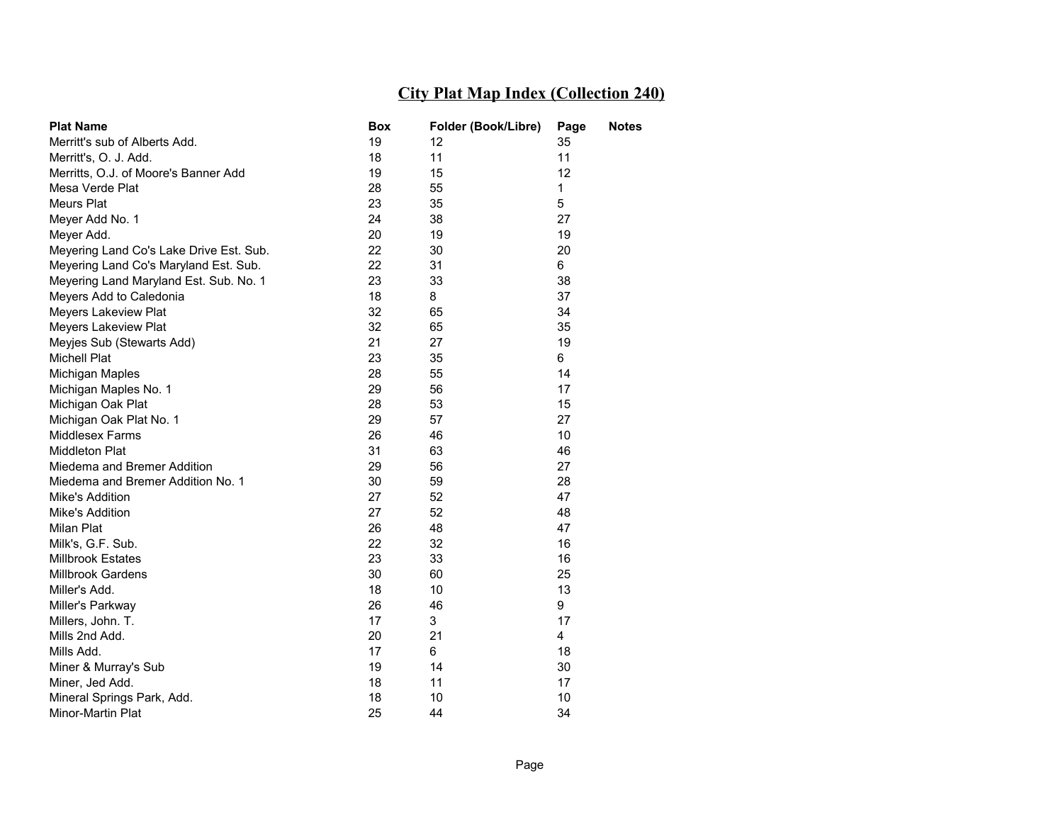# City Plat Map Index (Collection 240)

| Plat Name | Box | Folder (Book/Libre) | Page | Notes |
|---|---|---|---|---|
| Merritt's sub of Alberts Add. | 19 | 12 | 35 | |
| Merritt's, O. J. Add. | 18 | 11 | 11 | |
| Merritts, O.J. of Moore's Banner Add | 19 | 15 | 12 | |
| Mesa Verde Plat | 28 | 55 | 1 | |
| Meurs Plat | 23 | 35 | 5 | |
| Meyer Add No. 1 | 24 | 38 | 27 | |
| Meyer Add. | 20 | 19 | 19 | |
| Meyering Land Co's Lake Drive Est. Sub. | 22 | 30 | 20 | |
| Meyering Land Co's Maryland Est. Sub. | 22 | 31 | 6 | |
| Meyering Land Maryland Est. Sub. No. 1 | 23 | 33 | 38 | |
| Meyers Add to Caledonia | 18 | 8 | 37 | |
| Meyers Lakeview Plat | 32 | 65 | 34 | |
| Meyers Lakeview Plat | 32 | 65 | 35 | |
| Meyjes Sub (Stewarts Add) | 21 | 27 | 19 | |
| Michell Plat | 23 | 35 | 6 | |
| Michigan Maples | 28 | 55 | 14 | |
| Michigan Maples No. 1 | 29 | 56 | 17 | |
| Michigan Oak Plat | 28 | 53 | 15 | |
| Michigan Oak Plat No. 1 | 29 | 57 | 27 | |
| Middlesex Farms | 26 | 46 | 10 | |
| Middleton Plat | 31 | 63 | 46 | |
| Miedema and Bremer Addition | 29 | 56 | 27 | |
| Miedema and Bremer Addition No. 1 | 30 | 59 | 28 | |
| Mike's Addition | 27 | 52 | 47 | |
| Mike's Addition | 27 | 52 | 48 | |
| Milan Plat | 26 | 48 | 47 | |
| Milk's, G.F. Sub. | 22 | 32 | 16 | |
| Millbrook Estates | 23 | 33 | 16 | |
| Millbrook Gardens | 30 | 60 | 25 | |
| Miller's Add. | 18 | 10 | 13 | |
| Miller's Parkway | 26 | 46 | 9 | |
| Millers, John. T. | 17 | 3 | 17 | |
| Mills 2nd Add. | 20 | 21 | 4 | |
| Mills Add. | 17 | 6 | 18 | |
| Miner & Murray's Sub | 19 | 14 | 30 | |
| Miner, Jed Add. | 18 | 11 | 17 | |
| Mineral Springs Park, Add. | 18 | 10 | 10 | |
| Minor-Martin Plat | 25 | 44 | 34 | |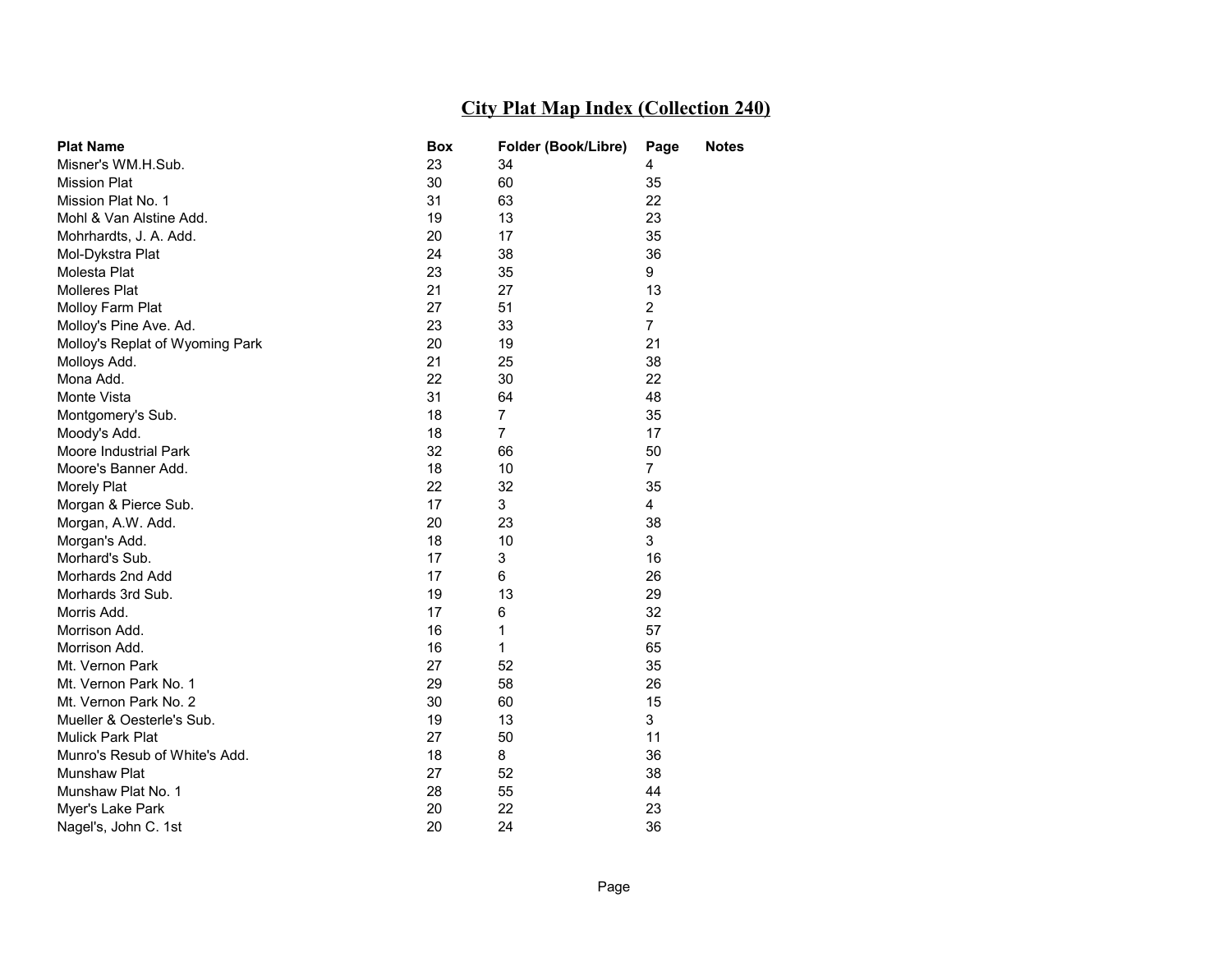# City Plat Map Index (Collection 240)

| Plat Name | Box | Folder (Book/Libre) | Page | Notes |
|---|---|---|---|---|
| Misner's WM.H.Sub. | 23 | 34 | 4 | |
| Mission Plat | 30 | 60 | 35 | |
| Mission Plat No. 1 | 31 | 63 | 22 | |
| Mohl & Van Alstine Add. | 19 | 13 | 23 | |
| Mohrhardts, J. A. Add. | 20 | 17 | 35 | |
| Mol-Dykstra Plat | 24 | 38 | 36 | |
| Molesta Plat | 23 | 35 | 9 | |
| Molleres Plat | 21 | 27 | 13 | |
| Molloy Farm Plat | 27 | 51 | 2 | |
| Molloy's Pine Ave. Ad. | 23 | 33 | 7 | |
| Molloy's Replat of Wyoming Park | 20 | 19 | 21 | |
| Molloys Add. | 21 | 25 | 38 | |
| Mona Add. | 22 | 30 | 22 | |
| Monte Vista | 31 | 64 | 48 | |
| Montgomery's Sub. | 18 | 7 | 35 | |
| Moody's Add. | 18 | 7 | 17 | |
| Moore Industrial Park | 32 | 66 | 50 | |
| Moore's Banner Add. | 18 | 10 | 7 | |
| Morely Plat | 22 | 32 | 35 | |
| Morgan & Pierce Sub. | 17 | 3 | 4 | |
| Morgan, A.W. Add. | 20 | 23 | 38 | |
| Morgan's Add. | 18 | 10 | 3 | |
| Morhard's Sub. | 17 | 3 | 16 | |
| Morhards 2nd Add | 17 | 6 | 26 | |
| Morhards 3rd Sub. | 19 | 13 | 29 | |
| Morris Add. | 17 | 6 | 32 | |
| Morrison Add. | 16 | 1 | 57 | |
| Morrison Add. | 16 | 1 | 65 | |
| Mt. Vernon Park | 27 | 52 | 35 | |
| Mt. Vernon Park No. 1 | 29 | 58 | 26 | |
| Mt. Vernon Park No. 2 | 30 | 60 | 15 | |
| Mueller & Oesterle's Sub. | 19 | 13 | 3 | |
| Mulick Park Plat | 27 | 50 | 11 | |
| Munro's Resub of White's Add. | 18 | 8 | 36 | |
| Munshaw Plat | 27 | 52 | 38 | |
| Munshaw Plat No. 1 | 28 | 55 | 44 | |
| Myer's Lake Park | 20 | 22 | 23 | |
| Nagel's, John C. 1st | 20 | 24 | 36 | |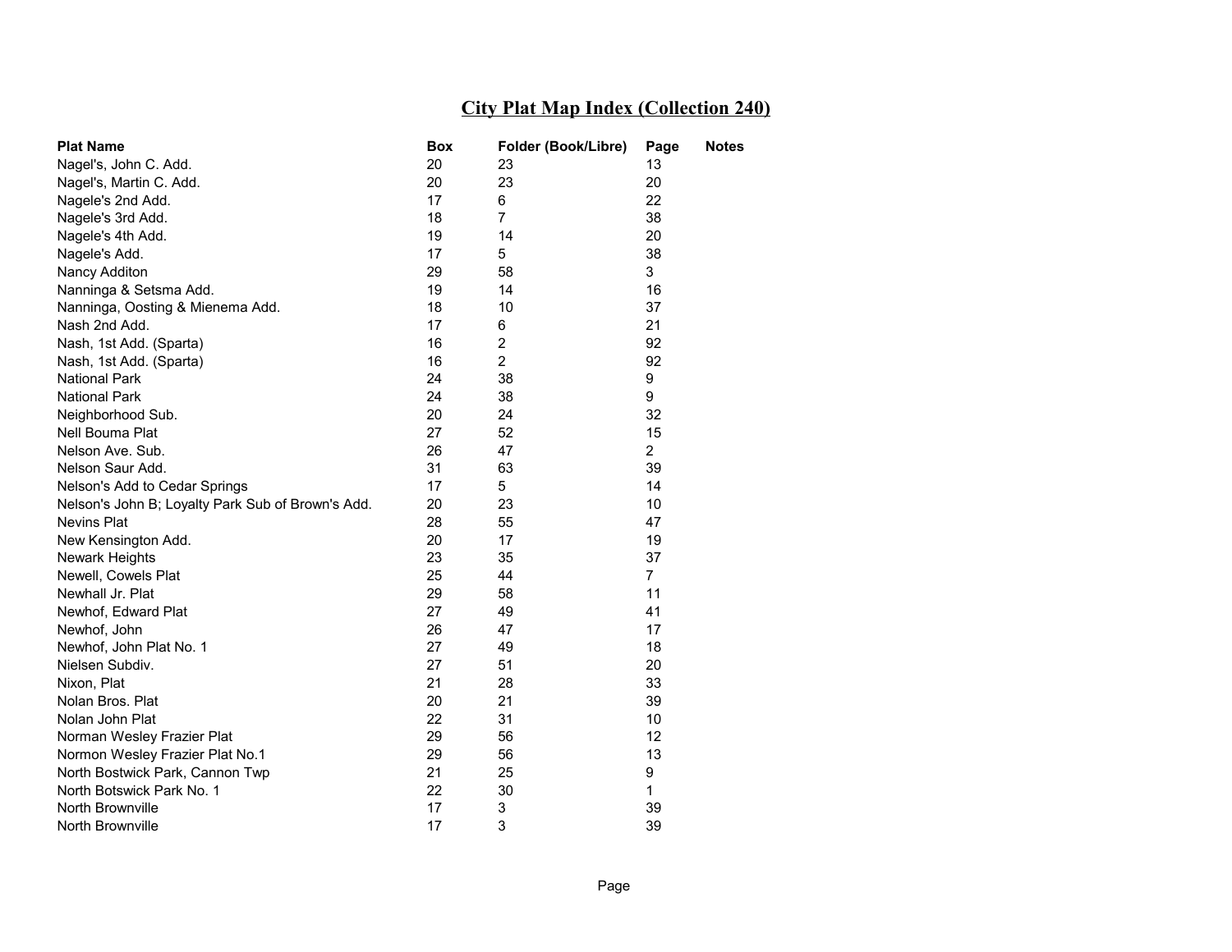# City Plat Map Index (Collection 240)

| Plat Name | Box | Folder (Book/Libre) | Page | Notes |
|---|---|---|---|---|
| Nagel's, John C. Add. | 20 | 23 | 13 | |
| Nagel's, Martin C. Add. | 20 | 23 | 20 | |
| Nagele's 2nd Add. | 17 | 6 | 22 | |
| Nagele's 3rd Add. | 18 | 7 | 38 | |
| Nagele's 4th Add. | 19 | 14 | 20 | |
| Nagele's Add. | 17 | 5 | 38 | |
| Nancy Additon | 29 | 58 | 3 | |
| Nanninga & Setsma Add. | 19 | 14 | 16 | |
| Nanninga, Oosting & Mienema Add. | 18 | 10 | 37 | |
| Nash 2nd Add. | 17 | 6 | 21 | |
| Nash, 1st Add. (Sparta) | 16 | 2 | 92 | |
| Nash, 1st Add. (Sparta) | 16 | 2 | 92 | |
| National Park | 24 | 38 | 9 | |
| National Park | 24 | 38 | 9 | |
| Neighborhood Sub. | 20 | 24 | 32 | |
| Nell Bouma Plat | 27 | 52 | 15 | |
| Nelson Ave. Sub. | 26 | 47 | 2 | |
| Nelson Saur Add. | 31 | 63 | 39 | |
| Nelson's Add to Cedar Springs | 17 | 5 | 14 | |
| Nelson's John B; Loyalty Park Sub of Brown's Add. | 20 | 23 | 10 | |
| Nevins Plat | 28 | 55 | 47 | |
| New Kensington Add. | 20 | 17 | 19 | |
| Newark Heights | 23 | 35 | 37 | |
| Newell, Cowels Plat | 25 | 44 | 7 | |
| Newhall Jr. Plat | 29 | 58 | 11 | |
| Newhof, Edward Plat | 27 | 49 | 41 | |
| Newhof, John | 26 | 47 | 17 | |
| Newhof, John Plat No. 1 | 27 | 49 | 18 | |
| Nielsen Subdiv. | 27 | 51 | 20 | |
| Nixon, Plat | 21 | 28 | 33 | |
| Nolan Bros. Plat | 20 | 21 | 39 | |
| Nolan John Plat | 22 | 31 | 10 | |
| Norman Wesley Frazier Plat | 29 | 56 | 12 | |
| Normon Wesley Frazier Plat No.1 | 29 | 56 | 13 | |
| North Bostwick Park, Cannon Twp | 21 | 25 | 9 | |
| North Botswick Park No. 1 | 22 | 30 | 1 | |
| North Brownville | 17 | 3 | 39 | |
| North Brownville | 17 | 3 | 39 | |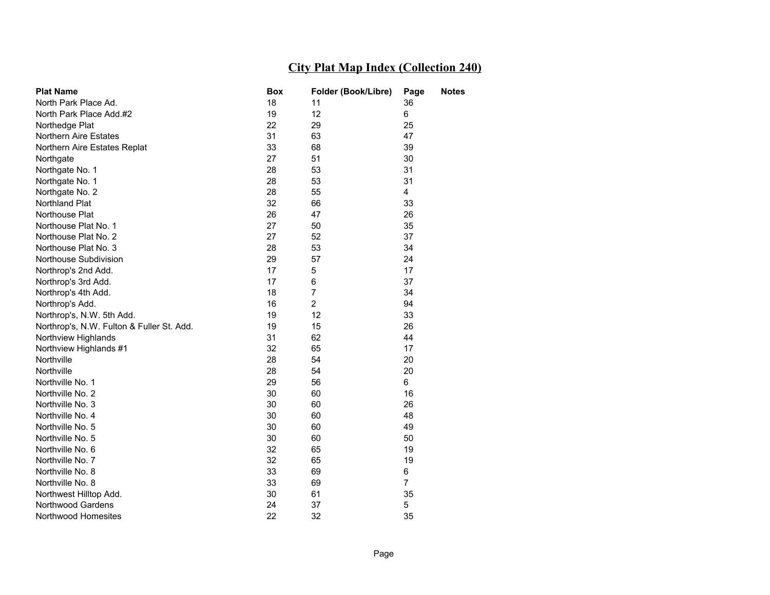## City Plat Map Index (Collection 240)

| Plat Name | Box | Folder (Book/Libre) | Page | Notes |
|---|---|---|---|---|
| North Park Place Ad. | 18 | 11 | 36 | |
| North Park Place Add.#2 | 19 | 12 | 6 | |
| Northedge Plat | 22 | 29 | 25 | |
| Northern Aire Estates | 31 | 63 | 47 | |
| Northern Aire Estates Replat | 33 | 68 | 39 | |
| Northgate | 27 | 51 | 30 | |
| Northgate No. 1 | 28 | 53 | 31 | |
| Northgate No. 1 | 28 | 53 | 31 | |
| Northgate No. 2 | 28 | 55 | 4 | |
| Northland Plat | 32 | 66 | 33 | |
| Northouse Plat | 26 | 47 | 26 | |
| Northouse Plat No. 1 | 27 | 50 | 35 | |
| Northouse Plat No. 2 | 27 | 52 | 37 | |
| Northouse Plat No. 3 | 28 | 53 | 34 | |
| Northouse Subdivision | 29 | 57 | 24 | |
| Northrop's 2nd Add. | 17 | 5 | 17 | |
| Northrop's 3rd Add. | 17 | 6 | 37 | |
| Northrop's 4th Add. | 18 | 7 | 34 | |
| Northrop's Add. | 16 | 2 | 94 | |
| Northrop's, N.W. 5th Add. | 19 | 12 | 33 | |
| Northrop's, N.W. Fulton & Fuller St. Add. | 19 | 15 | 26 | |
| Northview Highlands | 31 | 62 | 44 | |
| Northview Highlands #1 | 32 | 65 | 17 | |
| Northville | 28 | 54 | 20 | |
| Northville | 28 | 54 | 20 | |
| Northville No. 1 | 29 | 56 | 6 | |
| Northville No. 2 | 30 | 60 | 16 | |
| Northville No. 3 | 30 | 60 | 26 | |
| Northville No. 4 | 30 | 60 | 48 | |
| Northville No. 5 | 30 | 60 | 49 | |
| Northville No. 5 | 30 | 60 | 50 | |
| Northville No. 6 | 32 | 65 | 19 | |
| Northville No. 7 | 32 | 65 | 19 | |
| Northville No. 8 | 33 | 69 | 6 | |
| Northville No. 8 | 33 | 69 | 7 | |
| Northwest Hilltop Add. | 30 | 61 | 35 | |
| Northwood Gardens | 24 | 37 | 5 | |
| Northwood Homesites | 22 | 32 | 35 | |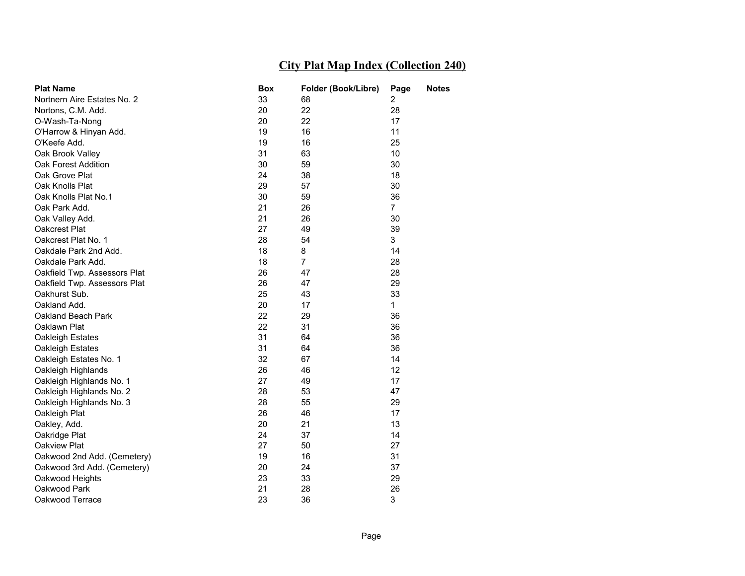# City Plat Map Index (Collection 240)

| Plat Name | Box | Folder (Book/Libre) | Page | Notes |
|---|---|---|---|---|
| Nortnern Aire Estates No. 2 | 33 | 68 | 2 | |
| Nortons, C.M. Add. | 20 | 22 | 28 | |
| O-Wash-Ta-Nong | 20 | 22 | 17 | |
| O'Harrow & Hinyan Add. | 19 | 16 | 11 | |
| O'Keefe Add. | 19 | 16 | 25 | |
| Oak Brook Valley | 31 | 63 | 10 | |
| Oak Forest Addition | 30 | 59 | 30 | |
| Oak Grove Plat | 24 | 38 | 18 | |
| Oak Knolls Plat | 29 | 57 | 30 | |
| Oak Knolls Plat No.1 | 30 | 59 | 36 | |
| Oak Park Add. | 21 | 26 | 7 | |
| Oak Valley Add. | 21 | 26 | 30 | |
| Oakcrest Plat | 27 | 49 | 39 | |
| Oakcrest Plat No. 1 | 28 | 54 | 3 | |
| Oakdale Park 2nd Add. | 18 | 8 | 14 | |
| Oakdale Park Add. | 18 | 7 | 28 | |
| Oakfield Twp. Assessors Plat | 26 | 47 | 28 | |
| Oakfield Twp. Assessors Plat | 26 | 47 | 29 | |
| Oakhurst Sub. | 25 | 43 | 33 | |
| Oakland Add. | 20 | 17 | 1 | |
| Oakland Beach Park | 22 | 29 | 36 | |
| Oaklawn Plat | 22 | 31 | 36 | |
| Oakleigh Estates | 31 | 64 | 36 | |
| Oakleigh Estates | 31 | 64 | 36 | |
| Oakleigh Estates No. 1 | 32 | 67 | 14 | |
| Oakleigh Highlands | 26 | 46 | 12 | |
| Oakleigh Highlands No. 1 | 27 | 49 | 17 | |
| Oakleigh Highlands No. 2 | 28 | 53 | 47 | |
| Oakleigh Highlands No. 3 | 28 | 55 | 29 | |
| Oakleigh Plat | 26 | 46 | 17 | |
| Oakley, Add. | 20 | 21 | 13 | |
| Oakridge Plat | 24 | 37 | 14 | |
| Oakview Plat | 27 | 50 | 27 | |
| Oakwood 2nd Add. (Cemetery) | 19 | 16 | 31 | |
| Oakwood 3rd Add. (Cemetery) | 20 | 24 | 37 | |
| Oakwood Heights | 23 | 33 | 29 | |
| Oakwood Park | 21 | 28 | 26 | |
| Oakwood Terrace | 23 | 36 | 3 | |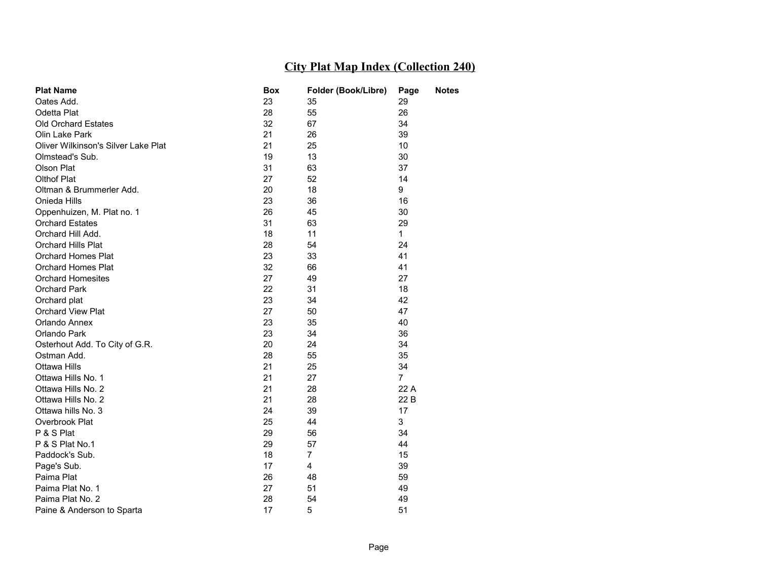# City Plat Map Index (Collection 240)

| Plat Name | Box | Folder (Book/Libre) | Page | Notes |
|---|---|---|---|---|
| Oates Add. | 23 | 35 | 29 | |
| Odetta Plat | 28 | 55 | 26 | |
| Old Orchard Estates | 32 | 67 | 34 | |
| Olin Lake Park | 21 | 26 | 39 | |
| Oliver Wilkinson's Silver Lake Plat | 21 | 25 | 10 | |
| Olmstead's Sub. | 19 | 13 | 30 | |
| Olson Plat | 31 | 63 | 37 | |
| Olthof Plat | 27 | 52 | 14 | |
| Oltman & Brummerler Add. | 20 | 18 | 9 | |
| Onieda Hills | 23 | 36 | 16 | |
| Oppenhuizen, M. Plat no. 1 | 26 | 45 | 30 | |
| Orchard Estates | 31 | 63 | 29 | |
| Orchard Hill Add. | 18 | 11 | 1 | |
| Orchard Hills Plat | 28 | 54 | 24 | |
| Orchard Homes Plat | 23 | 33 | 41 | |
| Orchard Homes Plat | 32 | 66 | 41 | |
| Orchard Homesites | 27 | 49 | 27 | |
| Orchard Park | 22 | 31 | 18 | |
| Orchard plat | 23 | 34 | 42 | |
| Orchard View Plat | 27 | 50 | 47 | |
| Orlando Annex | 23 | 35 | 40 | |
| Orlando Park | 23 | 34 | 36 | |
| Osterhout Add. To City of G.R. | 20 | 24 | 34 | |
| Ostman Add. | 28 | 55 | 35 | |
| Ottawa Hills | 21 | 25 | 34 | |
| Ottawa Hills No. 1 | 21 | 27 | 7 | |
| Ottawa Hills No. 2 | 21 | 28 | 22 A | |
| Ottawa Hills No. 2 | 21 | 28 | 22 B | |
| Ottawa hills No. 3 | 24 | 39 | 17 | |
| Overbrook Plat | 25 | 44 | 3 | |
| P & S Plat | 29 | 56 | 34 | |
| P & S Plat No.1 | 29 | 57 | 44 | |
| Paddock's Sub. | 18 | 7 | 15 | |
| Page's Sub. | 17 | 4 | 39 | |
| Paima Plat | 26 | 48 | 59 | |
| Paima Plat No. 1 | 27 | 51 | 49 | |
| Paima Plat No. 2 | 28 | 54 | 49 | |
| Paine & Anderson to Sparta | 17 | 5 | 51 | |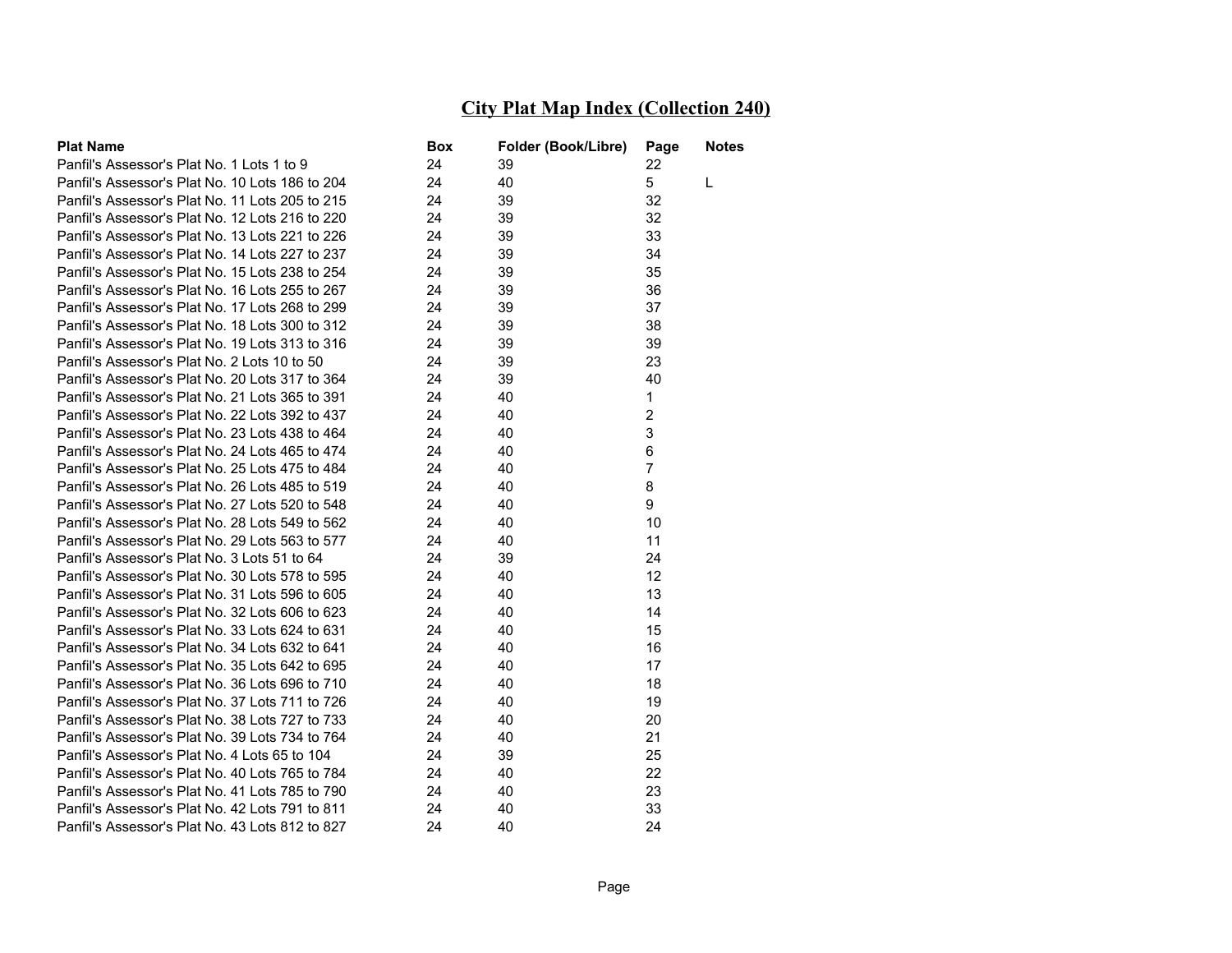## City Plat Map Index (Collection 240)

| Plat Name | Box | Folder (Book/Libre) | Page | Notes |
| --- | --- | --- | --- | --- |
| Panfil's Assessor's Plat No. 1 Lots 1 to 9 | 24 | 39 | 22 | |
| Panfil's Assessor's Plat No. 10 Lots 186 to 204 | 24 | 40 | 5 | L |
| Panfil's Assessor's Plat No. 11 Lots 205 to 215 | 24 | 39 | 32 | |
| Panfil's Assessor's Plat No. 12 Lots 216 to 220 | 24 | 39 | 32 | |
| Panfil's Assessor's Plat No. 13 Lots 221 to 226 | 24 | 39 | 33 | |
| Panfil's Assessor's Plat No. 14 Lots 227 to 237 | 24 | 39 | 34 | |
| Panfil's Assessor's Plat No. 15 Lots 238 to 254 | 24 | 39 | 35 | |
| Panfil's Assessor's Plat No. 16 Lots 255 to 267 | 24 | 39 | 36 | |
| Panfil's Assessor's Plat No. 17 Lots 268 to 299 | 24 | 39 | 37 | |
| Panfil's Assessor's Plat No. 18 Lots 300 to 312 | 24 | 39 | 38 | |
| Panfil's Assessor's Plat No. 19 Lots 313 to 316 | 24 | 39 | 39 | |
| Panfil's Assessor's Plat No. 2 Lots 10 to 50 | 24 | 39 | 23 | |
| Panfil's Assessor's Plat No. 20 Lots 317 to 364 | 24 | 39 | 40 | |
| Panfil's Assessor's Plat No. 21 Lots 365 to 391 | 24 | 40 | 1 | |
| Panfil's Assessor's Plat No. 22 Lots 392 to 437 | 24 | 40 | 2 | |
| Panfil's Assessor's Plat No. 23 Lots 438 to 464 | 24 | 40 | 3 | |
| Panfil's Assessor's Plat No. 24 Lots 465 to 474 | 24 | 40 | 6 | |
| Panfil's Assessor's Plat No. 25 Lots 475 to 484 | 24 | 40 | 7 | |
| Panfil's Assessor's Plat No. 26 Lots 485 to 519 | 24 | 40 | 8 | |
| Panfil's Assessor's Plat No. 27 Lots 520 to 548 | 24 | 40 | 9 | |
| Panfil's Assessor's Plat No. 28 Lots 549 to 562 | 24 | 40 | 10 | |
| Panfil's Assessor's Plat No. 29 Lots 563 to 577 | 24 | 40 | 11 | |
| Panfil's Assessor's Plat No. 3 Lots 51 to 64 | 24 | 39 | 24 | |
| Panfil's Assessor's Plat No. 30 Lots 578 to 595 | 24 | 40 | 12 | |
| Panfil's Assessor's Plat No. 31 Lots 596 to 605 | 24 | 40 | 13 | |
| Panfil's Assessor's Plat No. 32 Lots 606 to 623 | 24 | 40 | 14 | |
| Panfil's Assessor's Plat No. 33 Lots 624 to 631 | 24 | 40 | 15 | |
| Panfil's Assessor's Plat No. 34 Lots 632 to 641 | 24 | 40 | 16 | |
| Panfil's Assessor's Plat No. 35 Lots 642 to 695 | 24 | 40 | 17 | |
| Panfil's Assessor's Plat No. 36 Lots 696 to 710 | 24 | 40 | 18 | |
| Panfil's Assessor's Plat No. 37 Lots 711 to 726 | 24 | 40 | 19 | |
| Panfil's Assessor's Plat No. 38 Lots 727 to 733 | 24 | 40 | 20 | |
| Panfil's Assessor's Plat No. 39 Lots 734 to 764 | 24 | 40 | 21 | |
| Panfil's Assessor's Plat No. 4 Lots 65 to 104 | 24 | 39 | 25 | |
| Panfil's Assessor's Plat No. 40 Lots 765 to 784 | 24 | 40 | 22 | |
| Panfil's Assessor's Plat No. 41 Lots 785 to 790 | 24 | 40 | 23 | |
| Panfil's Assessor's Plat No. 42 Lots 791 to 811 | 24 | 40 | 33 | |
| Panfil's Assessor's Plat No. 43 Lots 812 to 827 | 24 | 40 | 24 | |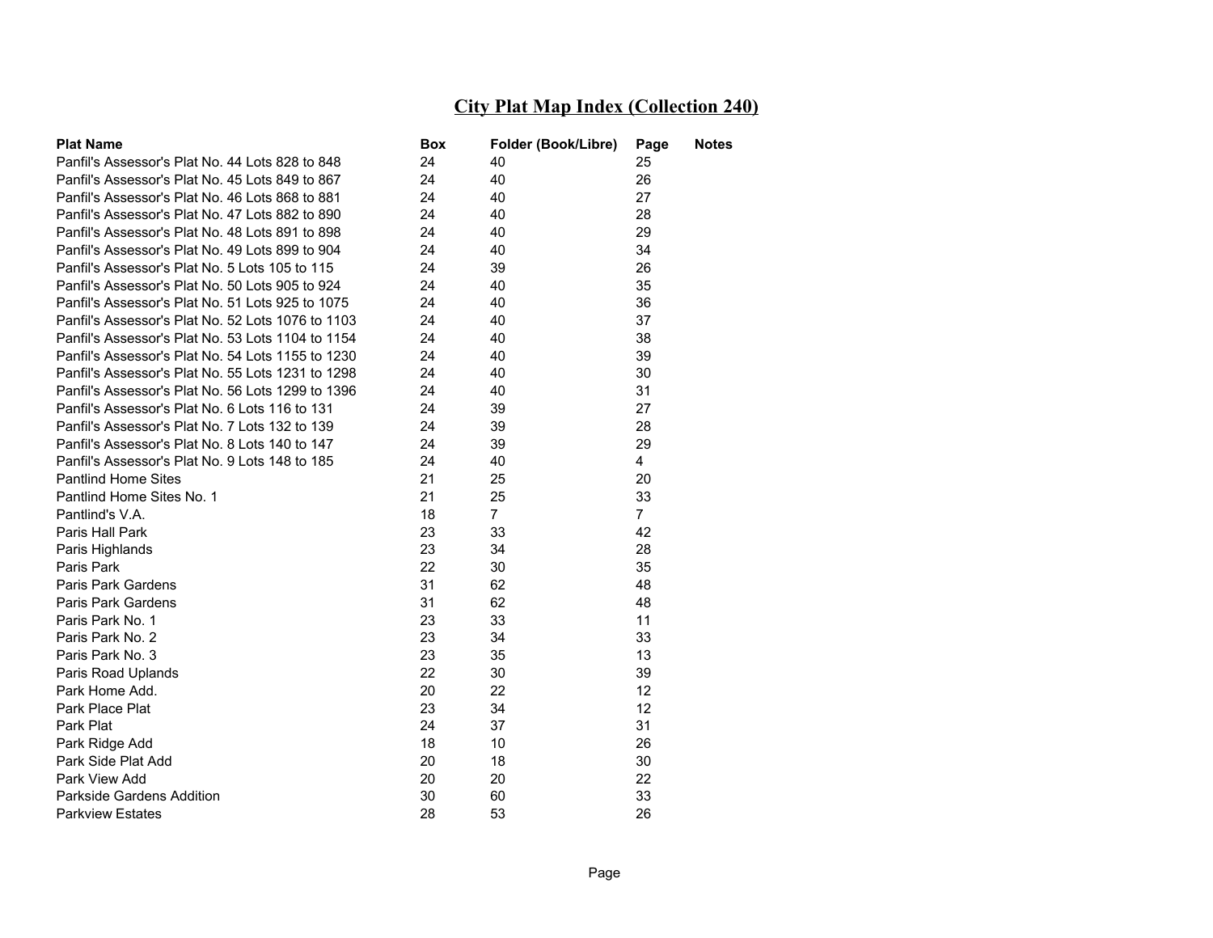# City Plat Map Index (Collection 240)

| Plat Name | Box | Folder (Book/Libre) | Page | Notes |
|---|---|---|---|---|
| Panfil's Assessor's Plat No. 44 Lots 828 to 848 | 24 | 40 | 25 | |
| Panfil's Assessor's Plat No. 45 Lots 849 to 867 | 24 | 40 | 26 | |
| Panfil's Assessor's Plat No. 46 Lots 868 to 881 | 24 | 40 | 27 | |
| Panfil's Assessor's Plat No. 47 Lots 882 to 890 | 24 | 40 | 28 | |
| Panfil's Assessor's Plat No. 48 Lots 891 to 898 | 24 | 40 | 29 | |
| Panfil's Assessor's Plat No. 49 Lots 899 to 904 | 24 | 40 | 34 | |
| Panfil's Assessor's Plat No. 5 Lots 105 to 115 | 24 | 39 | 26 | |
| Panfil's Assessor's Plat No. 50 Lots 905 to 924 | 24 | 40 | 35 | |
| Panfil's Assessor's Plat No. 51 Lots 925 to 1075 | 24 | 40 | 36 | |
| Panfil's Assessor's Plat No. 52 Lots 1076 to 1103 | 24 | 40 | 37 | |
| Panfil's Assessor's Plat No. 53 Lots 1104 to 1154 | 24 | 40 | 38 | |
| Panfil's Assessor's Plat No. 54 Lots 1155 to 1230 | 24 | 40 | 39 | |
| Panfil's Assessor's Plat No. 55 Lots 1231 to 1298 | 24 | 40 | 30 | |
| Panfil's Assessor's Plat No. 56 Lots 1299 to 1396 | 24 | 40 | 31 | |
| Panfil's Assessor's Plat No. 6 Lots 116 to 131 | 24 | 39 | 27 | |
| Panfil's Assessor's Plat No. 7 Lots 132 to 139 | 24 | 39 | 28 | |
| Panfil's Assessor's Plat No. 8 Lots 140 to 147 | 24 | 39 | 29 | |
| Panfil's Assessor's Plat No. 9 Lots 148 to 185 | 24 | 40 | 4 | |
| Pantlind Home Sites | 21 | 25 | 20 | |
| Pantlind Home Sites No. 1 | 21 | 25 | 33 | |
| Pantlind's V.A. | 18 | 7 | 7 | |
| Paris Hall Park | 23 | 33 | 42 | |
| Paris Highlands | 23 | 34 | 28 | |
| Paris Park | 22 | 30 | 35 | |
| Paris Park Gardens | 31 | 62 | 48 | |
| Paris Park Gardens | 31 | 62 | 48 | |
| Paris Park No. 1 | 23 | 33 | 11 | |
| Paris Park No. 2 | 23 | 34 | 33 | |
| Paris Park No. 3 | 23 | 35 | 13 | |
| Paris Road Uplands | 22 | 30 | 39 | |
| Park Home Add. | 20 | 22 | 12 | |
| Park Place Plat | 23 | 34 | 12 | |
| Park Plat | 24 | 37 | 31 | |
| Park Ridge Add | 18 | 10 | 26 | |
| Park Side Plat Add | 20 | 18 | 30 | |
| Park View Add | 20 | 20 | 22 | |
| Parkside Gardens Addition | 30 | 60 | 33 | |
| Parkview Estates | 28 | 53 | 26 | |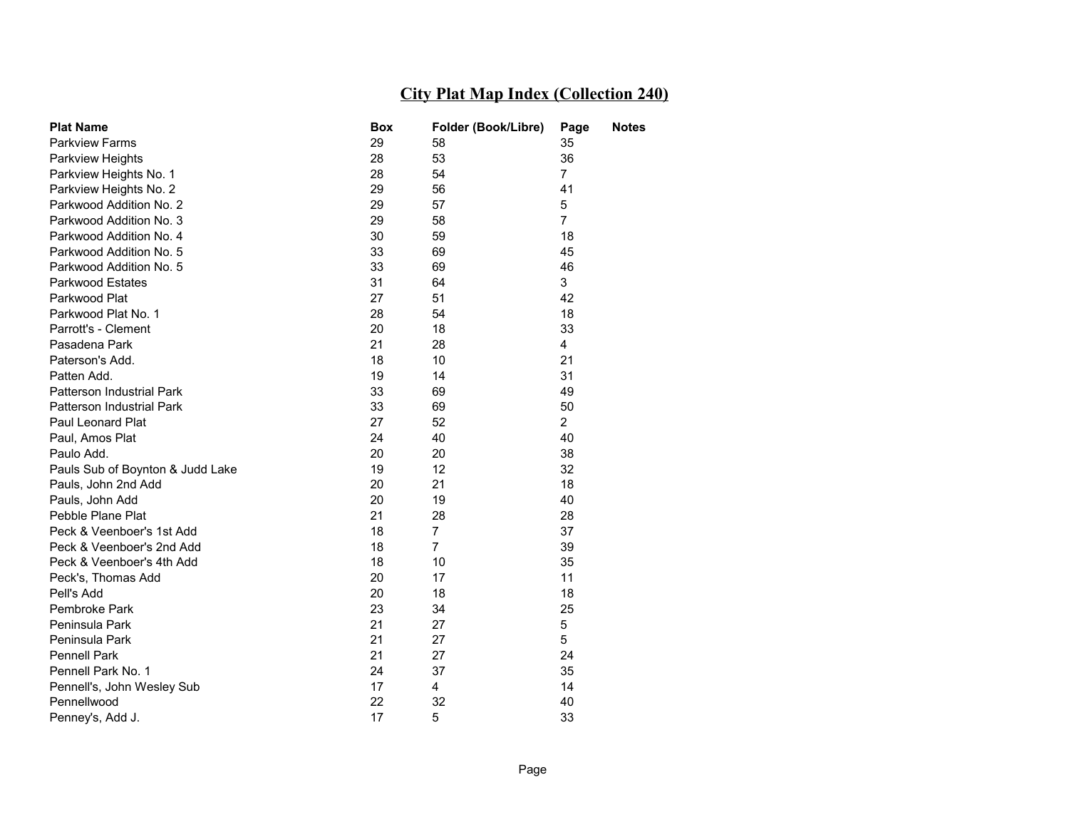# City Plat Map Index (Collection 240)

| Plat Name | Box | Folder (Book/Libre) | Page | Notes |
|---|---|---|---|---|
| Parkview Farms | 29 | 58 | 35 | |
| Parkview Heights | 28 | 53 | 36 | |
| Parkview Heights No. 1 | 28 | 54 | 7 | |
| Parkview Heights No. 2 | 29 | 56 | 41 | |
| Parkwood Addition No. 2 | 29 | 57 | 5 | |
| Parkwood Addition No. 3 | 29 | 58 | 7 | |
| Parkwood Addition No. 4 | 30 | 59 | 18 | |
| Parkwood Addition No. 5 | 33 | 69 | 45 | |
| Parkwood Addition No. 5 | 33 | 69 | 46 | |
| Parkwood Estates | 31 | 64 | 3 | |
| Parkwood Plat | 27 | 51 | 42 | |
| Parkwood Plat No. 1 | 28 | 54 | 18 | |
| Parrott's - Clement | 20 | 18 | 33 | |
| Pasadena Park | 21 | 28 | 4 | |
| Paterson's Add. | 18 | 10 | 21 | |
| Patten Add. | 19 | 14 | 31 | |
| Patterson Industrial Park | 33 | 69 | 49 | |
| Patterson Industrial Park | 33 | 69 | 50 | |
| Paul Leonard Plat | 27 | 52 | 2 | |
| Paul, Amos Plat | 24 | 40 | 40 | |
| Paulo Add. | 20 | 20 | 38 | |
| Pauls Sub of Boynton & Judd Lake | 19 | 12 | 32 | |
| Pauls, John 2nd Add | 20 | 21 | 18 | |
| Pauls, John Add | 20 | 19 | 40 | |
| Pebble Plane Plat | 21 | 28 | 28 | |
| Peck & Veenboer's 1st Add | 18 | 7 | 37 | |
| Peck & Veenboer's 2nd Add | 18 | 7 | 39 | |
| Peck & Veenboer's 4th Add | 18 | 10 | 35 | |
| Peck's, Thomas Add | 20 | 17 | 11 | |
| Pell's Add | 20 | 18 | 18 | |
| Pembroke Park | 23 | 34 | 25 | |
| Peninsula Park | 21 | 27 | 5 | |
| Peninsula Park | 21 | 27 | 5 | |
| Pennell Park | 21 | 27 | 24 | |
| Pennell Park No. 1 | 24 | 37 | 35 | |
| Pennell's, John Wesley Sub | 17 | 4 | 14 | |
| Pennellwood | 22 | 32 | 40 | |
| Penney's, Add J. | 17 | 5 | 33 | |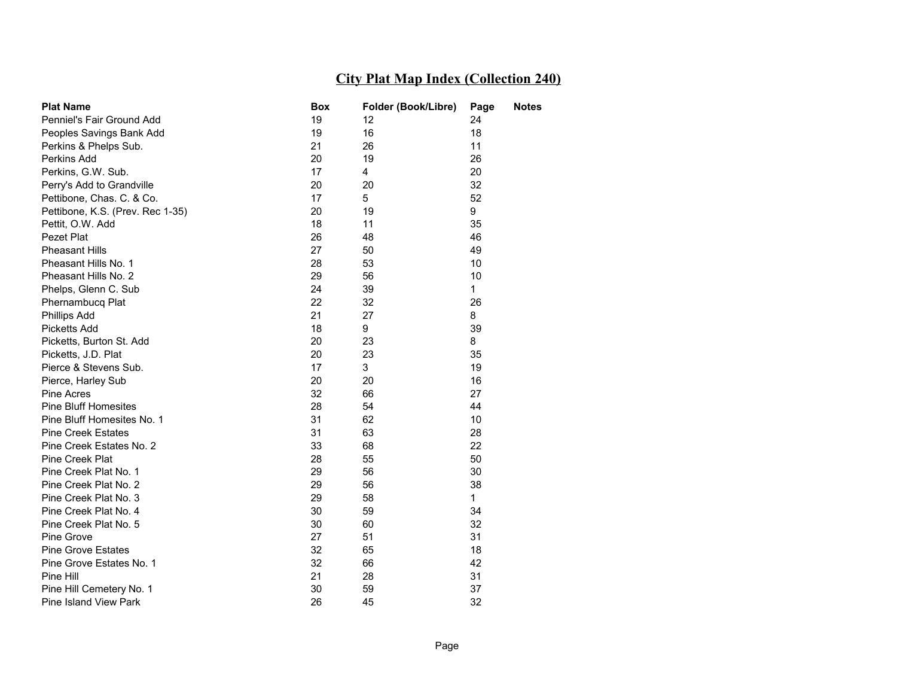## City Plat Map Index (Collection 240)

| Plat Name | Box | Folder (Book/Libre) | Page | Notes |
|---|---|---|---|---|
| Penniel's Fair Ground Add | 19 | 12 | 24 | |
| Peoples Savings Bank Add | 19 | 16 | 18 | |
| Perkins & Phelps Sub. | 21 | 26 | 11 | |
| Perkins Add | 20 | 19 | 26 | |
| Perkins, G.W. Sub. | 17 | 4 | 20 | |
| Perry's Add to Grandville | 20 | 20 | 32 | |
| Pettibone, Chas. C. & Co. | 17 | 5 | 52 | |
| Pettibone, K.S. (Prev. Rec 1-35) | 20 | 19 | 9 | |
| Pettit, O.W. Add | 18 | 11 | 35 | |
| Pezet Plat | 26 | 48 | 46 | |
| Pheasant Hills | 27 | 50 | 49 | |
| Pheasant Hills No. 1 | 28 | 53 | 10 | |
| Pheasant Hills No. 2 | 29 | 56 | 10 | |
| Phelps, Glenn C. Sub | 24 | 39 | 1 | |
| Phernambucq Plat | 22 | 32 | 26 | |
| Phillips Add | 21 | 27 | 8 | |
| Picketts Add | 18 | 9 | 39 | |
| Picketts, Burton St. Add | 20 | 23 | 8 | |
| Picketts, J.D. Plat | 20 | 23 | 35 | |
| Pierce & Stevens Sub. | 17 | 3 | 19 | |
| Pierce, Harley Sub | 20 | 20 | 16 | |
| Pine Acres | 32 | 66 | 27 | |
| Pine Bluff Homesites | 28 | 54 | 44 | |
| Pine Bluff Homesites No. 1 | 31 | 62 | 10 | |
| Pine Creek Estates | 31 | 63 | 28 | |
| Pine Creek Estates No. 2 | 33 | 68 | 22 | |
| Pine Creek Plat | 28 | 55 | 50 | |
| Pine Creek Plat No. 1 | 29 | 56 | 30 | |
| Pine Creek Plat No. 2 | 29 | 56 | 38 | |
| Pine Creek Plat No. 3 | 29 | 58 | 1 | |
| Pine Creek Plat No. 4 | 30 | 59 | 34 | |
| Pine Creek Plat No. 5 | 30 | 60 | 32 | |
| Pine Grove | 27 | 51 | 31 | |
| Pine Grove Estates | 32 | 65 | 18 | |
| Pine Grove Estates No. 1 | 32 | 66 | 42 | |
| Pine Hill | 21 | 28 | 31 | |
| Pine Hill Cemetery No. 1 | 30 | 59 | 37 | |
| Pine Island View Park | 26 | 45 | 32 | |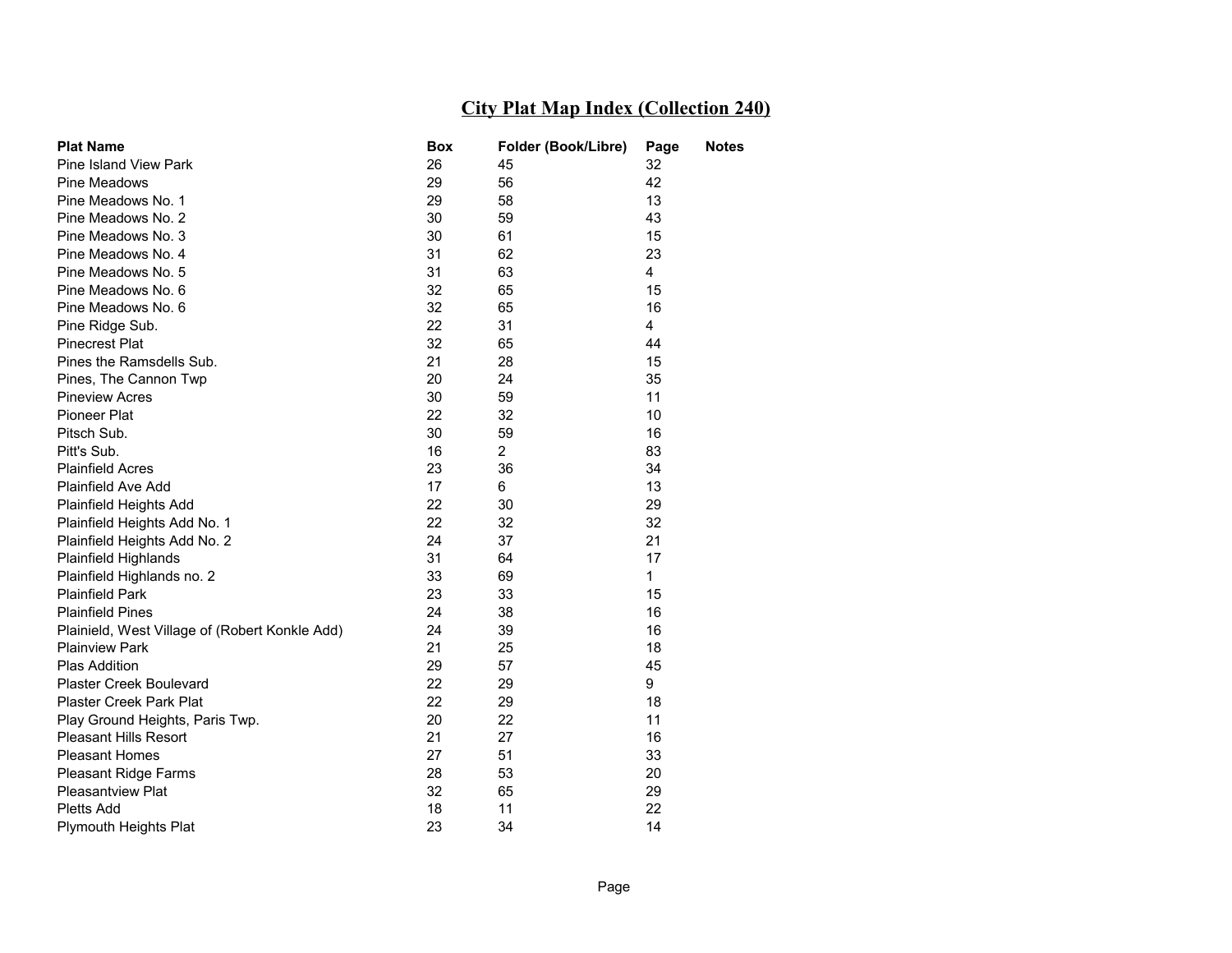# City Plat Map Index (Collection 240)

| Plat Name | Box | Folder (Book/Libre) | Page | Notes |
|---|---|---|---|---|
| Pine Island View Park | 26 | 45 | 32 | |
| Pine Meadows | 29 | 56 | 42 | |
| Pine Meadows No. 1 | 29 | 58 | 13 | |
| Pine Meadows No. 2 | 30 | 59 | 43 | |
| Pine Meadows No. 3 | 30 | 61 | 15 | |
| Pine Meadows No. 4 | 31 | 62 | 23 | |
| Pine Meadows No. 5 | 31 | 63 | 4 | |
| Pine Meadows No. 6 | 32 | 65 | 15 | |
| Pine Meadows No. 6 | 32 | 65 | 16 | |
| Pine Ridge Sub. | 22 | 31 | 4 | |
| Pinecrest Plat | 32 | 65 | 44 | |
| Pines the Ramsdells Sub. | 21 | 28 | 15 | |
| Pines, The Cannon Twp | 20 | 24 | 35 | |
| Pineview Acres | 30 | 59 | 11 | |
| Pioneer Plat | 22 | 32 | 10 | |
| Pitsch Sub. | 30 | 59 | 16 | |
| Pitt's Sub. | 16 | 2 | 83 | |
| Plainfield Acres | 23 | 36 | 34 | |
| Plainfield Ave Add | 17 | 6 | 13 | |
| Plainfield Heights Add | 22 | 30 | 29 | |
| Plainfield Heights Add No. 1 | 22 | 32 | 32 | |
| Plainfield Heights Add No. 2 | 24 | 37 | 21 | |
| Plainfield Highlands | 31 | 64 | 17 | |
| Plainfield Highlands no. 2 | 33 | 69 | 1 | |
| Plainfield Park | 23 | 33 | 15 | |
| Plainfield Pines | 24 | 38 | 16 | |
| Plainield, West Village of (Robert Konkle Add) | 24 | 39 | 16 | |
| Plainview Park | 21 | 25 | 18 | |
| Plas Addition | 29 | 57 | 45 | |
| Plaster Creek Boulevard | 22 | 29 | 9 | |
| Plaster Creek Park Plat | 22 | 29 | 18 | |
| Play Ground Heights, Paris Twp. | 20 | 22 | 11 | |
| Pleasant Hills Resort | 21 | 27 | 16 | |
| Pleasant Homes | 27 | 51 | 33 | |
| Pleasant Ridge Farms | 28 | 53 | 20 | |
| Pleasantview Plat | 32 | 65 | 29 | |
| Pletts Add | 18 | 11 | 22 | |
| Plymouth Heights Plat | 23 | 34 | 14 | |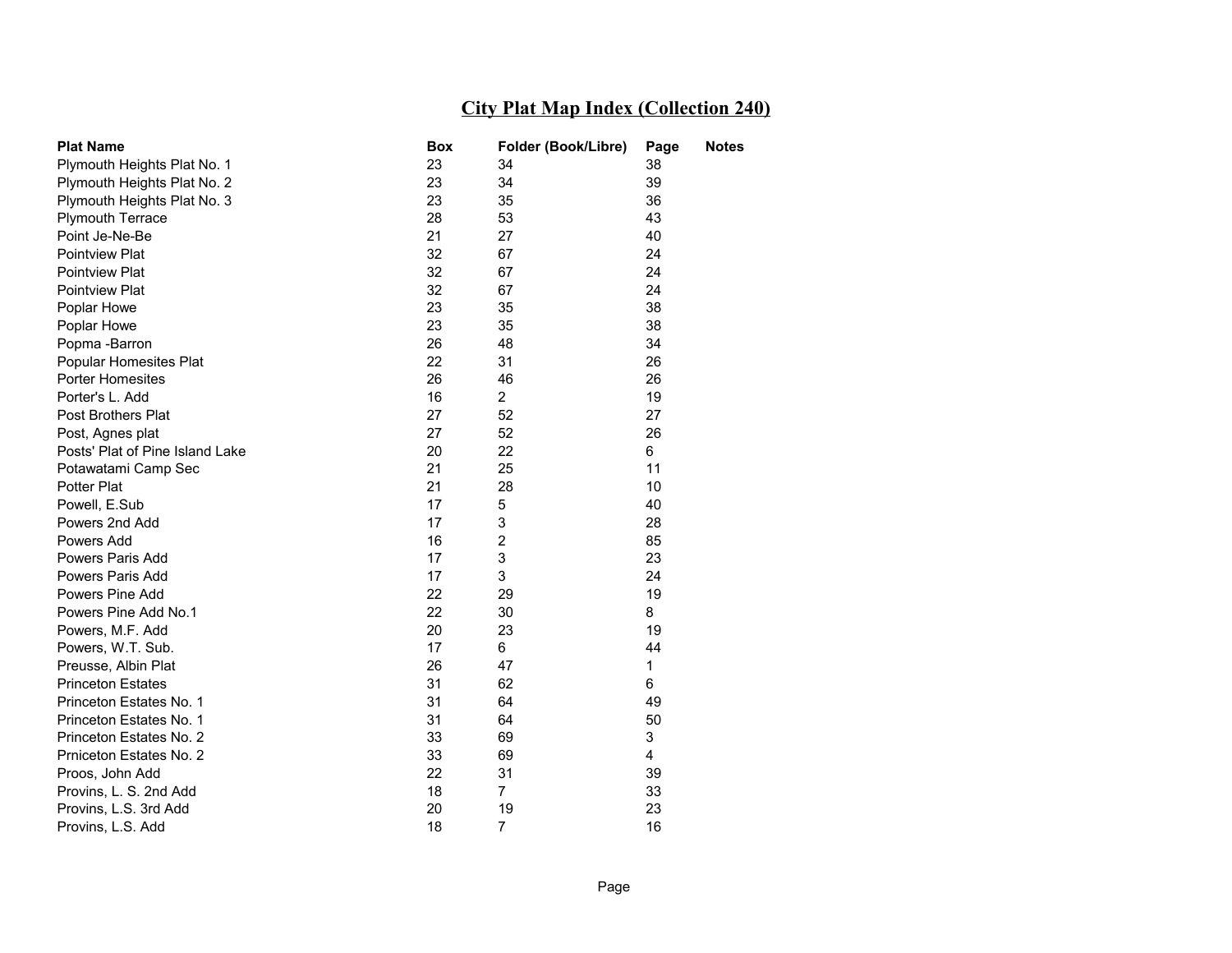## City Plat Map Index (Collection 240)

| Plat Name | Box | Folder (Book/Libre) | Page | Notes |
|---|---|---|---|---|
| Plymouth Heights Plat No. 1 | 23 | 34 | 38 | |
| Plymouth Heights Plat No. 2 | 23 | 34 | 39 | |
| Plymouth Heights Plat No. 3 | 23 | 35 | 36 | |
| Plymouth Terrace | 28 | 53 | 43 | |
| Point Je-Ne-Be | 21 | 27 | 40 | |
| Pointview Plat | 32 | 67 | 24 | |
| Pointview Plat | 32 | 67 | 24 | |
| Pointview Plat | 32 | 67 | 24 | |
| Poplar Howe | 23 | 35 | 38 | |
| Poplar Howe | 23 | 35 | 38 | |
| Popma -Barron | 26 | 48 | 34 | |
| Popular Homesites Plat | 22 | 31 | 26 | |
| Porter Homesites | 26 | 46 | 26 | |
| Porter's L. Add | 16 | 2 | 19 | |
| Post Brothers Plat | 27 | 52 | 27 | |
| Post, Agnes plat | 27 | 52 | 26 | |
| Posts' Plat of Pine Island Lake | 20 | 22 | 6 | |
| Potawatami Camp Sec | 21 | 25 | 11 | |
| Potter Plat | 21 | 28 | 10 | |
| Powell, E.Sub | 17 | 5 | 40 | |
| Powers 2nd Add | 17 | 3 | 28 | |
| Powers Add | 16 | 2 | 85 | |
| Powers Paris Add | 17 | 3 | 23 | |
| Powers Paris Add | 17 | 3 | 24 | |
| Powers Pine Add | 22 | 29 | 19 | |
| Powers Pine Add No.1 | 22 | 30 | 8 | |
| Powers, M.F. Add | 20 | 23 | 19 | |
| Powers, W.T. Sub. | 17 | 6 | 44 | |
| Preusse, Albin Plat | 26 | 47 | 1 | |
| Princeton Estates | 31 | 62 | 6 | |
| Princeton Estates No. 1 | 31 | 64 | 49 | |
| Princeton Estates No. 1 | 31 | 64 | 50 | |
| Princeton Estates No. 2 | 33 | 69 | 3 | |
| Prniceton Estates No. 2 | 33 | 69 | 4 | |
| Proos, John Add | 22 | 31 | 39 | |
| Provins, L. S. 2nd Add | 18 | 7 | 33 | |
| Provins, L.S. 3rd Add | 20 | 19 | 23 | |
| Provins, L.S. Add | 18 | 7 | 16 | |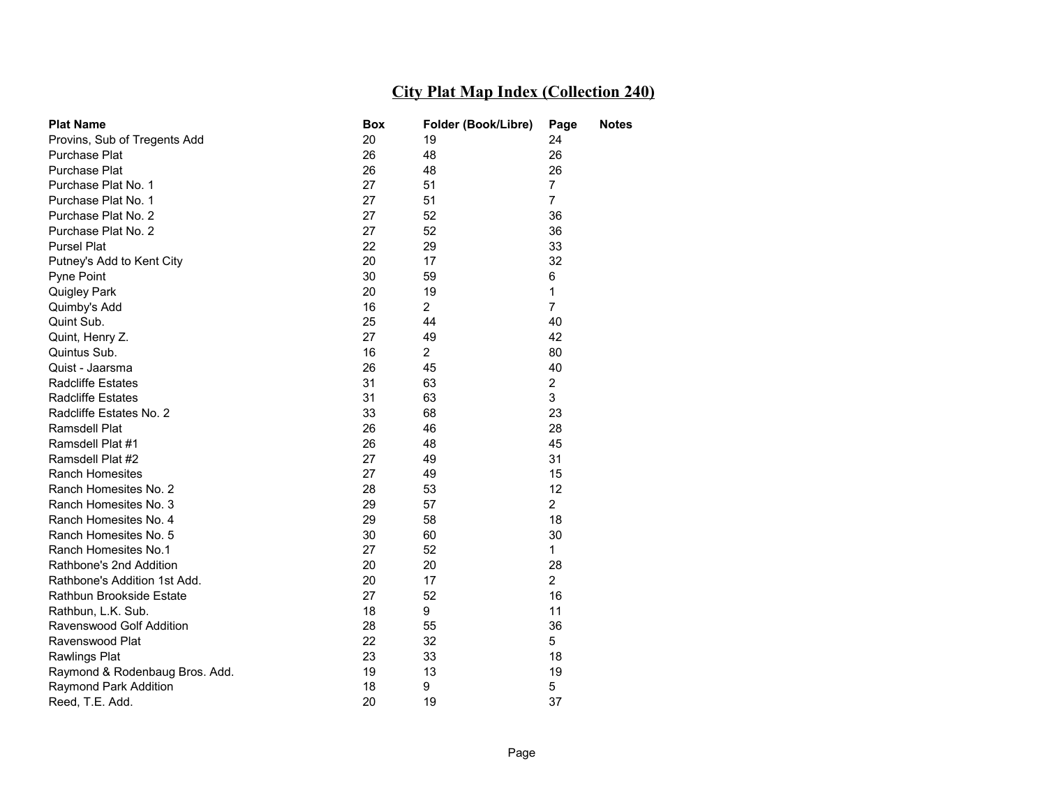# City Plat Map Index (Collection 240)

| Plat Name | Box | Folder (Book/Libre) | Page | Notes |
|---|---|---|---|---|
| Provins, Sub of Tregents Add | 20 | 19 | 24 | |
| Purchase Plat | 26 | 48 | 26 | |
| Purchase Plat | 26 | 48 | 26 | |
| Purchase Plat No. 1 | 27 | 51 | 7 | |
| Purchase Plat No. 1 | 27 | 51 | 7 | |
| Purchase Plat No. 2 | 27 | 52 | 36 | |
| Purchase Plat No. 2 | 27 | 52 | 36 | |
| Pursel Plat | 22 | 29 | 33 | |
| Putney's Add to Kent City | 20 | 17 | 32 | |
| Pyne Point | 30 | 59 | 6 | |
| Quigley Park | 20 | 19 | 1 | |
| Quimby's Add | 16 | 2 | 7 | |
| Quint Sub. | 25 | 44 | 40 | |
| Quint, Henry Z. | 27 | 49 | 42 | |
| Quintus Sub. | 16 | 2 | 80 | |
| Quist - Jaarsma | 26 | 45 | 40 | |
| Radcliffe Estates | 31 | 63 | 2 | |
| Radcliffe Estates | 31 | 63 | 3 | |
| Radcliffe Estates No. 2 | 33 | 68 | 23 | |
| Ramsdell Plat | 26 | 46 | 28 | |
| Ramsdell Plat #1 | 26 | 48 | 45 | |
| Ramsdell Plat #2 | 27 | 49 | 31 | |
| Ranch Homesites | 27 | 49 | 15 | |
| Ranch Homesites No. 2 | 28 | 53 | 12 | |
| Ranch Homesites No. 3 | 29 | 57 | 2 | |
| Ranch Homesites No. 4 | 29 | 58 | 18 | |
| Ranch Homesites No. 5 | 30 | 60 | 30 | |
| Ranch Homesites No.1 | 27 | 52 | 1 | |
| Rathbone's 2nd Addition | 20 | 20 | 28 | |
| Rathbone's Addition 1st Add. | 20 | 17 | 2 | |
| Rathbun Brookside Estate | 27 | 52 | 16 | |
| Rathbun, L.K. Sub. | 18 | 9 | 11 | |
| Ravenswood Golf Addition | 28 | 55 | 36 | |
| Ravenswood Plat | 22 | 32 | 5 | |
| Rawlings Plat | 23 | 33 | 18 | |
| Raymond & Rodenbaug Bros. Add. | 19 | 13 | 19 | |
| Raymond Park Addition | 18 | 9 | 5 | |
| Reed, T.E. Add. | 20 | 19 | 37 | |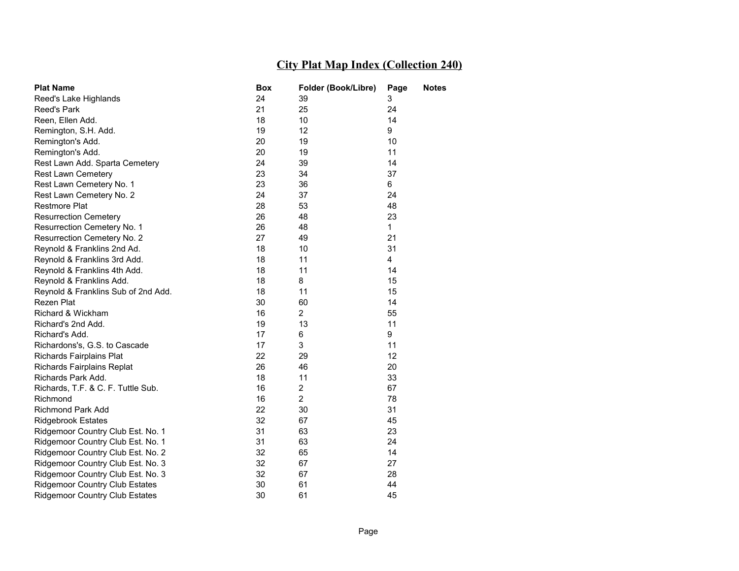# City Plat Map Index (Collection 240)

| Plat Name | Box | Folder (Book/Libre) | Page | Notes |
|---|---|---|---|---|
| Reed's Lake Highlands | 24 | 39 | 3 | |
| Reed's Park | 21 | 25 | 24 | |
| Reen, Ellen Add. | 18 | 10 | 14 | |
| Remington, S.H. Add. | 19 | 12 | 9 | |
| Remington's Add. | 20 | 19 | 10 | |
| Remington's Add. | 20 | 19 | 11 | |
| Rest Lawn Add. Sparta Cemetery | 24 | 39 | 14 | |
| Rest Lawn Cemetery | 23 | 34 | 37 | |
| Rest Lawn Cemetery No. 1 | 23 | 36 | 6 | |
| Rest Lawn Cemetery No. 2 | 24 | 37 | 24 | |
| Restmore Plat | 28 | 53 | 48 | |
| Resurrection Cemetery | 26 | 48 | 23 | |
| Resurrection Cemetery No. 1 | 26 | 48 | 1 | |
| Resurrection Cemetery No. 2 | 27 | 49 | 21 | |
| Reynold & Franklins 2nd Ad. | 18 | 10 | 31 | |
| Reynold & Franklins 3rd Add. | 18 | 11 | 4 | |
| Reynold & Franklins 4th Add. | 18 | 11 | 14 | |
| Reynold & Franklins Add. | 18 | 8 | 15 | |
| Reynold & Franklins Sub of 2nd Add. | 18 | 11 | 15 | |
| Rezen Plat | 30 | 60 | 14 | |
| Richard & Wickham | 16 | 2 | 55 | |
| Richard's 2nd Add. | 19 | 13 | 11 | |
| Richard's Add. | 17 | 6 | 9 | |
| Richardons's, G.S. to Cascade | 17 | 3 | 11 | |
| Richards Fairplains Plat | 22 | 29 | 12 | |
| Richards Fairplains Replat | 26 | 46 | 20 | |
| Richards Park Add. | 18 | 11 | 33 | |
| Richards, T.F. & C. F. Tuttle Sub. | 16 | 2 | 67 | |
| Richmond | 16 | 2 | 78 | |
| Richmond Park Add | 22 | 30 | 31 | |
| Ridgebrook Estates | 32 | 67 | 45 | |
| Ridgemoor Country Club Est. No. 1 | 31 | 63 | 23 | |
| Ridgemoor Country Club Est. No. 1 | 31 | 63 | 24 | |
| Ridgemoor Country Club Est. No. 2 | 32 | 65 | 14 | |
| Ridgemoor Country Club Est. No. 3 | 32 | 67 | 27 | |
| Ridgemoor Country Club Est. No. 3 | 32 | 67 | 28 | |
| Ridgemoor Country Club Estates | 30 | 61 | 44 | |
| Ridgemoor Country Club Estates | 30 | 61 | 45 | |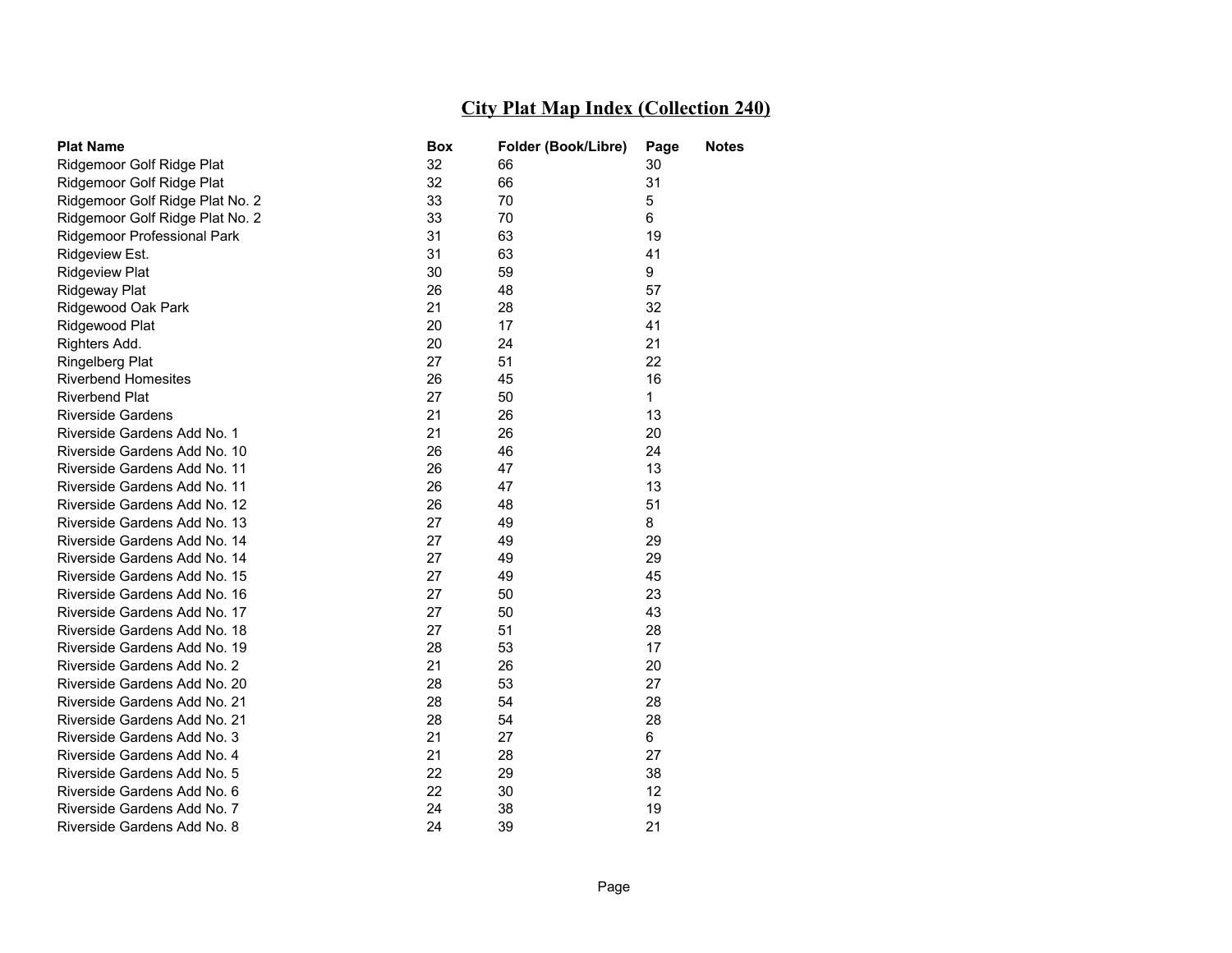# City Plat Map Index (Collection 240)

| Plat Name | Box | Folder (Book/Libre) | Page | Notes |
|---|---|---|---|---|
| Ridgemoor Golf Ridge Plat | 32 | 66 | 30 | |
| Ridgemoor Golf Ridge Plat | 32 | 66 | 31 | |
| Ridgemoor Golf Ridge Plat No. 2 | 33 | 70 | 5 | |
| Ridgemoor Golf Ridge Plat No. 2 | 33 | 70 | 6 | |
| Ridgemoor Professional Park | 31 | 63 | 19 | |
| Ridgeview Est. | 31 | 63 | 41 | |
| Ridgeview Plat | 30 | 59 | 9 | |
| Ridgeway Plat | 26 | 48 | 57 | |
| Ridgewood Oak Park | 21 | 28 | 32 | |
| Ridgewood Plat | 20 | 17 | 41 | |
| Righters Add. | 20 | 24 | 21 | |
| Ringelberg Plat | 27 | 51 | 22 | |
| Riverbend Homesites | 26 | 45 | 16 | |
| Riverbend Plat | 27 | 50 | 1 | |
| Riverside Gardens | 21 | 26 | 13 | |
| Riverside Gardens Add No. 1 | 21 | 26 | 20 | |
| Riverside Gardens Add No. 10 | 26 | 46 | 24 | |
| Riverside Gardens Add No. 11 | 26 | 47 | 13 | |
| Riverside Gardens Add No. 11 | 26 | 47 | 13 | |
| Riverside Gardens Add No. 12 | 26 | 48 | 51 | |
| Riverside Gardens Add No. 13 | 27 | 49 | 8 | |
| Riverside Gardens Add No. 14 | 27 | 49 | 29 | |
| Riverside Gardens Add No. 14 | 27 | 49 | 29 | |
| Riverside Gardens Add No. 15 | 27 | 49 | 45 | |
| Riverside Gardens Add No. 16 | 27 | 50 | 23 | |
| Riverside Gardens Add No. 17 | 27 | 50 | 43 | |
| Riverside Gardens Add No. 18 | 27 | 51 | 28 | |
| Riverside Gardens Add No. 19 | 28 | 53 | 17 | |
| Riverside Gardens Add No. 2 | 21 | 26 | 20 | |
| Riverside Gardens Add No. 20 | 28 | 53 | 27 | |
| Riverside Gardens Add No. 21 | 28 | 54 | 28 | |
| Riverside Gardens Add No. 21 | 28 | 54 | 28 | |
| Riverside Gardens Add No. 3 | 21 | 27 | 6 | |
| Riverside Gardens Add No. 4 | 21 | 28 | 27 | |
| Riverside Gardens Add No. 5 | 22 | 29 | 38 | |
| Riverside Gardens Add No. 6 | 22 | 30 | 12 | |
| Riverside Gardens Add No. 7 | 24 | 38 | 19 | |
| Riverside Gardens Add No. 8 | 24 | 39 | 21 | |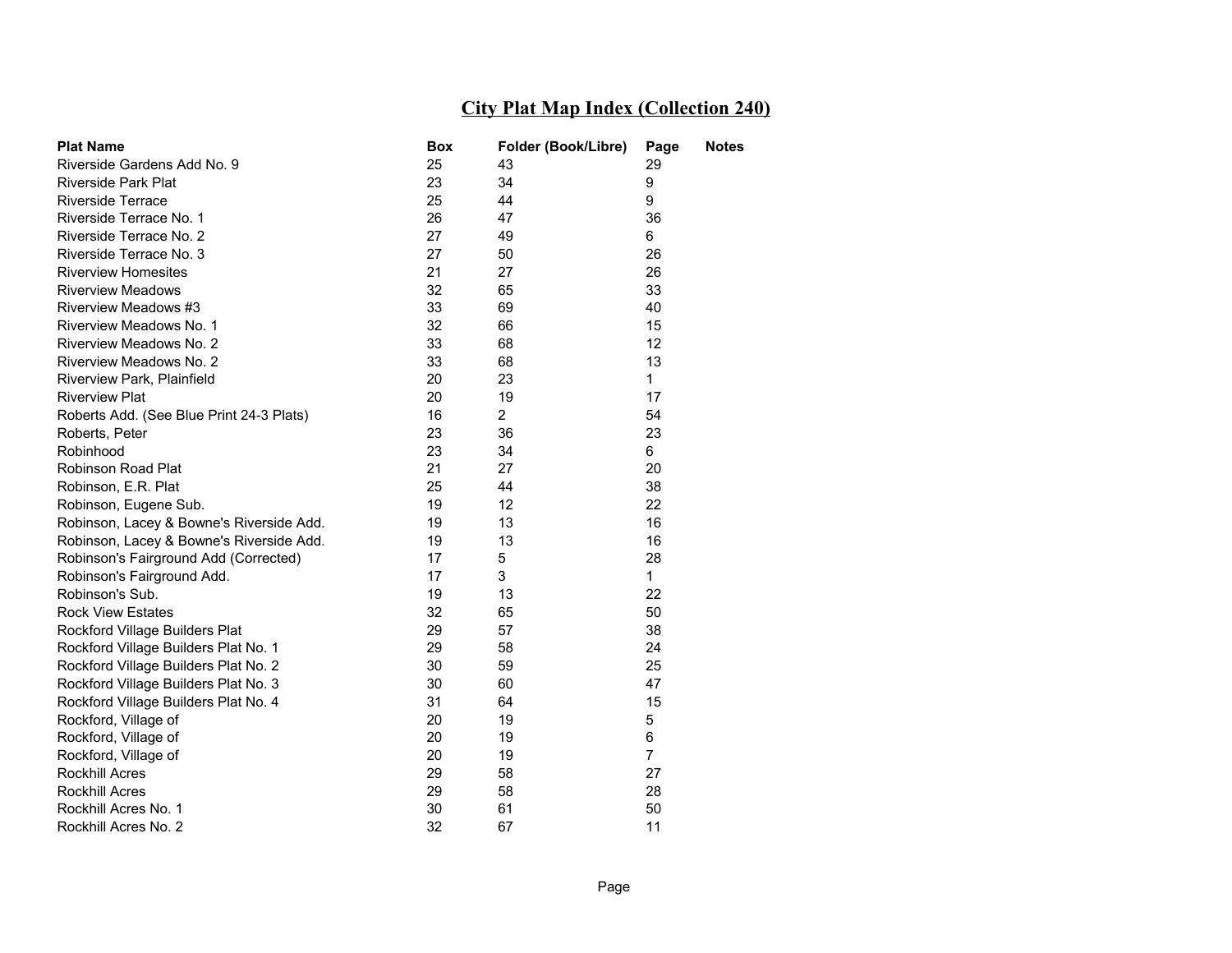# City Plat Map Index (Collection 240)

| Plat Name | Box | Folder (Book/Libre) | Page | Notes |
|---|---|---|---|---|
| Riverside Gardens Add No. 9 | 25 | 43 | 29 | |
| Riverside Park Plat | 23 | 34 | 9 | |
| Riverside Terrace | 25 | 44 | 9 | |
| Riverside Terrace No. 1 | 26 | 47 | 36 | |
| Riverside Terrace No. 2 | 27 | 49 | 6 | |
| Riverside Terrace No. 3 | 27 | 50 | 26 | |
| Riverview Homesites | 21 | 27 | 26 | |
| Riverview Meadows | 32 | 65 | 33 | |
| Riverview Meadows #3 | 33 | 69 | 40 | |
| Riverview Meadows No. 1 | 32 | 66 | 15 | |
| Riverview Meadows No. 2 | 33 | 68 | 12 | |
| Riverview Meadows No. 2 | 33 | 68 | 13 | |
| Riverview Park, Plainfield | 20 | 23 | 1 | |
| Riverview Plat | 20 | 19 | 17 | |
| Roberts Add. (See Blue Print 24-3 Plats) | 16 | 2 | 54 | |
| Roberts, Peter | 23 | 36 | 23 | |
| Robinhood | 23 | 34 | 6 | |
| Robinson Road Plat | 21 | 27 | 20 | |
| Robinson, E.R. Plat | 25 | 44 | 38 | |
| Robinson, Eugene Sub. | 19 | 12 | 22 | |
| Robinson, Lacey & Bowne's Riverside Add. | 19 | 13 | 16 | |
| Robinson, Lacey & Bowne's Riverside Add. | 19 | 13 | 16 | |
| Robinson's Fairground Add (Corrected) | 17 | 5 | 28 | |
| Robinson's Fairground Add. | 17 | 3 | 1 | |
| Robinson's Sub. | 19 | 13 | 22 | |
| Rock View Estates | 32 | 65 | 50 | |
| Rockford Village Builders Plat | 29 | 57 | 38 | |
| Rockford Village Builders Plat No. 1 | 29 | 58 | 24 | |
| Rockford Village Builders Plat No. 2 | 30 | 59 | 25 | |
| Rockford Village Builders Plat No. 3 | 30 | 60 | 47 | |
| Rockford Village Builders Plat No. 4 | 31 | 64 | 15 | |
| Rockford, Village of | 20 | 19 | 5 | |
| Rockford, Village of | 20 | 19 | 6 | |
| Rockford, Village of | 20 | 19 | 7 | |
| Rockhill Acres | 29 | 58 | 27 | |
| Rockhill Acres | 29 | 58 | 28 | |
| Rockhill Acres No. 1 | 30 | 61 | 50 | |
| Rockhill Acres No. 2 | 32 | 67 | 11 | |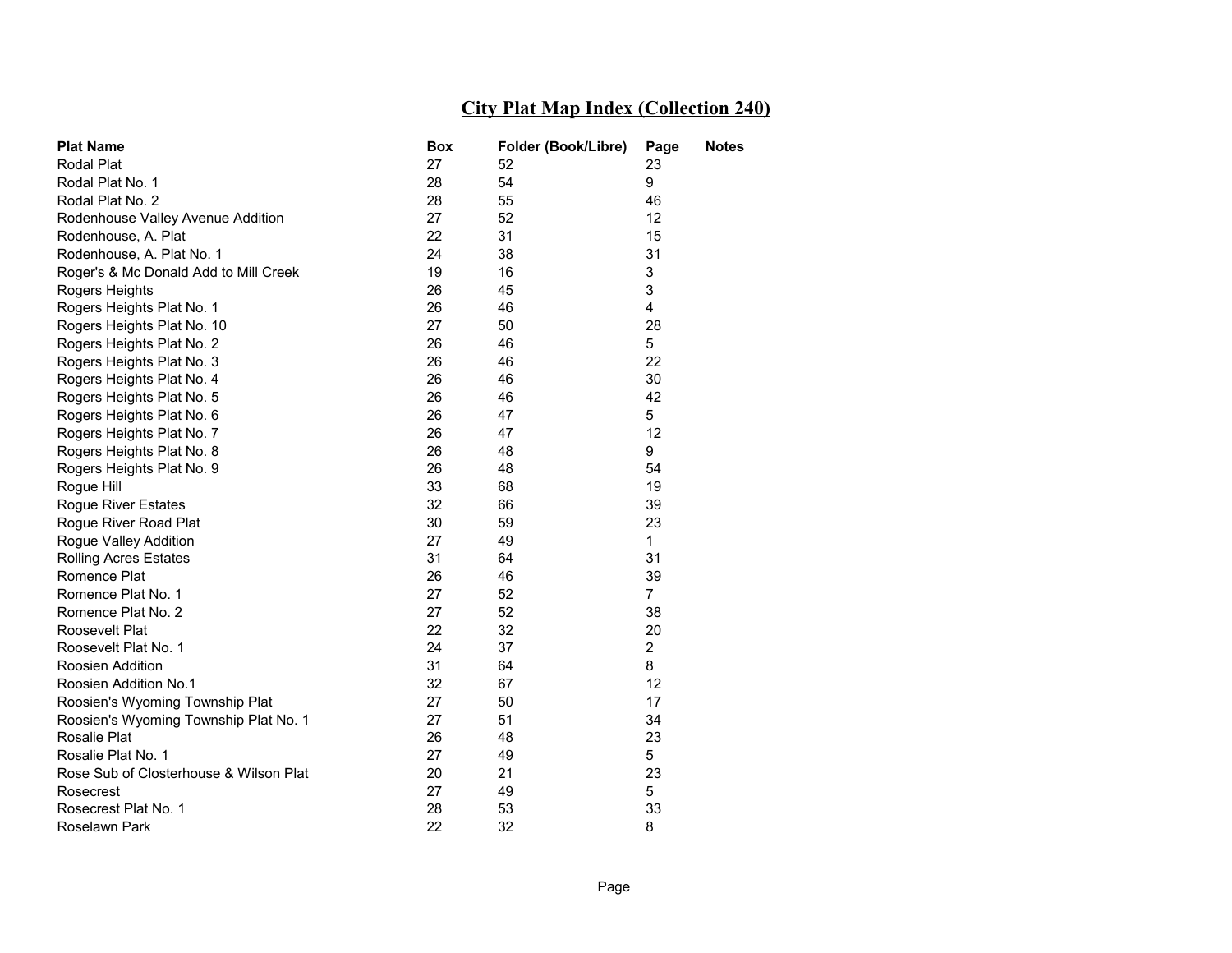# City Plat Map Index (Collection 240)

| Plat Name | Box | Folder (Book/Libre) | Page | Notes |
|---|---|---|---|---|
| Rodal Plat | 27 | 52 | 23 | |
| Rodal Plat No. 1 | 28 | 54 | 9 | |
| Rodal Plat No. 2 | 28 | 55 | 46 | |
| Rodenhouse Valley Avenue Addition | 27 | 52 | 12 | |
| Rodenhouse, A. Plat | 22 | 31 | 15 | |
| Rodenhouse, A. Plat No. 1 | 24 | 38 | 31 | |
| Roger's & Mc Donald Add to Mill Creek | 19 | 16 | 3 | |
| Rogers Heights | 26 | 45 | 3 | |
| Rogers Heights Plat No. 1 | 26 | 46 | 4 | |
| Rogers Heights Plat No. 10 | 27 | 50 | 28 | |
| Rogers Heights Plat No. 2 | 26 | 46 | 5 | |
| Rogers Heights Plat No. 3 | 26 | 46 | 22 | |
| Rogers Heights Plat No. 4 | 26 | 46 | 30 | |
| Rogers Heights Plat No. 5 | 26 | 46 | 42 | |
| Rogers Heights Plat No. 6 | 26 | 47 | 5 | |
| Rogers Heights Plat No. 7 | 26 | 47 | 12 | |
| Rogers Heights Plat No. 8 | 26 | 48 | 9 | |
| Rogers Heights Plat No. 9 | 26 | 48 | 54 | |
| Rogue Hill | 33 | 68 | 19 | |
| Rogue River Estates | 32 | 66 | 39 | |
| Rogue River Road Plat | 30 | 59 | 23 | |
| Rogue Valley Addition | 27 | 49 | 1 | |
| Rolling Acres Estates | 31 | 64 | 31 | |
| Romence Plat | 26 | 46 | 39 | |
| Romence Plat No. 1 | 27 | 52 | 7 | |
| Romence Plat No. 2 | 27 | 52 | 38 | |
| Roosevelt Plat | 22 | 32 | 20 | |
| Roosevelt Plat No. 1 | 24 | 37 | 2 | |
| Roosien Addition | 31 | 64 | 8 | |
| Roosien Addition No.1 | 32 | 67 | 12 | |
| Roosien's Wyoming Township Plat | 27 | 50 | 17 | |
| Roosien's Wyoming Township Plat No. 1 | 27 | 51 | 34 | |
| Rosalie Plat | 26 | 48 | 23 | |
| Rosalie Plat No. 1 | 27 | 49 | 5 | |
| Rose Sub of Closterhouse & Wilson Plat | 20 | 21 | 23 | |
| Rosecrest | 27 | 49 | 5 | |
| Rosecrest Plat No. 1 | 28 | 53 | 33 | |
| Roselawn Park | 22 | 32 | 8 | |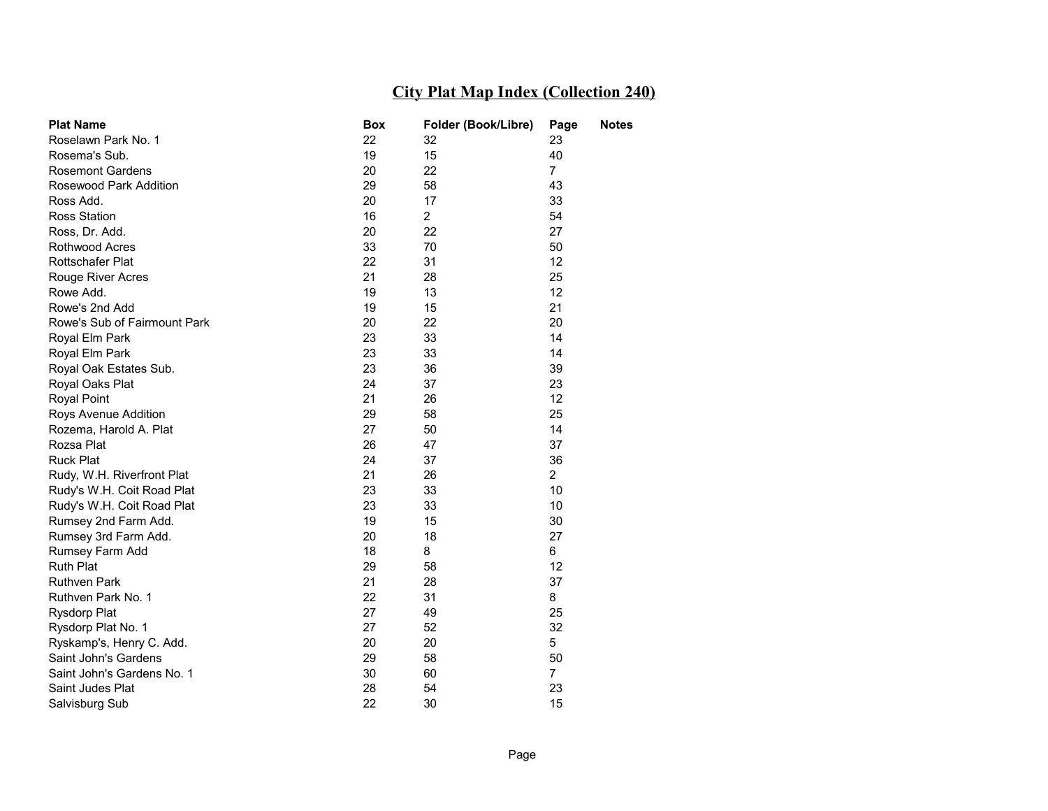# City Plat Map Index (Collection 240)

| Plat Name | Box | Folder (Book/Libre) | Page | Notes |
|---|---|---|---|---|
| Roselawn Park No. 1 | 22 | 32 | 23 | |
| Rosema's Sub. | 19 | 15 | 40 | |
| Rosemont Gardens | 20 | 22 | 7 | |
| Rosewood Park Addition | 29 | 58 | 43 | |
| Ross Add. | 20 | 17 | 33 | |
| Ross Station | 16 | 2 | 54 | |
| Ross, Dr. Add. | 20 | 22 | 27 | |
| Rothwood Acres | 33 | 70 | 50 | |
| Rottschafer Plat | 22 | 31 | 12 | |
| Rouge River Acres | 21 | 28 | 25 | |
| Rowe Add. | 19 | 13 | 12 | |
| Rowe's 2nd Add | 19 | 15 | 21 | |
| Rowe's Sub of Fairmount Park | 20 | 22 | 20 | |
| Royal Elm Park | 23 | 33 | 14 | |
| Royal Elm Park | 23 | 33 | 14 | |
| Royal Oak Estates Sub. | 23 | 36 | 39 | |
| Royal Oaks Plat | 24 | 37 | 23 | |
| Royal Point | 21 | 26 | 12 | |
| Roys Avenue Addition | 29 | 58 | 25 | |
| Rozema, Harold A. Plat | 27 | 50 | 14 | |
| Rozsa Plat | 26 | 47 | 37 | |
| Ruck Plat | 24 | 37 | 36 | |
| Rudy, W.H. Riverfront Plat | 21 | 26 | 2 | |
| Rudy's W.H. Coit Road Plat | 23 | 33 | 10 | |
| Rudy's W.H. Coit Road Plat | 23 | 33 | 10 | |
| Rumsey 2nd Farm Add. | 19 | 15 | 30 | |
| Rumsey 3rd Farm Add. | 20 | 18 | 27 | |
| Rumsey Farm Add | 18 | 8 | 6 | |
| Ruth Plat | 29 | 58 | 12 | |
| Ruthven Park | 21 | 28 | 37 | |
| Ruthven Park No. 1 | 22 | 31 | 8 | |
| Rysdorp Plat | 27 | 49 | 25 | |
| Rysdorp Plat No. 1 | 27 | 52 | 32 | |
| Ryskamp's, Henry C. Add. | 20 | 20 | 5 | |
| Saint John's Gardens | 29 | 58 | 50 | |
| Saint John's Gardens No. 1 | 30 | 60 | 7 | |
| Saint Judes Plat | 28 | 54 | 23 | |
| Salvisburg Sub | 22 | 30 | 15 | |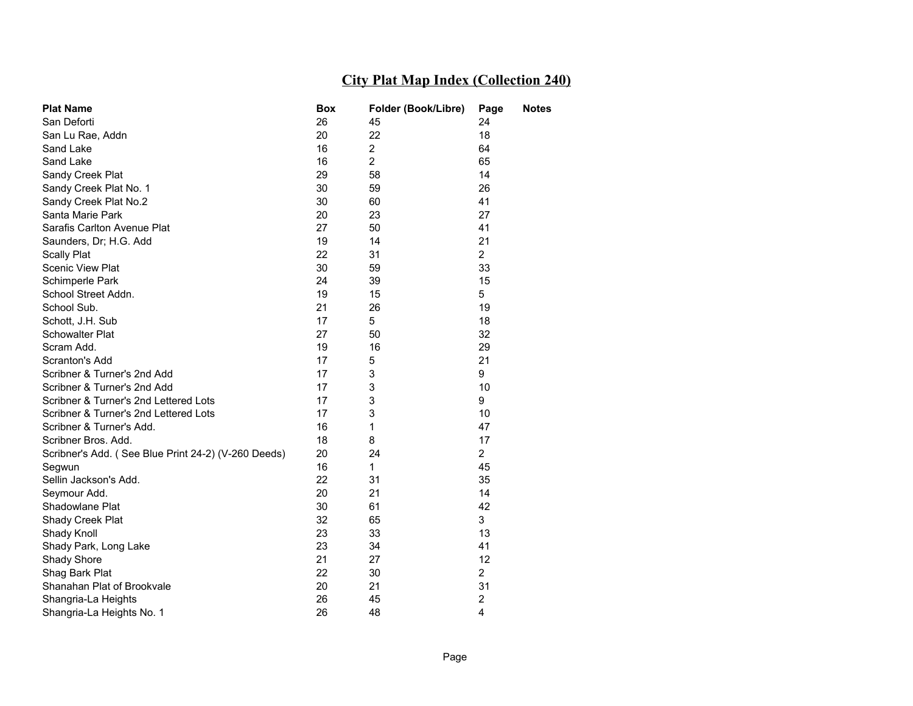## City Plat Map Index (Collection 240)

| Plat Name | Box | Folder (Book/Libre) | Page | Notes |
|---|---|---|---|---|
| San Deforti | 26 | 45 | 24 | |
| San Lu Rae, Addn | 20 | 22 | 18 | |
| Sand Lake | 16 | 2 | 64 | |
| Sand Lake | 16 | 2 | 65 | |
| Sandy Creek Plat | 29 | 58 | 14 | |
| Sandy Creek Plat No. 1 | 30 | 59 | 26 | |
| Sandy Creek Plat No.2 | 30 | 60 | 41 | |
| Santa Marie Park | 20 | 23 | 27 | |
| Sarafis Carlton Avenue Plat | 27 | 50 | 41 | |
| Saunders, Dr; H.G. Add | 19 | 14 | 21 | |
| Scally Plat | 22 | 31 | 2 | |
| Scenic View Plat | 30 | 59 | 33 | |
| Schimperle Park | 24 | 39 | 15 | |
| School Street Addn. | 19 | 15 | 5 | |
| School Sub. | 21 | 26 | 19 | |
| Schott, J.H. Sub | 17 | 5 | 18 | |
| Schowalter Plat | 27 | 50 | 32 | |
| Scram Add. | 19 | 16 | 29 | |
| Scranton's Add | 17 | 5 | 21 | |
| Scribner & Turner's 2nd Add | 17 | 3 | 9 | |
| Scribner & Turner's 2nd Add | 17 | 3 | 10 | |
| Scribner & Turner's 2nd Lettered Lots | 17 | 3 | 9 | |
| Scribner & Turner's 2nd Lettered Lots | 17 | 3 | 10 | |
| Scribner & Turner's Add. | 16 | 1 | 47 | |
| Scribner Bros. Add. | 18 | 8 | 17 | |
| Scribner's Add. ( See Blue Print 24-2) (V-260 Deeds) | 20 | 24 | 2 | |
| Segwun | 16 | 1 | 45 | |
| Sellin Jackson's Add. | 22 | 31 | 35 | |
| Seymour Add. | 20 | 21 | 14 | |
| Shadowlane Plat | 30 | 61 | 42 | |
| Shady Creek Plat | 32 | 65 | 3 | |
| Shady Knoll | 23 | 33 | 13 | |
| Shady Park, Long Lake | 23 | 34 | 41 | |
| Shady Shore | 21 | 27 | 12 | |
| Shag Bark Plat | 22 | 30 | 2 | |
| Shanahan Plat of Brookvale | 20 | 21 | 31 | |
| Shangria-La Heights | 26 | 45 | 2 | |
| Shangria-La Heights No. 1 | 26 | 48 | 4 | |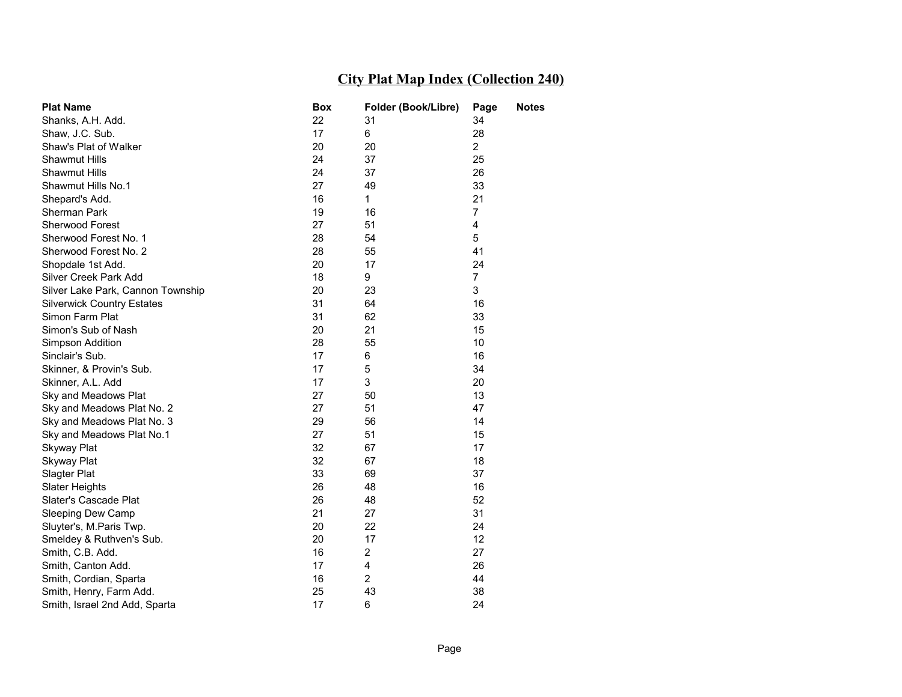# City Plat Map Index (Collection 240)

| Plat Name | Box | Folder (Book/Libre) | Page | Notes |
|---|---|---|---|---|
| Shanks, A.H. Add. | 22 | 31 | 34 | |
| Shaw, J.C. Sub. | 17 | 6 | 28 | |
| Shaw's Plat of Walker | 20 | 20 | 2 | |
| Shawmut Hills | 24 | 37 | 25 | |
| Shawmut Hills | 24 | 37 | 26 | |
| Shawmut Hills No.1 | 27 | 49 | 33 | |
| Shepard's Add. | 16 | 1 | 21 | |
| Sherman Park | 19 | 16 | 7 | |
| Sherwood Forest | 27 | 51 | 4 | |
| Sherwood Forest No. 1 | 28 | 54 | 5 | |
| Sherwood Forest No. 2 | 28 | 55 | 41 | |
| Shopdale 1st Add. | 20 | 17 | 24 | |
| Silver Creek Park Add | 18 | 9 | 7 | |
| Silver Lake Park, Cannon Township | 20 | 23 | 3 | |
| Silverwick Country Estates | 31 | 64 | 16 | |
| Simon Farm Plat | 31 | 62 | 33 | |
| Simon's Sub of Nash | 20 | 21 | 15 | |
| Simpson Addition | 28 | 55 | 10 | |
| Sinclair's Sub. | 17 | 6 | 16 | |
| Skinner, & Provin's Sub. | 17 | 5 | 34 | |
| Skinner, A.L. Add | 17 | 3 | 20 | |
| Sky and Meadows Plat | 27 | 50 | 13 | |
| Sky and Meadows Plat No. 2 | 27 | 51 | 47 | |
| Sky and Meadows Plat No. 3 | 29 | 56 | 14 | |
| Sky and Meadows Plat No.1 | 27 | 51 | 15 | |
| Skyway Plat | 32 | 67 | 17 | |
| Skyway Plat | 32 | 67 | 18 | |
| Slagter Plat | 33 | 69 | 37 | |
| Slater Heights | 26 | 48 | 16 | |
| Slater's Cascade Plat | 26 | 48 | 52 | |
| Sleeping Dew Camp | 21 | 27 | 31 | |
| Sluyter's, M.Paris Twp. | 20 | 22 | 24 | |
| Smeldey & Ruthven's Sub. | 20 | 17 | 12 | |
| Smith, C.B. Add. | 16 | 2 | 27 | |
| Smith, Canton Add. | 17 | 4 | 26 | |
| Smith, Cordian, Sparta | 16 | 2 | 44 | |
| Smith, Henry, Farm Add. | 25 | 43 | 38 | |
| Smith, Israel 2nd Add, Sparta | 17 | 6 | 24 | |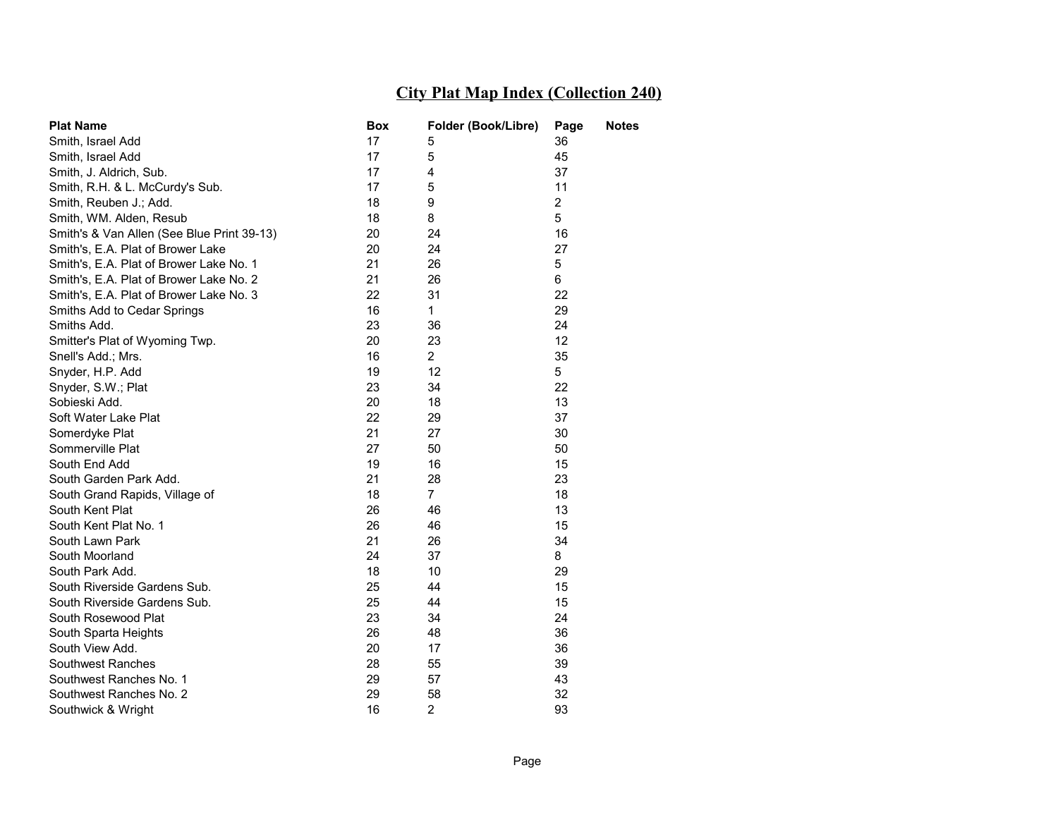# City Plat Map Index (Collection 240)

| Plat Name | Box | Folder (Book/Libre) | Page | Notes |
|---|---|---|---|---|
| Smith, Israel Add | 17 | 5 | 36 | |
| Smith, Israel Add | 17 | 5 | 45 | |
| Smith, J. Aldrich, Sub. | 17 | 4 | 37 | |
| Smith, R.H. & L. McCurdy's Sub. | 17 | 5 | 11 | |
| Smith, Reuben J.; Add. | 18 | 9 | 2 | |
| Smith, WM. Alden, Resub | 18 | 8 | 5 | |
| Smith's & Van Allen (See Blue Print 39-13) | 20 | 24 | 16 | |
| Smith's, E.A. Plat of Brower Lake | 20 | 24 | 27 | |
| Smith's, E.A. Plat of Brower Lake No. 1 | 21 | 26 | 5 | |
| Smith's, E.A. Plat of Brower Lake No. 2 | 21 | 26 | 6 | |
| Smith's, E.A. Plat of Brower Lake No. 3 | 22 | 31 | 22 | |
| Smiths Add to Cedar Springs | 16 | 1 | 29 | |
| Smiths Add. | 23 | 36 | 24 | |
| Smitter's Plat of Wyoming Twp. | 20 | 23 | 12 | |
| Snell's Add.; Mrs. | 16 | 2 | 35 | |
| Snyder, H.P. Add | 19 | 12 | 5 | |
| Snyder, S.W.; Plat | 23 | 34 | 22 | |
| Sobieski Add. | 20 | 18 | 13 | |
| Soft Water Lake Plat | 22 | 29 | 37 | |
| Somerdyke Plat | 21 | 27 | 30 | |
| Sommerville Plat | 27 | 50 | 50 | |
| South End Add | 19 | 16 | 15 | |
| South Garden Park Add. | 21 | 28 | 23 | |
| South Grand Rapids, Village of | 18 | 7 | 18 | |
| South Kent Plat | 26 | 46 | 13 | |
| South Kent Plat No. 1 | 26 | 46 | 15 | |
| South Lawn Park | 21 | 26 | 34 | |
| South Moorland | 24 | 37 | 8 | |
| South Park Add. | 18 | 10 | 29 | |
| South Riverside Gardens Sub. | 25 | 44 | 15 | |
| South Riverside Gardens Sub. | 25 | 44 | 15 | |
| South Rosewood Plat | 23 | 34 | 24 | |
| South Sparta Heights | 26 | 48 | 36 | |
| South View Add. | 20 | 17 | 36 | |
| Southwest Ranches | 28 | 55 | 39 | |
| Southwest Ranches No. 1 | 29 | 57 | 43 | |
| Southwest Ranches No. 2 | 29 | 58 | 32 | |
| Southwick & Wright | 16 | 2 | 93 | |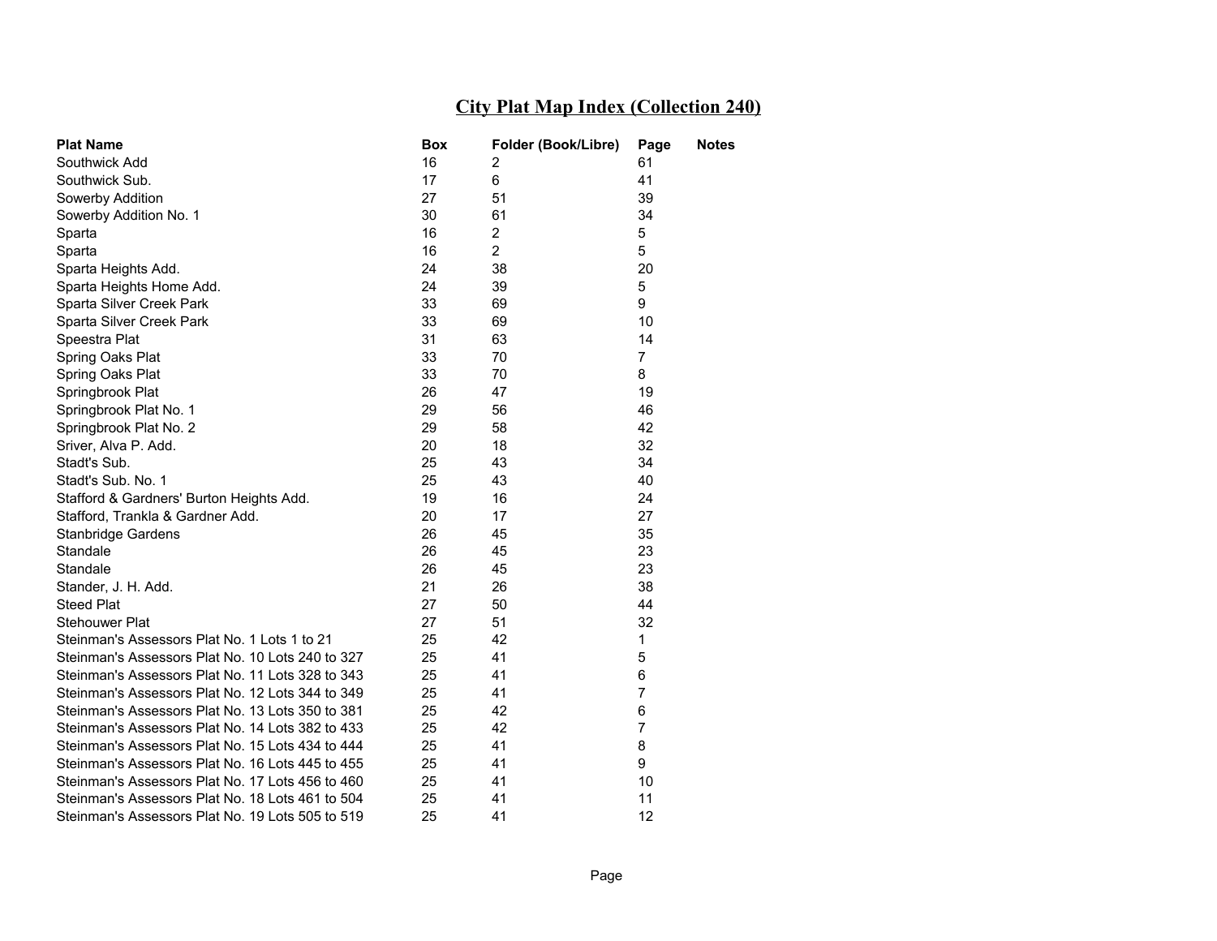# City Plat Map Index (Collection 240)

| Plat Name | Box | Folder (Book/Libre) | Page | Notes |
|---|---|---|---|---|
| Southwick Add | 16 | 2 | 61 | |
| Southwick Sub. | 17 | 6 | 41 | |
| Sowerby Addition | 27 | 51 | 39 | |
| Sowerby Addition No. 1 | 30 | 61 | 34 | |
| Sparta | 16 | 2 | 5 | |
| Sparta | 16 | 2 | 5 | |
| Sparta Heights Add. | 24 | 38 | 20 | |
| Sparta Heights Home Add. | 24 | 39 | 5 | |
| Sparta Silver Creek Park | 33 | 69 | 9 | |
| Sparta Silver Creek Park | 33 | 69 | 10 | |
| Speestra Plat | 31 | 63 | 14 | |
| Spring Oaks Plat | 33 | 70 | 7 | |
| Spring Oaks Plat | 33 | 70 | 8 | |
| Springbrook Plat | 26 | 47 | 19 | |
| Springbrook Plat No. 1 | 29 | 56 | 46 | |
| Springbrook Plat No. 2 | 29 | 58 | 42 | |
| Sriver, Alva P. Add. | 20 | 18 | 32 | |
| Stadt's Sub. | 25 | 43 | 34 | |
| Stadt's Sub. No. 1 | 25 | 43 | 40 | |
| Stafford & Gardners' Burton Heights Add. | 19 | 16 | 24 | |
| Stafford, Trankla & Gardner Add. | 20 | 17 | 27 | |
| Stanbridge Gardens | 26 | 45 | 35 | |
| Standale | 26 | 45 | 23 | |
| Standale | 26 | 45 | 23 | |
| Stander, J. H. Add. | 21 | 26 | 38 | |
| Steed Plat | 27 | 50 | 44 | |
| Stehouwer Plat | 27 | 51 | 32 | |
| Steinman's Assessors Plat No. 1 Lots 1 to 21 | 25 | 42 | 1 | |
| Steinman's Assessors Plat No. 10 Lots 240 to 327 | 25 | 41 | 5 | |
| Steinman's Assessors Plat No. 11 Lots 328 to 343 | 25 | 41 | 6 | |
| Steinman's Assessors Plat No. 12 Lots 344 to 349 | 25 | 41 | 7 | |
| Steinman's Assessors Plat No. 13 Lots 350 to 381 | 25 | 42 | 6 | |
| Steinman's Assessors Plat No. 14 Lots 382 to 433 | 25 | 42 | 7 | |
| Steinman's Assessors Plat No. 15 Lots 434 to 444 | 25 | 41 | 8 | |
| Steinman's Assessors Plat No. 16 Lots 445 to 455 | 25 | 41 | 9 | |
| Steinman's Assessors Plat No. 17 Lots 456 to 460 | 25 | 41 | 10 | |
| Steinman's Assessors Plat No. 18 Lots 461 to 504 | 25 | 41 | 11 | |
| Steinman's Assessors Plat No. 19 Lots 505 to 519 | 25 | 41 | 12 | |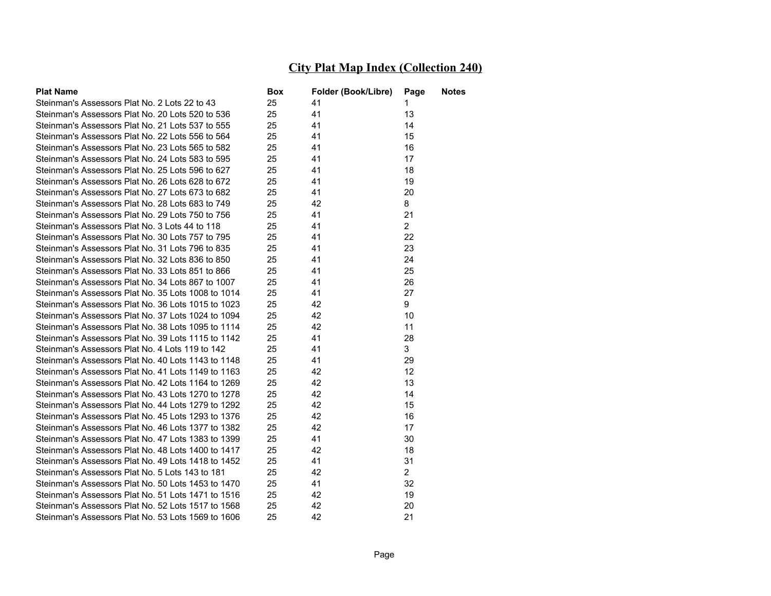# City Plat Map Index (Collection 240)

| Plat Name | Box | Folder (Book/Libre) | Page | Notes |
|---|---|---|---|---|
| Steinman's Assessors Plat No. 2 Lots 22 to 43 | 25 | 41 | 1 | |
| Steinman's Assessors Plat No. 20 Lots 520 to 536 | 25 | 41 | 13 | |
| Steinman's Assessors Plat No. 21 Lots 537 to 555 | 25 | 41 | 14 | |
| Steinman's Assessors Plat No. 22 Lots 556 to 564 | 25 | 41 | 15 | |
| Steinman's Assessors Plat No. 23 Lots 565 to 582 | 25 | 41 | 16 | |
| Steinman's Assessors Plat No. 24 Lots 583 to 595 | 25 | 41 | 17 | |
| Steinman's Assessors Plat No. 25 Lots 596 to 627 | 25 | 41 | 18 | |
| Steinman's Assessors Plat No. 26 Lots 628 to 672 | 25 | 41 | 19 | |
| Steinman's Assessors Plat No. 27 Lots 673 to 682 | 25 | 41 | 20 | |
| Steinman's Assessors Plat No. 28 Lots 683 to 749 | 25 | 42 | 8 | |
| Steinman's Assessors Plat No. 29 Lots 750 to 756 | 25 | 41 | 21 | |
| Steinman's Assessors Plat No. 3 Lots 44 to 118 | 25 | 41 | 2 | |
| Steinman's Assessors Plat No. 30 Lots 757 to 795 | 25 | 41 | 22 | |
| Steinman's Assessors Plat No. 31 Lots 796 to 835 | 25 | 41 | 23 | |
| Steinman's Assessors Plat No. 32 Lots 836 to 850 | 25 | 41 | 24 | |
| Steinman's Assessors Plat No. 33 Lots 851 to 866 | 25 | 41 | 25 | |
| Steinman's Assessors Plat No. 34 Lots 867 to 1007 | 25 | 41 | 26 | |
| Steinman's Assessors Plat No. 35 Lots 1008 to 1014 | 25 | 41 | 27 | |
| Steinman's Assessors Plat No. 36 Lots 1015 to 1023 | 25 | 42 | 9 | |
| Steinman's Assessors Plat No. 37 Lots 1024 to 1094 | 25 | 42 | 10 | |
| Steinman's Assessors Plat No. 38 Lots 1095 to 1114 | 25 | 42 | 11 | |
| Steinman's Assessors Plat No. 39 Lots 1115 to 1142 | 25 | 41 | 28 | |
| Steinman's Assessors Plat No. 4 Lots 119 to 142 | 25 | 41 | 3 | |
| Steinman's Assessors Plat No. 40 Lots 1143 to 1148 | 25 | 41 | 29 | |
| Steinman's Assessors Plat No. 41 Lots 1149 to 1163 | 25 | 42 | 12 | |
| Steinman's Assessors Plat No. 42 Lots 1164 to 1269 | 25 | 42 | 13 | |
| Steinman's Assessors Plat No. 43 Lots 1270 to 1278 | 25 | 42 | 14 | |
| Steinman's Assessors Plat No. 44 Lots 1279 to 1292 | 25 | 42 | 15 | |
| Steinman's Assessors Plat No. 45 Lots 1293 to 1376 | 25 | 42 | 16 | |
| Steinman's Assessors Plat No. 46 Lots 1377 to 1382 | 25 | 42 | 17 | |
| Steinman's Assessors Plat No. 47 Lots 1383 to 1399 | 25 | 41 | 30 | |
| Steinman's Assessors Plat No. 48 Lots 1400 to 1417 | 25 | 42 | 18 | |
| Steinman's Assessors Plat No. 49 Lots 1418 to 1452 | 25 | 41 | 31 | |
| Steinman's Assessors Plat No. 5 Lots 143 to 181 | 25 | 42 | 2 | |
| Steinman's Assessors Plat No. 50 Lots 1453 to 1470 | 25 | 41 | 32 | |
| Steinman's Assessors Plat No. 51 Lots 1471 to 1516 | 25 | 42 | 19 | |
| Steinman's Assessors Plat No. 52 Lots 1517 to 1568 | 25 | 42 | 20 | |
| Steinman's Assessors Plat No. 53 Lots 1569 to 1606 | 25 | 42 | 21 | |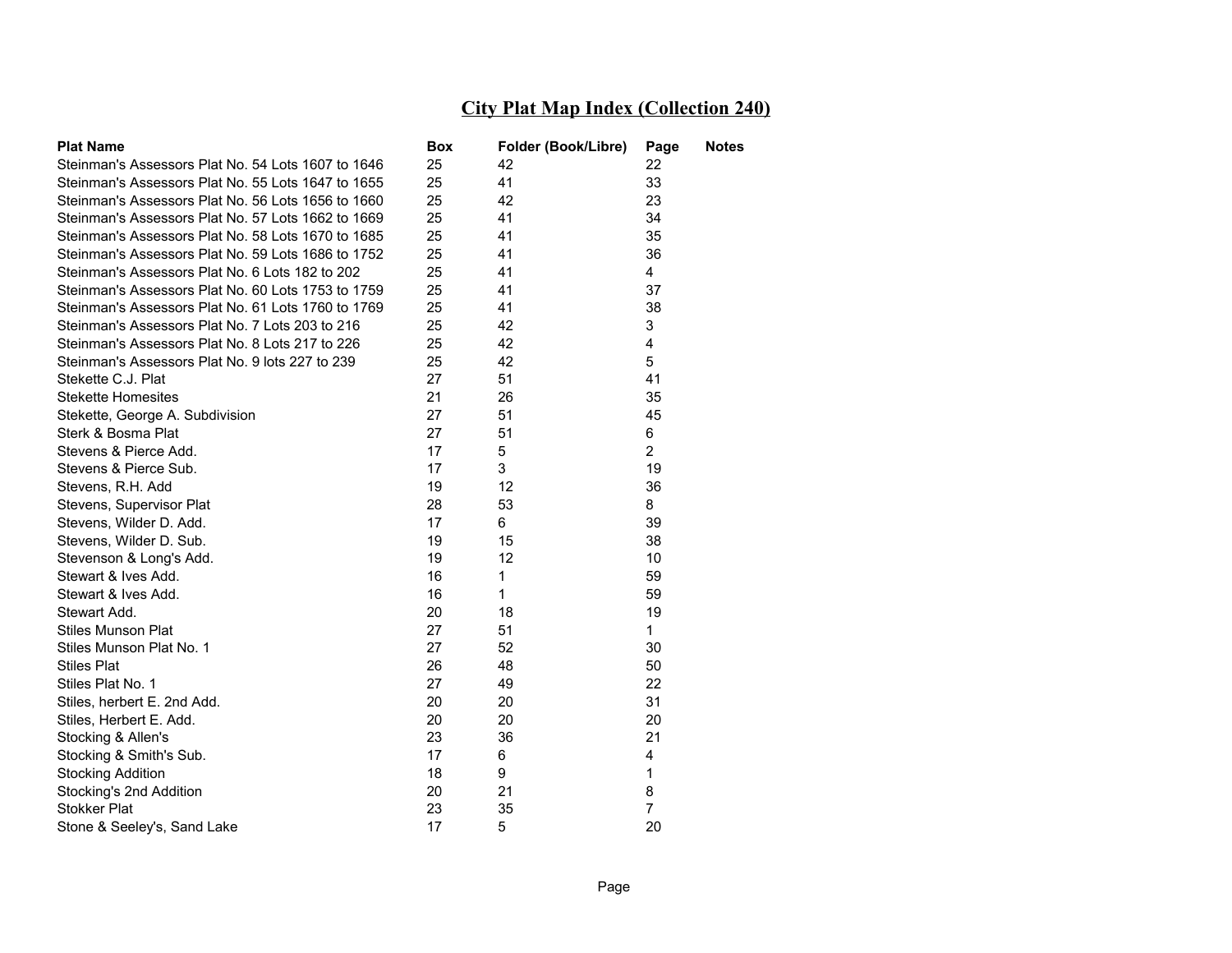## City Plat Map Index (Collection 240)

| Plat Name | Box | Folder (Book/Libre) | Page | Notes |
|---|---|---|---|---|
| Steinman's Assessors Plat No. 54 Lots 1607 to 1646 | 25 | 42 | 22 | |
| Steinman's Assessors Plat No. 55 Lots 1647 to 1655 | 25 | 41 | 33 | |
| Steinman's Assessors Plat No. 56 Lots 1656 to 1660 | 25 | 42 | 23 | |
| Steinman's Assessors Plat No. 57 Lots 1662 to 1669 | 25 | 41 | 34 | |
| Steinman's Assessors Plat No. 58 Lots 1670 to 1685 | 25 | 41 | 35 | |
| Steinman's Assessors Plat No. 59 Lots 1686 to 1752 | 25 | 41 | 36 | |
| Steinman's Assessors Plat No. 6 Lots 182 to 202 | 25 | 41 | 4 | |
| Steinman's Assessors Plat No. 60 Lots 1753 to 1759 | 25 | 41 | 37 | |
| Steinman's Assessors Plat No. 61 Lots 1760 to 1769 | 25 | 41 | 38 | |
| Steinman's Assessors Plat No. 7 Lots 203 to 216 | 25 | 42 | 3 | |
| Steinman's Assessors Plat No. 8 Lots 217 to 226 | 25 | 42 | 4 | |
| Steinman's Assessors Plat No. 9 lots 227 to 239 | 25 | 42 | 5 | |
| Stekette C.J. Plat | 27 | 51 | 41 | |
| Stekette Homesites | 21 | 26 | 35 | |
| Stekette, George A. Subdivision | 27 | 51 | 45 | |
| Sterk & Bosma Plat | 27 | 51 | 6 | |
| Stevens & Pierce Add. | 17 | 5 | 2 | |
| Stevens & Pierce Sub. | 17 | 3 | 19 | |
| Stevens, R.H. Add | 19 | 12 | 36 | |
| Stevens, Supervisor Plat | 28 | 53 | 8 | |
| Stevens, Wilder D. Add. | 17 | 6 | 39 | |
| Stevens, Wilder D. Sub. | 19 | 15 | 38 | |
| Stevenson & Long's Add. | 19 | 12 | 10 | |
| Stewart & Ives Add. | 16 | 1 | 59 | |
| Stewart & Ives Add. | 16 | 1 | 59 | |
| Stewart Add. | 20 | 18 | 19 | |
| Stiles Munson Plat | 27 | 51 | 1 | |
| Stiles Munson Plat No. 1 | 27 | 52 | 30 | |
| Stiles Plat | 26 | 48 | 50 | |
| Stiles Plat No. 1 | 27 | 49 | 22 | |
| Stiles, herbert E. 2nd Add. | 20 | 20 | 31 | |
| Stiles, Herbert E. Add. | 20 | 20 | 20 | |
| Stocking & Allen's | 23 | 36 | 21 | |
| Stocking & Smith's Sub. | 17 | 6 | 4 | |
| Stocking Addition | 18 | 9 | 1 | |
| Stocking's 2nd Addition | 20 | 21 | 8 | |
| Stokker Plat | 23 | 35 | 7 | |
| Stone & Seeley's, Sand Lake | 17 | 5 | 20 | |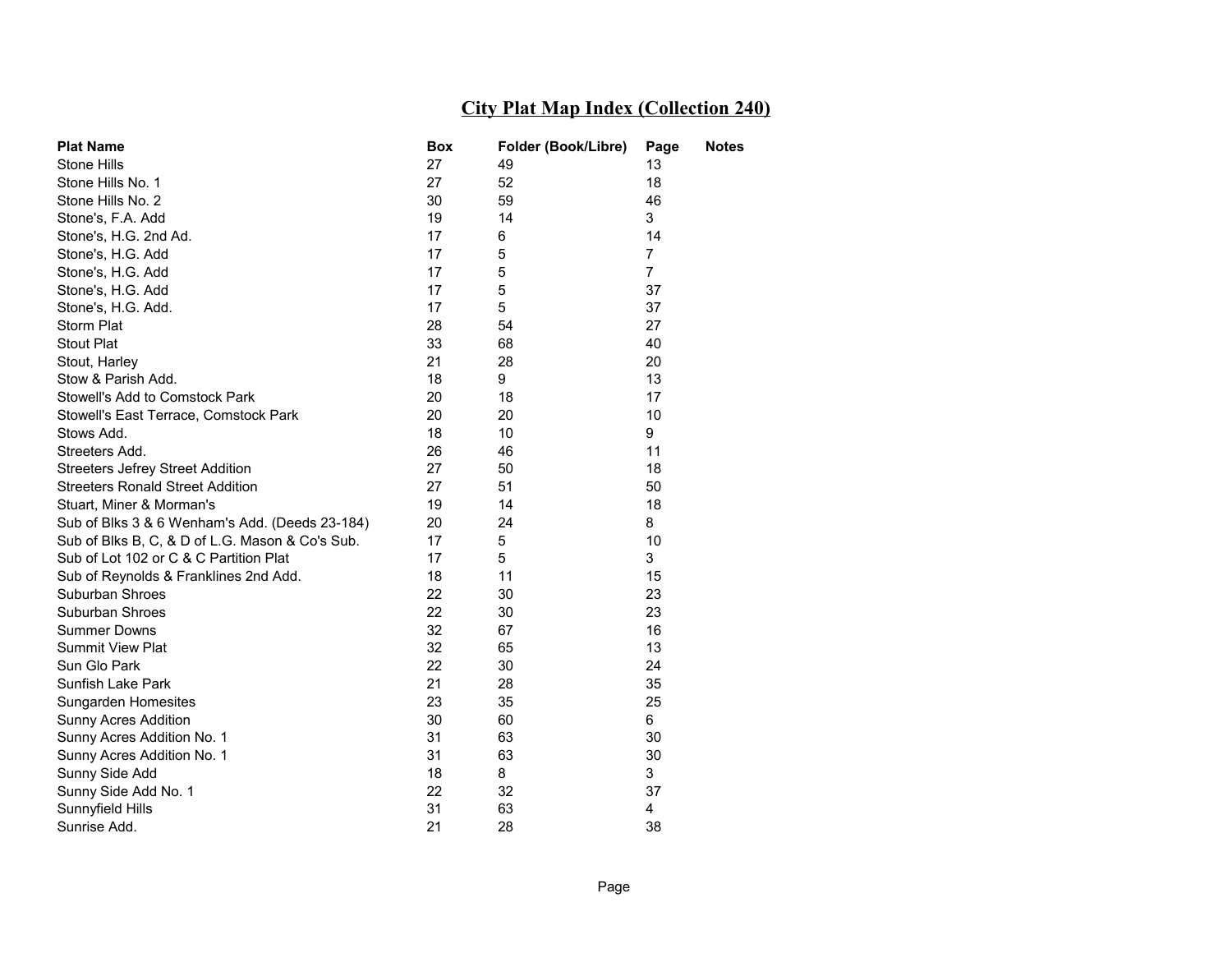# City Plat Map Index (Collection 240)

| Plat Name | Box | Folder (Book/Libre) | Page | Notes |
|---|---|---|---|---|
| Stone Hills | 27 | 49 | 13 | |
| Stone Hills No. 1 | 27 | 52 | 18 | |
| Stone Hills No. 2 | 30 | 59 | 46 | |
| Stone's, F.A. Add | 19 | 14 | 3 | |
| Stone's, H.G. 2nd Ad. | 17 | 6 | 14 | |
| Stone's, H.G. Add | 17 | 5 | 7 | |
| Stone's, H.G. Add | 17 | 5 | 7 | |
| Stone's, H.G. Add | 17 | 5 | 37 | |
| Stone's, H.G. Add. | 17 | 5 | 37 | |
| Storm Plat | 28 | 54 | 27 | |
| Stout Plat | 33 | 68 | 40 | |
| Stout, Harley | 21 | 28 | 20 | |
| Stow & Parish Add. | 18 | 9 | 13 | |
| Stowell's Add to Comstock Park | 20 | 18 | 17 | |
| Stowell's East Terrace, Comstock Park | 20 | 20 | 10 | |
| Stows Add. | 18 | 10 | 9 | |
| Streeters Add. | 26 | 46 | 11 | |
| Streeters Jefrey Street Addition | 27 | 50 | 18 | |
| Streeters Ronald Street Addition | 27 | 51 | 50 | |
| Stuart, Miner & Morman's | 19 | 14 | 18 | |
| Sub of Blks 3 & 6 Wenham's Add. (Deeds 23-184) | 20 | 24 | 8 | |
| Sub of Blks B, C, & D of L.G. Mason & Co's Sub. | 17 | 5 | 10 | |
| Sub of Lot 102 or C & C Partition Plat | 17 | 5 | 3 | |
| Sub of Reynolds & Franklines 2nd Add. | 18 | 11 | 15 | |
| Suburban Shroes | 22 | 30 | 23 | |
| Suburban Shroes | 22 | 30 | 23 | |
| Summer Downs | 32 | 67 | 16 | |
| Summit View Plat | 32 | 65 | 13 | |
| Sun Glo Park | 22 | 30 | 24 | |
| Sunfish Lake Park | 21 | 28 | 35 | |
| Sungarden Homesites | 23 | 35 | 25 | |
| Sunny Acres Addition | 30 | 60 | 6 | |
| Sunny Acres Addition No. 1 | 31 | 63 | 30 | |
| Sunny Acres Addition No. 1 | 31 | 63 | 30 | |
| Sunny Side Add | 18 | 8 | 3 | |
| Sunny Side Add No. 1 | 22 | 32 | 37 | |
| Sunnyfield Hills | 31 | 63 | 4 | |
| Sunrise Add. | 21 | 28 | 38 | |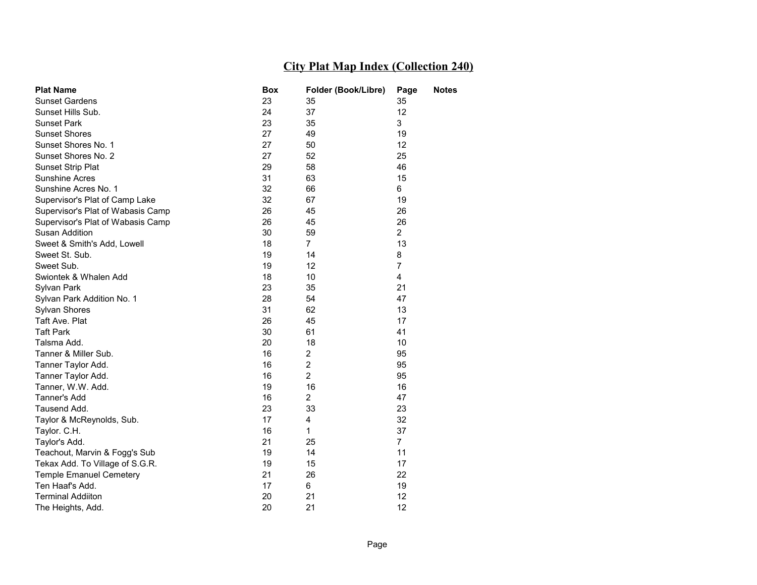# City Plat Map Index (Collection 240)

| Plat Name | Box | Folder (Book/Libre) | Page | Notes |
|---|---|---|---|---|
| Sunset Gardens | 23 | 35 | 35 | |
| Sunset Hills Sub. | 24 | 37 | 12 | |
| Sunset Park | 23 | 35 | 3 | |
| Sunset Shores | 27 | 49 | 19 | |
| Sunset Shores No. 1 | 27 | 50 | 12 | |
| Sunset Shores No. 2 | 27 | 52 | 25 | |
| Sunset Strip Plat | 29 | 58 | 46 | |
| Sunshine Acres | 31 | 63 | 15 | |
| Sunshine Acres No. 1 | 32 | 66 | 6 | |
| Supervisor's Plat of Camp Lake | 32 | 67 | 19 | |
| Supervisor's Plat of Wabasis Camp | 26 | 45 | 26 | |
| Supervisor's Plat of Wabasis Camp | 26 | 45 | 26 | |
| Susan Addition | 30 | 59 | 2 | |
| Sweet & Smith's Add, Lowell | 18 | 7 | 13 | |
| Sweet St. Sub. | 19 | 14 | 8 | |
| Sweet Sub. | 19 | 12 | 7 | |
| Swiontek & Whalen Add | 18 | 10 | 4 | |
| Sylvan Park | 23 | 35 | 21 | |
| Sylvan Park Addition No. 1 | 28 | 54 | 47 | |
| Sylvan Shores | 31 | 62 | 13 | |
| Taft Ave. Plat | 26 | 45 | 17 | |
| Taft Park | 30 | 61 | 41 | |
| Talsma Add. | 20 | 18 | 10 | |
| Tanner & Miller Sub. | 16 | 2 | 95 | |
| Tanner Taylor Add. | 16 | 2 | 95 | |
| Tanner Taylor Add. | 16 | 2 | 95 | |
| Tanner, W.W. Add. | 19 | 16 | 16 | |
| Tanner's Add | 16 | 2 | 47 | |
| Tausend Add. | 23 | 33 | 23 | |
| Taylor & McReynolds, Sub. | 17 | 4 | 32 | |
| Taylor. C.H. | 16 | 1 | 37 | |
| Taylor's Add. | 21 | 25 | 7 | |
| Teachout, Marvin & Fogg's Sub | 19 | 14 | 11 | |
| Tekax Add. To Village of S.G.R. | 19 | 15 | 17 | |
| Temple Emanuel Cemetery | 21 | 26 | 22 | |
| Ten Haaf's Add. | 17 | 6 | 19 | |
| Terminal Addiiton | 20 | 21 | 12 | |
| The Heights, Add. | 20 | 21 | 12 | |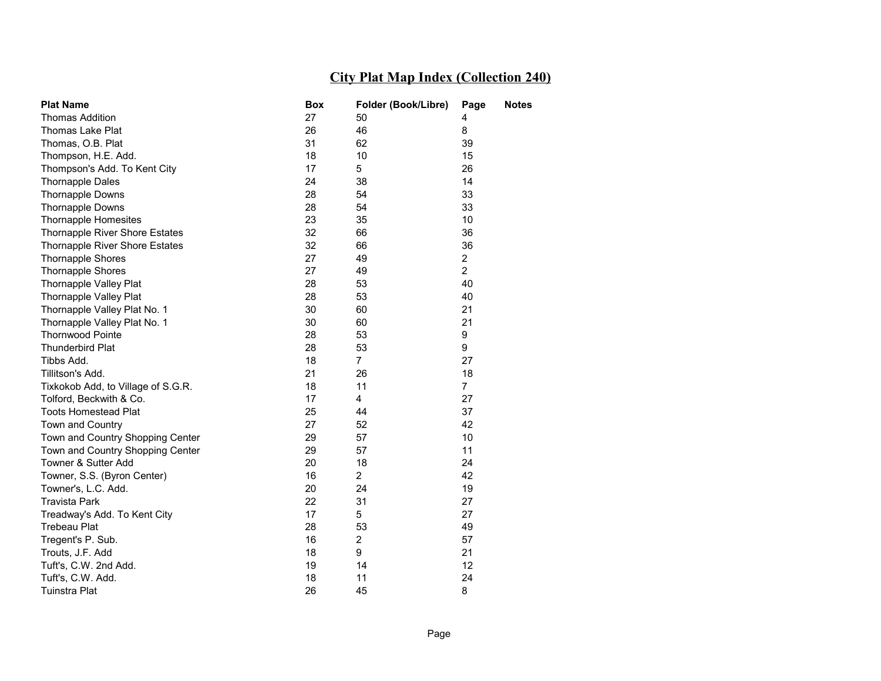## City Plat Map Index (Collection 240)

| Plat Name | Box | Folder (Book/Libre) | Page | Notes |
|---|---|---|---|---|
| Thomas Addition | 27 | 50 | 4 | |
| Thomas Lake Plat | 26 | 46 | 8 | |
| Thomas, O.B. Plat | 31 | 62 | 39 | |
| Thompson, H.E. Add. | 18 | 10 | 15 | |
| Thompson's Add. To Kent City | 17 | 5 | 26 | |
| Thornapple Dales | 24 | 38 | 14 | |
| Thornapple Downs | 28 | 54 | 33 | |
| Thornapple Downs | 28 | 54 | 33 | |
| Thornapple Homesites | 23 | 35 | 10 | |
| Thornapple River Shore Estates | 32 | 66 | 36 | |
| Thornapple River Shore Estates | 32 | 66 | 36 | |
| Thornapple Shores | 27 | 49 | 2 | |
| Thornapple Shores | 27 | 49 | 2 | |
| Thornapple Valley Plat | 28 | 53 | 40 | |
| Thornapple Valley Plat | 28 | 53 | 40 | |
| Thornapple Valley Plat No. 1 | 30 | 60 | 21 | |
| Thornapple Valley Plat No. 1 | 30 | 60 | 21 | |
| Thornwood Pointe | 28 | 53 | 9 | |
| Thunderbird Plat | 28 | 53 | 9 | |
| Tibbs Add. | 18 | 7 | 27 | |
| Tillitson's Add. | 21 | 26 | 18 | |
| Tixkokob Add, to Village of S.G.R. | 18 | 11 | 7 | |
| Tolford, Beckwith & Co. | 17 | 4 | 27 | |
| Toots Homestead Plat | 25 | 44 | 37 | |
| Town and Country | 27 | 52 | 42 | |
| Town and Country Shopping Center | 29 | 57 | 10 | |
| Town and Country Shopping Center | 29 | 57 | 11 | |
| Towner & Sutter Add | 20 | 18 | 24 | |
| Towner, S.S. (Byron Center) | 16 | 2 | 42 | |
| Towner's, L.C. Add. | 20 | 24 | 19 | |
| Travista Park | 22 | 31 | 27 | |
| Treadway's Add. To Kent City | 17 | 5 | 27 | |
| Trebeau Plat | 28 | 53 | 49 | |
| Tregent's P. Sub. | 16 | 2 | 57 | |
| Trouts, J.F. Add | 18 | 9 | 21 | |
| Tuft's, C.W. 2nd Add. | 19 | 14 | 12 | |
| Tuft's, C.W. Add. | 18 | 11 | 24 | |
| Tuinstra Plat | 26 | 45 | 8 | |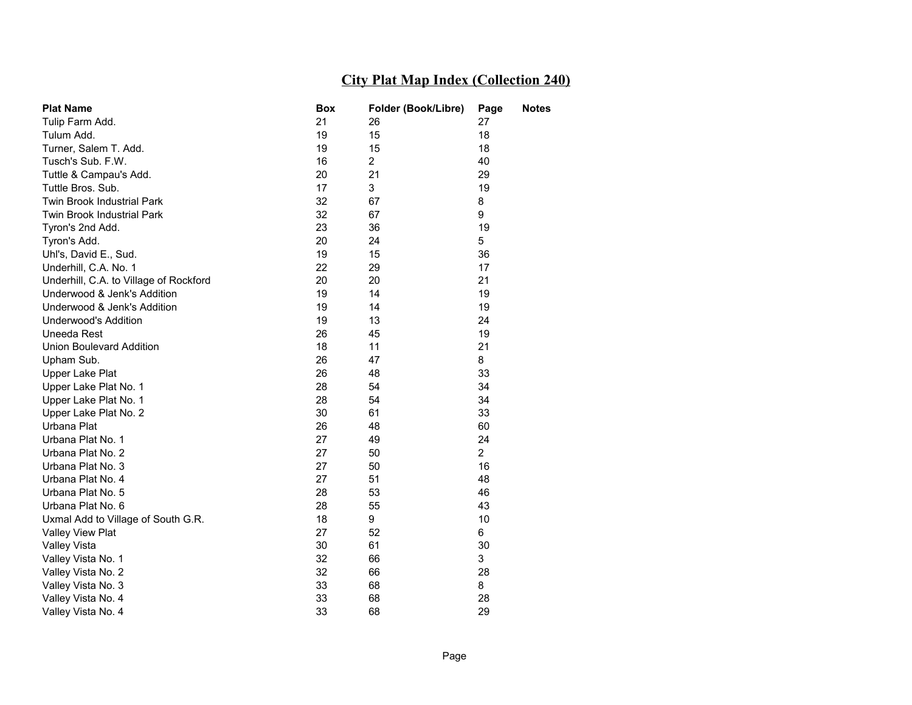# City Plat Map Index (Collection 240)

| Plat Name | Box | Folder (Book/Libre) | Page | Notes |
|---|---|---|---|---|
| Tulip Farm Add. | 21 | 26 | 27 | |
| Tulum Add. | 19 | 15 | 18 | |
| Turner, Salem T. Add. | 19 | 15 | 18 | |
| Tusch's Sub. F.W. | 16 | 2 | 40 | |
| Tuttle & Campau's Add. | 20 | 21 | 29 | |
| Tuttle Bros. Sub. | 17 | 3 | 19 | |
| Twin Brook Industrial Park | 32 | 67 | 8 | |
| Twin Brook Industrial Park | 32 | 67 | 9 | |
| Tyron's 2nd Add. | 23 | 36 | 19 | |
| Tyron's Add. | 20 | 24 | 5 | |
| Uhl's, David E., Sud. | 19 | 15 | 36 | |
| Underhill, C.A. No. 1 | 22 | 29 | 17 | |
| Underhill, C.A. to Village of Rockford | 20 | 20 | 21 | |
| Underwood & Jenk's Addition | 19 | 14 | 19 | |
| Underwood & Jenk's Addition | 19 | 14 | 19 | |
| Underwood's Addition | 19 | 13 | 24 | |
| Uneeda Rest | 26 | 45 | 19 | |
| Union Boulevard Addition | 18 | 11 | 21 | |
| Upham Sub. | 26 | 47 | 8 | |
| Upper Lake Plat | 26 | 48 | 33 | |
| Upper Lake Plat No. 1 | 28 | 54 | 34 | |
| Upper Lake Plat No. 1 | 28 | 54 | 34 | |
| Upper Lake Plat No. 2 | 30 | 61 | 33 | |
| Urbana Plat | 26 | 48 | 60 | |
| Urbana Plat No. 1 | 27 | 49 | 24 | |
| Urbana Plat No. 2 | 27 | 50 | 2 | |
| Urbana Plat No. 3 | 27 | 50 | 16 | |
| Urbana Plat No. 4 | 27 | 51 | 48 | |
| Urbana Plat No. 5 | 28 | 53 | 46 | |
| Urbana Plat No. 6 | 28 | 55 | 43 | |
| Uxmal Add to Village of South G.R. | 18 | 9 | 10 | |
| Valley View Plat | 27 | 52 | 6 | |
| Valley Vista | 30 | 61 | 30 | |
| Valley Vista No. 1 | 32 | 66 | 3 | |
| Valley Vista No. 2 | 32 | 66 | 28 | |
| Valley Vista No. 3 | 33 | 68 | 8 | |
| Valley Vista No. 4 | 33 | 68 | 28 | |
| Valley Vista No. 4 | 33 | 68 | 29 | |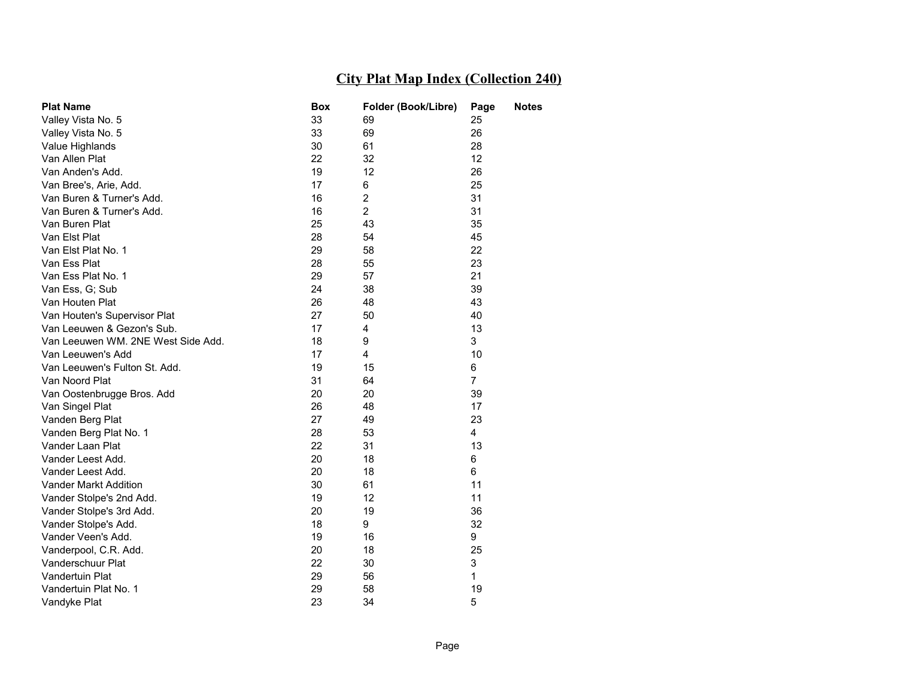## City Plat Map Index (Collection 240)

| Plat Name | Box | Folder (Book/Libre) | Page | Notes |
|---|---|---|---|---|
| Valley Vista No. 5 | 33 | 69 | 25 | |
| Valley Vista No. 5 | 33 | 69 | 26 | |
| Value Highlands | 30 | 61 | 28 | |
| Van Allen Plat | 22 | 32 | 12 | |
| Van Anden's Add. | 19 | 12 | 26 | |
| Van Bree's, Arie, Add. | 17 | 6 | 25 | |
| Van Buren & Turner's Add. | 16 | 2 | 31 | |
| Van Buren & Turner's Add. | 16 | 2 | 31 | |
| Van Buren Plat | 25 | 43 | 35 | |
| Van Elst Plat | 28 | 54 | 45 | |
| Van Elst Plat No. 1 | 29 | 58 | 22 | |
| Van Ess Plat | 28 | 55 | 23 | |
| Van Ess Plat No. 1 | 29 | 57 | 21 | |
| Van Ess, G; Sub | 24 | 38 | 39 | |
| Van Houten Plat | 26 | 48 | 43 | |
| Van Houten's Supervisor Plat | 27 | 50 | 40 | |
| Van Leeuwen & Gezon's Sub. | 17 | 4 | 13 | |
| Van Leeuwen WM. 2NE West Side Add. | 18 | 9 | 3 | |
| Van Leeuwen's Add | 17 | 4 | 10 | |
| Van Leeuwen's Fulton St. Add. | 19 | 15 | 6 | |
| Van Noord Plat | 31 | 64 | 7 | |
| Van Oostenbrugge Bros. Add | 20 | 20 | 39 | |
| Van Singel Plat | 26 | 48 | 17 | |
| Vanden Berg Plat | 27 | 49 | 23 | |
| Vanden Berg Plat No. 1 | 28 | 53 | 4 | |
| Vander Laan Plat | 22 | 31 | 13 | |
| Vander Leest Add. | 20 | 18 | 6 | |
| Vander Leest Add. | 20 | 18 | 6 | |
| Vander Markt Addition | 30 | 61 | 11 | |
| Vander Stolpe's 2nd Add. | 19 | 12 | 11 | |
| Vander Stolpe's 3rd Add. | 20 | 19 | 36 | |
| Vander Stolpe's Add. | 18 | 9 | 32 | |
| Vander Veen's Add. | 19 | 16 | 9 | |
| Vanderpool, C.R. Add. | 20 | 18 | 25 | |
| Vanderschuur Plat | 22 | 30 | 3 | |
| Vandertuin Plat | 29 | 56 | 1 | |
| Vandertuin Plat No. 1 | 29 | 58 | 19 | |
| Vandyke Plat | 23 | 34 | 5 | |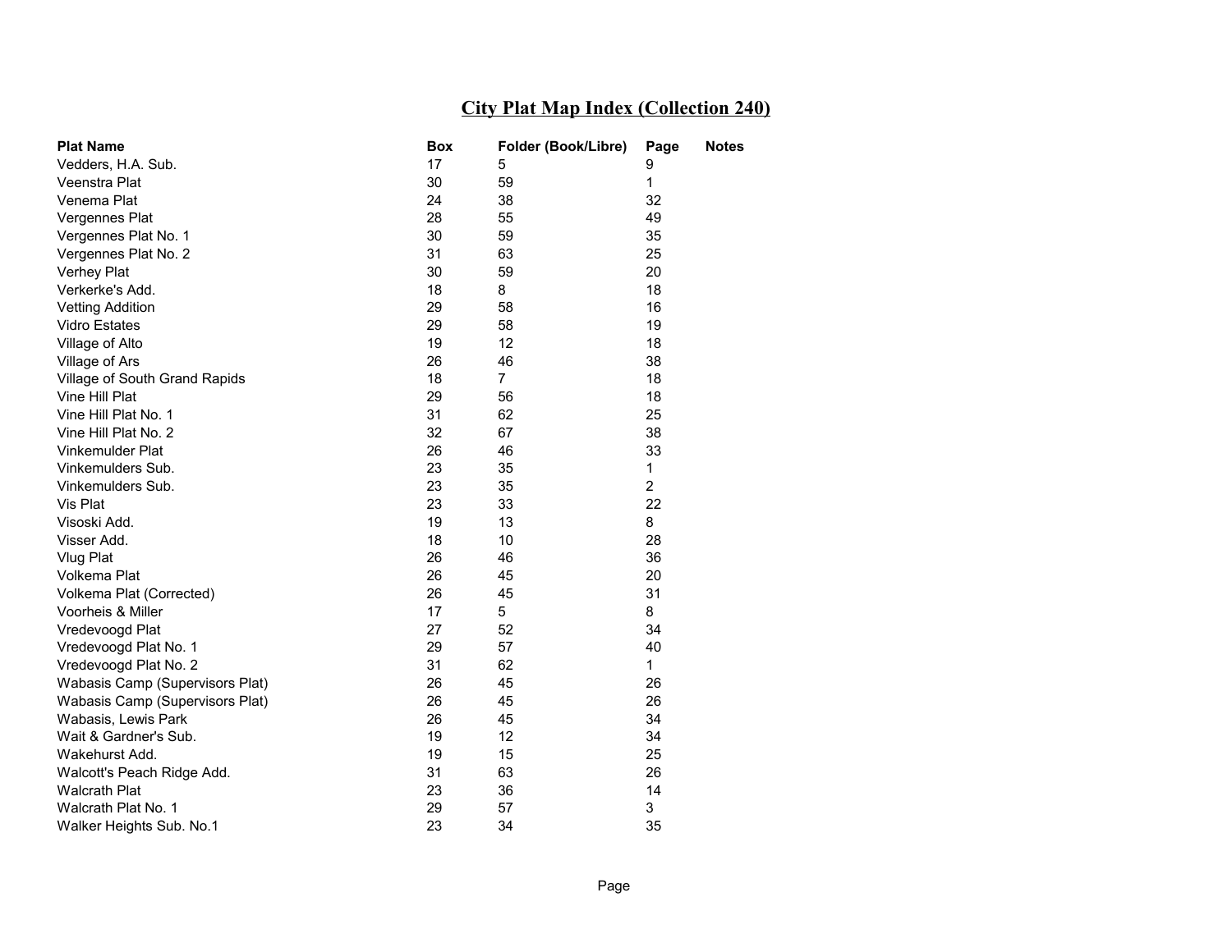# City Plat Map Index (Collection 240)

| Plat Name | Box | Folder (Book/Libre) | Page | Notes |
|---|---|---|---|---|
| Vedders, H.A. Sub. | 17 | 5 | 9 | |
| Veenstra Plat | 30 | 59 | 1 | |
| Venema Plat | 24 | 38 | 32 | |
| Vergennes Plat | 28 | 55 | 49 | |
| Vergennes Plat No. 1 | 30 | 59 | 35 | |
| Vergennes Plat No. 2 | 31 | 63 | 25 | |
| Verhey Plat | 30 | 59 | 20 | |
| Verkerke's Add. | 18 | 8 | 18 | |
| Vetting Addition | 29 | 58 | 16 | |
| Vidro Estates | 29 | 58 | 19 | |
| Village of Alto | 19 | 12 | 18 | |
| Village of Ars | 26 | 46 | 38 | |
| Village of South Grand Rapids | 18 | 7 | 18 | |
| Vine Hill Plat | 29 | 56 | 18 | |
| Vine Hill Plat No. 1 | 31 | 62 | 25 | |
| Vine Hill Plat No. 2 | 32 | 67 | 38 | |
| Vinkemulder Plat | 26 | 46 | 33 | |
| Vinkemulders Sub. | 23 | 35 | 1 | |
| Vinkemulders Sub. | 23 | 35 | 2 | |
| Vis Plat | 23 | 33 | 22 | |
| Visoski Add. | 19 | 13 | 8 | |
| Visser Add. | 18 | 10 | 28 | |
| Vlug Plat | 26 | 46 | 36 | |
| Volkema Plat | 26 | 45 | 20 | |
| Volkema Plat (Corrected) | 26 | 45 | 31 | |
| Voorheis & Miller | 17 | 5 | 8 | |
| Vredevoogd Plat | 27 | 52 | 34 | |
| Vredevoogd Plat No. 1 | 29 | 57 | 40 | |
| Vredevoogd Plat No. 2 | 31 | 62 | 1 | |
| Wabasis Camp (Supervisors Plat) | 26 | 45 | 26 | |
| Wabasis Camp (Supervisors Plat) | 26 | 45 | 26 | |
| Wabasis, Lewis Park | 26 | 45 | 34 | |
| Wait & Gardner's Sub. | 19 | 12 | 34 | |
| Wakehurst Add. | 19 | 15 | 25 | |
| Walcott's Peach Ridge Add. | 31 | 63 | 26 | |
| Walcrath Plat | 23 | 36 | 14 | |
| Walcrath Plat No. 1 | 29 | 57 | 3 | |
| Walker Heights Sub. No.1 | 23 | 34 | 35 | |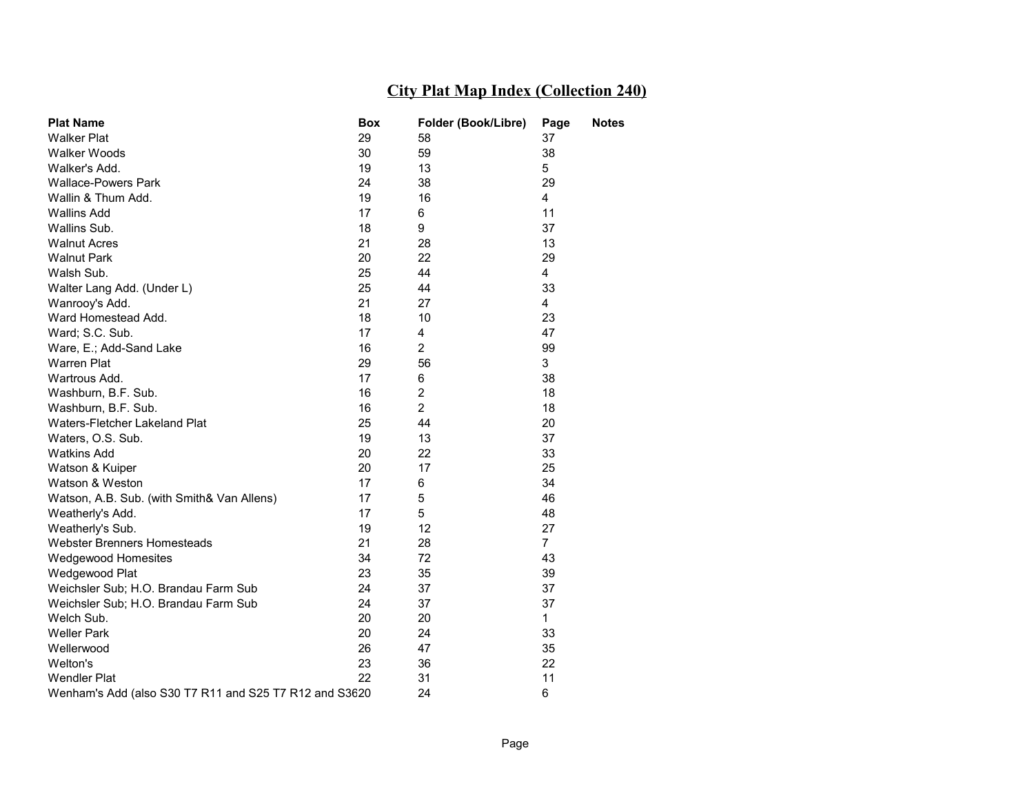## City Plat Map Index (Collection 240)

| Plat Name | Box | Folder (Book/Libre) | Page | Notes |
|---|---|---|---|---|
| Walker Plat | 29 | 58 | 37 | |
| Walker Woods | 30 | 59 | 38 | |
| Walker's Add. | 19 | 13 | 5 | |
| Wallace-Powers Park | 24 | 38 | 29 | |
| Wallin & Thum Add. | 19 | 16 | 4 | |
| Wallins Add | 17 | 6 | 11 | |
| Wallins Sub. | 18 | 9 | 37 | |
| Walnut Acres | 21 | 28 | 13 | |
| Walnut Park | 20 | 22 | 29 | |
| Walsh Sub. | 25 | 44 | 4 | |
| Walter Lang Add. (Under L) | 25 | 44 | 33 | |
| Wanrooy's Add. | 21 | 27 | 4 | |
| Ward Homestead Add. | 18 | 10 | 23 | |
| Ward; S.C. Sub. | 17 | 4 | 47 | |
| Ware, E.; Add-Sand Lake | 16 | 2 | 99 | |
| Warren Plat | 29 | 56 | 3 | |
| Wartrous Add. | 17 | 6 | 38 | |
| Washburn, B.F. Sub. | 16 | 2 | 18 | |
| Washburn, B.F. Sub. | 16 | 2 | 18 | |
| Waters-Fletcher Lakeland Plat | 25 | 44 | 20 | |
| Waters, O.S. Sub. | 19 | 13 | 37 | |
| Watkins Add | 20 | 22 | 33 | |
| Watson & Kuiper | 20 | 17 | 25 | |
| Watson & Weston | 17 | 6 | 34 | |
| Watson, A.B. Sub. (with Smith& Van Allens) | 17 | 5 | 46 | |
| Weatherly's Add. | 17 | 5 | 48 | |
| Weatherly's Sub. | 19 | 12 | 27 | |
| Webster Brenners Homesteads | 21 | 28 | 7 | |
| Wedgewood Homesites | 34 | 72 | 43 | |
| Wedgewood Plat | 23 | 35 | 39 | |
| Weichsler Sub; H.O. Brandau Farm Sub | 24 | 37 | 37 | |
| Weichsler Sub; H.O. Brandau Farm Sub | 24 | 37 | 37 | |
| Welch Sub. | 20 | 20 | 1 | |
| Weller Park | 20 | 24 | 33 | |
| Wellerwood | 26 | 47 | 35 | |
| Welton's | 23 | 36 | 22 | |
| Wendler Plat | 22 | 31 | 11 | |
| Wenham's Add (also S30 T7 R11 and S25 T7 R12 and S36 | 20 | 24 | 6 | |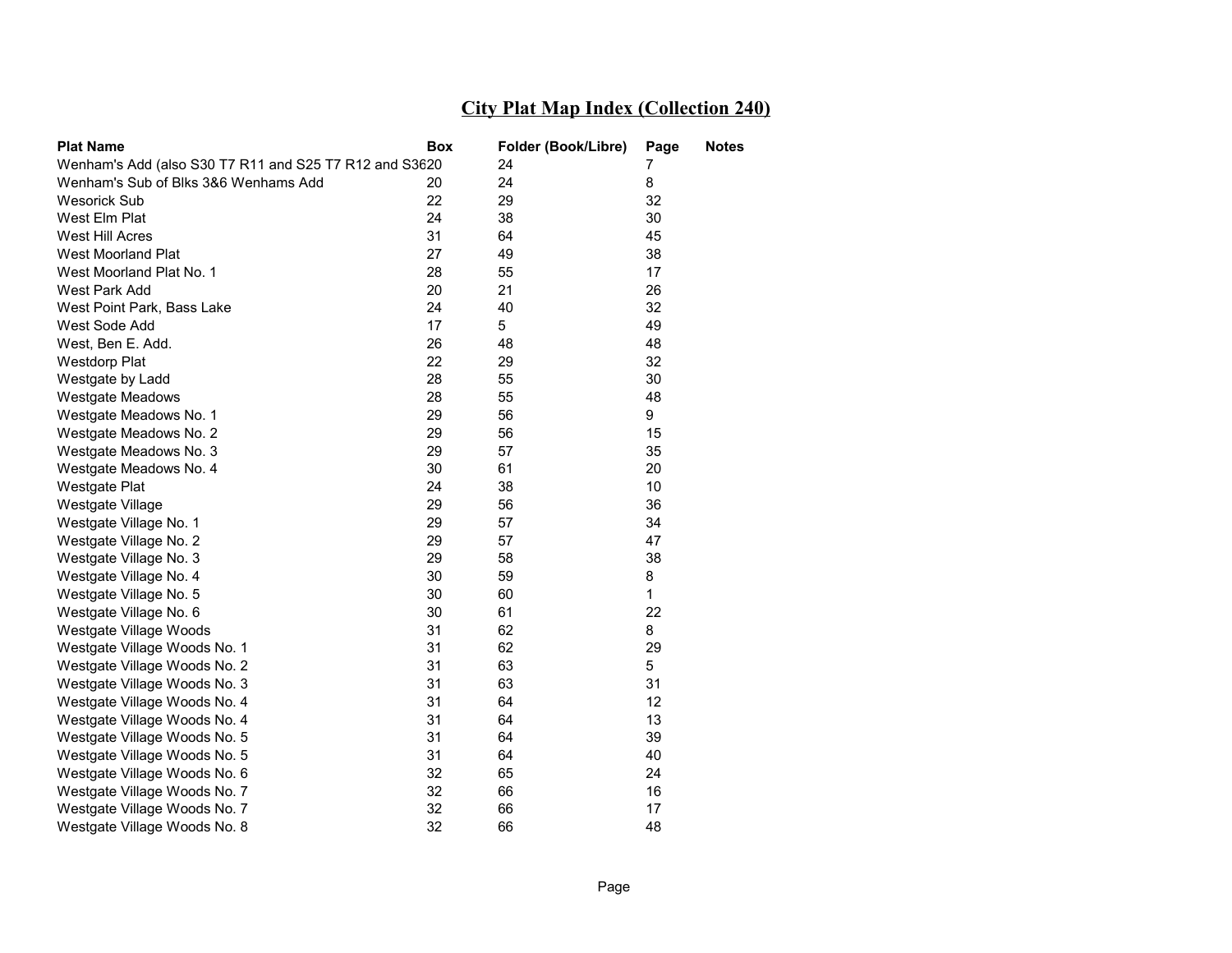# City Plat Map Index (Collection 240)

| Plat Name | Box | Folder (Book/Libre) | Page | Notes |
|---|---|---|---|---|
| Wenham's Add (also S30 T7 R11 and S25 T7 R12 and S36 | 20 | 24 | 7 | |
| Wenham's Sub of Blks 3&6 Wenhams Add | 20 | 24 | 8 | |
| Wesorick Sub | 22 | 29 | 32 | |
| West Elm Plat | 24 | 38 | 30 | |
| West Hill Acres | 31 | 64 | 45 | |
| West Moorland Plat | 27 | 49 | 38 | |
| West Moorland Plat No. 1 | 28 | 55 | 17 | |
| West Park Add | 20 | 21 | 26 | |
| West Point Park, Bass Lake | 24 | 40 | 32 | |
| West Sode Add | 17 | 5 | 49 | |
| West, Ben E. Add. | 26 | 48 | 48 | |
| Westdorp Plat | 22 | 29 | 32 | |
| Westgate by Ladd | 28 | 55 | 30 | |
| Westgate Meadows | 28 | 55 | 48 | |
| Westgate Meadows No. 1 | 29 | 56 | 9 | |
| Westgate Meadows No. 2 | 29 | 56 | 15 | |
| Westgate Meadows No. 3 | 29 | 57 | 35 | |
| Westgate Meadows No. 4 | 30 | 61 | 20 | |
| Westgate Plat | 24 | 38 | 10 | |
| Westgate Village | 29 | 56 | 36 | |
| Westgate Village No. 1 | 29 | 57 | 34 | |
| Westgate Village No. 2 | 29 | 57 | 47 | |
| Westgate Village No. 3 | 29 | 58 | 38 | |
| Westgate Village No. 4 | 30 | 59 | 8 | |
| Westgate Village No. 5 | 30 | 60 | 1 | |
| Westgate Village No. 6 | 30 | 61 | 22 | |
| Westgate Village Woods | 31 | 62 | 8 | |
| Westgate Village Woods No. 1 | 31 | 62 | 29 | |
| Westgate Village Woods No. 2 | 31 | 63 | 5 | |
| Westgate Village Woods No. 3 | 31 | 63 | 31 | |
| Westgate Village Woods No. 4 | 31 | 64 | 12 | |
| Westgate Village Woods No. 4 | 31 | 64 | 13 | |
| Westgate Village Woods No. 5 | 31 | 64 | 39 | |
| Westgate Village Woods No. 5 | 31 | 64 | 40 | |
| Westgate Village Woods No. 6 | 32 | 65 | 24 | |
| Westgate Village Woods No. 7 | 32 | 66 | 16 | |
| Westgate Village Woods No. 7 | 32 | 66 | 17 | |
| Westgate Village Woods No. 8 | 32 | 66 | 48 | |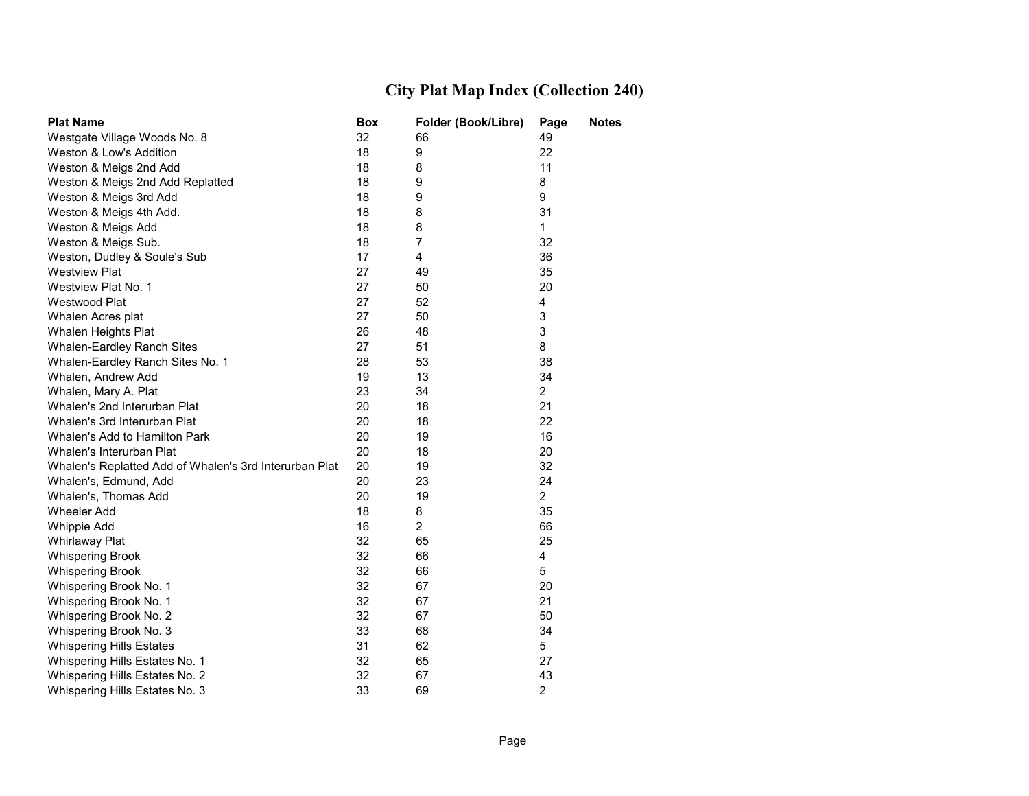# City Plat Map Index (Collection 240)

| Plat Name | Box | Folder (Book/Libre) | Page | Notes |
|---|---|---|---|---|
| Westgate Village Woods No. 8 | 32 | 66 | 49 | |
| Weston & Low's Addition | 18 | 9 | 22 | |
| Weston & Meigs 2nd Add | 18 | 8 | 11 | |
| Weston & Meigs 2nd Add Replatted | 18 | 9 | 8 | |
| Weston & Meigs 3rd Add | 18 | 9 | 9 | |
| Weston & Meigs 4th Add. | 18 | 8 | 31 | |
| Weston & Meigs Add | 18 | 8 | 1 | |
| Weston & Meigs Sub. | 18 | 7 | 32 | |
| Weston, Dudley & Soule's Sub | 17 | 4 | 36 | |
| Westview Plat | 27 | 49 | 35 | |
| Westview Plat No. 1 | 27 | 50 | 20 | |
| Westwood Plat | 27 | 52 | 4 | |
| Whalen Acres plat | 27 | 50 | 3 | |
| Whalen Heights Plat | 26 | 48 | 3 | |
| Whalen-Eardley Ranch Sites | 27 | 51 | 8 | |
| Whalen-Eardley Ranch Sites No. 1 | 28 | 53 | 38 | |
| Whalen, Andrew Add | 19 | 13 | 34 | |
| Whalen, Mary A. Plat | 23 | 34 | 2 | |
| Whalen's 2nd Interurban Plat | 20 | 18 | 21 | |
| Whalen's 3rd Interurban Plat | 20 | 18 | 22 | |
| Whalen's Add to Hamilton Park | 20 | 19 | 16 | |
| Whalen's Interurban Plat | 20 | 18 | 20 | |
| Whalen's Replatted Add of Whalen's 3rd Interurban Plat | 20 | 19 | 32 | |
| Whalen's, Edmund, Add | 20 | 23 | 24 | |
| Whalen's, Thomas Add | 20 | 19 | 2 | |
| Wheeler Add | 18 | 8 | 35 | |
| Whippie Add | 16 | 2 | 66 | |
| Whirlaway Plat | 32 | 65 | 25 | |
| Whispering Brook | 32 | 66 | 4 | |
| Whispering Brook | 32 | 66 | 5 | |
| Whispering Brook No. 1 | 32 | 67 | 20 | |
| Whispering Brook No. 1 | 32 | 67 | 21 | |
| Whispering Brook No. 2 | 32 | 67 | 50 | |
| Whispering Brook No. 3 | 33 | 68 | 34 | |
| Whispering Hills Estates | 31 | 62 | 5 | |
| Whispering Hills Estates No. 1 | 32 | 65 | 27 | |
| Whispering Hills Estates No. 2 | 32 | 67 | 43 | |
| Whispering Hills Estates No. 3 | 33 | 69 | 2 | |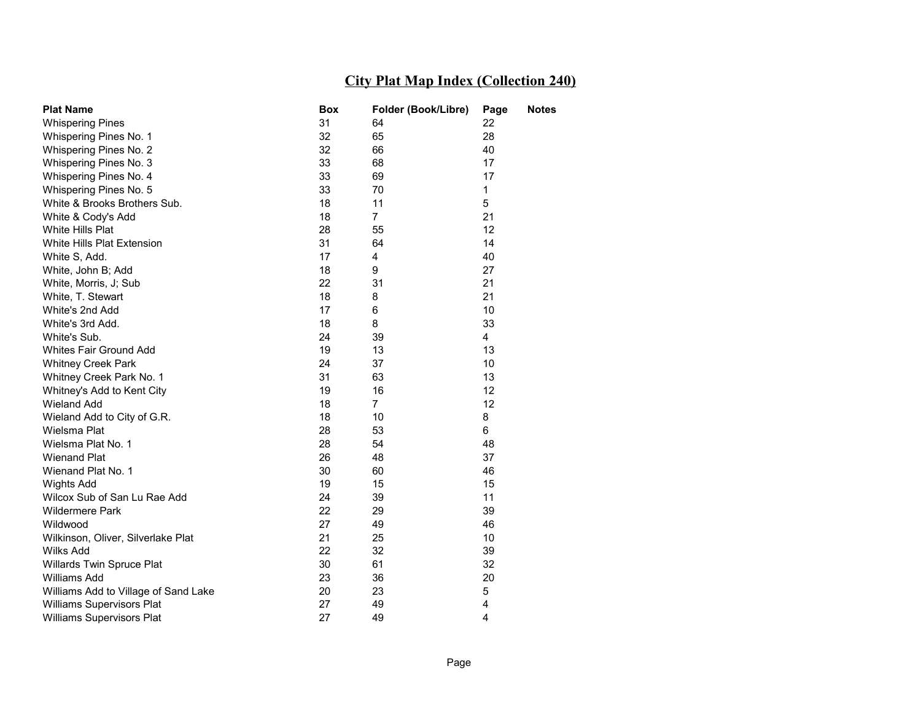# City Plat Map Index (Collection 240)

| Plat Name | Box | Folder (Book/Libre) | Page | Notes |
|---|---|---|---|---|
| Whispering Pines | 31 | 64 | 22 | |
| Whispering Pines No. 1 | 32 | 65 | 28 | |
| Whispering Pines No. 2 | 32 | 66 | 40 | |
| Whispering Pines No. 3 | 33 | 68 | 17 | |
| Whispering Pines No. 4 | 33 | 69 | 17 | |
| Whispering Pines No. 5 | 33 | 70 | 1 | |
| White & Brooks Brothers Sub. | 18 | 11 | 5 | |
| White & Cody's Add | 18 | 7 | 21 | |
| White Hills Plat | 28 | 55 | 12 | |
| White Hills Plat Extension | 31 | 64 | 14 | |
| White S, Add. | 17 | 4 | 40 | |
| White, John B; Add | 18 | 9 | 27 | |
| White, Morris, J; Sub | 22 | 31 | 21 | |
| White, T. Stewart | 18 | 8 | 21 | |
| White's 2nd Add | 17 | 6 | 10 | |
| White's 3rd Add. | 18 | 8 | 33 | |
| White's Sub. | 24 | 39 | 4 | |
| Whites Fair Ground Add | 19 | 13 | 13 | |
| Whitney Creek Park | 24 | 37 | 10 | |
| Whitney Creek Park No. 1 | 31 | 63 | 13 | |
| Whitney's Add to Kent City | 19 | 16 | 12 | |
| Wieland Add | 18 | 7 | 12 | |
| Wieland Add to City of G.R. | 18 | 10 | 8 | |
| Wielsma Plat | 28 | 53 | 6 | |
| Wielsma Plat No. 1 | 28 | 54 | 48 | |
| Wienand Plat | 26 | 48 | 37 | |
| Wienand Plat No. 1 | 30 | 60 | 46 | |
| Wights Add | 19 | 15 | 15 | |
| Wilcox Sub of San Lu Rae Add | 24 | 39 | 11 | |
| Wildermere Park | 22 | 29 | 39 | |
| Wildwood | 27 | 49 | 46 | |
| Wilkinson, Oliver, Silverlake Plat | 21 | 25 | 10 | |
| Wilks Add | 22 | 32 | 39 | |
| Willards Twin Spruce Plat | 30 | 61 | 32 | |
| Williams Add | 23 | 36 | 20 | |
| Williams Add to Village of Sand Lake | 20 | 23 | 5 | |
| Williams Supervisors Plat | 27 | 49 | 4 | |
| Williams Supervisors Plat | 27 | 49 | 4 | |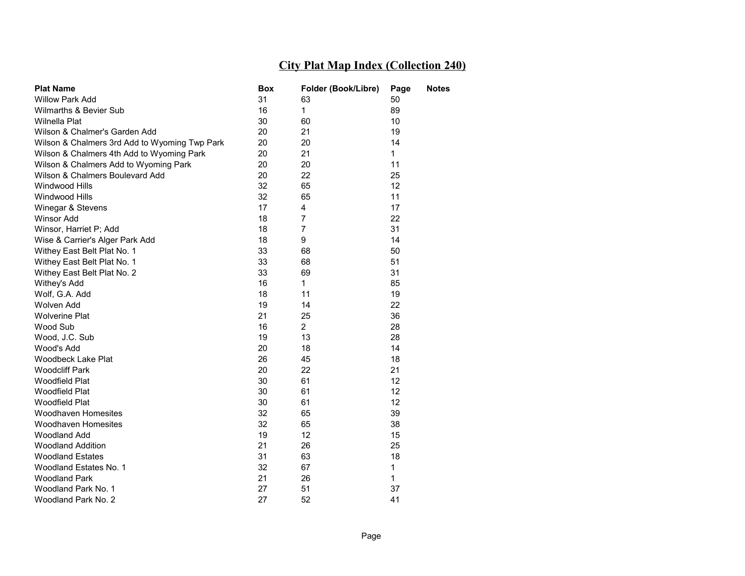# City Plat Map Index (Collection 240)

| Plat Name | Box | Folder (Book/Libre) | Page | Notes |
|---|---|---|---|---|
| Willow Park Add | 31 | 63 | 50 | |
| Wilmarths & Bevier Sub | 16 | 1 | 89 | |
| Wilnella Plat | 30 | 60 | 10 | |
| Wilson & Chalmer's Garden Add | 20 | 21 | 19 | |
| Wilson & Chalmers 3rd Add to Wyoming Twp Park | 20 | 20 | 14 | |
| Wilson & Chalmers 4th Add to Wyoming Park | 20 | 21 | 1 | |
| Wilson & Chalmers Add to Wyoming Park | 20 | 20 | 11 | |
| Wilson & Chalmers Boulevard Add | 20 | 22 | 25 | |
| Windwood Hills | 32 | 65 | 12 | |
| Windwood Hills | 32 | 65 | 11 | |
| Winegar & Stevens | 17 | 4 | 17 | |
| Winsor Add | 18 | 7 | 22 | |
| Winsor, Harriet P; Add | 18 | 7 | 31 | |
| Wise & Carrier's Alger Park Add | 18 | 9 | 14 | |
| Withey East Belt Plat No. 1 | 33 | 68 | 50 | |
| Withey East Belt Plat No. 1 | 33 | 68 | 51 | |
| Withey East Belt Plat No. 2 | 33 | 69 | 31 | |
| Withey's Add | 16 | 1 | 85 | |
| Wolf, G.A. Add | 18 | 11 | 19 | |
| Wolven Add | 19 | 14 | 22 | |
| Wolverine Plat | 21 | 25 | 36 | |
| Wood Sub | 16 | 2 | 28 | |
| Wood, J.C. Sub | 19 | 13 | 28 | |
| Wood's Add | 20 | 18 | 14 | |
| Woodbeck Lake Plat | 26 | 45 | 18 | |
| Woodcliff Park | 20 | 22 | 21 | |
| Woodfield Plat | 30 | 61 | 12 | |
| Woodfield Plat | 30 | 61 | 12 | |
| Woodfield Plat | 30 | 61 | 12 | |
| Woodhaven Homesites | 32 | 65 | 39 | |
| Woodhaven Homesites | 32 | 65 | 38 | |
| Woodland Add | 19 | 12 | 15 | |
| Woodland Addition | 21 | 26 | 25 | |
| Woodland Estates | 31 | 63 | 18 | |
| Woodland Estates No. 1 | 32 | 67 | 1 | |
| Woodland Park | 21 | 26 | 1 | |
| Woodland Park No. 1 | 27 | 51 | 37 | |
| Woodland Park No. 2 | 27 | 52 | 41 | |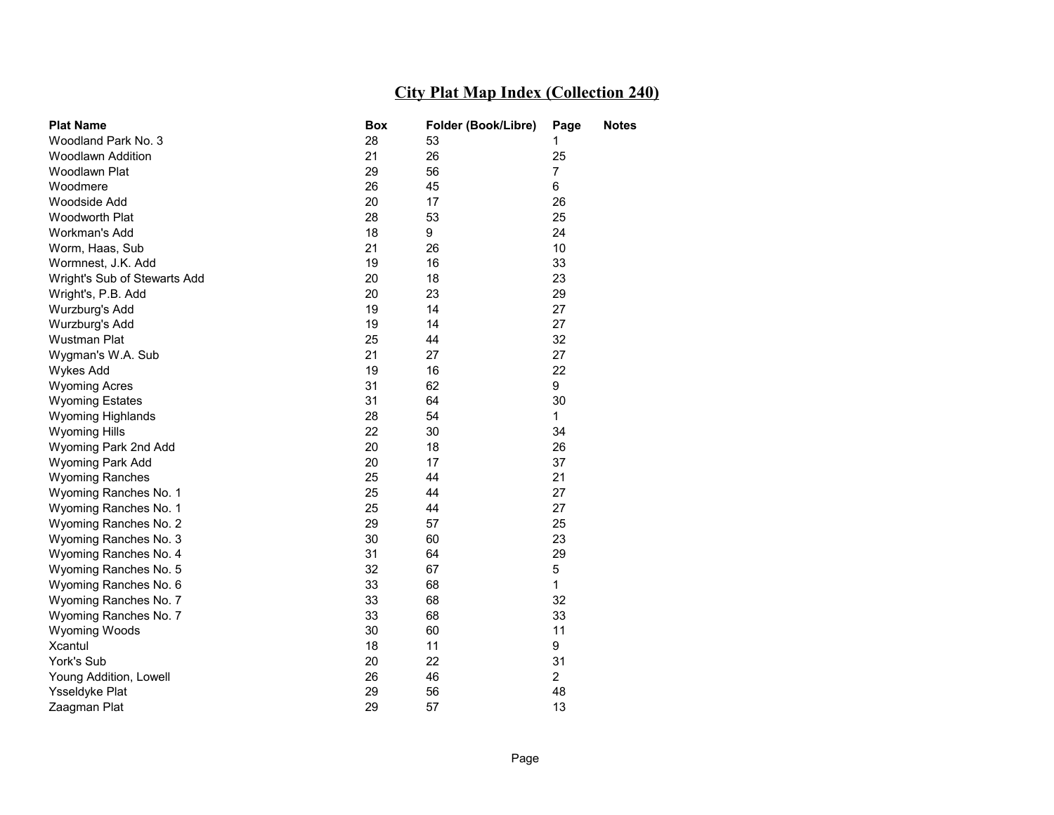# City Plat Map Index (Collection 240)

| Plat Name | Box | Folder (Book/Libre) | Page | Notes |
|---|---|---|---|---|
| Woodland Park No. 3 | 28 | 53 | 1 | |
| Woodlawn Addition | 21 | 26 | 25 | |
| Woodlawn Plat | 29 | 56 | 7 | |
| Woodmere | 26 | 45 | 6 | |
| Woodside Add | 20 | 17 | 26 | |
| Woodworth Plat | 28 | 53 | 25 | |
| Workman's Add | 18 | 9 | 24 | |
| Worm, Haas, Sub | 21 | 26 | 10 | |
| Wormnest, J.K. Add | 19 | 16 | 33 | |
| Wright's Sub of Stewarts Add | 20 | 18 | 23 | |
| Wright's, P.B. Add | 20 | 23 | 29 | |
| Wurzburg's Add | 19 | 14 | 27 | |
| Wurzburg's Add | 19 | 14 | 27 | |
| Wustman Plat | 25 | 44 | 32 | |
| Wygman's W.A. Sub | 21 | 27 | 27 | |
| Wykes Add | 19 | 16 | 22 | |
| Wyoming Acres | 31 | 62 | 9 | |
| Wyoming Estates | 31 | 64 | 30 | |
| Wyoming Highlands | 28 | 54 | 1 | |
| Wyoming Hills | 22 | 30 | 34 | |
| Wyoming Park 2nd Add | 20 | 18 | 26 | |
| Wyoming Park Add | 20 | 17 | 37 | |
| Wyoming Ranches | 25 | 44 | 21 | |
| Wyoming Ranches No. 1 | 25 | 44 | 27 | |
| Wyoming Ranches No. 1 | 25 | 44 | 27 | |
| Wyoming Ranches No. 2 | 29 | 57 | 25 | |
| Wyoming Ranches No. 3 | 30 | 60 | 23 | |
| Wyoming Ranches No. 4 | 31 | 64 | 29 | |
| Wyoming Ranches No. 5 | 32 | 67 | 5 | |
| Wyoming Ranches No. 6 | 33 | 68 | 1 | |
| Wyoming Ranches No. 7 | 33 | 68 | 32 | |
| Wyoming Ranches No. 7 | 33 | 68 | 33 | |
| Wyoming Woods | 30 | 60 | 11 | |
| Xcantul | 18 | 11 | 9 | |
| York's Sub | 20 | 22 | 31 | |
| Young Addition, Lowell | 26 | 46 | 2 | |
| Ysseldyke Plat | 29 | 56 | 48 | |
| Zaagman Plat | 29 | 57 | 13 | |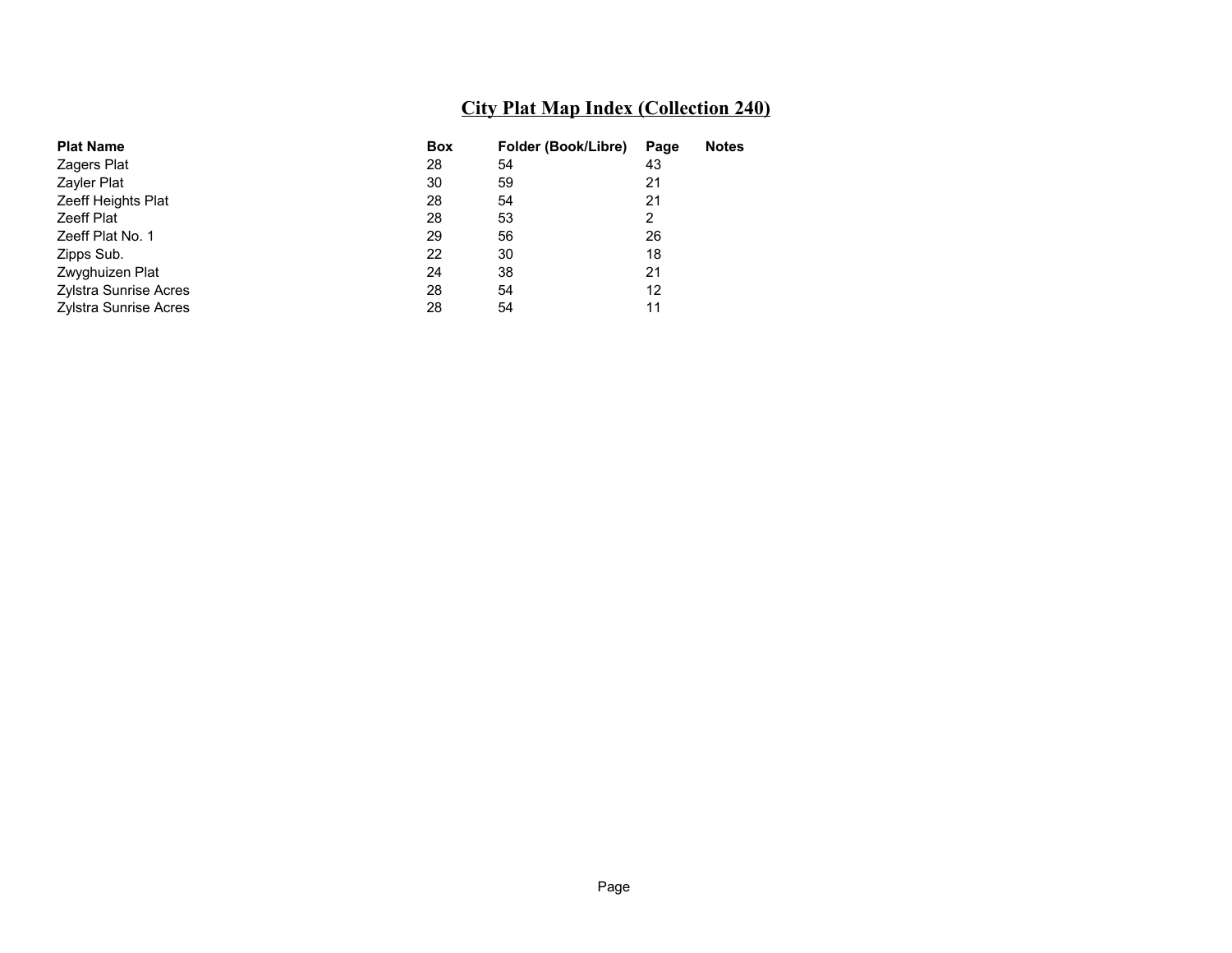# City Plat Map Index (Collection 240)

| Plat Name | Box | Folder (Book/Libre) | Page | Notes |
|---|---|---|---|---|
| Zagers Plat | 28 | 54 | 43 | |
| Zayler Plat | 30 | 59 | 21 | |
| Zeeff Heights Plat | 28 | 54 | 21 | |
| Zeeff Plat | 28 | 53 | 2 | |
| Zeeff Plat No. 1 | 29 | 56 | 26 | |
| Zipps Sub. | 22 | 30 | 18 | |
| Zwyghuizen Plat | 24 | 38 | 21 | |
| Zylstra Sunrise Acres | 28 | 54 | 12 | |
| Zylstra Sunrise Acres | 28 | 54 | 11 | |